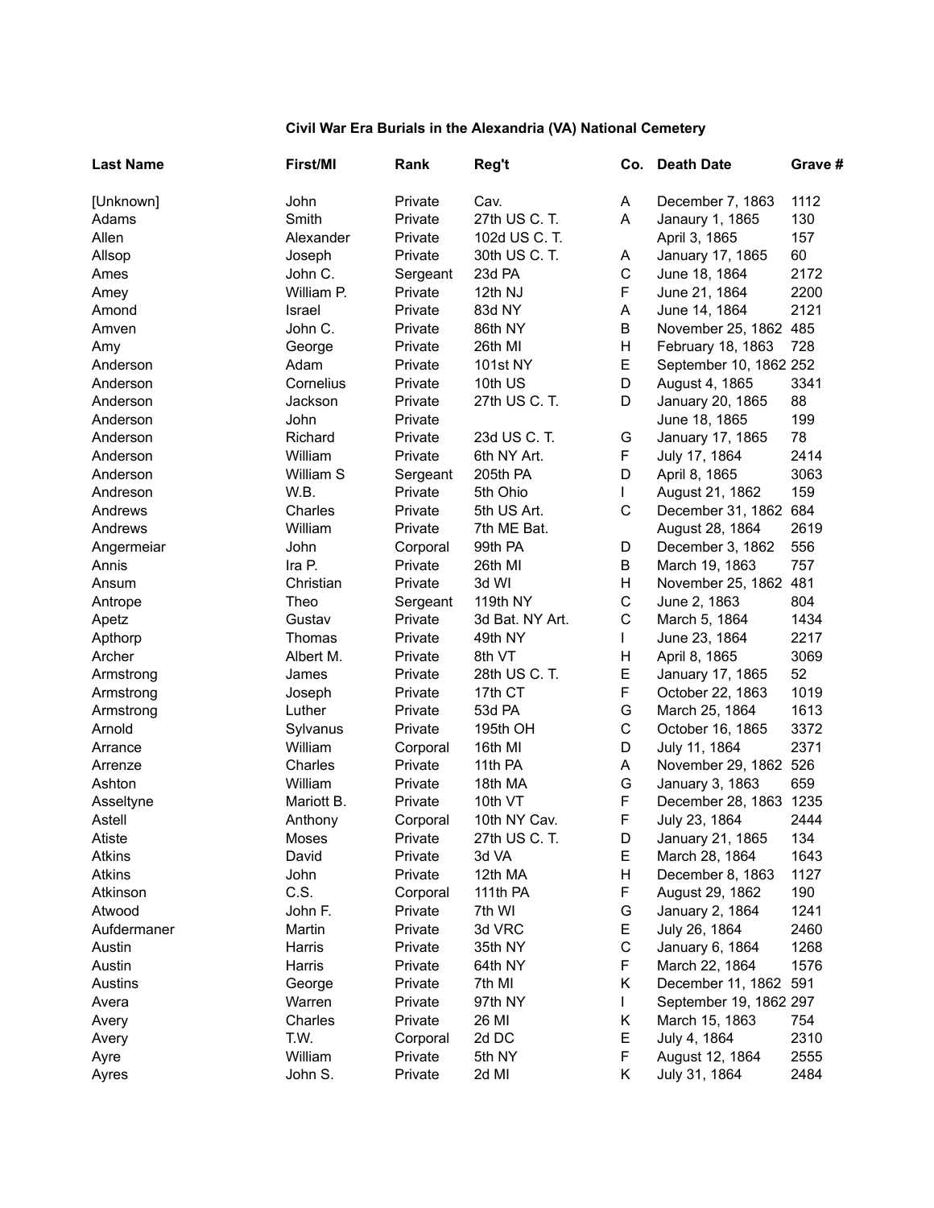# Civil War Era Burials in the Alexandria (VA) National Cemetery

| Last Name | First/MI | Rank | Reg't | Co. | Death Date | Grave # |
|---|---|---|---|---|---|---|
| [Unknown] | John | Private | Cav. | A | December 7, 1863 | 1112 |
| Adams | Smith | Private | 27th US C. T. | A | Janaury 1, 1865 | 130 |
| Allen | Alexander | Private | 102d US C. T. | | April 3, 1865 | 157 |
| Allsop | Joseph | Private | 30th US C. T. | A | January 17, 1865 | 60 |
| Ames | John C. | Sergeant | 23d PA | C | June 18, 1864 | 2172 |
| Amey | William P. | Private | 12th NJ | F | June 21, 1864 | 2200 |
| Amond | Israel | Private | 83d NY | A | June 14, 1864 | 2121 |
| Amven | John C. | Private | 86th NY | B | November 25, 1862 | 485 |
| Amy | George | Private | 26th MI | H | February 18, 1863 | 728 |
| Anderson | Adam | Private | 101st NY | E | September 10, 1862 | 252 |
| Anderson | Cornelius | Private | 10th US | D | August 4, 1865 | 3341 |
| Anderson | Jackson | Private | 27th US C. T. | D | January 20, 1865 | 88 |
| Anderson | John | Private | | | June 18, 1865 | 199 |
| Anderson | Richard | Private | 23d US C. T. | G | January 17, 1865 | 78 |
| Anderson | William | Private | 6th NY Art. | F | July 17, 1864 | 2414 |
| Anderson | William S | Sergeant | 205th PA | D | April 8, 1865 | 3063 |
| Andreson | W.B. | Private | 5th Ohio | I | August 21, 1862 | 159 |
| Andrews | Charles | Private | 5th US Art. | C | December 31, 1862 | 684 |
| Andrews | William | Private | 7th ME Bat. | | August 28, 1864 | 2619 |
| Angermeiar | John | Corporal | 99th PA | D | December 3, 1862 | 556 |
| Annis | Ira P. | Private | 26th MI | B | March 19, 1863 | 757 |
| Ansum | Christian | Private | 3d WI | H | November 25, 1862 | 481 |
| Antrope | Theo | Sergeant | 119th NY | C | June 2, 1863 | 804 |
| Apetz | Gustav | Private | 3d Bat. NY Art. | C | March 5, 1864 | 1434 |
| Apthorp | Thomas | Private | 49th NY | I | June 23, 1864 | 2217 |
| Archer | Albert M. | Private | 8th VT | H | April 8, 1865 | 3069 |
| Armstrong | James | Private | 28th US C. T. | E | January 17, 1865 | 52 |
| Armstrong | Joseph | Private | 17th CT | F | October 22, 1863 | 1019 |
| Armstrong | Luther | Private | 53d PA | G | March 25, 1864 | 1613 |
| Arnold | Sylvanus | Private | 195th OH | C | October 16, 1865 | 3372 |
| Arrance | William | Corporal | 16th MI | D | July 11, 1864 | 2371 |
| Arrenze | Charles | Private | 11th PA | A | November 29, 1862 | 526 |
| Ashton | William | Private | 18th MA | G | January 3, 1863 | 659 |
| Asseltyne | Mariott B. | Private | 10th VT | F | December 28, 1863 | 1235 |
| Astell | Anthony | Corporal | 10th NY Cav. | F | July 23, 1864 | 2444 |
| Atiste | Moses | Private | 27th US C. T. | D | January 21, 1865 | 134 |
| Atkins | David | Private | 3d VA | E | March 28, 1864 | 1643 |
| Atkins | John | Private | 12th MA | H | December 8, 1863 | 1127 |
| Atkinson | C.S. | Corporal | 111th PA | F | August 29, 1862 | 190 |
| Atwood | John F. | Private | 7th WI | G | January 2, 1864 | 1241 |
| Aufdermaner | Martin | Private | 3d VRC | E | July 26, 1864 | 2460 |
| Austin | Harris | Private | 35th NY | C | January 6, 1864 | 1268 |
| Austin | Harris | Private | 64th NY | F | March 22, 1864 | 1576 |
| Austins | George | Private | 7th MI | K | December 11, 1862 | 591 |
| Avera | Warren | Private | 97th NY | I | September 19, 1862 | 297 |
| Avery | Charles | Private | 26 MI | K | March 15, 1863 | 754 |
| Avery | T.W. | Corporal | 2d DC | E | July 4, 1864 | 2310 |
| Ayre | William | Private | 5th NY | F | August 12, 1864 | 2555 |
| Ayres | John S. | Private | 2d MI | K | July 31, 1864 | 2484 |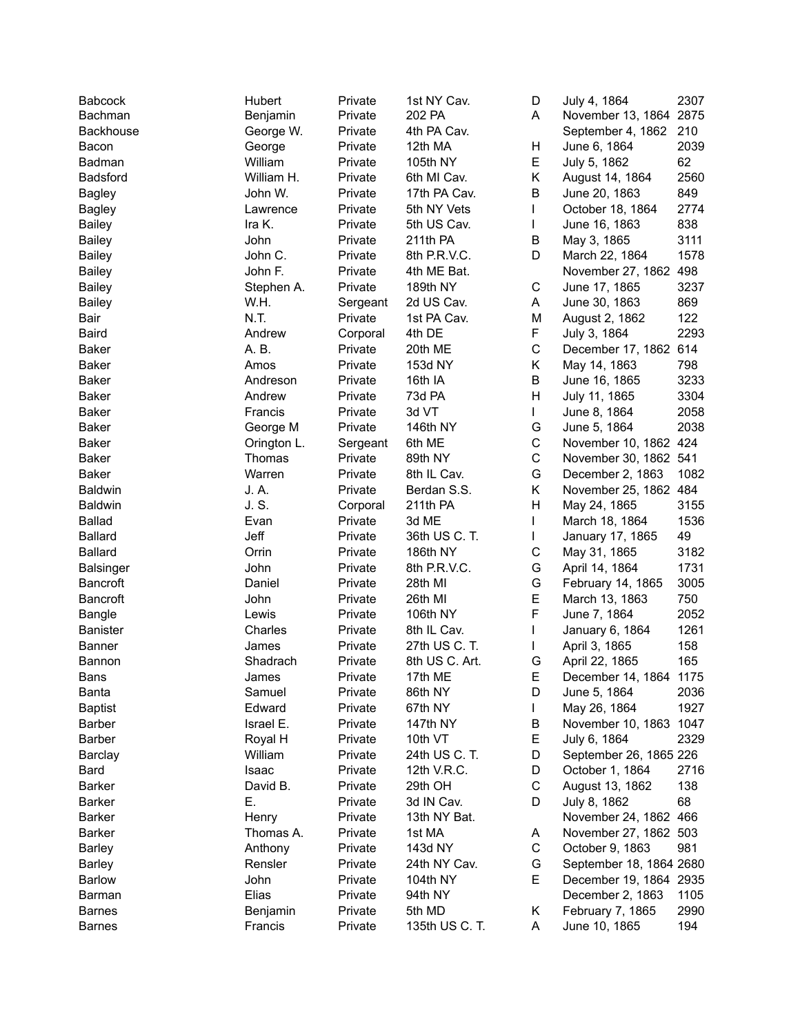| | | | | | | |
|---|---|---|---|---|---|---|
| Babcock | Hubert | Private | 1st NY Cav. | D | July 4, 1864 | 2307 |
| Bachman | Benjamin | Private | 202 PA | A | November 13, 1864 | 2875 |
| Backhouse | George W. | Private | 4th PA Cav. | | September 4, 1862 | 210 |
| Bacon | George | Private | 12th MA | H | June 6, 1864 | 2039 |
| Badman | William | Private | 105th NY | E | July 5, 1862 | 62 |
| Badsford | William H. | Private | 6th MI Cav. | K | August 14, 1864 | 2560 |
| Bagley | John W. | Private | 17th PA Cav. | B | June 20, 1863 | 849 |
| Bagley | Lawrence | Private | 5th NY Vets | I | October 18, 1864 | 2774 |
| Bailey | Ira K. | Private | 5th US Cav. | I | June 16, 1863 | 838 |
| Bailey | John | Private | 211th PA | B | May 3, 1865 | 3111 |
| Bailey | John C. | Private | 8th P.R.V.C. | D | March 22, 1864 | 1578 |
| Bailey | John F. | Private | 4th ME Bat. | | November 27, 1862 | 498 |
| Bailey | Stephen A. | Private | 189th NY | C | June 17, 1865 | 3237 |
| Bailey | W.H. | Sergeant | 2d US Cav. | A | June 30, 1863 | 869 |
| Bair | N.T. | Private | 1st PA Cav. | M | August 2, 1862 | 122 |
| Baird | Andrew | Corporal | 4th DE | F | July 3, 1864 | 2293 |
| Baker | A. B. | Private | 20th ME | C | December 17, 1862 | 614 |
| Baker | Amos | Private | 153d NY | K | May 14, 1863 | 798 |
| Baker | Andreson | Private | 16th IA | B | June 16, 1865 | 3233 |
| Baker | Andrew | Private | 73d PA | H | July 11, 1865 | 3304 |
| Baker | Francis | Private | 3d VT | I | June 8, 1864 | 2058 |
| Baker | George M | Private | 146th NY | G | June 5, 1864 | 2038 |
| Baker | Orington L. | Sergeant | 6th ME | C | November 10, 1862 | 424 |
| Baker | Thomas | Private | 89th NY | C | November 30, 1862 | 541 |
| Baker | Warren | Private | 8th IL Cav. | G | December 2, 1863 | 1082 |
| Baldwin | J. A. | Private | Berdan S.S. | K | November 25, 1862 | 484 |
| Baldwin | J. S. | Corporal | 211th PA | H | May 24, 1865 | 3155 |
| Ballad | Evan | Private | 3d ME | I | March 18, 1864 | 1536 |
| Ballard | Jeff | Private | 36th US C. T. | I | January 17, 1865 | 49 |
| Ballard | Orrin | Private | 186th NY | C | May 31, 1865 | 3182 |
| Balsinger | John | Private | 8th P.R.V.C. | G | April 14, 1864 | 1731 |
| Bancroft | Daniel | Private | 28th MI | G | February 14, 1865 | 3005 |
| Bancroft | John | Private | 26th MI | E | March 13, 1863 | 750 |
| Bangle | Lewis | Private | 106th NY | F | June 7, 1864 | 2052 |
| Banister | Charles | Private | 8th IL Cav. | I | January 6, 1864 | 1261 |
| Banner | James | Private | 27th US C. T. | I | April 3, 1865 | 158 |
| Bannon | Shadrach | Private | 8th US C. Art. | G | April 22, 1865 | 165 |
| Bans | James | Private | 17th ME | E | December 14, 1864 | 1175 |
| Banta | Samuel | Private | 86th NY | D | June 5, 1864 | 2036 |
| Baptist | Edward | Private | 67th NY | I | May 26, 1864 | 1927 |
| Barber | Israel E. | Private | 147th NY | B | November 10, 1863 | 1047 |
| Barber | Royal H | Private | 10th VT | E | July 6, 1864 | 2329 |
| Barclay | William | Private | 24th US C. T. | D | September 26, 1865 | 226 |
| Bard | Isaac | Private | 12th V.R.C. | D | October 1, 1864 | 2716 |
| Barker | David B. | Private | 29th OH | C | August 13, 1862 | 138 |
| Barker | E. | Private | 3d IN Cav. | D | July 8, 1862 | 68 |
| Barker | Henry | Private | 13th NY Bat. | | November 24, 1862 | 466 |
| Barker | Thomas A. | Private | 1st MA | A | November 27, 1862 | 503 |
| Barley | Anthony | Private | 143d NY | C | October 9, 1863 | 981 |
| Barley | Rensler | Private | 24th NY Cav. | G | September 18, 1864 | 2680 |
| Barlow | John | Private | 104th NY | E | December 19, 1864 | 2935 |
| Barman | Elias | Private | 94th NY | | December 2, 1863 | 1105 |
| Barnes | Benjamin | Private | 5th MD | K | February 7, 1865 | 2990 |
| Barnes | Francis | Private | 135th US C. T. | A | June 10, 1865 | 194 |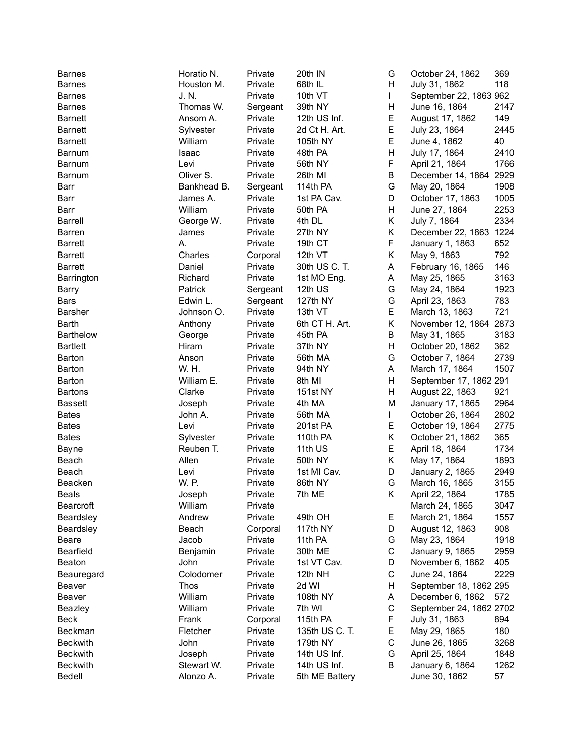| | | | | | | |
|---|---|---|---|---|---|---|
| Barnes | Horatio N. | Private | 20th IN | G | October 24, 1862 | 369 |
| Barnes | Houston M. | Private | 68th IL | H | July 31, 1862 | 118 |
| Barnes | J. N. | Private | 10th VT | I | September 22, 1863 | 962 |
| Barnes | Thomas W. | Sergeant | 39th NY | H | June 16, 1864 | 2147 |
| Barnett | Ansom A. | Private | 12th US Inf. | E | August 17, 1862 | 149 |
| Barnett | Sylvester | Private | 2d Ct H. Art. | E | July 23, 1864 | 2445 |
| Barnett | William | Private | 105th NY | E | June 4, 1862 | 40 |
| Barnum | Isaac | Private | 48th PA | H | July 17, 1864 | 2410 |
| Barnum | Levi | Private | 56th NY | F | April 21, 1864 | 1766 |
| Barnum | Oliver S. | Private | 26th MI | B | December 14, 1864 | 2929 |
| Barr | Bankhead B. | Sergeant | 114th PA | G | May 20, 1864 | 1908 |
| Barr | James A. | Private | 1st PA Cav. | D | October 17, 1863 | 1005 |
| Barr | William | Private | 50th PA | H | June 27, 1864 | 2253 |
| Barrell | George W. | Private | 4th DL | K | July 7, 1864 | 2334 |
| Barren | James | Private | 27th NY | K | December 22, 1863 | 1224 |
| Barrett | A. | Private | 19th CT | F | January 1, 1863 | 652 |
| Barrett | Charles | Corporal | 12th VT | K | May 9, 1863 | 792 |
| Barrett | Daniel | Private | 30th US C. T. | A | February 16, 1865 | 146 |
| Barrington | Richard | Private | 1st MO Eng. | A | May 25, 1865 | 3163 |
| Barry | Patrick | Sergeant | 12th US | G | May 24, 1864 | 1923 |
| Bars | Edwin L. | Sergeant | 127th NY | G | April 23, 1863 | 783 |
| Barsher | Johnson O. | Private | 13th VT | E | March 13, 1863 | 721 |
| Barth | Anthony | Private | 6th CT H. Art. | K | November 12, 1864 | 2873 |
| Barthelow | George | Private | 45th PA | B | May 31, 1865 | 3183 |
| Bartlett | Hiram | Private | 37th NY | H | October 20, 1862 | 362 |
| Barton | Anson | Private | 56th MA | G | October 7, 1864 | 2739 |
| Barton | W. H. | Private | 94th NY | A | March 17, 1864 | 1507 |
| Barton | William E. | Private | 8th MI | H | September 17, 1862 | 291 |
| Bartons | Clarke | Private | 151st NY | H | August 22, 1863 | 921 |
| Bassett | Joseph | Private | 4th MA | M | January 17, 1865 | 2964 |
| Bates | John A. | Private | 56th MA | I | October 26, 1864 | 2802 |
| Bates | Levi | Private | 201st PA | E | October 19, 1864 | 2775 |
| Bates | Sylvester | Private | 110th PA | K | October 21, 1862 | 365 |
| Bayne | Reuben T. | Private | 11th US | E | April 18, 1864 | 1734 |
| Beach | Allen | Private | 50th NY | K | May 17, 1864 | 1893 |
| Beach | Levi | Private | 1st MI Cav. | D | January 2, 1865 | 2949 |
| Beacken | W. P. | Private | 86th NY | G | March 16, 1865 | 3155 |
| Beals | Joseph | Private | 7th ME | K | April 22, 1864 | 1785 |
| Bearcroft | William | Private | | | March 24, 1865 | 3047 |
| Beardsley | Andrew | Private | 49th OH | E | March 21, 1864 | 1557 |
| Beardsley | Beach | Corporal | 117th NY | D | August 12, 1863 | 908 |
| Beare | Jacob | Private | 11th PA | G | May 23, 1864 | 1918 |
| Bearfield | Benjamin | Private | 30th ME | C | January 9, 1865 | 2959 |
| Beaton | John | Private | 1st VT Cav. | D | November 6, 1862 | 405 |
| Beauregard | Colodomer | Private | 12th NH | C | June 24, 1864 | 2229 |
| Beaver | Thos | Private | 2d WI | H | September 18, 1862 | 295 |
| Beaver | William | Private | 108th NY | A | December 6, 1862 | 572 |
| Beazley | William | Private | 7th WI | C | September 24, 1862 | 2702 |
| Beck | Frank | Corporal | 115th PA | F | July 31, 1863 | 894 |
| Beckman | Fletcher | Private | 135th US C. T. | E | May 29, 1865 | 180 |
| Beckwith | John | Private | 179th NY | C | June 26, 1865 | 3268 |
| Beckwith | Joseph | Private | 14th US Inf. | G | April 25, 1864 | 1848 |
| Beckwith | Stewart W. | Private | 14th US Inf. | B | January 6, 1864 | 1262 |
| Bedell | Alonzo A. | Private | 5th ME Battery | | June 30, 1862 | 57 |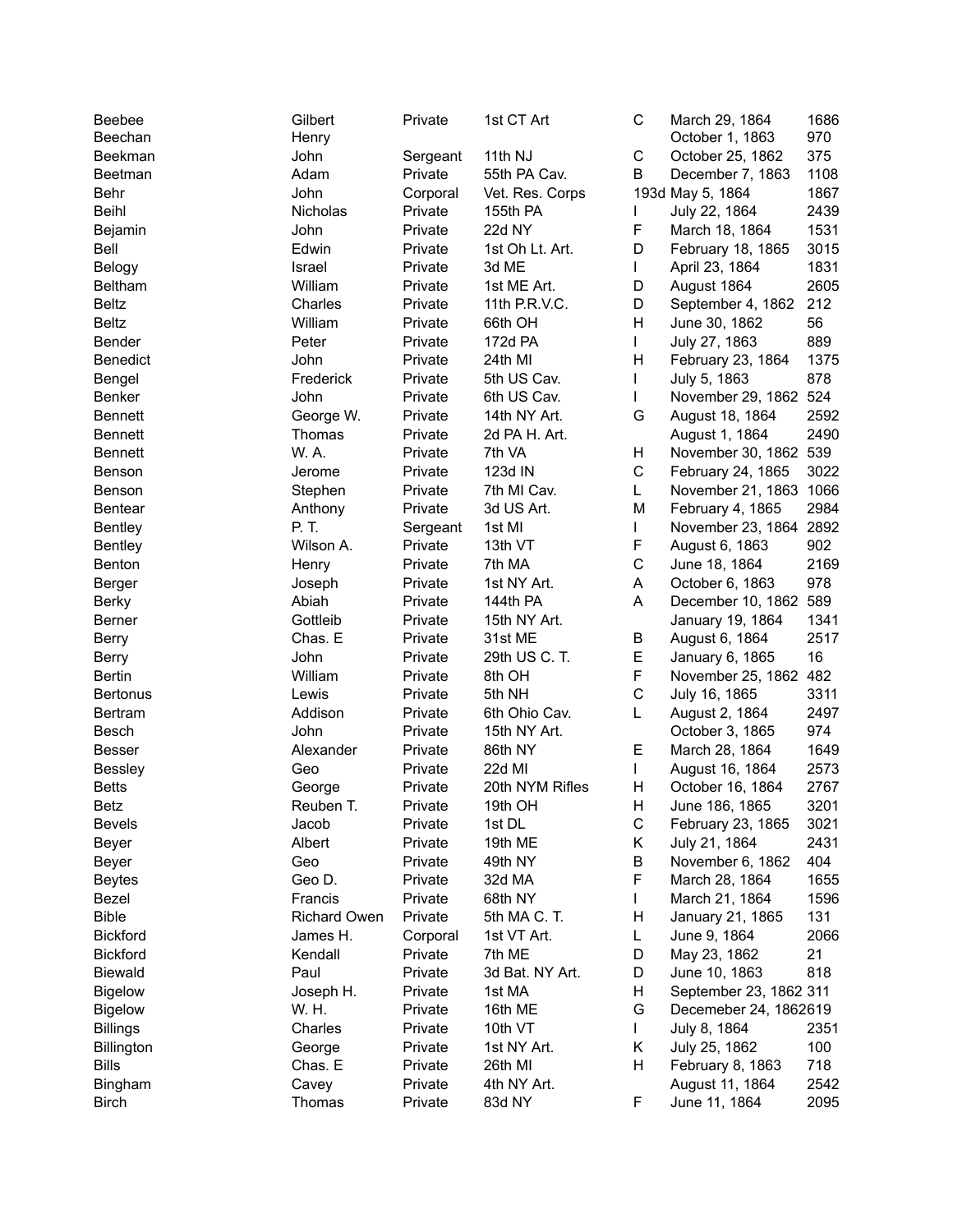| | | | | | | |
|---|---|---|---|---|---|---|
| Beebee | Gilbert | Private | 1st CT Art | C | March 29, 1864 | 1686 |
| Beechan | Henry | | | | October 1, 1863 | 970 |
| Beekman | John | Sergeant | 11th NJ | C | October 25, 1862 | 375 |
| Beetman | Adam | Private | 55th PA Cav. | B | December 7, 1863 | 1108 |
| Behr | John | Corporal | Vet. Res. Corps | 193d | May 5, 1864 | 1867 |
| Beihl | Nicholas | Private | 155th PA | I | July 22, 1864 | 2439 |
| Bejamin | John | Private | 22d NY | F | March 18, 1864 | 1531 |
| Bell | Edwin | Private | 1st Oh Lt. Art. | D | February 18, 1865 | 3015 |
| Belogy | Israel | Private | 3d ME | I | April 23, 1864 | 1831 |
| Beltham | William | Private | 1st ME Art. | D | August 1864 | 2605 |
| Beltz | Charles | Private | 11th P.R.V.C. | D | September 4, 1862 | 212 |
| Beltz | William | Private | 66th OH | H | June 30, 1862 | 56 |
| Bender | Peter | Private | 172d PA | I | July 27, 1863 | 889 |
| Benedict | John | Private | 24th MI | H | February 23, 1864 | 1375 |
| Bengel | Frederick | Private | 5th US Cav. | I | July 5, 1863 | 878 |
| Benker | John | Private | 6th US Cav. | I | November 29, 1862 | 524 |
| Bennett | George W. | Private | 14th NY Art. | G | August 18, 1864 | 2592 |
| Bennett | Thomas | Private | 2d PA H. Art. | | August 1, 1864 | 2490 |
| Bennett | W. A. | Private | 7th VA | H | November 30, 1862 | 539 |
| Benson | Jerome | Private | 123d IN | C | February 24, 1865 | 3022 |
| Benson | Stephen | Private | 7th MI Cav. | L | November 21, 1863 | 1066 |
| Bentear | Anthony | Private | 3d US Art. | M | February 4, 1865 | 2984 |
| Bentley | P. T. | Sergeant | 1st MI | I | November 23, 1864 | 2892 |
| Bentley | Wilson A. | Private | 13th VT | F | August 6, 1863 | 902 |
| Benton | Henry | Private | 7th MA | C | June 18, 1864 | 2169 |
| Berger | Joseph | Private | 1st NY Art. | A | October 6, 1863 | 978 |
| Berky | Abiah | Private | 144th PA | A | December 10, 1862 | 589 |
| Berner | Gottleib | Private | 15th NY Art. | | January 19, 1864 | 1341 |
| Berry | Chas. E | Private | 31st ME | B | August 6, 1864 | 2517 |
| Berry | John | Private | 29th US C. T. | E | January 6, 1865 | 16 |
| Bertin | William | Private | 8th OH | F | November 25, 1862 | 482 |
| Bertonus | Lewis | Private | 5th NH | C | July 16, 1865 | 3311 |
| Bertram | Addison | Private | 6th Ohio Cav. | L | August 2, 1864 | 2497 |
| Besch | John | Private | 15th NY Art. | | October 3, 1865 | 974 |
| Besser | Alexander | Private | 86th NY | E | March 28, 1864 | 1649 |
| Bessley | Geo | Private | 22d MI | I | August 16, 1864 | 2573 |
| Betts | George | Private | 20th NYM Rifles | H | October 16, 1864 | 2767 |
| Betz | Reuben T. | Private | 19th OH | H | June 186, 1865 | 3201 |
| Bevels | Jacob | Private | 1st DL | C | February 23, 1865 | 3021 |
| Beyer | Albert | Private | 19th ME | K | July 21, 1864 | 2431 |
| Beyer | Geo | Private | 49th NY | B | November 6, 1862 | 404 |
| Beytes | Geo D. | Private | 32d MA | F | March 28, 1864 | 1655 |
| Bezel | Francis | Private | 68th NY | I | March 21, 1864 | 1596 |
| Bible | Richard Owen | Private | 5th MA C. T. | H | January 21, 1865 | 131 |
| Bickford | James H. | Corporal | 1st VT Art. | L | June 9, 1864 | 2066 |
| Bickford | Kendall | Private | 7th ME | D | May 23, 1862 | 21 |
| Biewald | Paul | Private | 3d Bat. NY Art. | D | June 10, 1863 | 818 |
| Bigelow | Joseph H. | Private | 1st MA | H | September 23, 1862 | 311 |
| Bigelow | W. H. | Private | 16th ME | G | Decemeber 24, 1862 | 619 |
| Billings | Charles | Private | 10th VT | I | July 8, 1864 | 2351 |
| Billington | George | Private | 1st NY Art. | K | July 25, 1862 | 100 |
| Bills | Chas. E | Private | 26th MI | H | February 8, 1863 | 718 |
| Bingham | Cavey | Private | 4th NY Art. | | August 11, 1864 | 2542 |
| Birch | Thomas | Private | 83d NY | F | June 11, 1864 | 2095 |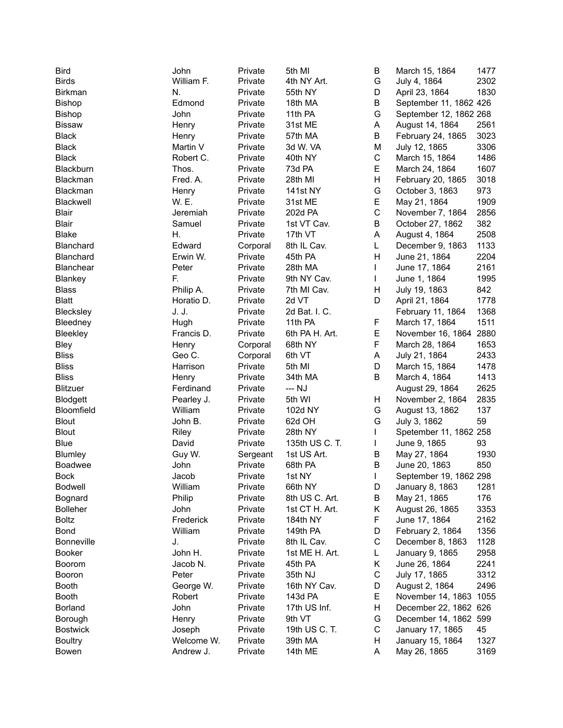| | | | | | | |
|---|---|---|---|---|---|---|
| Bird | John | Private | 5th MI | B | March 15, 1864 | 1477 |
| Birds | William F. | Private | 4th NY Art. | G | July 4, 1864 | 2302 |
| Birkman | N. | Private | 55th NY | D | April 23, 1864 | 1830 |
| Bishop | Edmond | Private | 18th MA | B | September 11, 1862 | 426 |
| Bishop | John | Private | 11th PA | G | September 12, 1862 | 268 |
| Bissaw | Henry | Private | 31st ME | A | August 14, 1864 | 2561 |
| Black | Henry | Private | 57th MA | B | February 24, 1865 | 3023 |
| Black | Martin V | Private | 3d W. VA | M | July 12, 1865 | 3306 |
| Black | Robert C. | Private | 40th NY | C | March 15, 1864 | 1486 |
| Blackburn | Thos. | Private | 73d PA | E | March 24, 1864 | 1607 |
| Blackman | Fred. A. | Private | 28th MI | H | February 20, 1865 | 3018 |
| Blackman | Henry | Private | 141st NY | G | October 3, 1863 | 973 |
| Blackwell | W. E. | Private | 31st ME | E | May 21, 1864 | 1909 |
| Blair | Jeremiah | Private | 202d PA | C | November 7, 1864 | 2856 |
| Blair | Samuel | Private | 1st VT Cav. | B | October 27, 1862 | 382 |
| Blake | H. | Private | 17th VT | A | August 4, 1864 | 2508 |
| Blanchard | Edward | Corporal | 8th IL Cav. | L | December 9, 1863 | 1133 |
| Blanchard | Erwin W. | Private | 45th PA | H | June 21, 1864 | 2204 |
| Blanchear | Peter | Private | 28th MA | I | June 17, 1864 | 2161 |
| Blankey | F. | Private | 9th NY Cav. | I | June 1, 1864 | 1995 |
| Blass | Philip A. | Private | 7th MI Cav. | H | July 19, 1863 | 842 |
| Blatt | Horatio D. | Private | 2d VT | D | April 21, 1864 | 1778 |
| Blecksley | J. J. | Private | 2d Bat. I. C. | | February 11, 1864 | 1368 |
| Bleedney | Hugh | Private | 11th PA | F | March 17, 1864 | 1511 |
| Bleekley | Francis D. | Private | 6th PA H. Art. | E | November 16, 1864 | 2880 |
| Bley | Henry | Corporal | 68th NY | F | March 28, 1864 | 1653 |
| Bliss | Geo C. | Corporal | 6th VT | A | July 21, 1864 | 2433 |
| Bliss | Harrison | Private | 5th MI | D | March 15, 1864 | 1478 |
| Bliss | Henry | Private | 34th MA | B | March 4, 1864 | 1413 |
| Blitzuer | Ferdinand | Private | --- NJ | | August 29, 1864 | 2625 |
| Blodgett | Pearley J. | Private | 5th WI | H | November 2, 1864 | 2835 |
| Bloomfield | William | Private | 102d NY | G | August 13, 1862 | 137 |
| Blout | John B. | Private | 62d OH | G | July 3, 1862 | 59 |
| Blout | Riley | Private | 28th NY | I | Spetember 11, 1862 | 258 |
| Blue | David | Private | 135th US C. T. | I | June 9, 1865 | 93 |
| Blumley | Guy W. | Sergeant | 1st US Art. | B | May 27, 1864 | 1930 |
| Boadwee | John | Private | 68th PA | B | June 20, 1863 | 850 |
| Bock | Jacob | Private | 1st NY | I | September 19, 1862 | 298 |
| Bodwell | William | Private | 66th NY | D | January 8, 1863 | 1281 |
| Bognard | Philip | Private | 8th US C. Art. | B | May 21, 1865 | 176 |
| Bolleher | John | Private | 1st CT H. Art. | K | August 26, 1865 | 3353 |
| Boltz | Frederick | Private | 184th NY | F | June 17, 1864 | 2162 |
| Bond | William | Private | 149th PA | D | February 2, 1864 | 1356 |
| Bonneville | J. | Private | 8th IL Cav. | C | December 8, 1863 | 1128 |
| Booker | John H. | Private | 1st ME H. Art. | L | January 9, 1865 | 2958 |
| Boorom | Jacob N. | Private | 45th PA | K | June 26, 1864 | 2241 |
| Booron | Peter | Private | 35th NJ | C | July 17, 1865 | 3312 |
| Booth | George W. | Private | 16th NY Cav. | D | August 2, 1864 | 2496 |
| Booth | Robert | Private | 143d PA | E | November 14, 1863 | 1055 |
| Borland | John | Private | 17th US Inf. | H | December 22, 1862 | 626 |
| Borough | Henry | Private | 9th VT | G | December 14, 1862 | 599 |
| Bostwick | Joseph | Private | 19th US C. T. | C | January 17, 1865 | 45 |
| Boultry | Welcome W. | Private | 39th MA | H | January 15, 1864 | 1327 |
| Bowen | Andrew J. | Private | 14th ME | A | May 26, 1865 | 3169 |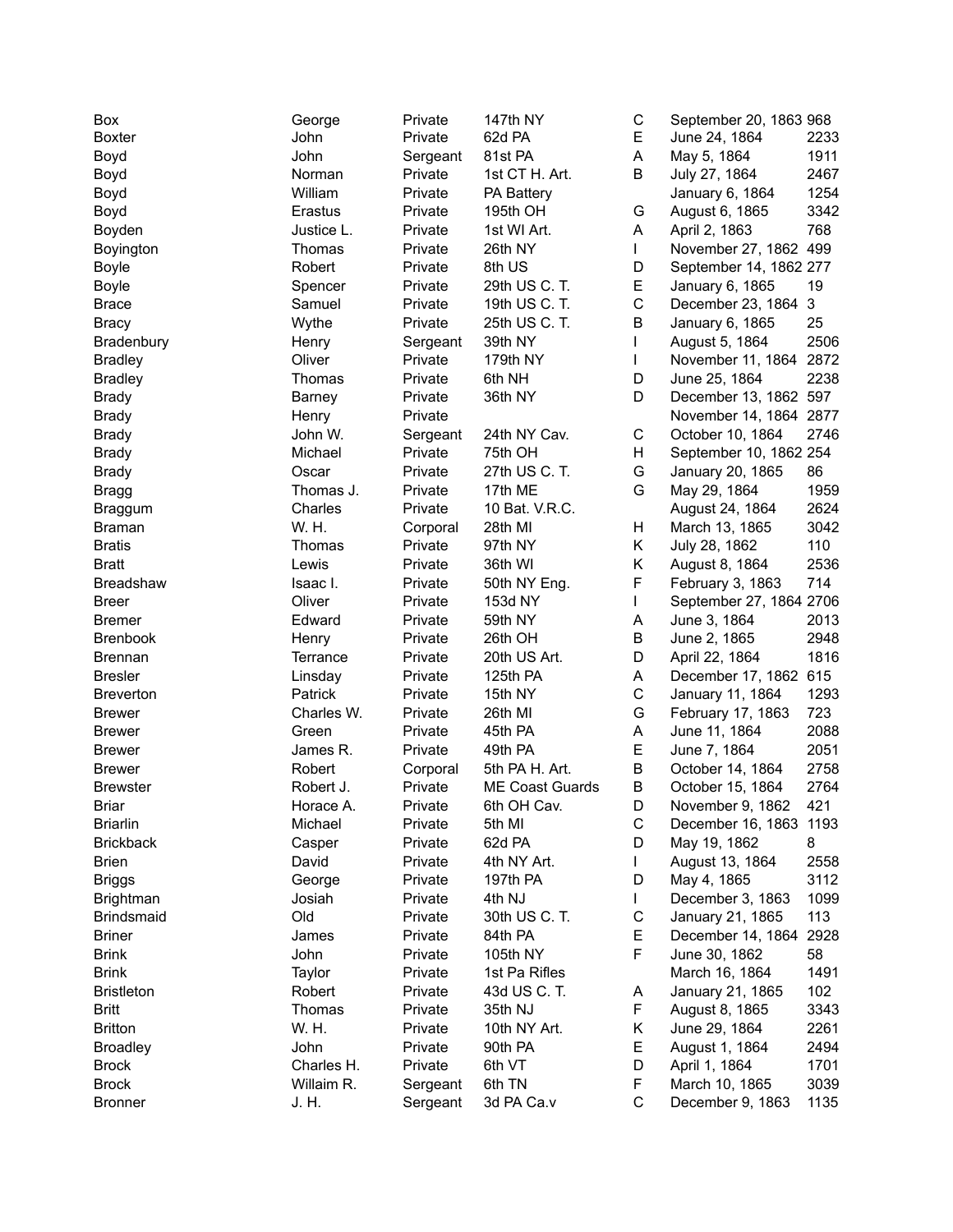| | | | | | | |
|---|---|---|---|---|---|---|
| Box | George | Private | 147th NY | C | September 20, 1863 | 968 |
| Boxter | John | Private | 62d PA | E | June 24, 1864 | 2233 |
| Boyd | John | Sergeant | 81st PA | A | May 5, 1864 | 1911 |
| Boyd | Norman | Private | 1st CT H. Art. | B | July 27, 1864 | 2467 |
| Boyd | William | Private | PA Battery | | January 6, 1864 | 1254 |
| Boyd | Erastus | Private | 195th OH | G | August 6, 1865 | 3342 |
| Boyden | Justice L. | Private | 1st WI Art. | A | April 2, 1863 | 768 |
| Boyington | Thomas | Private | 26th NY | I | November 27, 1862 | 499 |
| Boyle | Robert | Private | 8th US | D | September 14, 1862 | 277 |
| Boyle | Spencer | Private | 29th US C. T. | E | January 6, 1865 | 19 |
| Brace | Samuel | Private | 19th US C. T. | C | December 23, 1864 | 3 |
| Bracy | Wythe | Private | 25th US C. T. | B | January 6, 1865 | 25 |
| Bradenbury | Henry | Sergeant | 39th NY | I | August 5, 1864 | 2506 |
| Bradley | Oliver | Private | 179th NY | I | November 11, 1864 | 2872 |
| Bradley | Thomas | Private | 6th NH | D | June 25, 1864 | 2238 |
| Brady | Barney | Private | 36th NY | D | December 13, 1862 | 597 |
| Brady | Henry | Private | | | November 14, 1864 | 2877 |
| Brady | John W. | Sergeant | 24th NY Cav. | C | October 10, 1864 | 2746 |
| Brady | Michael | Private | 75th OH | H | September 10, 1862 | 254 |
| Brady | Oscar | Private | 27th US C. T. | G | January 20, 1865 | 86 |
| Bragg | Thomas J. | Private | 17th ME | G | May 29, 1864 | 1959 |
| Braggum | Charles | Private | 10 Bat. V.R.C. | | August 24, 1864 | 2624 |
| Braman | W. H. | Corporal | 28th MI | H | March 13, 1865 | 3042 |
| Bratis | Thomas | Private | 97th NY | K | July 28, 1862 | 110 |
| Bratt | Lewis | Private | 36th WI | K | August 8, 1864 | 2536 |
| Breadshaw | Isaac I. | Private | 50th NY Eng. | F | February 3, 1863 | 714 |
| Breer | Oliver | Private | 153d NY | I | September 27, 1864 | 2706 |
| Bremer | Edward | Private | 59th NY | A | June 3, 1864 | 2013 |
| Brenbook | Henry | Private | 26th OH | B | June 2, 1865 | 2948 |
| Brennan | Terrance | Private | 20th US Art. | D | April 22, 1864 | 1816 |
| Bresler | Linsday | Private | 125th PA | A | December 17, 1862 | 615 |
| Breverton | Patrick | Private | 15th NY | C | January 11, 1864 | 1293 |
| Brewer | Charles W. | Private | 26th MI | G | February 17, 1863 | 723 |
| Brewer | Green | Private | 45th PA | A | June 11, 1864 | 2088 |
| Brewer | James R. | Private | 49th PA | E | June 7, 1864 | 2051 |
| Brewer | Robert | Corporal | 5th PA H. Art. | B | October 14, 1864 | 2758 |
| Brewster | Robert J. | Private | ME Coast Guards | B | October 15, 1864 | 2764 |
| Briar | Horace A. | Private | 6th OH Cav. | D | November 9, 1862 | 421 |
| Briarlin | Michael | Private | 5th MI | C | December 16, 1863 | 1193 |
| Brickback | Casper | Private | 62d PA | D | May 19, 1862 | 8 |
| Brien | David | Private | 4th NY Art. | I | August 13, 1864 | 2558 |
| Briggs | George | Private | 197th PA | D | May 4, 1865 | 3112 |
| Brightman | Josiah | Private | 4th NJ | I | December 3, 1863 | 1099 |
| Brindsmaid | Old | Private | 30th US C. T. | C | January 21, 1865 | 113 |
| Briner | James | Private | 84th PA | E | December 14, 1864 | 2928 |
| Brink | John | Private | 105th NY | F | June 30, 1862 | 58 |
| Brink | Taylor | Private | 1st Pa Rifles | | March 16, 1864 | 1491 |
| Bristleton | Robert | Private | 43d US C. T. | A | January 21, 1865 | 102 |
| Britt | Thomas | Private | 35th NJ | F | August 8, 1865 | 3343 |
| Britton | W. H. | Private | 10th NY Art. | K | June 29, 1864 | 2261 |
| Broadley | John | Private | 90th PA | E | August 1, 1864 | 2494 |
| Brock | Charles H. | Private | 6th VT | D | April 1, 1864 | 1701 |
| Brock | Willaim R. | Sergeant | 6th TN | F | March 10, 1865 | 3039 |
| Bronner | J. H. | Sergeant | 3d PA Ca.v | C | December 9, 1863 | 1135 |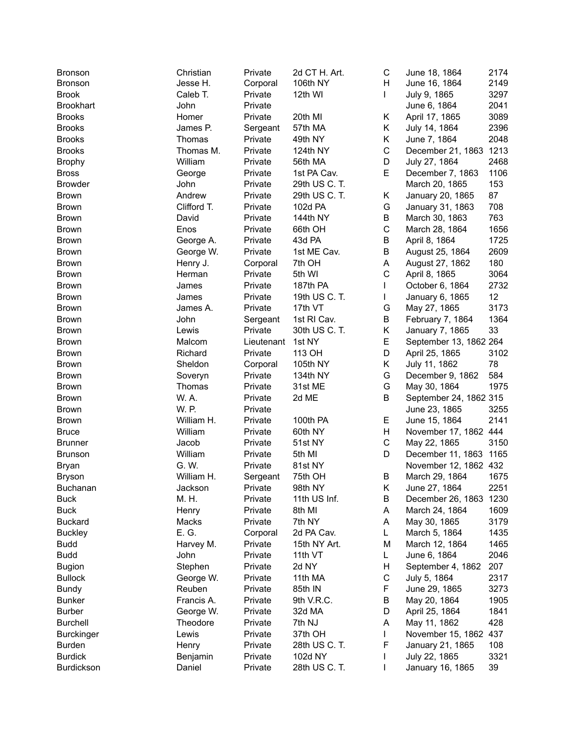| | | | | | | |
|---|---|---|---|---|---|---|
| Bronson | Christian | Private | 2d CT H. Art. | C | June 18, 1864 | 2174 |
| Bronson | Jesse H. | Corporal | 106th NY | H | June 16, 1864 | 2149 |
| Brook | Caleb T. | Private | 12th WI | I | July 9, 1865 | 3297 |
| Brookhart | John | Private | | | June 6, 1864 | 2041 |
| Brooks | Homer | Private | 20th MI | K | April 17, 1865 | 3089 |
| Brooks | James P. | Sergeant | 57th MA | K | July 14, 1864 | 2396 |
| Brooks | Thomas | Private | 49th NY | K | June 7, 1864 | 2048 |
| Brooks | Thomas M. | Private | 124th NY | C | December 21, 1863 | 1213 |
| Brophy | William | Private | 56th MA | D | July 27, 1864 | 2468 |
| Bross | George | Private | 1st PA Cav. | E | December 7, 1863 | 1106 |
| Browder | John | Private | 29th US C. T. | | March 20, 1865 | 153 |
| Brown | Andrew | Private | 29th US C. T. | K | January 20, 1865 | 87 |
| Brown | Clifford T. | Private | 102d PA | G | January 31, 1863 | 708 |
| Brown | David | Private | 144th NY | B | March 30, 1863 | 763 |
| Brown | Enos | Private | 66th OH | C | March 28, 1864 | 1656 |
| Brown | George A. | Private | 43d PA | B | April 8, 1864 | 1725 |
| Brown | George W. | Private | 1st ME Cav. | B | August 25, 1864 | 2609 |
| Brown | Henry J. | Corporal | 7th OH | A | August 27, 1862 | 180 |
| Brown | Herman | Private | 5th WI | C | April 8, 1865 | 3064 |
| Brown | James | Private | 187th PA | I | October 6, 1864 | 2732 |
| Brown | James | Private | 19th US C. T. | I | January 6, 1865 | 12 |
| Brown | James A. | Private | 17th VT | G | May 27, 1865 | 3173 |
| Brown | John | Sergeant | 1st RI Cav. | B | February 7, 1864 | 1364 |
| Brown | Lewis | Private | 30th US C. T. | K | January 7, 1865 | 33 |
| Brown | Malcom | Lieutenant | 1st NY | E | September 13, 1862 | 264 |
| Brown | Richard | Private | 113 OH | D | April 25, 1865 | 3102 |
| Brown | Sheldon | Corporal | 105th NY | K | July 11, 1862 | 78 |
| Brown | Soveryn | Private | 134th NY | G | December 9, 1862 | 584 |
| Brown | Thomas | Private | 31st ME | G | May 30, 1864 | 1975 |
| Brown | W. A. | Private | 2d ME | B | September 24, 1862 | 315 |
| Brown | W. P. | Private | | | June 23, 1865 | 3255 |
| Brown | William H. | Private | 100th PA | E | June 15, 1864 | 2141 |
| Bruce | William | Private | 60th NY | H | November 17, 1862 | 444 |
| Brunner | Jacob | Private | 51st NY | C | May 22, 1865 | 3150 |
| Brunson | William | Private | 5th MI | D | December 11, 1863 | 1165 |
| Bryan | G. W. | Private | 81st NY | | November 12, 1862 | 432 |
| Bryson | William H. | Sergeant | 75th OH | B | March 29, 1864 | 1675 |
| Buchanan | Jackson | Private | 98th NY | K | June 27, 1864 | 2251 |
| Buck | M. H. | Private | 11th US Inf. | B | December 26, 1863 | 1230 |
| Buck | Henry | Private | 8th MI | A | March 24, 1864 | 1609 |
| Buckard | Macks | Private | 7th NY | A | May 30, 1865 | 3179 |
| Buckley | E. G. | Corporal | 2d PA Cav. | L | March 5, 1864 | 1435 |
| Budd | Harvey M. | Private | 15th NY Art. | M | March 12, 1864 | 1465 |
| Budd | John | Private | 11th VT | L | June 6, 1864 | 2046 |
| Bugion | Stephen | Private | 2d NY | H | September 4, 1862 | 207 |
| Bullock | George W. | Private | 11th MA | C | July 5, 1864 | 2317 |
| Bundy | Reuben | Private | 85th IN | F | June 29, 1865 | 3273 |
| Bunker | Francis A. | Private | 9th V.R.C. | B | May 20, 1864 | 1905 |
| Burber | George W. | Private | 32d MA | D | April 25, 1864 | 1841 |
| Burchell | Theodore | Private | 7th NJ | A | May 11, 1862 | 428 |
| Burckinger | Lewis | Private | 37th OH | I | November 15, 1862 | 437 |
| Burden | Henry | Private | 28th US C. T. | F | January 21, 1865 | 108 |
| Burdick | Benjamin | Private | 102d NY | I | July 22, 1865 | 3321 |
| Burdickson | Daniel | Private | 28th US C. T. | I | January 16, 1865 | 39 |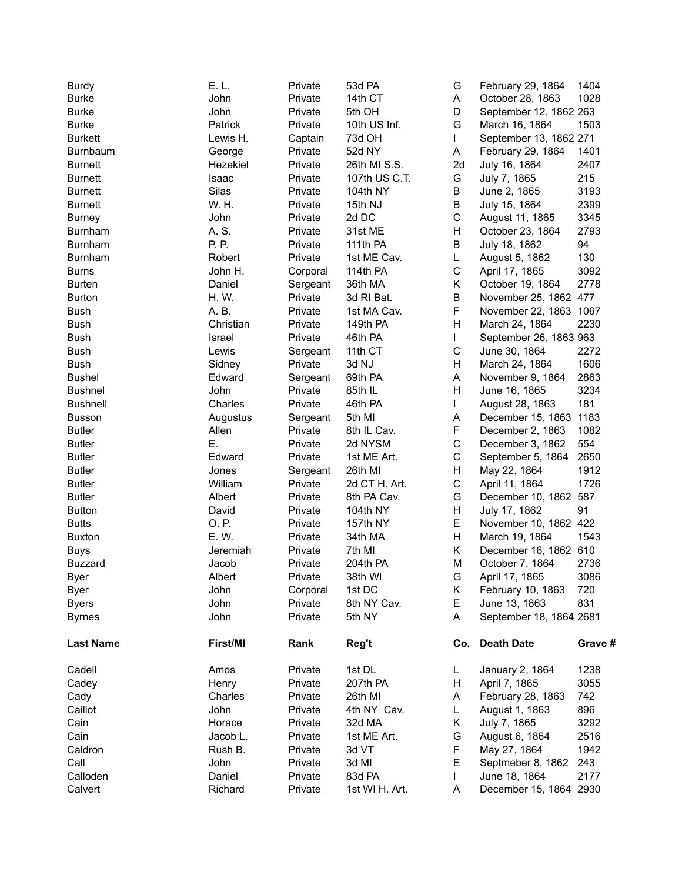| | | | | | | |
|---|---|---|---|---|---|---|
| Burdy | E. L. | Private | 53d PA | G | February 29, 1864 | 1404 |
| Burke | John | Private | 14th CT | A | October 28, 1863 | 1028 |
| Burke | John | Private | 5th OH | D | September 12, 1862 | 263 |
| Burke | Patrick | Private | 10th US Inf. | G | March 16, 1864 | 1503 |
| Burkett | Lewis H. | Captain | 73d OH | I | September 13, 1862 | 271 |
| Burnbaum | George | Private | 52d NY | A | February 29, 1864 | 1401 |
| Burnett | Hezekiel | Private | 26th MI S.S. | 2d | July 16, 1864 | 2407 |
| Burnett | Isaac | Private | 107th US C.T. | G | July 7, 1865 | 215 |
| Burnett | Silas | Private | 104th NY | B | June 2, 1865 | 3193 |
| Burnett | W. H. | Private | 15th NJ | B | July 15, 1864 | 2399 |
| Burney | John | Private | 2d DC | C | August 11, 1865 | 3345 |
| Burnham | A. S. | Private | 31st ME | H | October 23, 1864 | 2793 |
| Burnham | P. P. | Private | 111th PA | B | July 18, 1862 | 94 |
| Burnham | Robert | Private | 1st ME Cav. | L | August 5, 1862 | 130 |
| Burns | John H. | Corporal | 114th PA | C | April 17, 1865 | 3092 |
| Burten | Daniel | Sergeant | 36th MA | K | October 19, 1864 | 2778 |
| Burton | H. W. | Private | 3d RI Bat. | B | November 25, 1862 | 477 |
| Bush | A. B. | Private | 1st MA Cav. | F | November 22, 1863 | 1067 |
| Bush | Christian | Private | 149th PA | H | March 24, 1864 | 2230 |
| Bush | Israel | Private | 46th PA | I | September 26, 1863 | 963 |
| Bush | Lewis | Sergeant | 11th CT | C | June 30, 1864 | 2272 |
| Bush | Sidney | Private | 3d NJ | H | March 24, 1864 | 1606 |
| Bushel | Edward | Sergeant | 69th PA | A | November 9, 1864 | 2863 |
| Bushnel | John | Private | 85th IL | H | June 16, 1865 | 3234 |
| Bushnell | Charles | Private | 46th PA | I | August 28, 1863 | 181 |
| Busson | Augustus | Sergeant | 5th MI | A | December 15, 1863 | 1183 |
| Butler | Allen | Private | 8th IL Cav. | F | December 2, 1863 | 1082 |
| Butler | E. | Private | 2d NYSM | C | December 3, 1862 | 554 |
| Butler | Edward | Private | 1st ME Art. | C | September 5, 1864 | 2650 |
| Butler | Jones | Sergeant | 26th MI | H | May 22, 1864 | 1912 |
| Butler | William | Private | 2d CT H. Art. | C | April 11, 1864 | 1726 |
| Butler | Albert | Private | 8th PA Cav. | G | December 10, 1862 | 587 |
| Button | David | Private | 104th NY | H | July 17, 1862 | 91 |
| Butts | O. P. | Private | 157th NY | E | November 10, 1862 | 422 |
| Buxton | E. W. | Private | 34th MA | H | March 19, 1864 | 1543 |
| Buys | Jeremiah | Private | 7th MI | K | December 16, 1862 | 610 |
| Buzzard | Jacob | Private | 204th PA | M | October 7, 1864 | 2736 |
| Byer | Albert | Private | 38th WI | G | April 17, 1865 | 3086 |
| Byer | John | Corporal | 1st DC | K | February 10, 1863 | 720 |
| Byers | John | Private | 8th NY Cav. | E | June 13, 1863 | 831 |
| Byrnes | John | Private | 5th NY | A | September 18, 1864 | 2681 |

| **Last Name** | **First/MI** | **Rank** | **Reg't** | **Co.** | **Death Date** | **Grave #** |
|---|---|---|---|---|---|---|
| Cadell | Amos | Private | 1st DL | L | January 2, 1864 | 1238 |
| Cadey | Henry | Private | 207th PA | H | April 7, 1865 | 3055 |
| Cady | Charles | Private | 26th MI | A | February 28, 1863 | 742 |
| Caillot | John | Private | 4th NY Cav. | L | August 1, 1863 | 896 |
| Cain | Horace | Private | 32d MA | K | July 7, 1865 | 3292 |
| Cain | Jacob L. | Private | 1st ME Art. | G | August 6, 1864 | 2516 |
| Caldron | Rush B. | Private | 3d VT | F | May 27, 1864 | 1942 |
| Call | John | Private | 3d MI | E | Septmeber 8, 1862 | 243 |
| Calloden | Daniel | Private | 83d PA | I | June 18, 1864 | 2177 |
| Calvert | Richard | Private | 1st WI H. Art. | A | December 15, 1864 | 2930 |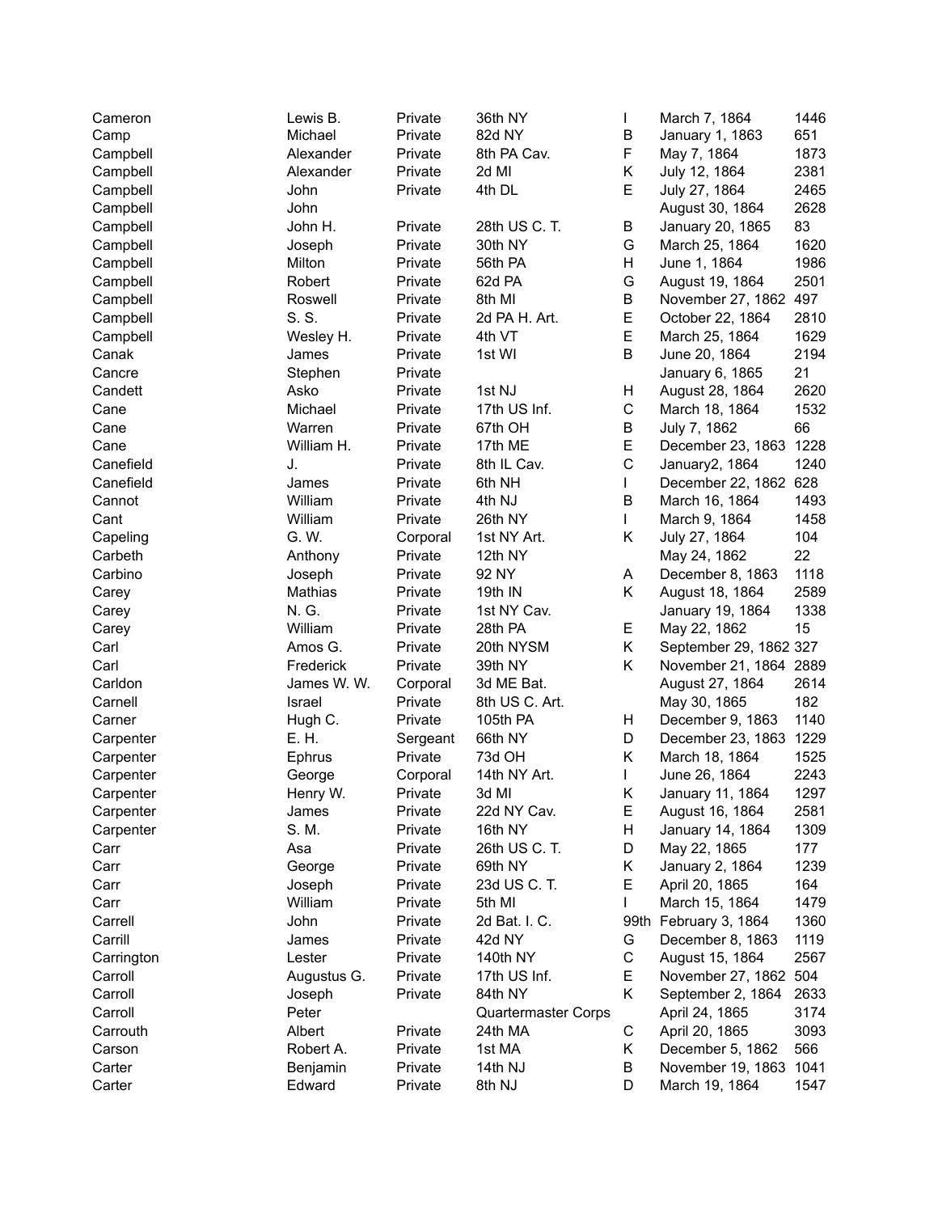| | | | | | | |
|---|---|---|---|---|---|---|
| Cameron | Lewis B. | Private | 36th NY | I | March 7, 1864 | 1446 |
| Camp | Michael | Private | 82d NY | B | January 1, 1863 | 651 |
| Campbell | Alexander | Private | 8th PA Cav. | F | May 7, 1864 | 1873 |
| Campbell | Alexander | Private | 2d MI | K | July 12, 1864 | 2381 |
| Campbell | John | Private | 4th DL | E | July 27, 1864 | 2465 |
| Campbell | John | | | | August 30, 1864 | 2628 |
| Campbell | John H. | Private | 28th US C. T. | B | January 20, 1865 | 83 |
| Campbell | Joseph | Private | 30th NY | G | March 25, 1864 | 1620 |
| Campbell | Milton | Private | 56th PA | H | June 1, 1864 | 1986 |
| Campbell | Robert | Private | 62d PA | G | August 19, 1864 | 2501 |
| Campbell | Roswell | Private | 8th MI | B | November 27, 1862 | 497 |
| Campbell | S. S. | Private | 2d PA H. Art. | E | October 22, 1864 | 2810 |
| Campbell | Wesley H. | Private | 4th VT | E | March 25, 1864 | 1629 |
| Canak | James | Private | 1st WI | B | June 20, 1864 | 2194 |
| Cancre | Stephen | Private | | | January 6, 1865 | 21 |
| Candett | Asko | Private | 1st NJ | H | August 28, 1864 | 2620 |
| Cane | Michael | Private | 17th US Inf. | C | March 18, 1864 | 1532 |
| Cane | Warren | Private | 67th OH | B | July 7, 1862 | 66 |
| Cane | William H. | Private | 17th ME | E | December 23, 1863 | 1228 |
| Canefield | J. | Private | 8th IL Cav. | C | January2, 1864 | 1240 |
| Canefield | James | Private | 6th NH | I | December 22, 1862 | 628 |
| Cannot | William | Private | 4th NJ | B | March 16, 1864 | 1493 |
| Cant | William | Private | 26th NY | I | March 9, 1864 | 1458 |
| Capeling | G. W. | Corporal | 1st NY Art. | K | July 27, 1864 | 104 |
| Carbeth | Anthony | Private | 12th NY | | May 24, 1862 | 22 |
| Carbino | Joseph | Private | 92 NY | A | December 8, 1863 | 1118 |
| Carey | Mathias | Private | 19th IN | K | August 18, 1864 | 2589 |
| Carey | N. G. | Private | 1st NY Cav. | | January 19, 1864 | 1338 |
| Carey | William | Private | 28th PA | E | May 22, 1862 | 15 |
| Carl | Amos G. | Private | 20th NYSM | K | September 29, 1862 | 327 |
| Carl | Frederick | Private | 39th NY | K | November 21, 1864 | 2889 |
| Carldon | James W. W. | Corporal | 3d ME Bat. | | August 27, 1864 | 2614 |
| Carnell | Israel | Private | 8th US C. Art. | | May 30, 1865 | 182 |
| Carner | Hugh C. | Private | 105th PA | H | December 9, 1863 | 1140 |
| Carpenter | E. H. | Sergeant | 66th NY | D | December 23, 1863 | 1229 |
| Carpenter | Ephrus | Private | 73d OH | K | March 18, 1864 | 1525 |
| Carpenter | George | Corporal | 14th NY Art. | I | June 26, 1864 | 2243 |
| Carpenter | Henry W. | Private | 3d MI | K | January 11, 1864 | 1297 |
| Carpenter | James | Private | 22d NY Cav. | E | August 16, 1864 | 2581 |
| Carpenter | S. M. | Private | 16th NY | H | January 14, 1864 | 1309 |
| Carr | Asa | Private | 26th US C. T. | D | May 22, 1865 | 177 |
| Carr | George | Private | 69th NY | K | January 2, 1864 | 1239 |
| Carr | Joseph | Private | 23d US C. T. | E | April 20, 1865 | 164 |
| Carr | William | Private | 5th MI | I | March 15, 1864 | 1479 |
| Carrell | John | Private | 2d Bat. I. C. | 99th | February 3, 1864 | 1360 |
| Carrill | James | Private | 42d NY | G | December 8, 1863 | 1119 |
| Carrington | Lester | Private | 140th NY | C | August 15, 1864 | 2567 |
| Carroll | Augustus G. | Private | 17th US Inf. | E | November 27, 1862 | 504 |
| Carroll | Joseph | Private | 84th NY | K | September 2, 1864 | 2633 |
| Carroll | Peter | | Quartermaster Corps | | April 24, 1865 | 3174 |
| Carrouth | Albert | Private | 24th MA | C | April 20, 1865 | 3093 |
| Carson | Robert A. | Private | 1st MA | K | December 5, 1862 | 566 |
| Carter | Benjamin | Private | 14th NJ | B | November 19, 1863 | 1041 |
| Carter | Edward | Private | 8th NJ | D | March 19, 1864 | 1547 |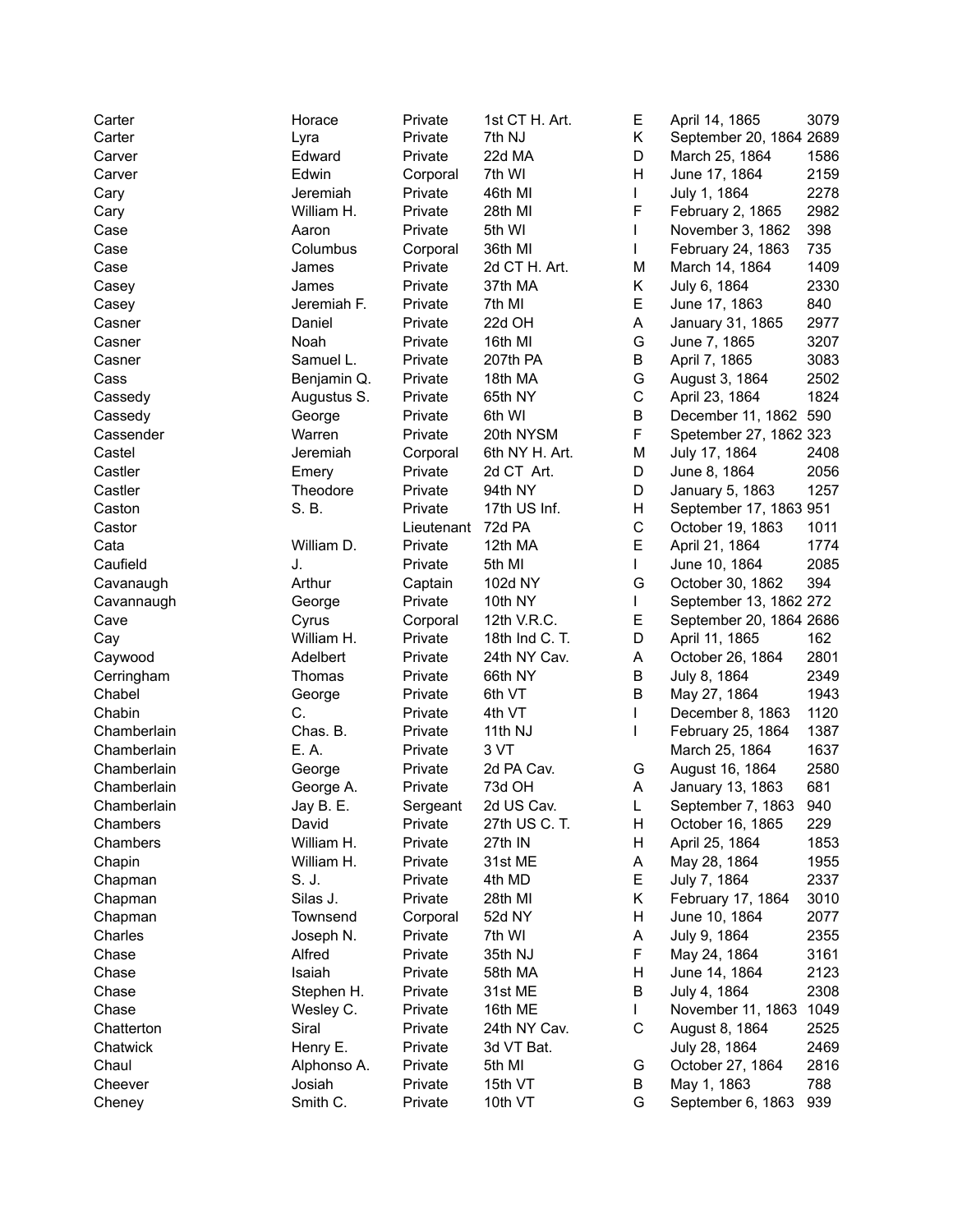| | | | | | | |
|---|---|---|---|---|---|---|
| Carter | Horace | Private | 1st CT H. Art. | E | April 14, 1865 | 3079 |
| Carter | Lyra | Private | 7th NJ | K | September 20, 1864 | 2689 |
| Carver | Edward | Private | 22d MA | D | March 25, 1864 | 1586 |
| Carver | Edwin | Corporal | 7th WI | H | June 17, 1864 | 2159 |
| Cary | Jeremiah | Private | 46th MI | I | July 1, 1864 | 2278 |
| Cary | William H. | Private | 28th MI | F | February 2, 1865 | 2982 |
| Case | Aaron | Private | 5th WI | I | November 3, 1862 | 398 |
| Case | Columbus | Corporal | 36th MI | I | February 24, 1863 | 735 |
| Case | James | Private | 2d CT H. Art. | M | March 14, 1864 | 1409 |
| Casey | James | Private | 37th MA | K | July 6, 1864 | 2330 |
| Casey | Jeremiah F. | Private | 7th MI | E | June 17, 1863 | 840 |
| Casner | Daniel | Private | 22d OH | A | January 31, 1865 | 2977 |
| Casner | Noah | Private | 16th MI | G | June 7, 1865 | 3207 |
| Casner | Samuel L. | Private | 207th PA | B | April 7, 1865 | 3083 |
| Cass | Benjamin Q. | Private | 18th MA | G | August 3, 1864 | 2502 |
| Cassedy | Augustus S. | Private | 65th NY | C | April 23, 1864 | 1824 |
| Cassedy | George | Private | 6th WI | B | December 11, 1862 | 590 |
| Cassender | Warren | Private | 20th NYSM | F | Spetember 27, 1862 | 323 |
| Castel | Jeremiah | Corporal | 6th NY H. Art. | M | July 17, 1864 | 2408 |
| Castler | Emery | Private | 2d CT Art. | D | June 8, 1864 | 2056 |
| Castler | Theodore | Private | 94th NY | D | January 5, 1863 | 1257 |
| Caston | S. B. | Private | 17th US Inf. | H | September 17, 1863 | 951 |
| Castor | | Lieutenant | 72d PA | C | October 19, 1863 | 1011 |
| Cata | William D. | Private | 12th MA | E | April 21, 1864 | 1774 |
| Caufield | J. | Private | 5th MI | I | June 10, 1864 | 2085 |
| Cavanaugh | Arthur | Captain | 102d NY | G | October 30, 1862 | 394 |
| Cavannaugh | George | Private | 10th NY | I | September 13, 1862 | 272 |
| Cave | Cyrus | Corporal | 12th V.R.C. | E | September 20, 1864 | 2686 |
| Cay | William H. | Private | 18th Ind C. T. | D | April 11, 1865 | 162 |
| Caywood | Adelbert | Private | 24th NY Cav. | A | October 26, 1864 | 2801 |
| Cerringham | Thomas | Private | 66th NY | B | July 8, 1864 | 2349 |
| Chabel | George | Private | 6th VT | B | May 27, 1864 | 1943 |
| Chabin | C. | Private | 4th VT | I | December 8, 1863 | 1120 |
| Chamberlain | Chas. B. | Private | 11th NJ | I | February 25, 1864 | 1387 |
| Chamberlain | E. A. | Private | 3 VT | | March 25, 1864 | 1637 |
| Chamberlain | George | Private | 2d PA Cav. | G | August 16, 1864 | 2580 |
| Chamberlain | George A. | Private | 73d OH | A | January 13, 1863 | 681 |
| Chamberlain | Jay B. E. | Sergeant | 2d US Cav. | L | September 7, 1863 | 940 |
| Chambers | David | Private | 27th US C. T. | H | October 16, 1865 | 229 |
| Chambers | William H. | Private | 27th IN | H | April 25, 1864 | 1853 |
| Chapin | William H. | Private | 31st ME | A | May 28, 1864 | 1955 |
| Chapman | S. J. | Private | 4th MD | E | July 7, 1864 | 2337 |
| Chapman | Silas J. | Private | 28th MI | K | February 17, 1864 | 3010 |
| Chapman | Townsend | Corporal | 52d NY | H | June 10, 1864 | 2077 |
| Charles | Joseph N. | Private | 7th WI | A | July 9, 1864 | 2355 |
| Chase | Alfred | Private | 35th NJ | F | May 24, 1864 | 3161 |
| Chase | Isaiah | Private | 58th MA | H | June 14, 1864 | 2123 |
| Chase | Stephen H. | Private | 31st ME | B | July 4, 1864 | 2308 |
| Chase | Wesley C. | Private | 16th ME | I | November 11, 1863 | 1049 |
| Chatterton | Siral | Private | 24th NY Cav. | C | August 8, 1864 | 2525 |
| Chatwick | Henry E. | Private | 3d VT Bat. | | July 28, 1864 | 2469 |
| Chaul | Alphonso A. | Private | 5th MI | G | October 27, 1864 | 2816 |
| Cheever | Josiah | Private | 15th VT | B | May 1, 1863 | 788 |
| Cheney | Smith C. | Private | 10th VT | G | September 6, 1863 | 939 |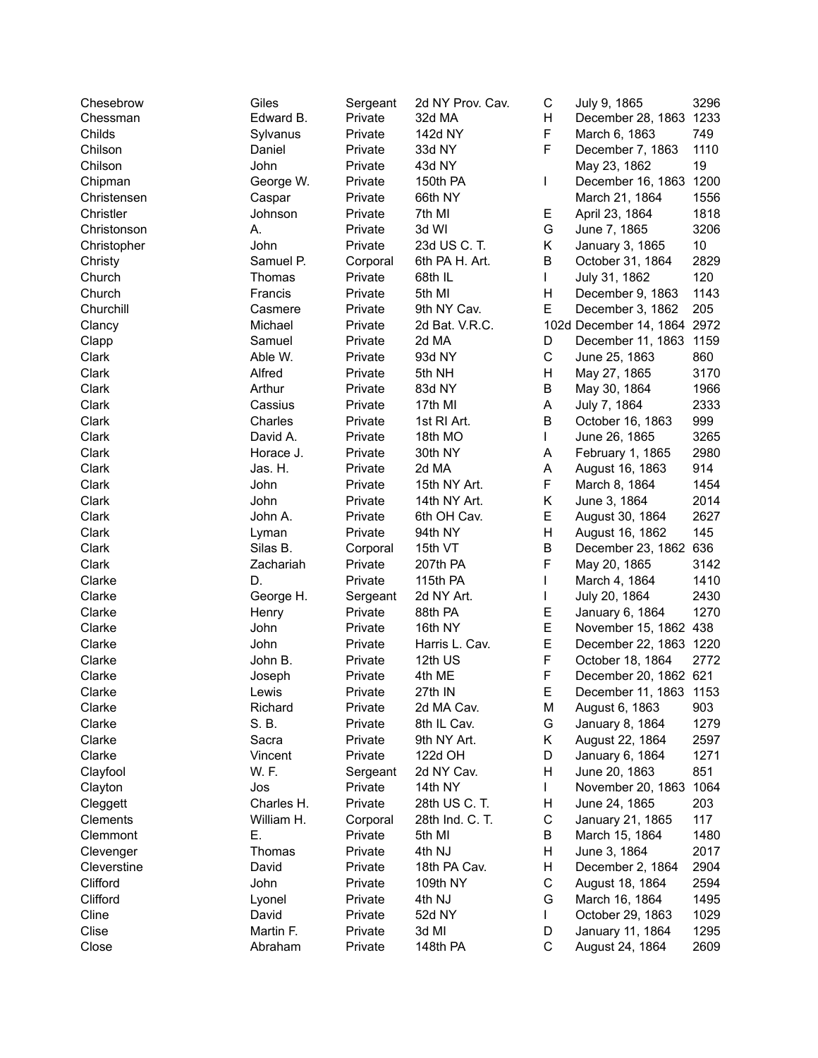| | | | | | | |
|---|---|---|---|---|---|---|
| Chesebrow | Giles | Sergeant | 2d NY Prov. Cav. | C | July 9, 1865 | 3296 |
| Chessman | Edward B. | Private | 32d MA | H | December 28, 1863 | 1233 |
| Childs | Sylvanus | Private | 142d NY | F | March 6, 1863 | 749 |
| Chilson | Daniel | Private | 33d NY | F | December 7, 1863 | 1110 |
| Chilson | John | Private | 43d NY | | May 23, 1862 | 19 |
| Chipman | George W. | Private | 150th PA | I | December 16, 1863 | 1200 |
| Christensen | Caspar | Private | 66th NY | | March 21, 1864 | 1556 |
| Christler | Johnson | Private | 7th MI | E | April 23, 1864 | 1818 |
| Christonson | A. | Private | 3d WI | G | June 7, 1865 | 3206 |
| Christopher | John | Private | 23d US C. T. | K | January 3, 1865 | 10 |
| Christy | Samuel P. | Corporal | 6th PA H. Art. | B | October 31, 1864 | 2829 |
| Church | Thomas | Private | 68th IL | I | July 31, 1862 | 120 |
| Church | Francis | Private | 5th MI | H | December 9, 1863 | 1143 |
| Churchill | Casmere | Private | 9th NY Cav. | E | December 3, 1862 | 205 |
| Clancy | Michael | Private | 2d Bat. V.R.C. | 102d | December 14, 1864 | 2972 |
| Clapp | Samuel | Private | 2d MA | D | December 11, 1863 | 1159 |
| Clark | Able W. | Private | 93d NY | C | June 25, 1863 | 860 |
| Clark | Alfred | Private | 5th NH | H | May 27, 1865 | 3170 |
| Clark | Arthur | Private | 83d NY | B | May 30, 1864 | 1966 |
| Clark | Cassius | Private | 17th MI | A | July 7, 1864 | 2333 |
| Clark | Charles | Private | 1st RI Art. | B | October 16, 1863 | 999 |
| Clark | David A. | Private | 18th MO | I | June 26, 1865 | 3265 |
| Clark | Horace J. | Private | 30th NY | A | February 1, 1865 | 2980 |
| Clark | Jas. H. | Private | 2d MA | A | August 16, 1863 | 914 |
| Clark | John | Private | 15th NY Art. | F | March 8, 1864 | 1454 |
| Clark | John | Private | 14th NY Art. | K | June 3, 1864 | 2014 |
| Clark | John A. | Private | 6th OH Cav. | E | August 30, 1864 | 2627 |
| Clark | Lyman | Private | 94th NY | H | August 16, 1862 | 145 |
| Clark | Silas B. | Corporal | 15th VT | B | December 23, 1862 | 636 |
| Clark | Zachariah | Private | 207th PA | F | May 20, 1865 | 3142 |
| Clarke | D. | Private | 115th PA | I | March 4, 1864 | 1410 |
| Clarke | George H. | Sergeant | 2d NY Art. | I | July 20, 1864 | 2430 |
| Clarke | Henry | Private | 88th PA | E | January 6, 1864 | 1270 |
| Clarke | John | Private | 16th NY | E | November 15, 1862 | 438 |
| Clarke | John | Private | Harris L. Cav. | E | December 22, 1863 | 1220 |
| Clarke | John B. | Private | 12th US | F | October 18, 1864 | 2772 |
| Clarke | Joseph | Private | 4th ME | F | December 20, 1862 | 621 |
| Clarke | Lewis | Private | 27th IN | E | December 11, 1863 | 1153 |
| Clarke | Richard | Private | 2d MA Cav. | M | August 6, 1863 | 903 |
| Clarke | S. B. | Private | 8th IL Cav. | G | January 8, 1864 | 1279 |
| Clarke | Sacra | Private | 9th NY Art. | K | August 22, 1864 | 2597 |
| Clarke | Vincent | Private | 122d OH | D | January 6, 1864 | 1271 |
| Clayfool | W. F. | Sergeant | 2d NY Cav. | H | June 20, 1863 | 851 |
| Clayton | Jos | Private | 14th NY | I | November 20, 1863 | 1064 |
| Cleggett | Charles H. | Private | 28th US C. T. | H | June 24, 1865 | 203 |
| Clements | William H. | Corporal | 28th Ind. C. T. | C | January 21, 1865 | 117 |
| Clemmont | E. | Private | 5th MI | B | March 15, 1864 | 1480 |
| Clevenger | Thomas | Private | 4th NJ | H | June 3, 1864 | 2017 |
| Cleverstine | David | Private | 18th PA Cav. | H | December 2, 1864 | 2904 |
| Clifford | John | Private | 109th NY | C | August 18, 1864 | 2594 |
| Clifford | Lyonel | Private | 4th NJ | G | March 16, 1864 | 1495 |
| Cline | David | Private | 52d NY | I | October 29, 1863 | 1029 |
| Clise | Martin F. | Private | 3d MI | D | January 11, 1864 | 1295 |
| Close | Abraham | Private | 148th PA | C | August 24, 1864 | 2609 |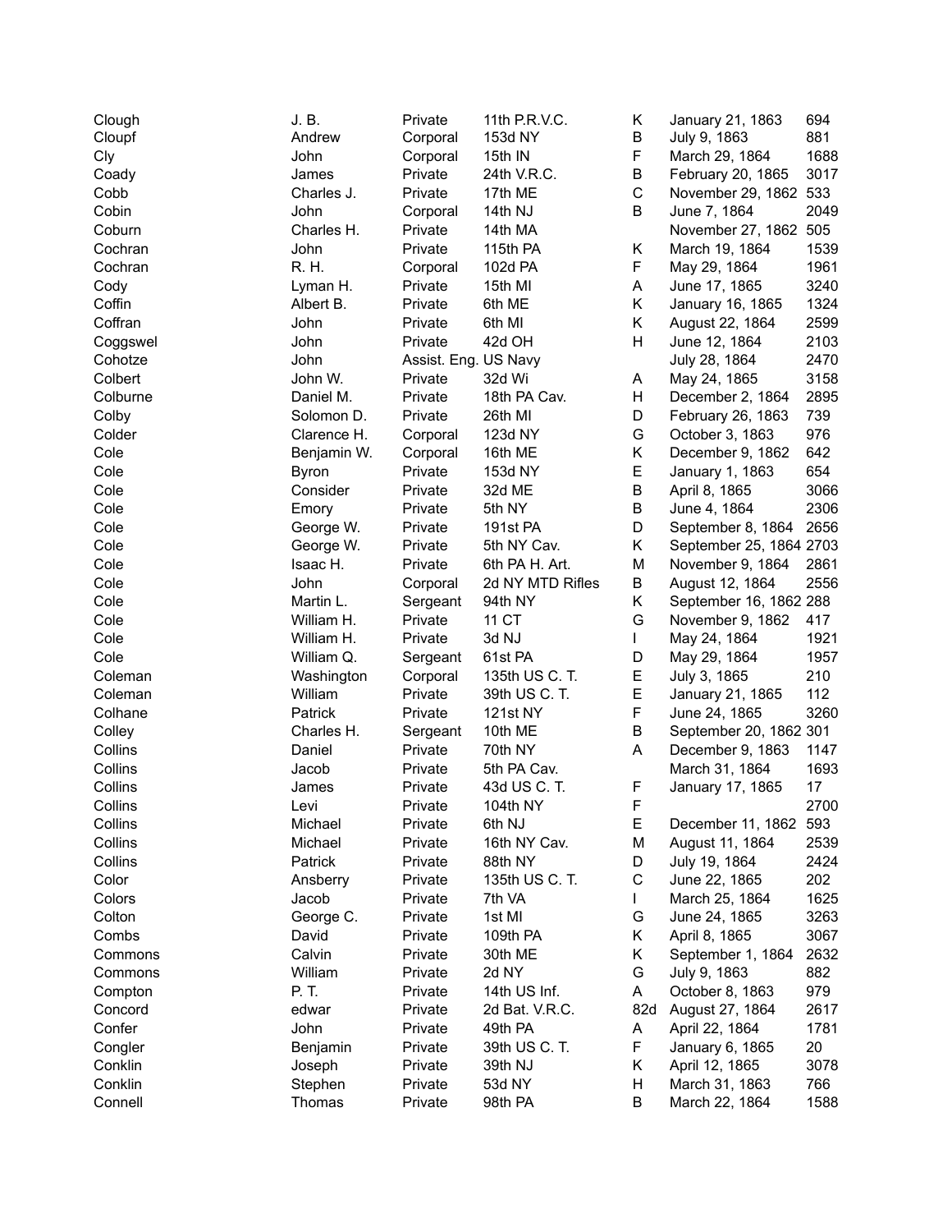| | | | | | | |
|---|---|---|---|---|---|---|
| Clough | J. B. | Private | 11th P.R.V.C. | K | January 21, 1863 | 694 |
| Cloupf | Andrew | Corporal | 153d NY | B | July 9, 1863 | 881 |
| Cly | John | Corporal | 15th IN | F | March 29, 1864 | 1688 |
| Coady | James | Private | 24th V.R.C. | B | February 20, 1865 | 3017 |
| Cobb | Charles J. | Private | 17th ME | C | November 29, 1862 | 533 |
| Cobin | John | Corporal | 14th NJ | B | June 7, 1864 | 2049 |
| Coburn | Charles H. | Private | 14th MA | | November 27, 1862 | 505 |
| Cochran | John | Private | 115th PA | K | March 19, 1864 | 1539 |
| Cochran | R. H. | Corporal | 102d PA | F | May 29, 1864 | 1961 |
| Cody | Lyman H. | Private | 15th MI | A | June 17, 1865 | 3240 |
| Coffin | Albert B. | Private | 6th ME | K | January 16, 1865 | 1324 |
| Coffran | John | Private | 6th MI | K | August 22, 1864 | 2599 |
| Coggswel | John | Private | 42d OH | H | June 12, 1864 | 2103 |
| Cohotze | John | Assist. Eng. | US Navy | | July 28, 1864 | 2470 |
| Colbert | John W. | Private | 32d Wi | A | May 24, 1865 | 3158 |
| Colburne | Daniel M. | Private | 18th PA Cav. | H | December 2, 1864 | 2895 |
| Colby | Solomon D. | Private | 26th MI | D | February 26, 1863 | 739 |
| Colder | Clarence H. | Corporal | 123d NY | G | October 3, 1863 | 976 |
| Cole | Benjamin W. | Corporal | 16th ME | K | December 9, 1862 | 642 |
| Cole | Byron | Private | 153d NY | E | January 1, 1863 | 654 |
| Cole | Consider | Private | 32d ME | B | April 8, 1865 | 3066 |
| Cole | Emory | Private | 5th NY | B | June 4, 1864 | 2306 |
| Cole | George W. | Private | 191st PA | D | September 8, 1864 | 2656 |
| Cole | George W. | Private | 5th NY Cav. | K | September 25, 1864 | 2703 |
| Cole | Isaac H. | Private | 6th PA H. Art. | M | November 9, 1864 | 2861 |
| Cole | John | Corporal | 2d NY MTD Rifles | B | August 12, 1864 | 2556 |
| Cole | Martin L. | Sergeant | 94th NY | K | September 16, 1862 | 288 |
| Cole | William H. | Private | 11 CT | G | November 9, 1862 | 417 |
| Cole | William H. | Private | 3d NJ | I | May 24, 1864 | 1921 |
| Cole | William Q. | Sergeant | 61st PA | D | May 29, 1864 | 1957 |
| Coleman | Washington | Corporal | 135th US C. T. | E | July 3, 1865 | 210 |
| Coleman | William | Private | 39th US C. T. | E | January 21, 1865 | 112 |
| Colhane | Patrick | Private | 121st NY | F | June 24, 1865 | 3260 |
| Colley | Charles H. | Sergeant | 10th ME | B | September 20, 1862 | 301 |
| Collins | Daniel | Private | 70th NY | A | December 9, 1863 | 1147 |
| Collins | Jacob | Private | 5th PA Cav. | | March 31, 1864 | 1693 |
| Collins | James | Private | 43d US C. T. | F | January 17, 1865 | 17 |
| Collins | Levi | Private | 104th NY | F | | 2700 |
| Collins | Michael | Private | 6th NJ | E | December 11, 1862 | 593 |
| Collins | Michael | Private | 16th NY Cav. | M | August 11, 1864 | 2539 |
| Collins | Patrick | Private | 88th NY | D | July 19, 1864 | 2424 |
| Color | Ansberry | Private | 135th US C. T. | C | June 22, 1865 | 202 |
| Colors | Jacob | Private | 7th VA | I | March 25, 1864 | 1625 |
| Colton | George C. | Private | 1st MI | G | June 24, 1865 | 3263 |
| Combs | David | Private | 109th PA | K | April 8, 1865 | 3067 |
| Commons | Calvin | Private | 30th ME | K | September 1, 1864 | 2632 |
| Commons | William | Private | 2d NY | G | July 9, 1863 | 882 |
| Compton | P. T. | Private | 14th US Inf. | A | October 8, 1863 | 979 |
| Concord | edwar | Private | 2d Bat. V.R.C. | 82d | August 27, 1864 | 2617 |
| Confer | John | Private | 49th PA | A | April 22, 1864 | 1781 |
| Congler | Benjamin | Private | 39th US C. T. | F | January 6, 1865 | 20 |
| Conklin | Joseph | Private | 39th NJ | K | April 12, 1865 | 3078 |
| Conklin | Stephen | Private | 53d NY | H | March 31, 1863 | 766 |
| Connell | Thomas | Private | 98th PA | B | March 22, 1864 | 1588 |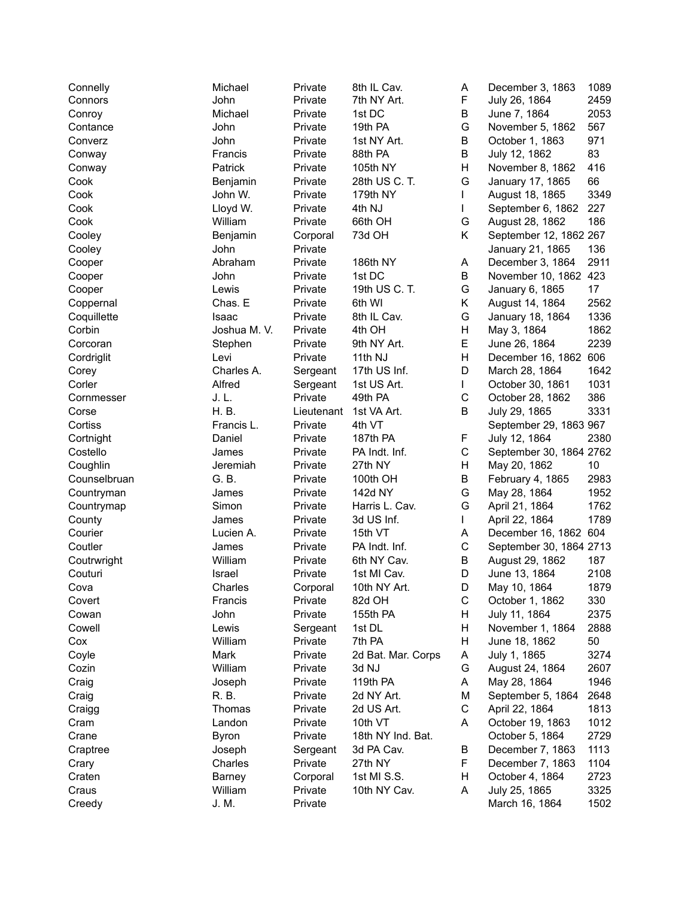| | | | | | | |
|---|---|---|---|---|---|---|
| Connelly | Michael | Private | 8th IL Cav. | A | December 3, 1863 | 1089 |
| Connors | John | Private | 7th NY Art. | F | July 26, 1864 | 2459 |
| Conroy | Michael | Private | 1st DC | B | June 7, 1864 | 2053 |
| Contance | John | Private | 19th PA | G | November 5, 1862 | 567 |
| Converz | John | Private | 1st NY Art. | B | October 1, 1863 | 971 |
| Conway | Francis | Private | 88th PA | B | July 12, 1862 | 83 |
| Conway | Patrick | Private | 105th NY | H | November 8, 1862 | 416 |
| Cook | Benjamin | Private | 28th US C. T. | G | January 17, 1865 | 66 |
| Cook | John W. | Private | 179th NY | I | August 18, 1865 | 3349 |
| Cook | Lloyd W. | Private | 4th NJ | I | September 6, 1862 | 227 |
| Cook | William | Private | 66th OH | G | August 28, 1862 | 186 |
| Cooley | Benjamin | Corporal | 73d OH | K | September 12, 1862 | 267 |
| Cooley | John | Private | | | January 21, 1865 | 136 |
| Cooper | Abraham | Private | 186th NY | A | December 3, 1864 | 2911 |
| Cooper | John | Private | 1st DC | B | November 10, 1862 | 423 |
| Cooper | Lewis | Private | 19th US C. T. | G | January 6, 1865 | 17 |
| Coppernal | Chas. E | Private | 6th WI | K | August 14, 1864 | 2562 |
| Coquillette | Isaac | Private | 8th IL Cav. | G | January 18, 1864 | 1336 |
| Corbin | Joshua M. V. | Private | 4th OH | H | May 3, 1864 | 1862 |
| Corcoran | Stephen | Private | 9th NY Art. | E | June 26, 1864 | 2239 |
| Cordriglit | Levi | Private | 11th NJ | H | December 16, 1862 | 606 |
| Corey | Charles A. | Sergeant | 17th US Inf. | D | March 28, 1864 | 1642 |
| Corler | Alfred | Sergeant | 1st US Art. | I | October 30, 1861 | 1031 |
| Cornmesser | J. L. | Private | 49th PA | C | October 28, 1862 | 386 |
| Corse | H. B. | Lieutenant | 1st VA Art. | B | July 29, 1865 | 3331 |
| Cortiss | Francis L. | Private | 4th VT | | September 29, 1863 | 967 |
| Cortnight | Daniel | Private | 187th PA | F | July 12, 1864 | 2380 |
| Costello | James | Private | PA Indt. Inf. | C | September 30, 1864 | 2762 |
| Coughlin | Jeremiah | Private | 27th NY | H | May 20, 1862 | 10 |
| Counselbruan | G. B. | Private | 100th OH | B | February 4, 1865 | 2983 |
| Countryman | James | Private | 142d NY | G | May 28, 1864 | 1952 |
| Countrymap | Simon | Private | Harris L. Cav. | G | April 21, 1864 | 1762 |
| County | James | Private | 3d US Inf. | I | April 22, 1864 | 1789 |
| Courier | Lucien A. | Private | 15th VT | A | December 16, 1862 | 604 |
| Coutler | James | Private | PA Indt. Inf. | C | September 30, 1864 | 2713 |
| Coutrwright | William | Private | 6th NY Cav. | B | August 29, 1862 | 187 |
| Couturi | Israel | Private | 1st MI Cav. | D | June 13, 1864 | 2108 |
| Cova | Charles | Corporal | 10th NY Art. | D | May 10, 1864 | 1879 |
| Covert | Francis | Private | 82d OH | C | October 1, 1862 | 330 |
| Cowan | John | Private | 155th PA | H | July 11, 1864 | 2375 |
| Cowell | Lewis | Sergeant | 1st DL | H | November 1, 1864 | 2888 |
| Cox | William | Private | 7th PA | H | June 18, 1862 | 50 |
| Coyle | Mark | Private | 2d Bat. Mar. Corps | A | July 1, 1865 | 3274 |
| Cozin | William | Private | 3d NJ | G | August 24, 1864 | 2607 |
| Craig | Joseph | Private | 119th PA | A | May 28, 1864 | 1946 |
| Craig | R. B. | Private | 2d NY Art. | M | September 5, 1864 | 2648 |
| Craigg | Thomas | Private | 2d US Art. | C | April 22, 1864 | 1813 |
| Cram | Landon | Private | 10th VT | A | October 19, 1863 | 1012 |
| Crane | Byron | Private | 18th NY Ind. Bat. | | October 5, 1864 | 2729 |
| Craptree | Joseph | Sergeant | 3d PA Cav. | B | December 7, 1863 | 1113 |
| Crary | Charles | Private | 27th NY | F | December 7, 1863 | 1104 |
| Craten | Barney | Corporal | 1st MI S.S. | H | October 4, 1864 | 2723 |
| Craus | William | Private | 10th NY Cav. | A | July 25, 1865 | 3325 |
| Creedy | J. M. | Private | | | March 16, 1864 | 1502 |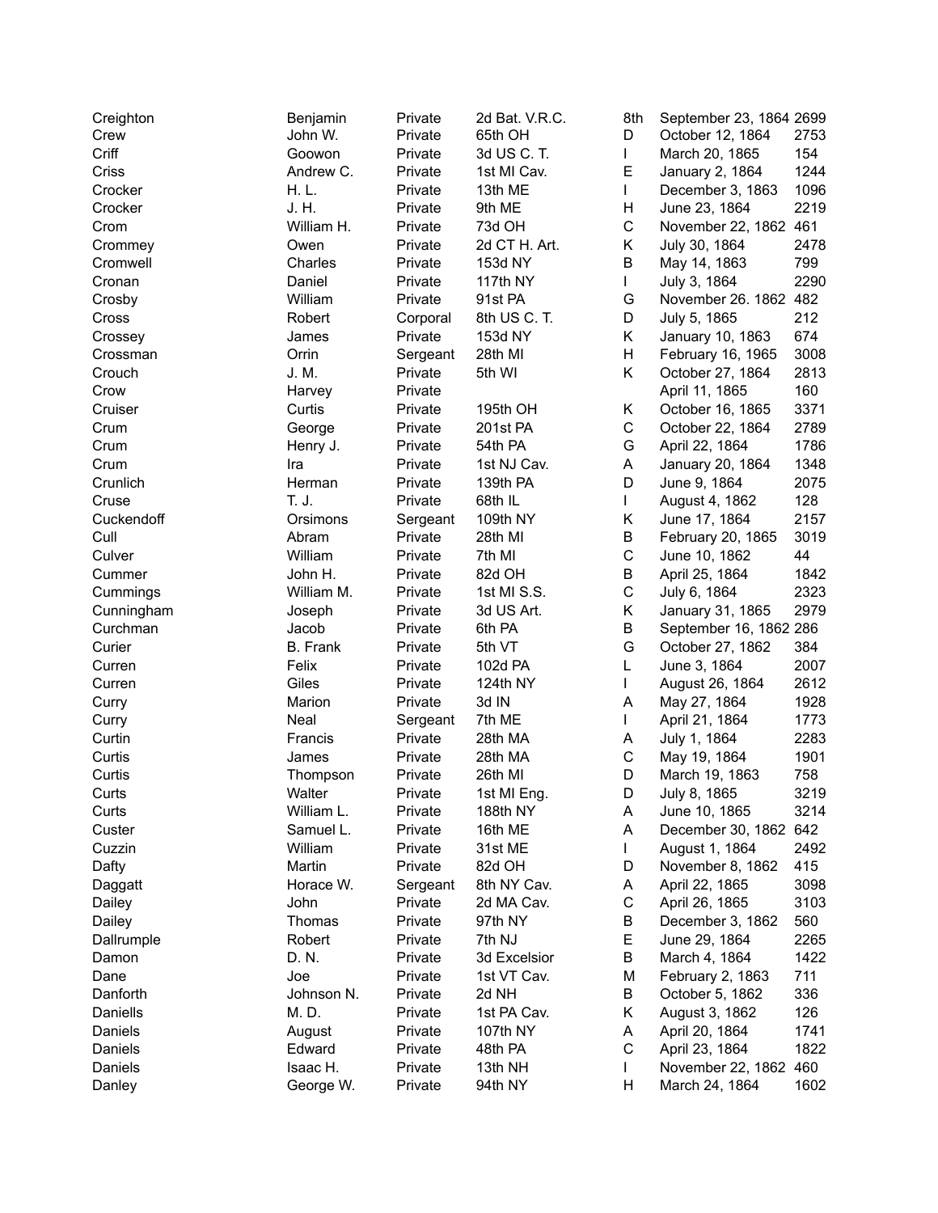| | | | | | | |
|---|---|---|---|---|---|---|
| Creighton | Benjamin | Private | 2d Bat. V.R.C. | 8th | September 23, 1864 | 2699 |
| Crew | John W. | Private | 65th OH | D | October 12, 1864 | 2753 |
| Criff | Goowon | Private | 3d US C. T. | I | March 20, 1865 | 154 |
| Criss | Andrew C. | Private | 1st MI Cav. | E | January 2, 1864 | 1244 |
| Crocker | H. L. | Private | 13th ME | I | December 3, 1863 | 1096 |
| Crocker | J. H. | Private | 9th ME | H | June 23, 1864 | 2219 |
| Crom | William H. | Private | 73d OH | C | November 22, 1862 | 461 |
| Crommey | Owen | Private | 2d CT H. Art. | K | July 30, 1864 | 2478 |
| Cromwell | Charles | Private | 153d NY | B | May 14, 1863 | 799 |
| Cronan | Daniel | Private | 117th NY | I | July 3, 1864 | 2290 |
| Crosby | William | Private | 91st PA | G | November 26. 1862 | 482 |
| Cross | Robert | Corporal | 8th US C. T. | D | July 5, 1865 | 212 |
| Crossey | James | Private | 153d NY | K | January 10, 1863 | 674 |
| Crossman | Orrin | Sergeant | 28th MI | H | February 16, 1965 | 3008 |
| Crouch | J. M. | Private | 5th WI | K | October 27, 1864 | 2813 |
| Crow | Harvey | Private | | | April 11, 1865 | 160 |
| Cruiser | Curtis | Private | 195th OH | K | October 16, 1865 | 3371 |
| Crum | George | Private | 201st PA | C | October 22, 1864 | 2789 |
| Crum | Henry J. | Private | 54th PA | G | April 22, 1864 | 1786 |
| Crum | Ira | Private | 1st NJ Cav. | A | January 20, 1864 | 1348 |
| Crunlich | Herman | Private | 139th PA | D | June 9, 1864 | 2075 |
| Cruse | T. J. | Private | 68th IL | I | August 4, 1862 | 128 |
| Cuckendoff | Orsimons | Sergeant | 109th NY | K | June 17, 1864 | 2157 |
| Cull | Abram | Private | 28th MI | B | February 20, 1865 | 3019 |
| Culver | William | Private | 7th MI | C | June 10, 1862 | 44 |
| Cummer | John H. | Private | 82d OH | B | April 25, 1864 | 1842 |
| Cummings | William M. | Private | 1st MI S.S. | C | July 6, 1864 | 2323 |
| Cunningham | Joseph | Private | 3d US Art. | K | January 31, 1865 | 2979 |
| Curchman | Jacob | Private | 6th PA | B | September 16, 1862 | 286 |
| Curier | B. Frank | Private | 5th VT | G | October 27, 1862 | 384 |
| Curren | Felix | Private | 102d PA | L | June 3, 1864 | 2007 |
| Curren | Giles | Private | 124th NY | I | August 26, 1864 | 2612 |
| Curry | Marion | Private | 3d IN | A | May 27, 1864 | 1928 |
| Curry | Neal | Sergeant | 7th ME | I | April 21, 1864 | 1773 |
| Curtin | Francis | Private | 28th MA | A | July 1, 1864 | 2283 |
| Curtis | James | Private | 28th MA | C | May 19, 1864 | 1901 |
| Curtis | Thompson | Private | 26th MI | D | March 19, 1863 | 758 |
| Curts | Walter | Private | 1st MI Eng. | D | July 8, 1865 | 3219 |
| Curts | William L. | Private | 188th NY | A | June 10, 1865 | 3214 |
| Custer | Samuel L. | Private | 16th ME | A | December 30, 1862 | 642 |
| Cuzzin | William | Private | 31st ME | I | August 1, 1864 | 2492 |
| Dafty | Martin | Private | 82d OH | D | November 8, 1862 | 415 |
| Daggatt | Horace W. | Sergeant | 8th NY Cav. | A | April 22, 1865 | 3098 |
| Dailey | John | Private | 2d MA Cav. | C | April 26, 1865 | 3103 |
| Dailey | Thomas | Private | 97th NY | B | December 3, 1862 | 560 |
| Dallrumple | Robert | Private | 7th NJ | E | June 29, 1864 | 2265 |
| Damon | D. N. | Private | 3d Excelsior | B | March 4, 1864 | 1422 |
| Dane | Joe | Private | 1st VT Cav. | M | February 2, 1863 | 711 |
| Danforth | Johnson N. | Private | 2d NH | B | October 5, 1862 | 336 |
| Daniells | M. D. | Private | 1st PA Cav. | K | August 3, 1862 | 126 |
| Daniels | August | Private | 107th NY | A | April 20, 1864 | 1741 |
| Daniels | Edward | Private | 48th PA | C | April 23, 1864 | 1822 |
| Daniels | Isaac H. | Private | 13th NH | I | November 22, 1862 | 460 |
| Danley | George W. | Private | 94th NY | H | March 24, 1864 | 1602 |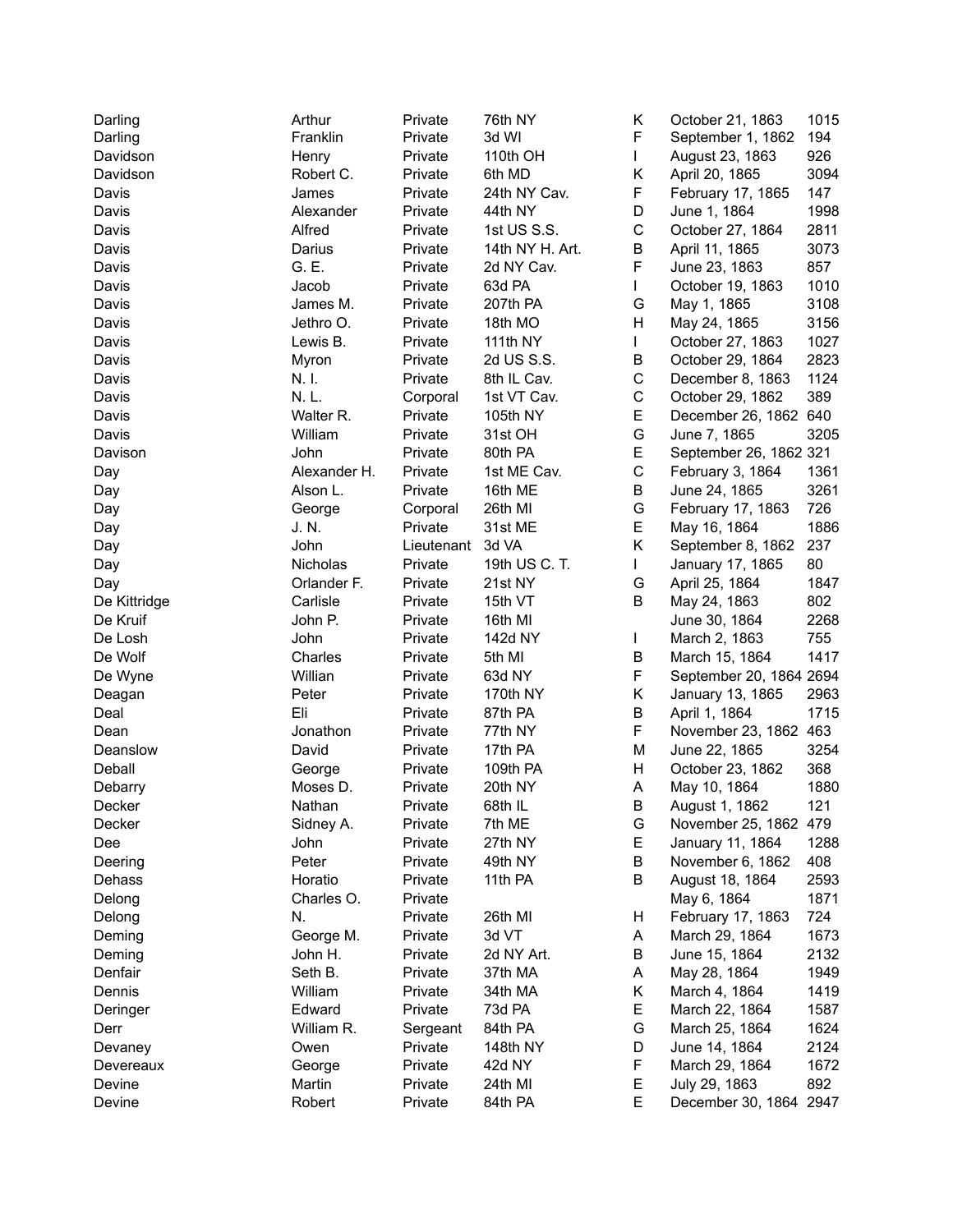| | | | | | | |
|---|---|---|---|---|---|---|
| Darling | Arthur | Private | 76th NY | K | October 21, 1863 | 1015 |
| Darling | Franklin | Private | 3d WI | F | September 1, 1862 | 194 |
| Davidson | Henry | Private | 110th OH | I | August 23, 1863 | 926 |
| Davidson | Robert C. | Private | 6th MD | K | April 20, 1865 | 3094 |
| Davis | James | Private | 24th NY Cav. | F | February 17, 1865 | 147 |
| Davis | Alexander | Private | 44th NY | D | June 1, 1864 | 1998 |
| Davis | Alfred | Private | 1st US S.S. | C | October 27, 1864 | 2811 |
| Davis | Darius | Private | 14th NY H. Art. | B | April 11, 1865 | 3073 |
| Davis | G. E. | Private | 2d NY Cav. | F | June 23, 1863 | 857 |
| Davis | Jacob | Private | 63d PA | I | October 19, 1863 | 1010 |
| Davis | James M. | Private | 207th PA | G | May 1, 1865 | 3108 |
| Davis | Jethro O. | Private | 18th MO | H | May 24, 1865 | 3156 |
| Davis | Lewis B. | Private | 111th NY | I | October 27, 1863 | 1027 |
| Davis | Myron | Private | 2d US S.S. | B | October 29, 1864 | 2823 |
| Davis | N. I. | Private | 8th IL Cav. | C | December 8, 1863 | 1124 |
| Davis | N. L. | Corporal | 1st VT Cav. | C | October 29, 1862 | 389 |
| Davis | Walter R. | Private | 105th NY | E | December 26, 1862 | 640 |
| Davis | William | Private | 31st OH | G | June 7, 1865 | 3205 |
| Davison | John | Private | 80th PA | E | September 26, 1862 | 321 |
| Day | Alexander H. | Private | 1st ME Cav. | C | February 3, 1864 | 1361 |
| Day | Alson L. | Private | 16th ME | B | June 24, 1865 | 3261 |
| Day | George | Corporal | 26th MI | G | February 17, 1863 | 726 |
| Day | J. N. | Private | 31st ME | E | May 16, 1864 | 1886 |
| Day | John | Lieutenant | 3d VA | K | September 8, 1862 | 237 |
| Day | Nicholas | Private | 19th US C. T. | I | January 17, 1865 | 80 |
| Day | Orlander F. | Private | 21st NY | G | April 25, 1864 | 1847 |
| De Kittridge | Carlisle | Private | 15th VT | B | May 24, 1863 | 802 |
| De Kruif | John P. | Private | 16th MI | | June 30, 1864 | 2268 |
| De Losh | John | Private | 142d NY | I | March 2, 1863 | 755 |
| De Wolf | Charles | Private | 5th MI | B | March 15, 1864 | 1417 |
| De Wyne | Willian | Private | 63d NY | F | September 20, 1864 | 2694 |
| Deagan | Peter | Private | 170th NY | K | January 13, 1865 | 2963 |
| Deal | Eli | Private | 87th PA | B | April 1, 1864 | 1715 |
| Dean | Jonathon | Private | 77th NY | F | November 23, 1862 | 463 |
| Deanslow | David | Private | 17th PA | M | June 22, 1865 | 3254 |
| Deball | George | Private | 109th PA | H | October 23, 1862 | 368 |
| Debarry | Moses D. | Private | 20th NY | A | May 10, 1864 | 1880 |
| Decker | Nathan | Private | 68th IL | B | August 1, 1862 | 121 |
| Decker | Sidney A. | Private | 7th ME | G | November 25, 1862 | 479 |
| Dee | John | Private | 27th NY | E | January 11, 1864 | 1288 |
| Deering | Peter | Private | 49th NY | B | November 6, 1862 | 408 |
| Dehass | Horatio | Private | 11th PA | B | August 18, 1864 | 2593 |
| Delong | Charles O. | Private | | | May 6, 1864 | 1871 |
| Delong | N. | Private | 26th MI | H | February 17, 1863 | 724 |
| Deming | George M. | Private | 3d VT | A | March 29, 1864 | 1673 |
| Deming | John H. | Private | 2d NY Art. | B | June 15, 1864 | 2132 |
| Denfair | Seth B. | Private | 37th MA | A | May 28, 1864 | 1949 |
| Dennis | William | Private | 34th MA | K | March 4, 1864 | 1419 |
| Deringer | Edward | Private | 73d PA | E | March 22, 1864 | 1587 |
| Derr | William R. | Sergeant | 84th PA | G | March 25, 1864 | 1624 |
| Devaney | Owen | Private | 148th NY | D | June 14, 1864 | 2124 |
| Devereaux | George | Private | 42d NY | F | March 29, 1864 | 1672 |
| Devine | Martin | Private | 24th MI | E | July 29, 1863 | 892 |
| Devine | Robert | Private | 84th PA | E | December 30, 1864 | 2947 |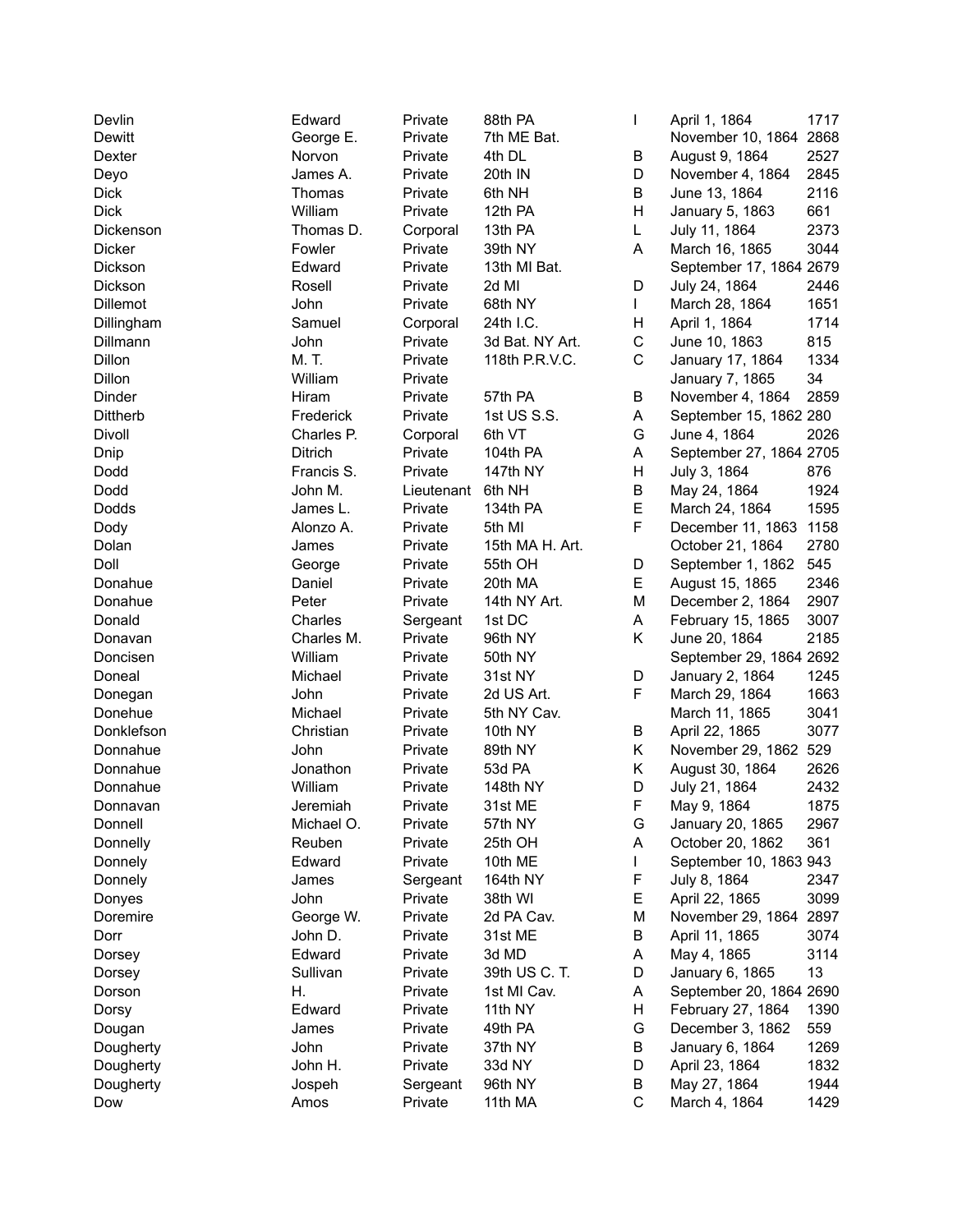| | | | | | | |
|---|---|---|---|---|---|---|
| Devlin | Edward | Private | 88th PA | I | April 1, 1864 | 1717 |
| Dewitt | George E. | Private | 7th ME Bat. | | November 10, 1864 | 2868 |
| Dexter | Norvon | Private | 4th DL | B | August 9, 1864 | 2527 |
| Deyo | James A. | Private | 20th IN | D | November 4, 1864 | 2845 |
| Dick | Thomas | Private | 6th NH | B | June 13, 1864 | 2116 |
| Dick | William | Private | 12th PA | H | January 5, 1863 | 661 |
| Dickenson | Thomas D. | Corporal | 13th PA | L | July 11, 1864 | 2373 |
| Dicker | Fowler | Private | 39th NY | A | March 16, 1865 | 3044 |
| Dickson | Edward | Private | 13th MI Bat. | | September 17, 1864 | 2679 |
| Dickson | Rosell | Private | 2d MI | D | July 24, 1864 | 2446 |
| Dillemot | John | Private | 68th NY | I | March 28, 1864 | 1651 |
| Dillingham | Samuel | Corporal | 24th I.C. | H | April 1, 1864 | 1714 |
| Dillmann | John | Private | 3d Bat. NY Art. | C | June 10, 1863 | 815 |
| Dillon | M. T. | Private | 118th P.R.V.C. | C | January 17, 1864 | 1334 |
| Dillon | William | Private | | | January 7, 1865 | 34 |
| Dinder | Hiram | Private | 57th PA | B | November 4, 1864 | 2859 |
| Dittherb | Frederick | Private | 1st US S.S. | A | September 15, 1862 | 280 |
| Divoll | Charles P. | Corporal | 6th VT | G | June 4, 1864 | 2026 |
| Dnip | Ditrich | Private | 104th PA | A | September 27, 1864 | 2705 |
| Dodd | Francis S. | Private | 147th NY | H | July 3, 1864 | 876 |
| Dodd | John M. | Lieutenant | 6th NH | B | May 24, 1864 | 1924 |
| Dodds | James L. | Private | 134th PA | E | March 24, 1864 | 1595 |
| Dody | Alonzo A. | Private | 5th MI | F | December 11, 1863 | 1158 |
| Dolan | James | Private | 15th MA H. Art. | | October 21, 1864 | 2780 |
| Doll | George | Private | 55th OH | D | September 1, 1862 | 545 |
| Donahue | Daniel | Private | 20th MA | E | August 15, 1865 | 2346 |
| Donahue | Peter | Private | 14th NY Art. | M | December 2, 1864 | 2907 |
| Donald | Charles | Sergeant | 1st DC | A | February 15, 1865 | 3007 |
| Donavan | Charles M. | Private | 96th NY | K | June 20, 1864 | 2185 |
| Doncisen | William | Private | 50th NY | | September 29, 1864 | 2692 |
| Doneal | Michael | Private | 31st NY | D | January 2, 1864 | 1245 |
| Donegan | John | Private | 2d US Art. | F | March 29, 1864 | 1663 |
| Donehue | Michael | Private | 5th NY Cav. | | March 11, 1865 | 3041 |
| Donklefson | Christian | Private | 10th NY | B | April 22, 1865 | 3077 |
| Donnahue | John | Private | 89th NY | K | November 29, 1862 | 529 |
| Donnahue | Jonathon | Private | 53d PA | K | August 30, 1864 | 2626 |
| Donnahue | William | Private | 148th NY | D | July 21, 1864 | 2432 |
| Donnavan | Jeremiah | Private | 31st ME | F | May 9, 1864 | 1875 |
| Donnell | Michael O. | Private | 57th NY | G | January 20, 1865 | 2967 |
| Donnelly | Reuben | Private | 25th OH | A | October 20, 1862 | 361 |
| Donnely | Edward | Private | 10th ME | I | September 10, 1863 | 943 |
| Donnely | James | Sergeant | 164th NY | F | July 8, 1864 | 2347 |
| Donyes | John | Private | 38th WI | E | April 22, 1865 | 3099 |
| Doremire | George W. | Private | 2d PA Cav. | M | November 29, 1864 | 2897 |
| Dorr | John D. | Private | 31st ME | B | April 11, 1865 | 3074 |
| Dorsey | Edward | Private | 3d MD | A | May 4, 1865 | 3114 |
| Dorsey | Sullivan | Private | 39th US C. T. | D | January 6, 1865 | 13 |
| Dorson | H. | Private | 1st MI Cav. | A | September 20, 1864 | 2690 |
| Dorsy | Edward | Private | 11th NY | H | February 27, 1864 | 1390 |
| Dougan | James | Private | 49th PA | G | December 3, 1862 | 559 |
| Dougherty | John | Private | 37th NY | B | January 6, 1864 | 1269 |
| Dougherty | John H. | Private | 33d NY | D | April 23, 1864 | 1832 |
| Dougherty | Jospeh | Sergeant | 96th NY | B | May 27, 1864 | 1944 |
| Dow | Amos | Private | 11th MA | C | March 4, 1864 | 1429 |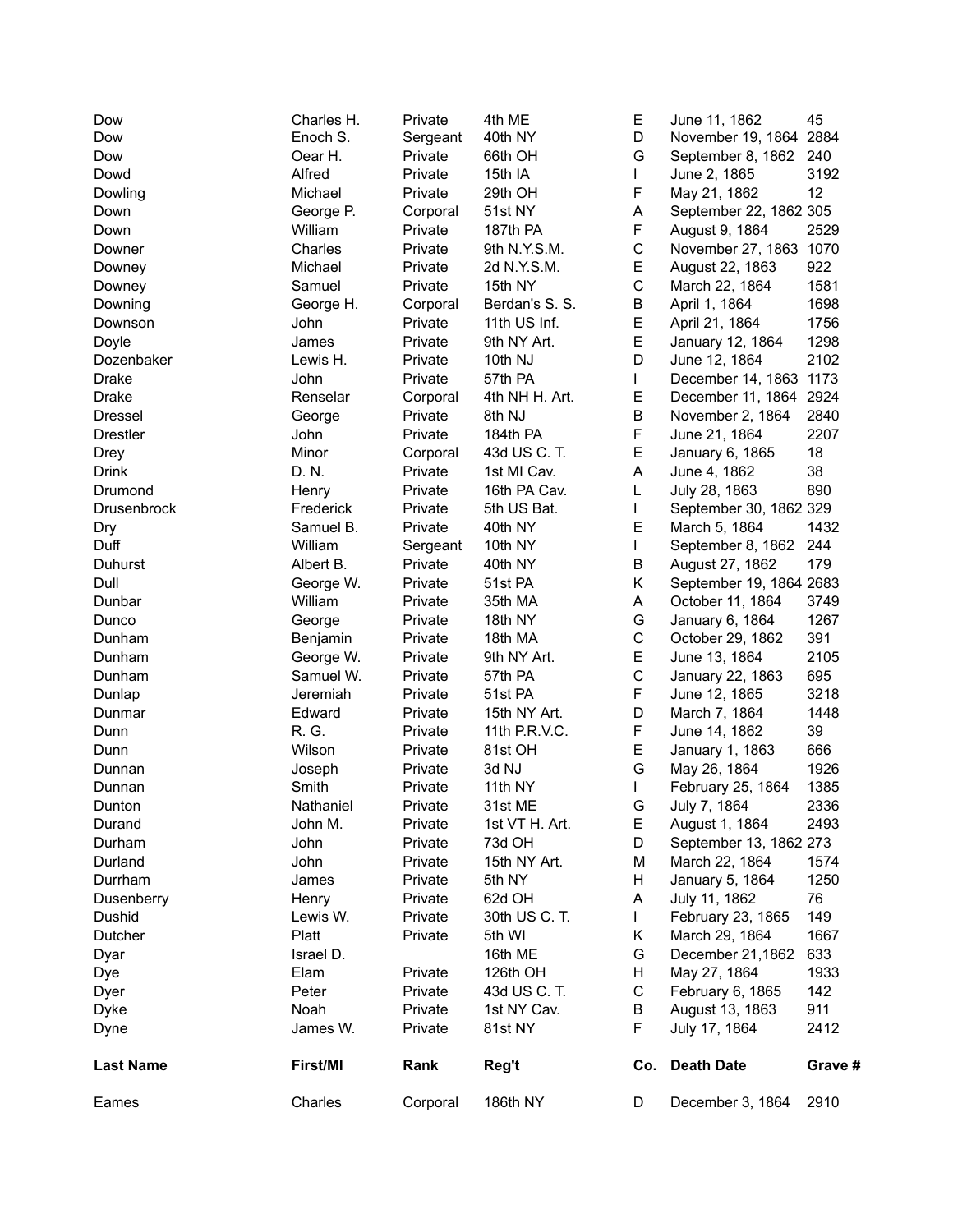| Dow | Charles H. | Private | 4th ME | E | June 11, 1862 | 45 |
|---|---|---|---|---|---|---|
| Dow | Enoch S. | Sergeant | 40th NY | D | November 19, 1864 | 2884 |
| Dow | Oear H. | Private | 66th OH | G | September 8, 1862 | 240 |
| Dowd | Alfred | Private | 15th IA | I | June 2, 1865 | 3192 |
| Dowling | Michael | Private | 29th OH | F | May 21, 1862 | 12 |
| Down | George P. | Corporal | 51st NY | A | September 22, 1862 | 305 |
| Down | William | Private | 187th PA | F | August 9, 1864 | 2529 |
| Downer | Charles | Private | 9th N.Y.S.M. | C | November 27, 1863 | 1070 |
| Downey | Michael | Private | 2d N.Y.S.M. | E | August 22, 1863 | 922 |
| Downey | Samuel | Private | 15th NY | C | March 22, 1864 | 1581 |
| Downing | George H. | Corporal | Berdan's S. S. | B | April 1, 1864 | 1698 |
| Downson | John | Private | 11th US Inf. | E | April 21, 1864 | 1756 |
| Doyle | James | Private | 9th NY Art. | E | January 12, 1864 | 1298 |
| Dozenbaker | Lewis H. | Private | 10th NJ | D | June 12, 1864 | 2102 |
| Drake | John | Private | 57th PA | I | December 14, 1863 | 1173 |
| Drake | Renselar | Corporal | 4th NH H. Art. | E | December 11, 1864 | 2924 |
| Dressel | George | Private | 8th NJ | B | November 2, 1864 | 2840 |
| Drestler | John | Private | 184th PA | F | June 21, 1864 | 2207 |
| Drey | Minor | Corporal | 43d US C. T. | E | January 6, 1865 | 18 |
| Drink | D. N. | Private | 1st MI Cav. | A | June 4, 1862 | 38 |
| Drumond | Henry | Private | 16th PA Cav. | L | July 28, 1863 | 890 |
| Drusenbrock | Frederick | Private | 5th US Bat. | I | September 30, 1862 | 329 |
| Dry | Samuel B. | Private | 40th NY | E | March 5, 1864 | 1432 |
| Duff | William | Sergeant | 10th NY | I | September 8, 1862 | 244 |
| Duhurst | Albert B. | Private | 40th NY | B | August 27, 1862 | 179 |
| Dull | George W. | Private | 51st PA | K | September 19, 1864 | 2683 |
| Dunbar | William | Private | 35th MA | A | October 11, 1864 | 3749 |
| Dunco | George | Private | 18th NY | G | January 6, 1864 | 1267 |
| Dunham | Benjamin | Private | 18th MA | C | October 29, 1862 | 391 |
| Dunham | George W. | Private | 9th NY Art. | E | June 13, 1864 | 2105 |
| Dunham | Samuel W. | Private | 57th PA | C | January 22, 1863 | 695 |
| Dunlap | Jeremiah | Private | 51st PA | F | June 12, 1865 | 3218 |
| Dunmar | Edward | Private | 15th NY Art. | D | March 7, 1864 | 1448 |
| Dunn | R. G. | Private | 11th P.R.V.C. | F | June 14, 1862 | 39 |
| Dunn | Wilson | Private | 81st OH | E | January 1, 1863 | 666 |
| Dunnan | Joseph | Private | 3d NJ | G | May 26, 1864 | 1926 |
| Dunnan | Smith | Private | 11th NY | I | February 25, 1864 | 1385 |
| Dunton | Nathaniel | Private | 31st ME | G | July 7, 1864 | 2336 |
| Durand | John M. | Private | 1st VT H. Art. | E | August 1, 1864 | 2493 |
| Durham | John | Private | 73d OH | D | September 13, 1862 | 273 |
| Durland | John | Private | 15th NY Art. | M | March 22, 1864 | 1574 |
| Durrham | James | Private | 5th NY | H | January 5, 1864 | 1250 |
| Dusenberry | Henry | Private | 62d OH | A | July 11, 1862 | 76 |
| Dushid | Lewis W. | Private | 30th US C. T. | I | February 23, 1865 | 149 |
| Dutcher | Platt | Private | 5th WI | K | March 29, 1864 | 1667 |
| Dyar | Israel D. | | 16th ME | G | December 21,1862 | 633 |
| Dye | Elam | Private | 126th OH | H | May 27, 1864 | 1933 |
| Dyer | Peter | Private | 43d US C. T. | C | February 6, 1865 | 142 |
| Dyke | Noah | Private | 1st NY Cav. | B | August 13, 1863 | 911 |
| Dyne | James W. | Private | 81st NY | F | July 17, 1864 | 2412 |

| **Last Name** | **First/MI** | **Rank** | **Reg't** | **Co.** | **Death Date** | **Grave #** |
|---|---|---|---|---|---|---|
| Eames | Charles | Corporal | 186th NY | D | December 3, 1864 | 2910 |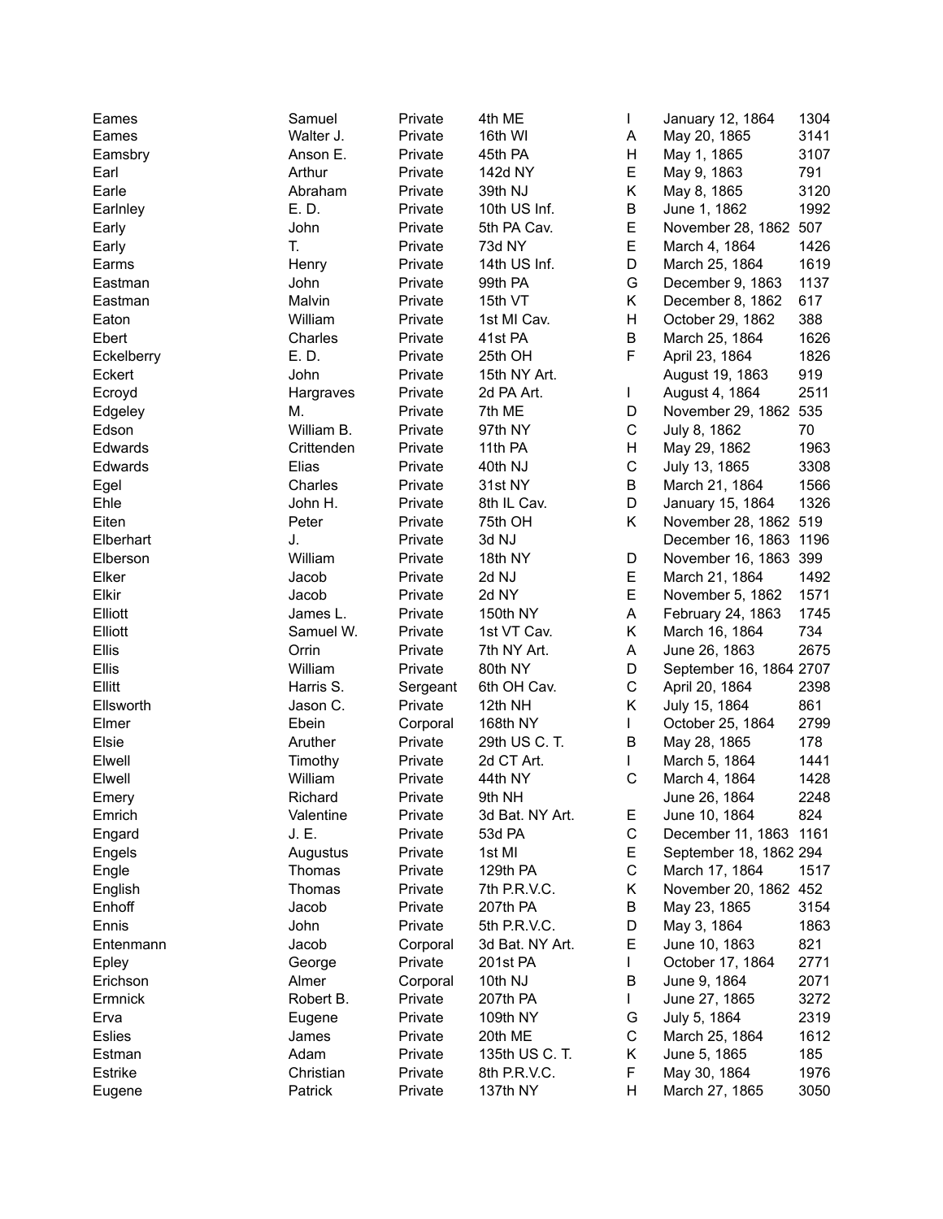| | | | | | | |
|---|---|---|---|---|---|---|
| Eames | Samuel | Private | 4th ME | I | January 12, 1864 | 1304 |
| Eames | Walter J. | Private | 16th WI | A | May 20, 1865 | 3141 |
| Eamsbry | Anson E. | Private | 45th PA | H | May 1, 1865 | 3107 |
| Earl | Arthur | Private | 142d NY | E | May 9, 1863 | 791 |
| Earle | Abraham | Private | 39th NJ | K | May 8, 1865 | 3120 |
| Earlnley | E. D. | Private | 10th US Inf. | B | June 1, 1862 | 1992 |
| Early | John | Private | 5th PA Cav. | E | November 28, 1862 | 507 |
| Early | T. | Private | 73d NY | E | March 4, 1864 | 1426 |
| Earms | Henry | Private | 14th US Inf. | D | March 25, 1864 | 1619 |
| Eastman | John | Private | 99th PA | G | December 9, 1863 | 1137 |
| Eastman | Malvin | Private | 15th VT | K | December 8, 1862 | 617 |
| Eaton | William | Private | 1st MI Cav. | H | October 29, 1862 | 388 |
| Ebert | Charles | Private | 41st PA | B | March 25, 1864 | 1626 |
| Eckelberry | E. D. | Private | 25th OH | F | April 23, 1864 | 1826 |
| Eckert | John | Private | 15th NY Art. | | August 19, 1863 | 919 |
| Ecroyd | Hargraves | Private | 2d PA Art. | I | August 4, 1864 | 2511 |
| Edgeley | M. | Private | 7th ME | D | November 29, 1862 | 535 |
| Edson | William B. | Private | 97th NY | C | July 8, 1862 | 70 |
| Edwards | Crittenden | Private | 11th PA | H | May 29, 1862 | 1963 |
| Edwards | Elias | Private | 40th NJ | C | July 13, 1865 | 3308 |
| Egel | Charles | Private | 31st NY | B | March 21, 1864 | 1566 |
| Ehle | John H. | Private | 8th IL Cav. | D | January 15, 1864 | 1326 |
| Eiten | Peter | Private | 75th OH | K | November 28, 1862 | 519 |
| Elberhart | J. | Private | 3d NJ | | December 16, 1863 | 1196 |
| Elberson | William | Private | 18th NY | D | November 16, 1863 | 399 |
| Elker | Jacob | Private | 2d NJ | E | March 21, 1864 | 1492 |
| Elkir | Jacob | Private | 2d NY | E | November 5, 1862 | 1571 |
| Elliott | James L. | Private | 150th NY | A | February 24, 1863 | 1745 |
| Elliott | Samuel W. | Private | 1st VT Cav. | K | March 16, 1864 | 734 |
| Ellis | Orrin | Private | 7th NY Art. | A | June 26, 1863 | 2675 |
| Ellis | William | Private | 80th NY | D | September 16, 1864 | 2707 |
| Ellitt | Harris S. | Sergeant | 6th OH Cav. | C | April 20, 1864 | 2398 |
| Ellsworth | Jason C. | Private | 12th NH | K | July 15, 1864 | 861 |
| Elmer | Ebein | Corporal | 168th NY | I | October 25, 1864 | 2799 |
| Elsie | Aruther | Private | 29th US C. T. | B | May 28, 1865 | 178 |
| Elwell | Timothy | Private | 2d CT Art. | I | March 5, 1864 | 1441 |
| Elwell | William | Private | 44th NY | C | March 4, 1864 | 1428 |
| Emery | Richard | Private | 9th NH | | June 26, 1864 | 2248 |
| Emrich | Valentine | Private | 3d Bat. NY Art. | E | June 10, 1864 | 824 |
| Engard | J. E. | Private | 53d PA | C | December 11, 1863 | 1161 |
| Engels | Augustus | Private | 1st MI | E | September 18, 1862 | 294 |
| Engle | Thomas | Private | 129th PA | C | March 17, 1864 | 1517 |
| English | Thomas | Private | 7th P.R.V.C. | K | November 20, 1862 | 452 |
| Enhoff | Jacob | Private | 207th PA | B | May 23, 1865 | 3154 |
| Ennis | John | Private | 5th P.R.V.C. | D | May 3, 1864 | 1863 |
| Entenmann | Jacob | Corporal | 3d Bat. NY Art. | E | June 10, 1863 | 821 |
| Epley | George | Private | 201st PA | I | October 17, 1864 | 2771 |
| Erichson | Almer | Corporal | 10th NJ | B | June 9, 1864 | 2071 |
| Ermnick | Robert B. | Private | 207th PA | I | June 27, 1865 | 3272 |
| Erva | Eugene | Private | 109th NY | G | July 5, 1864 | 2319 |
| Eslies | James | Private | 20th ME | C | March 25, 1864 | 1612 |
| Estman | Adam | Private | 135th US C. T. | K | June 5, 1865 | 185 |
| Estrike | Christian | Private | 8th P.R.V.C. | F | May 30, 1864 | 1976 |
| Eugene | Patrick | Private | 137th NY | H | March 27, 1865 | 3050 |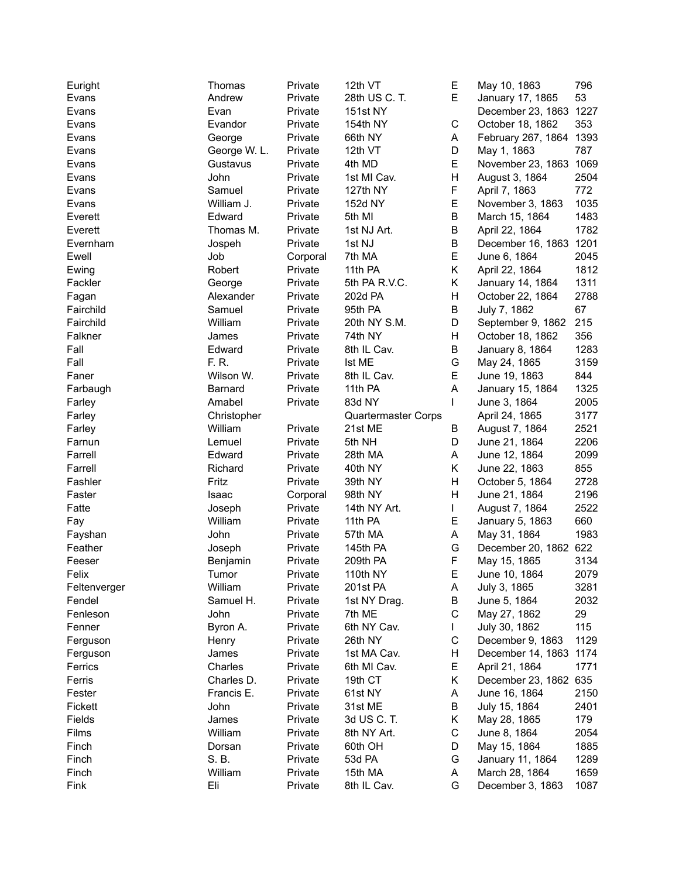| | | | | | | |
|---|---|---|---|---|---|---|
| Euright | Thomas | Private | 12th VT | E | May 10, 1863 | 796 |
| Evans | Andrew | Private | 28th US C. T. | E | January 17, 1865 | 53 |
| Evans | Evan | Private | 151st NY | | December 23, 1863 | 1227 |
| Evans | Evandor | Private | 154th NY | C | October 18, 1862 | 353 |
| Evans | George | Private | 66th NY | A | February 267, 1864 | 1393 |
| Evans | George W. L. | Private | 12th VT | D | May 1, 1863 | 787 |
| Evans | Gustavus | Private | 4th MD | E | November 23, 1863 | 1069 |
| Evans | John | Private | 1st MI Cav. | H | August 3, 1864 | 2504 |
| Evans | Samuel | Private | 127th NY | F | April 7, 1863 | 772 |
| Evans | William J. | Private | 152d NY | E | November 3, 1863 | 1035 |
| Everett | Edward | Private | 5th MI | B | March 15, 1864 | 1483 |
| Everett | Thomas M. | Private | 1st NJ Art. | B | April 22, 1864 | 1782 |
| Evernham | Jospeh | Private | 1st NJ | B | December 16, 1863 | 1201 |
| Ewell | Job | Corporal | 7th MA | E | June 6, 1864 | 2045 |
| Ewing | Robert | Private | 11th PA | K | April 22, 1864 | 1812 |
| Fackler | George | Private | 5th PA R.V.C. | K | January 14, 1864 | 1311 |
| Fagan | Alexander | Private | 202d PA | H | October 22, 1864 | 2788 |
| Fairchild | Samuel | Private | 95th PA | B | July 7, 1862 | 67 |
| Fairchild | William | Private | 20th NY S.M. | D | September 9, 1862 | 215 |
| Falkner | James | Private | 74th NY | H | October 18, 1862 | 356 |
| Fall | Edward | Private | 8th IL Cav. | B | January 8, 1864 | 1283 |
| Fall | F. R. | Private | Ist ME | G | May 24, 1865 | 3159 |
| Faner | Wilson W. | Private | 8th IL Cav. | E | June 19, 1863 | 844 |
| Farbaugh | Barnard | Private | 11th PA | A | January 15, 1864 | 1325 |
| Farley | Amabel | Private | 83d NY | I | June 3, 1864 | 2005 |
| Farley | Christopher | | Quartermaster Corps | | April 24, 1865 | 3177 |
| Farley | William | Private | 21st ME | B | August 7, 1864 | 2521 |
| Farnun | Lemuel | Private | 5th NH | D | June 21, 1864 | 2206 |
| Farrell | Edward | Private | 28th MA | A | June 12, 1864 | 2099 |
| Farrell | Richard | Private | 40th NY | K | June 22, 1863 | 855 |
| Fashler | Fritz | Private | 39th NY | H | October 5, 1864 | 2728 |
| Faster | Isaac | Corporal | 98th NY | H | June 21, 1864 | 2196 |
| Fatte | Joseph | Private | 14th NY Art. | I | August 7, 1864 | 2522 |
| Fay | William | Private | 11th PA | E | January 5, 1863 | 660 |
| Fayshan | John | Private | 57th MA | A | May 31, 1864 | 1983 |
| Feather | Joseph | Private | 145th PA | G | December 20, 1862 | 622 |
| Feeser | Benjamin | Private | 209th PA | F | May 15, 1865 | 3134 |
| Felix | Tumor | Private | 110th NY | E | June 10, 1864 | 2079 |
| Feltenverger | William | Private | 201st PA | A | July 3, 1865 | 3281 |
| Fendel | Samuel H. | Private | 1st NY Drag. | B | June 5, 1864 | 2032 |
| Fenleson | John | Private | 7th ME | C | May 27, 1862 | 29 |
| Fenner | Byron A. | Private | 6th NY Cav. | I | July 30, 1862 | 115 |
| Ferguson | Henry | Private | 26th NY | C | December 9, 1863 | 1129 |
| Ferguson | James | Private | 1st MA Cav. | H | December 14, 1863 | 1174 |
| Ferrics | Charles | Private | 6th MI Cav. | E | April 21, 1864 | 1771 |
| Ferris | Charles D. | Private | 19th CT | K | December 23, 1862 | 635 |
| Fester | Francis E. | Private | 61st NY | A | June 16, 1864 | 2150 |
| Fickett | John | Private | 31st ME | B | July 15, 1864 | 2401 |
| Fields | James | Private | 3d US C. T. | K | May 28, 1865 | 179 |
| Films | William | Private | 8th NY Art. | C | June 8, 1864 | 2054 |
| Finch | Dorsan | Private | 60th OH | D | May 15, 1864 | 1885 |
| Finch | S. B. | Private | 53d PA | G | January 11, 1864 | 1289 |
| Finch | William | Private | 15th MA | A | March 28, 1864 | 1659 |
| Fink | Eli | Private | 8th IL Cav. | G | December 3, 1863 | 1087 |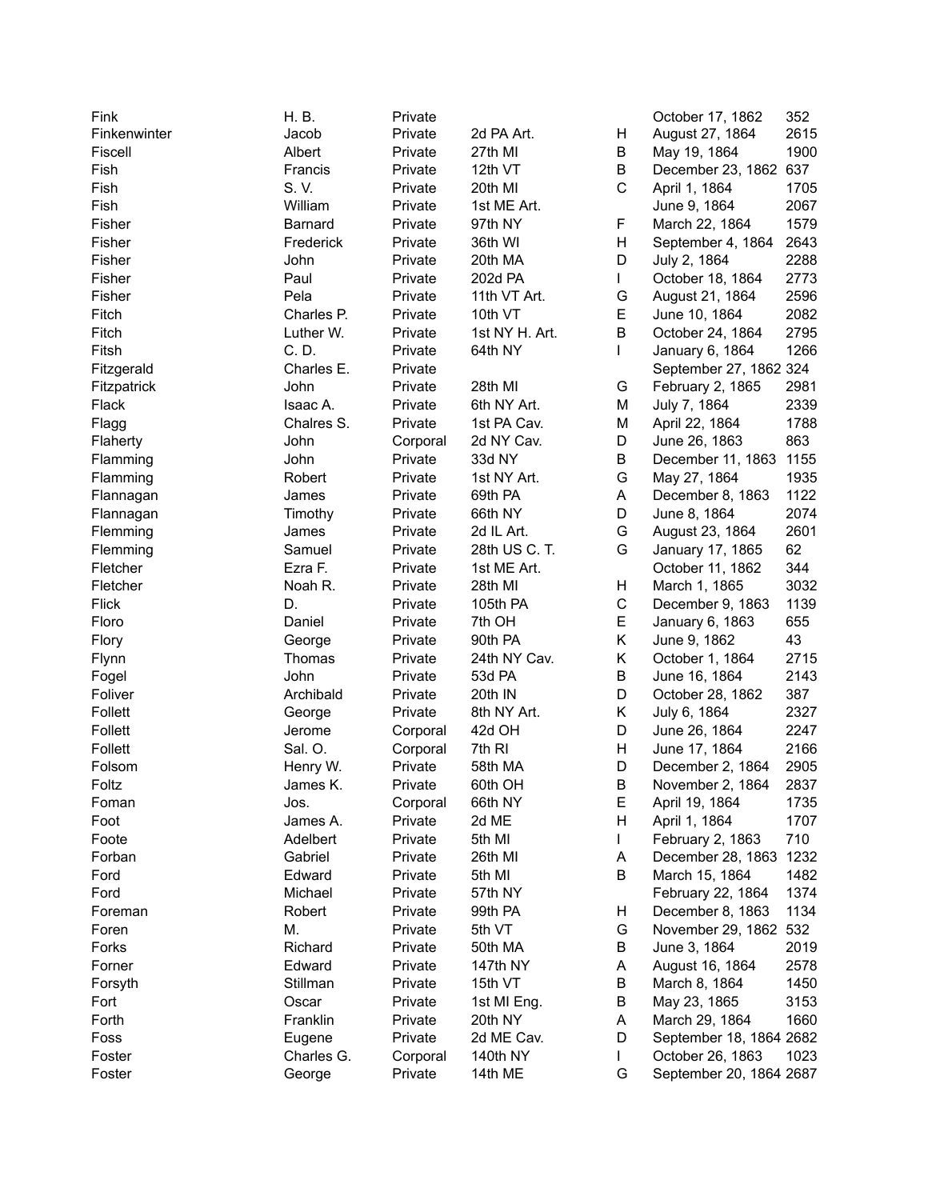| | | | | | | |
|---|---|---|---|---|---|---|
| Fink | H. B. | Private | | | October 17, 1862 | 352 |
| Finkenwinter | Jacob | Private | 2d PA Art. | H | August 27, 1864 | 2615 |
| Fiscell | Albert | Private | 27th MI | B | May 19, 1864 | 1900 |
| Fish | Francis | Private | 12th VT | B | December 23, 1862 | 637 |
| Fish | S. V. | Private | 20th MI | C | April 1, 1864 | 1705 |
| Fish | William | Private | 1st ME Art. | | June 9, 1864 | 2067 |
| Fisher | Barnard | Private | 97th NY | F | March 22, 1864 | 1579 |
| Fisher | Frederick | Private | 36th WI | H | September 4, 1864 | 2643 |
| Fisher | John | Private | 20th MA | D | July 2, 1864 | 2288 |
| Fisher | Paul | Private | 202d PA | I | October 18, 1864 | 2773 |
| Fisher | Pela | Private | 11th VT Art. | G | August 21, 1864 | 2596 |
| Fitch | Charles P. | Private | 10th VT | E | June 10, 1864 | 2082 |
| Fitch | Luther W. | Private | 1st NY H. Art. | B | October 24, 1864 | 2795 |
| Fitsh | C. D. | Private | 64th NY | I | January 6, 1864 | 1266 |
| Fitzgerald | Charles E. | Private | | | September 27, 1862 | 324 |
| Fitzpatrick | John | Private | 28th MI | G | February 2, 1865 | 2981 |
| Flack | Isaac A. | Private | 6th NY Art. | M | July 7, 1864 | 2339 |
| Flagg | Chalres S. | Private | 1st PA Cav. | M | April 22, 1864 | 1788 |
| Flaherty | John | Corporal | 2d NY Cav. | D | June 26, 1863 | 863 |
| Flamming | John | Private | 33d NY | B | December 11, 1863 | 1155 |
| Flamming | Robert | Private | 1st NY Art. | G | May 27, 1864 | 1935 |
| Flannagan | James | Private | 69th PA | A | December 8, 1863 | 1122 |
| Flannagan | Timothy | Private | 66th NY | D | June 8, 1864 | 2074 |
| Flemming | James | Private | 2d IL Art. | G | August 23, 1864 | 2601 |
| Flemming | Samuel | Private | 28th US C. T. | G | January 17, 1865 | 62 |
| Fletcher | Ezra F. | Private | 1st ME Art. | | October 11, 1862 | 344 |
| Fletcher | Noah R. | Private | 28th MI | H | March 1, 1865 | 3032 |
| Flick | D. | Private | 105th PA | C | December 9, 1863 | 1139 |
| Floro | Daniel | Private | 7th OH | E | January 6, 1863 | 655 |
| Flory | George | Private | 90th PA | K | June 9, 1862 | 43 |
| Flynn | Thomas | Private | 24th NY Cav. | K | October 1, 1864 | 2715 |
| Fogel | John | Private | 53d PA | B | June 16, 1864 | 2143 |
| Foliver | Archibald | Private | 20th IN | D | October 28, 1862 | 387 |
| Follett | George | Private | 8th NY Art. | K | July 6, 1864 | 2327 |
| Follett | Jerome | Corporal | 42d OH | D | June 26, 1864 | 2247 |
| Follett | Sal. O. | Corporal | 7th RI | H | June 17, 1864 | 2166 |
| Folsom | Henry W. | Private | 58th MA | D | December 2, 1864 | 2905 |
| Foltz | James K. | Private | 60th OH | B | November 2, 1864 | 2837 |
| Foman | Jos. | Corporal | 66th NY | E | April 19, 1864 | 1735 |
| Foot | James A. | Private | 2d ME | H | April 1, 1864 | 1707 |
| Foote | Adelbert | Private | 5th MI | I | February 2, 1863 | 710 |
| Forban | Gabriel | Private | 26th MI | A | December 28, 1863 | 1232 |
| Ford | Edward | Private | 5th MI | B | March 15, 1864 | 1482 |
| Ford | Michael | Private | 57th NY | | February 22, 1864 | 1374 |
| Foreman | Robert | Private | 99th PA | H | December 8, 1863 | 1134 |
| Foren | M. | Private | 5th VT | G | November 29, 1862 | 532 |
| Forks | Richard | Private | 50th MA | B | June 3, 1864 | 2019 |
| Forner | Edward | Private | 147th NY | A | August 16, 1864 | 2578 |
| Forsyth | Stillman | Private | 15th VT | B | March 8, 1864 | 1450 |
| Fort | Oscar | Private | 1st MI Eng. | B | May 23, 1865 | 3153 |
| Forth | Franklin | Private | 20th NY | A | March 29, 1864 | 1660 |
| Foss | Eugene | Private | 2d ME Cav. | D | September 18, 1864 | 2682 |
| Foster | Charles G. | Corporal | 140th NY | I | October 26, 1863 | 1023 |
| Foster | George | Private | 14th ME | G | September 20, 1864 | 2687 |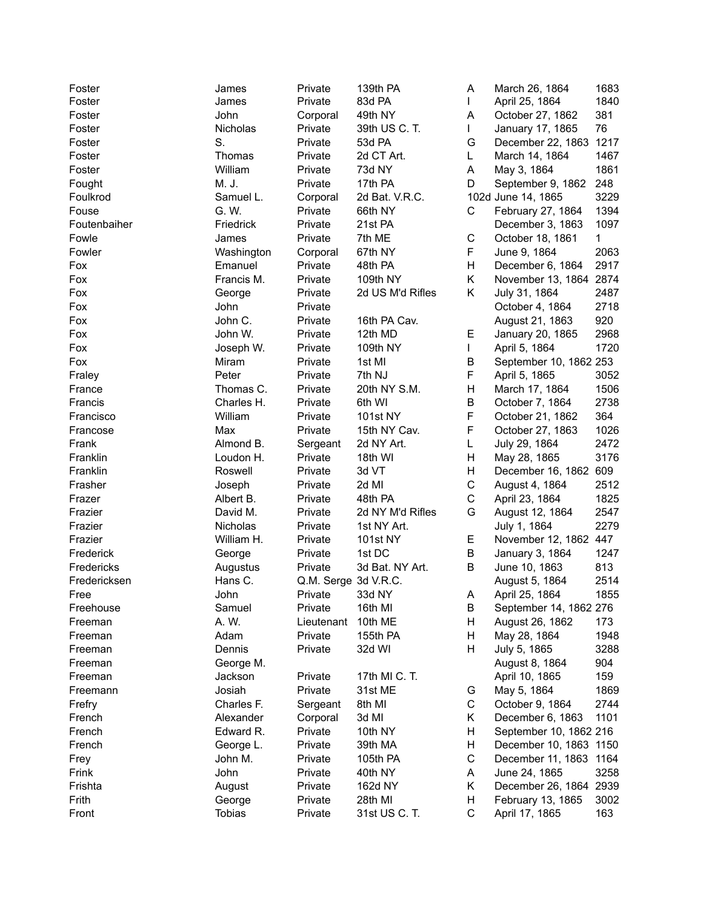| | | | | | | |
|---|---|---|---|---|---|---|
| Foster | James | Private | 139th PA | A | March 26, 1864 | 1683 |
| Foster | James | Private | 83d PA | I | April 25, 1864 | 1840 |
| Foster | John | Corporal | 49th NY | A | October 27, 1862 | 381 |
| Foster | Nicholas | Private | 39th US C. T. | I | January 17, 1865 | 76 |
| Foster | S. | Private | 53d PA | G | December 22, 1863 | 1217 |
| Foster | Thomas | Private | 2d CT Art. | L | March 14, 1864 | 1467 |
| Foster | William | Private | 73d NY | A | May 3, 1864 | 1861 |
| Fought | M. J. | Private | 17th PA | D | September 9, 1862 | 248 |
| Foulkrod | Samuel L. | Corporal | 2d Bat. V.R.C. | 102d | June 14, 1865 | 3229 |
| Fouse | G. W. | Private | 66th NY | C | February 27, 1864 | 1394 |
| Foutenbaiher | Friedrick | Private | 21st PA | | December 3, 1863 | 1097 |
| Fowle | James | Private | 7th ME | C | October 18, 1861 | 1 |
| Fowler | Washington | Corporal | 67th NY | F | June 9, 1864 | 2063 |
| Fox | Emanuel | Private | 48th PA | H | December 6, 1864 | 2917 |
| Fox | Francis M. | Private | 109th NY | K | November 13, 1864 | 2874 |
| Fox | George | Private | 2d US M'd Rifles | K | July 31, 1864 | 2487 |
| Fox | John | Private | | | October 4, 1864 | 2718 |
| Fox | John C. | Private | 16th PA Cav. | | August 21, 1863 | 920 |
| Fox | John W. | Private | 12th MD | E | January 20, 1865 | 2968 |
| Fox | Joseph W. | Private | 109th NY | I | April 5, 1864 | 1720 |
| Fox | Miram | Private | 1st MI | B | September 10, 1862 | 253 |
| Fraley | Peter | Private | 7th NJ | F | April 5, 1865 | 3052 |
| France | Thomas C. | Private | 20th NY S.M. | H | March 17, 1864 | 1506 |
| Francis | Charles H. | Private | 6th WI | B | October 7, 1864 | 2738 |
| Francisco | William | Private | 101st NY | F | October 21, 1862 | 364 |
| Francose | Max | Private | 15th NY Cav. | F | October 27, 1863 | 1026 |
| Frank | Almond B. | Sergeant | 2d NY Art. | L | July 29, 1864 | 2472 |
| Franklin | Loudon H. | Private | 18th WI | H | May 28, 1865 | 3176 |
| Franklin | Roswell | Private | 3d VT | H | December 16, 1862 | 609 |
| Frasher | Joseph | Private | 2d MI | C | August 4, 1864 | 2512 |
| Frazer | Albert B. | Private | 48th PA | C | April 23, 1864 | 1825 |
| Frazier | David M. | Private | 2d NY M'd Rifles | G | August 12, 1864 | 2547 |
| Frazier | Nicholas | Private | 1st NY Art. | | July 1, 1864 | 2279 |
| Frazier | William H. | Private | 101st NY | E | November 12, 1862 | 447 |
| Frederick | George | Private | 1st DC | B | January 3, 1864 | 1247 |
| Fredericks | Augustus | Private | 3d Bat. NY Art. | B | June 10, 1863 | 813 |
| Fredericksen | Hans C. | Q.M. Serge | 3d V.R.C. | | August 5, 1864 | 2514 |
| Free | John | Private | 33d NY | A | April 25, 1864 | 1855 |
| Freehouse | Samuel | Private | 16th MI | B | September 14, 1862 | 276 |
| Freeman | A. W. | Lieutenant | 10th ME | H | August 26, 1862 | 173 |
| Freeman | Adam | Private | 155th PA | H | May 28, 1864 | 1948 |
| Freeman | Dennis | Private | 32d WI | H | July 5, 1865 | 3288 |
| Freeman | George M. | | | | August 8, 1864 | 904 |
| Freeman | Jackson | Private | 17th MI C. T. | | April 10, 1865 | 159 |
| Freemann | Josiah | Private | 31st ME | G | May 5, 1864 | 1869 |
| Frefry | Charles F. | Sergeant | 8th MI | C | October 9, 1864 | 2744 |
| French | Alexander | Corporal | 3d MI | K | December 6, 1863 | 1101 |
| French | Edward R. | Private | 10th NY | H | September 10, 1862 | 216 |
| French | George L. | Private | 39th MA | H | December 10, 1863 | 1150 |
| Frey | John M. | Private | 105th PA | C | December 11, 1863 | 1164 |
| Frink | John | Private | 40th NY | A | June 24, 1865 | 3258 |
| Frishta | August | Private | 162d NY | K | December 26, 1864 | 2939 |
| Frith | George | Private | 28th MI | H | February 13, 1865 | 3002 |
| Front | Tobias | Private | 31st US C. T. | C | April 17, 1865 | 163 |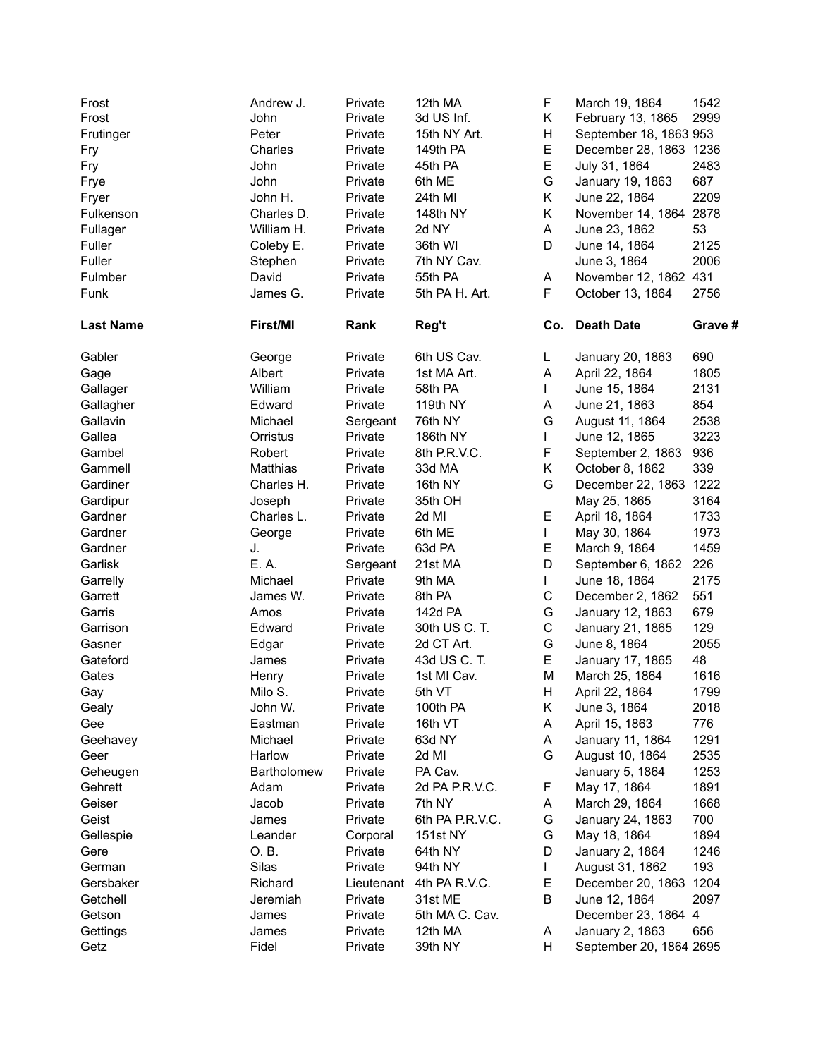| | | | | | | |
|---|---|---|---|---|---|---|
| Frost | Andrew J. | Private | 12th MA | F | March 19, 1864 | 1542 |
| Frost | John | Private | 3d US Inf. | K | February 13, 1865 | 2999 |
| Frutinger | Peter | Private | 15th NY Art. | H | September 18, 1863 | 953 |
| Fry | Charles | Private | 149th PA | E | December 28, 1863 | 1236 |
| Fry | John | Private | 45th PA | E | July 31, 1864 | 2483 |
| Frye | John | Private | 6th ME | G | January 19, 1863 | 687 |
| Fryer | John H. | Private | 24th MI | K | June 22, 1864 | 2209 |
| Fulkenson | Charles D. | Private | 148th NY | K | November 14, 1864 | 2878 |
| Fullager | William H. | Private | 2d NY | A | June 23, 1862 | 53 |
| Fuller | Coleby E. | Private | 36th WI | D | June 14, 1864 | 2125 |
| Fuller | Stephen | Private | 7th NY Cav. | | June 3, 1864 | 2006 |
| Fulmber | David | Private | 55th PA | A | November 12, 1862 | 431 |
| Funk | James G. | Private | 5th PA H. Art. | F | October 13, 1864 | 2756 |

| **Last Name** | **First/MI** | **Rank** | **Reg't** | **Co.** | **Death Date** | **Grave #** |
|---|---|---|---|---|---|---|
| Gabler | George | Private | 6th US Cav. | L | January 20, 1863 | 690 |
| Gage | Albert | Private | 1st MA Art. | A | April 22, 1864 | 1805 |
| Gallager | William | Private | 58th PA | I | June 15, 1864 | 2131 |
| Gallagher | Edward | Private | 119th NY | A | June 21, 1863 | 854 |
| Gallavin | Michael | Sergeant | 76th NY | G | August 11, 1864 | 2538 |
| Gallea | Orristus | Private | 186th NY | I | June 12, 1865 | 3223 |
| Gambel | Robert | Private | 8th P.R.V.C. | F | September 2, 1863 | 936 |
| Gammell | Matthias | Private | 33d MA | K | October 8, 1862 | 339 |
| Gardiner | Charles H. | Private | 16th NY | G | December 22, 1863 | 1222 |
| Gardipur | Joseph | Private | 35th OH | | May 25, 1865 | 3164 |
| Gardner | Charles L. | Private | 2d MI | E | April 18, 1864 | 1733 |
| Gardner | George | Private | 6th ME | I | May 30, 1864 | 1973 |
| Gardner | J. | Private | 63d PA | E | March 9, 1864 | 1459 |
| Garlisk | E. A. | Sergeant | 21st MA | D | September 6, 1862 | 226 |
| Garrelly | Michael | Private | 9th MA | I | June 18, 1864 | 2175 |
| Garrett | James W. | Private | 8th PA | C | December 2, 1862 | 551 |
| Garris | Amos | Private | 142d PA | G | January 12, 1863 | 679 |
| Garrison | Edward | Private | 30th US C. T. | C | January 21, 1865 | 129 |
| Gasner | Edgar | Private | 2d CT Art. | G | June 8, 1864 | 2055 |
| Gateford | James | Private | 43d US C. T. | E | January 17, 1865 | 48 |
| Gates | Henry | Private | 1st MI Cav. | M | March 25, 1864 | 1616 |
| Gay | Milo S. | Private | 5th VT | H | April 22, 1864 | 1799 |
| Gealy | John W. | Private | 100th PA | K | June 3, 1864 | 2018 |
| Gee | Eastman | Private | 16th VT | A | April 15, 1863 | 776 |
| Geehavey | Michael | Private | 63d NY | A | January 11, 1864 | 1291 |
| Geer | Harlow | Private | 2d MI | G | August 10, 1864 | 2535 |
| Geheugen | Bartholomew | Private | PA Cav. | | January 5, 1864 | 1253 |
| Gehrett | Adam | Private | 2d PA P.R.V.C. | F | May 17, 1864 | 1891 |
| Geiser | Jacob | Private | 7th NY | A | March 29, 1864 | 1668 |
| Geist | James | Private | 6th PA P.R.V.C. | G | January 24, 1863 | 700 |
| Gellespie | Leander | Corporal | 151st NY | G | May 18, 1864 | 1894 |
| Gere | O. B. | Private | 64th NY | D | January 2, 1864 | 1246 |
| German | Silas | Private | 94th NY | I | August 31, 1862 | 193 |
| Gersbaker | Richard | Lieutenant | 4th PA R.V.C. | E | December 20, 1863 | 1204 |
| Getchell | Jeremiah | Private | 31st ME | B | June 12, 1864 | 2097 |
| Getson | James | Private | 5th MA C. Cav. | | December 23, 1864 | 4 |
| Gettings | James | Private | 12th MA | A | January 2, 1863 | 656 |
| Getz | Fidel | Private | 39th NY | H | September 20, 1864 | 2695 |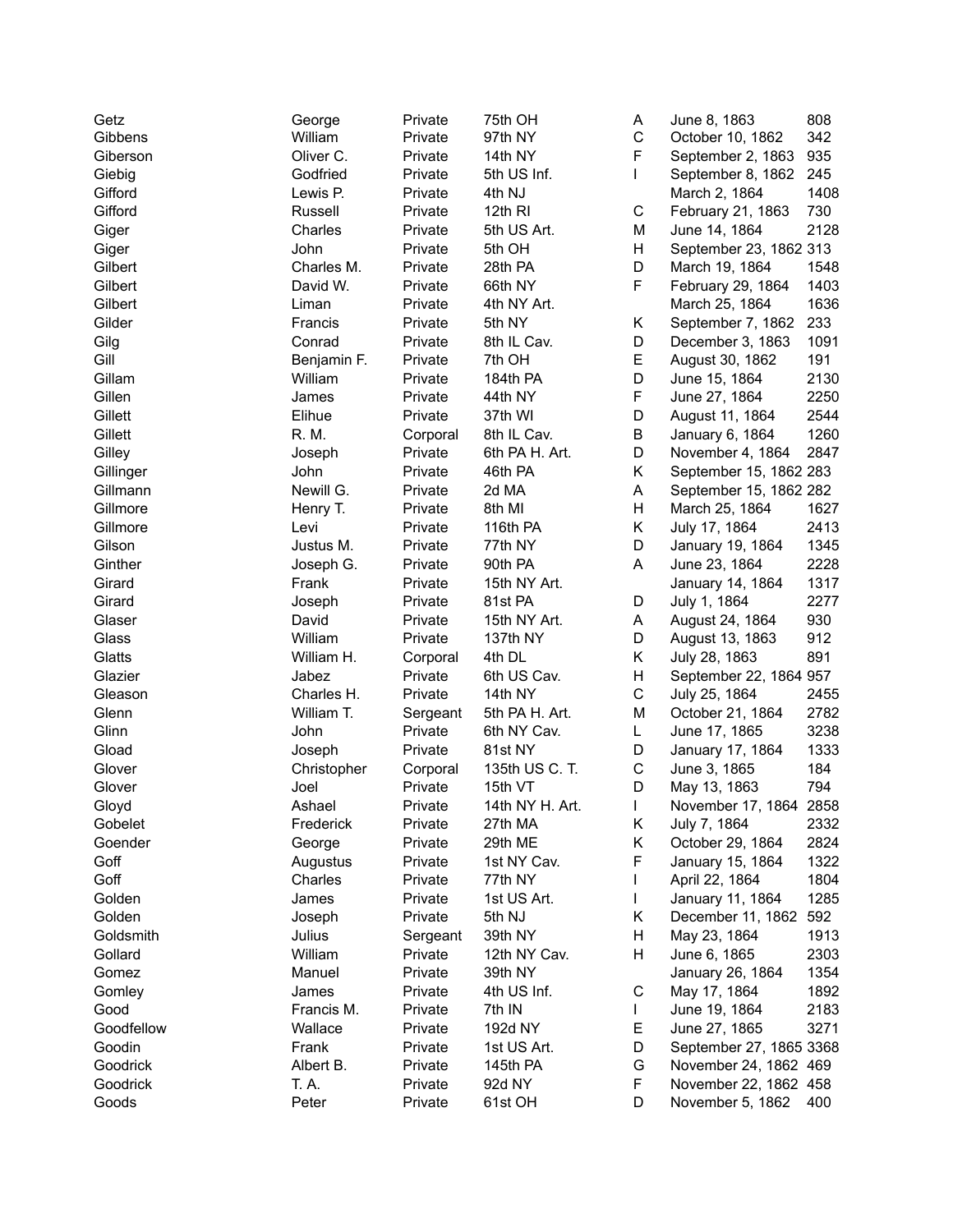| | | | | | | |
|---|---|---|---|---|---|---|
| Getz | George | Private | 75th OH | A | June 8, 1863 | 808 |
| Gibbens | William | Private | 97th NY | C | October 10, 1862 | 342 |
| Giberson | Oliver C. | Private | 14th NY | F | September 2, 1863 | 935 |
| Giebig | Godfried | Private | 5th US Inf. | I | September 8, 1862 | 245 |
| Gifford | Lewis P. | Private | 4th NJ | | March 2, 1864 | 1408 |
| Gifford | Russell | Private | 12th RI | C | February 21, 1863 | 730 |
| Giger | Charles | Private | 5th US Art. | M | June 14, 1864 | 2128 |
| Giger | John | Private | 5th OH | H | September 23, 1862 | 313 |
| Gilbert | Charles M. | Private | 28th PA | D | March 19, 1864 | 1548 |
| Gilbert | David W. | Private | 66th NY | F | February 29, 1864 | 1403 |
| Gilbert | Liman | Private | 4th NY Art. | | March 25, 1864 | 1636 |
| Gilder | Francis | Private | 5th NY | K | September 7, 1862 | 233 |
| Gilg | Conrad | Private | 8th IL Cav. | D | December 3, 1863 | 1091 |
| Gill | Benjamin F. | Private | 7th OH | E | August 30, 1862 | 191 |
| Gillam | William | Private | 184th PA | D | June 15, 1864 | 2130 |
| Gillen | James | Private | 44th NY | F | June 27, 1864 | 2250 |
| Gillett | Elihue | Private | 37th WI | D | August 11, 1864 | 2544 |
| Gillett | R. M. | Corporal | 8th IL Cav. | B | January 6, 1864 | 1260 |
| Gilley | Joseph | Private | 6th PA H. Art. | D | November 4, 1864 | 2847 |
| Gillinger | John | Private | 46th PA | K | September 15, 1862 | 283 |
| Gillmann | Newill G. | Private | 2d MA | A | September 15, 1862 | 282 |
| Gillmore | Henry T. | Private | 8th MI | H | March 25, 1864 | 1627 |
| Gillmore | Levi | Private | 116th PA | K | July 17, 1864 | 2413 |
| Gilson | Justus M. | Private | 77th NY | D | January 19, 1864 | 1345 |
| Ginther | Joseph G. | Private | 90th PA | A | June 23, 1864 | 2228 |
| Girard | Frank | Private | 15th NY Art. | | January 14, 1864 | 1317 |
| Girard | Joseph | Private | 81st PA | D | July 1, 1864 | 2277 |
| Glaser | David | Private | 15th NY Art. | A | August 24, 1864 | 930 |
| Glass | William | Private | 137th NY | D | August 13, 1863 | 912 |
| Glatts | William H. | Corporal | 4th DL | K | July 28, 1863 | 891 |
| Glazier | Jabez | Private | 6th US Cav. | H | September 22, 1864 | 957 |
| Gleason | Charles H. | Private | 14th NY | C | July 25, 1864 | 2455 |
| Glenn | William T. | Sergeant | 5th PA H. Art. | M | October 21, 1864 | 2782 |
| Glinn | John | Private | 6th NY Cav. | L | June 17, 1865 | 3238 |
| Gload | Joseph | Private | 81st NY | D | January 17, 1864 | 1333 |
| Glover | Christopher | Corporal | 135th US C. T. | C | June 3, 1865 | 184 |
| Glover | Joel | Private | 15th VT | D | May 13, 1863 | 794 |
| Gloyd | Ashael | Private | 14th NY H. Art. | I | November 17, 1864 | 2858 |
| Gobelet | Frederick | Private | 27th MA | K | July 7, 1864 | 2332 |
| Goender | George | Private | 29th ME | K | October 29, 1864 | 2824 |
| Goff | Augustus | Private | 1st NY Cav. | F | January 15, 1864 | 1322 |
| Goff | Charles | Private | 77th NY | I | April 22, 1864 | 1804 |
| Golden | James | Private | 1st US Art. | I | January 11, 1864 | 1285 |
| Golden | Joseph | Private | 5th NJ | K | December 11, 1862 | 592 |
| Goldsmith | Julius | Sergeant | 39th NY | H | May 23, 1864 | 1913 |
| Gollard | William | Private | 12th NY Cav. | H | June 6, 1865 | 2303 |
| Gomez | Manuel | Private | 39th NY | | January 26, 1864 | 1354 |
| Gomley | James | Private | 4th US Inf. | C | May 17, 1864 | 1892 |
| Good | Francis M. | Private | 7th IN | I | June 19, 1864 | 2183 |
| Goodfellow | Wallace | Private | 192d NY | E | June 27, 1865 | 3271 |
| Goodin | Frank | Private | 1st US Art. | D | September 27, 1865 | 3368 |
| Goodrick | Albert B. | Private | 145th PA | G | November 24, 1862 | 469 |
| Goodrick | T. A. | Private | 92d NY | F | November 22, 1862 | 458 |
| Goods | Peter | Private | 61st OH | D | November 5, 1862 | 400 |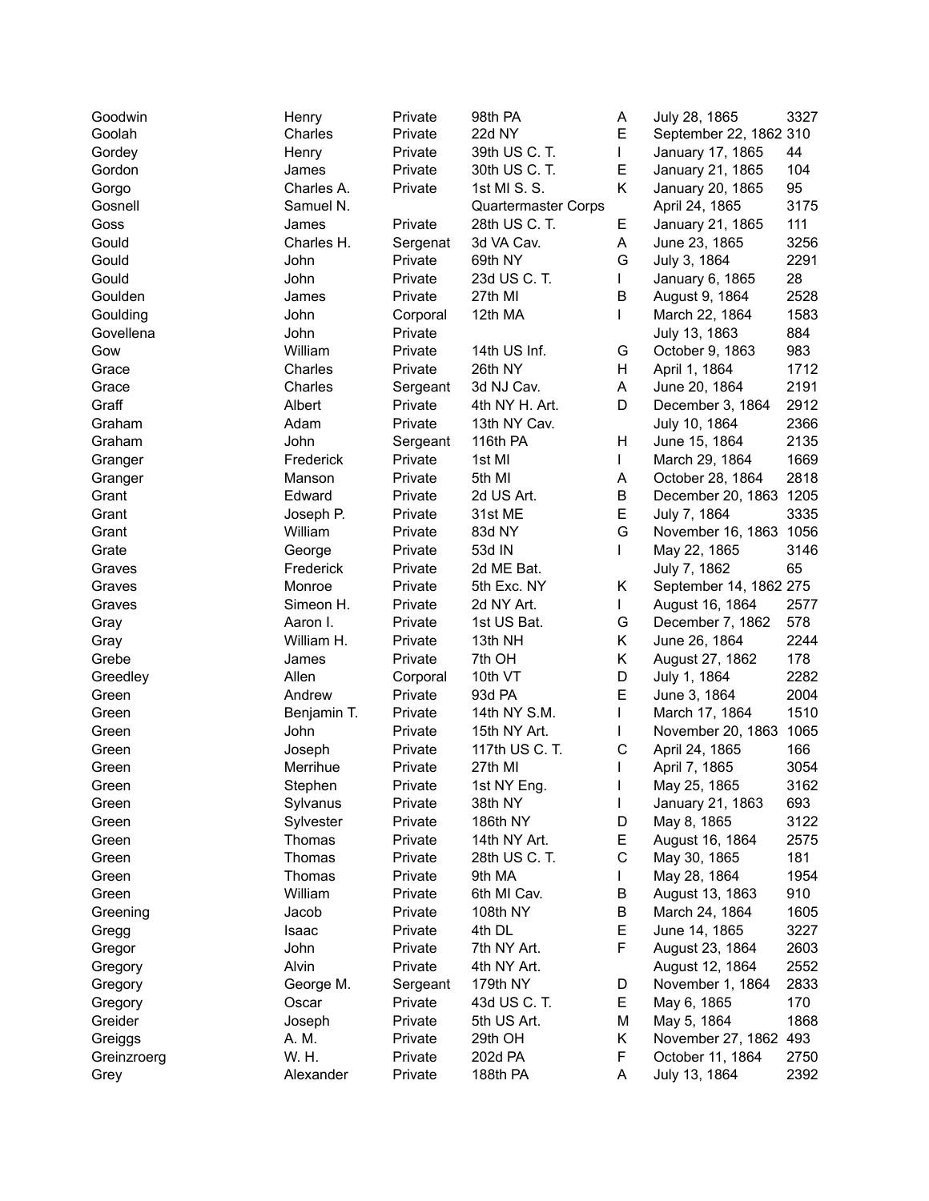| | | | | | | |
|---|---|---|---|---|---|---|
| Goodwin | Henry | Private | 98th PA | A | July 28, 1865 | 3327 |
| Goolah | Charles | Private | 22d NY | E | September 22, 1862 | 310 |
| Gordey | Henry | Private | 39th US C. T. | I | January 17, 1865 | 44 |
| Gordon | James | Private | 30th US C. T. | E | January 21, 1865 | 104 |
| Gorgo | Charles A. | Private | 1st MI S. S. | K | January 20, 1865 | 95 |
| Gosnell | Samuel N. | | Quartermaster Corps | | April 24, 1865 | 3175 |
| Goss | James | Private | 28th US C. T. | E | January 21, 1865 | 111 |
| Gould | Charles H. | Sergenat | 3d VA Cav. | A | June 23, 1865 | 3256 |
| Gould | John | Private | 69th NY | G | July 3, 1864 | 2291 |
| Gould | John | Private | 23d US C. T. | I | January 6, 1865 | 28 |
| Goulden | James | Private | 27th MI | B | August 9, 1864 | 2528 |
| Goulding | John | Corporal | 12th MA | I | March 22, 1864 | 1583 |
| Govellena | John | Private | | | July 13, 1863 | 884 |
| Gow | William | Private | 14th US Inf. | G | October 9, 1863 | 983 |
| Grace | Charles | Private | 26th NY | H | April 1, 1864 | 1712 |
| Grace | Charles | Sergeant | 3d NJ Cav. | A | June 20, 1864 | 2191 |
| Graff | Albert | Private | 4th NY H. Art. | D | December 3, 1864 | 2912 |
| Graham | Adam | Private | 13th NY Cav. | | July 10, 1864 | 2366 |
| Graham | John | Sergeant | 116th PA | H | June 15, 1864 | 2135 |
| Granger | Frederick | Private | 1st MI | I | March 29, 1864 | 1669 |
| Granger | Manson | Private | 5th MI | A | October 28, 1864 | 2818 |
| Grant | Edward | Private | 2d US Art. | B | December 20, 1863 | 1205 |
| Grant | Joseph P. | Private | 31st ME | E | July 7, 1864 | 3335 |
| Grant | William | Private | 83d NY | G | November 16, 1863 | 1056 |
| Grate | George | Private | 53d IN | I | May 22, 1865 | 3146 |
| Graves | Frederick | Private | 2d ME Bat. | | July 7, 1862 | 65 |
| Graves | Monroe | Private | 5th Exc. NY | K | September 14, 1862 | 275 |
| Graves | Simeon H. | Private | 2d NY Art. | I | August 16, 1864 | 2577 |
| Gray | Aaron I. | Private | 1st US Bat. | G | December 7, 1862 | 578 |
| Gray | William H. | Private | 13th NH | K | June 26, 1864 | 2244 |
| Grebe | James | Private | 7th OH | K | August 27, 1862 | 178 |
| Greedley | Allen | Corporal | 10th VT | D | July 1, 1864 | 2282 |
| Green | Andrew | Private | 93d PA | E | June 3, 1864 | 2004 |
| Green | Benjamin T. | Private | 14th NY S.M. | I | March 17, 1864 | 1510 |
| Green | John | Private | 15th NY Art. | I | November 20, 1863 | 1065 |
| Green | Joseph | Private | 117th US C. T. | C | April 24, 1865 | 166 |
| Green | Merrihue | Private | 27th MI | I | April 7, 1865 | 3054 |
| Green | Stephen | Private | 1st NY Eng. | I | May 25, 1865 | 3162 |
| Green | Sylvanus | Private | 38th NY | I | January 21, 1863 | 693 |
| Green | Sylvester | Private | 186th NY | D | May 8, 1865 | 3122 |
| Green | Thomas | Private | 14th NY Art. | E | August 16, 1864 | 2575 |
| Green | Thomas | Private | 28th US C. T. | C | May 30, 1865 | 181 |
| Green | Thomas | Private | 9th MA | I | May 28, 1864 | 1954 |
| Green | William | Private | 6th MI Cav. | B | August 13, 1863 | 910 |
| Greening | Jacob | Private | 108th NY | B | March 24, 1864 | 1605 |
| Gregg | Isaac | Private | 4th DL | E | June 14, 1865 | 3227 |
| Gregor | John | Private | 7th NY Art. | F | August 23, 1864 | 2603 |
| Gregory | Alvin | Private | 4th NY Art. | | August 12, 1864 | 2552 |
| Gregory | George M. | Sergeant | 179th NY | D | November 1, 1864 | 2833 |
| Gregory | Oscar | Private | 43d US C. T. | E | May 6, 1865 | 170 |
| Greider | Joseph | Private | 5th US Art. | M | May 5, 1864 | 1868 |
| Greiggs | A. M. | Private | 29th OH | K | November 27, 1862 | 493 |
| Greinzroerg | W. H. | Private | 202d PA | F | October 11, 1864 | 2750 |
| Grey | Alexander | Private | 188th PA | A | July 13, 1864 | 2392 |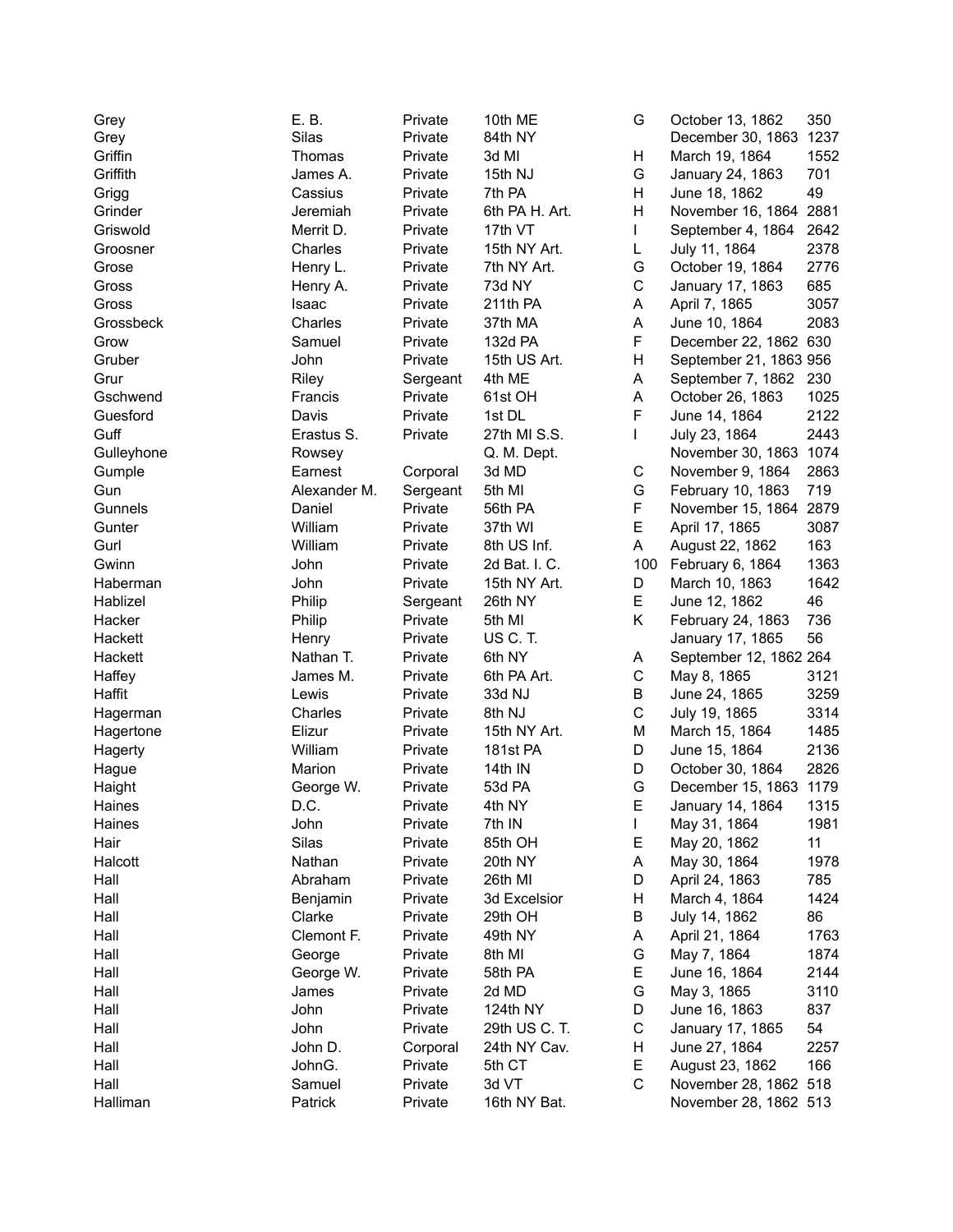| | | | | | | |
|---|---|---|---|---|---|---|
| Grey | E. B. | Private | 10th ME | G | October 13, 1862 | 350 |
| Grey | Silas | Private | 84th NY | | December 30, 1863 | 1237 |
| Griffin | Thomas | Private | 3d MI | H | March 19, 1864 | 1552 |
| Griffith | James A. | Private | 15th NJ | G | January 24, 1863 | 701 |
| Grigg | Cassius | Private | 7th PA | H | June 18, 1862 | 49 |
| Grinder | Jeremiah | Private | 6th PA H. Art. | H | November 16, 1864 | 2881 |
| Griswold | Merrit D. | Private | 17th VT | I | September 4, 1864 | 2642 |
| Groosner | Charles | Private | 15th NY Art. | L | July 11, 1864 | 2378 |
| Grose | Henry L. | Private | 7th NY Art. | G | October 19, 1864 | 2776 |
| Gross | Henry A. | Private | 73d NY | C | January 17, 1863 | 685 |
| Gross | Isaac | Private | 211th PA | A | April 7, 1865 | 3057 |
| Grossbeck | Charles | Private | 37th MA | A | June 10, 1864 | 2083 |
| Grow | Samuel | Private | 132d PA | F | December 22, 1862 | 630 |
| Gruber | John | Private | 15th US Art. | H | September 21, 1863 | 956 |
| Grur | Riley | Sergeant | 4th ME | A | September 7, 1862 | 230 |
| Gschwend | Francis | Private | 61st OH | A | October 26, 1863 | 1025 |
| Guesford | Davis | Private | 1st DL | F | June 14, 1864 | 2122 |
| Guff | Erastus S. | Private | 27th MI S.S. | I | July 23, 1864 | 2443 |
| Gulleyhone | Rowsey | | Q. M. Dept. | | November 30, 1863 | 1074 |
| Gumple | Earnest | Corporal | 3d MD | C | November 9, 1864 | 2863 |
| Gun | Alexander M. | Sergeant | 5th MI | G | February 10, 1863 | 719 |
| Gunnels | Daniel | Private | 56th PA | F | November 15, 1864 | 2879 |
| Gunter | William | Private | 37th WI | E | April 17, 1865 | 3087 |
| Gurl | William | Private | 8th US Inf. | A | August 22, 1862 | 163 |
| Gwinn | John | Private | 2d Bat. I. C. | 100 | February 6, 1864 | 1363 |
| Haberman | John | Private | 15th NY Art. | D | March 10, 1863 | 1642 |
| Hablizel | Philip | Sergeant | 26th NY | E | June 12, 1862 | 46 |
| Hacker | Philip | Private | 5th MI | K | February 24, 1863 | 736 |
| Hackett | Henry | Private | US C. T. | | January 17, 1865 | 56 |
| Hackett | Nathan T. | Private | 6th NY | A | September 12, 1862 | 264 |
| Haffey | James M. | Private | 6th PA Art. | C | May 8, 1865 | 3121 |
| Haffit | Lewis | Private | 33d NJ | B | June 24, 1865 | 3259 |
| Hagerman | Charles | Private | 8th NJ | C | July 19, 1865 | 3314 |
| Hagertone | Elizur | Private | 15th NY Art. | M | March 15, 1864 | 1485 |
| Hagerty | William | Private | 181st PA | D | June 15, 1864 | 2136 |
| Hague | Marion | Private | 14th IN | D | October 30, 1864 | 2826 |
| Haight | George W. | Private | 53d PA | G | December 15, 1863 | 1179 |
| Haines | D.C. | Private | 4th NY | E | January 14, 1864 | 1315 |
| Haines | John | Private | 7th IN | I | May 31, 1864 | 1981 |
| Hair | Silas | Private | 85th OH | E | May 20, 1862 | 11 |
| Halcott | Nathan | Private | 20th NY | A | May 30, 1864 | 1978 |
| Hall | Abraham | Private | 26th MI | D | April 24, 1863 | 785 |
| Hall | Benjamin | Private | 3d Excelsior | H | March 4, 1864 | 1424 |
| Hall | Clarke | Private | 29th OH | B | July 14, 1862 | 86 |
| Hall | Clemont F. | Private | 49th NY | A | April 21, 1864 | 1763 |
| Hall | George | Private | 8th MI | G | May 7, 1864 | 1874 |
| Hall | George W. | Private | 58th PA | E | June 16, 1864 | 2144 |
| Hall | James | Private | 2d MD | G | May 3, 1865 | 3110 |
| Hall | John | Private | 124th NY | D | June 16, 1863 | 837 |
| Hall | John | Private | 29th US C. T. | C | January 17, 1865 | 54 |
| Hall | John D. | Corporal | 24th NY Cav. | H | June 27, 1864 | 2257 |
| Hall | JohnG. | Private | 5th CT | E | August 23, 1862 | 166 |
| Hall | Samuel | Private | 3d VT | C | November 28, 1862 | 518 |
| Halliman | Patrick | Private | 16th NY Bat. | | November 28, 1862 | 513 |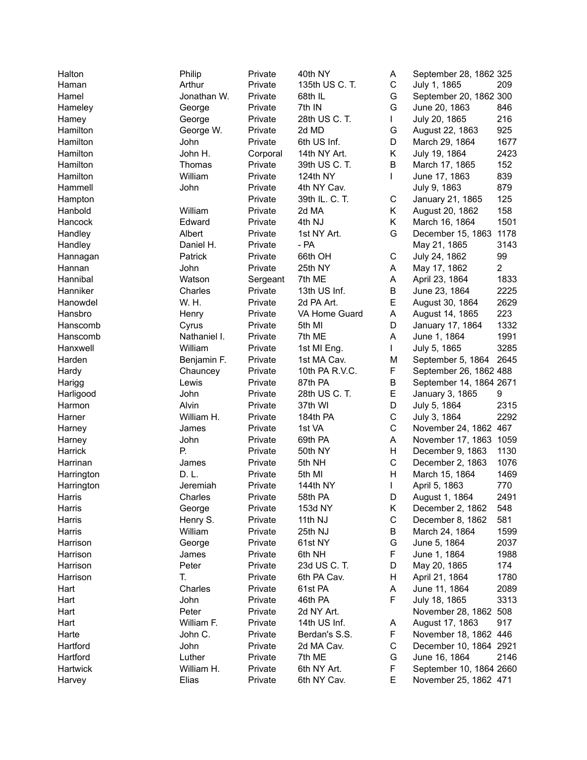| | | | | | | |
|---|---|---|---|---|---|---|
| Halton | Philip | Private | 40th NY | A | September 28, 1862 | 325 |
| Haman | Arthur | Private | 135th US C. T. | C | July 1, 1865 | 209 |
| Hamel | Jonathan W. | Private | 68th IL | G | September 20, 1862 | 300 |
| Hameley | George | Private | 7th IN | G | June 20, 1863 | 846 |
| Hamey | George | Private | 28th US C. T. | I | July 20, 1865 | 216 |
| Hamilton | George W. | Private | 2d MD | G | August 22, 1863 | 925 |
| Hamilton | John | Private | 6th US Inf. | D | March 29, 1864 | 1677 |
| Hamilton | John H. | Corporal | 14th NY Art. | K | July 19, 1864 | 2423 |
| Hamilton | Thomas | Private | 39th US C. T. | B | March 17, 1865 | 152 |
| Hamilton | William | Private | 124th NY | I | June 17, 1863 | 839 |
| Hammell | John | Private | 4th NY Cav. | | July 9, 1863 | 879 |
| Hampton | | Private | 39th IL. C. T. | C | January 21, 1865 | 125 |
| Hanbold | William | Private | 2d MA | K | August 20, 1862 | 158 |
| Hancock | Edward | Private | 4th NJ | K | March 16, 1864 | 1501 |
| Handley | Albert | Private | 1st NY Art. | G | December 15, 1863 | 1178 |
| Handley | Daniel H. | Private | - PA | | May 21, 1865 | 3143 |
| Hannagan | Patrick | Private | 66th OH | C | July 24, 1862 | 99 |
| Hannan | John | Private | 25th NY | A | May 17, 1862 | 2 |
| Hannibal | Watson | Sergeant | 7th ME | A | April 23, 1864 | 1833 |
| Hanniker | Charles | Private | 13th US Inf. | B | June 23, 1864 | 2225 |
| Hanowdel | W. H. | Private | 2d PA Art. | E | August 30, 1864 | 2629 |
| Hansbro | Henry | Private | VA Home Guard | A | August 14, 1865 | 223 |
| Hanscomb | Cyrus | Private | 5th MI | D | January 17, 1864 | 1332 |
| Hanscomb | Nathaniel I. | Private | 7th ME | A | June 1, 1864 | 1991 |
| Hanxwell | William | Private | 1st MI Eng. | I | July 5, 1865 | 3285 |
| Harden | Benjamin F. | Private | 1st MA Cav. | M | September 5, 1864 | 2645 |
| Hardy | Chauncey | Private | 10th PA R.V.C. | F | September 26, 1862 | 488 |
| Harigg | Lewis | Private | 87th PA | B | September 14, 1864 | 2671 |
| Harligood | John | Private | 28th US C. T. | E | January 3, 1865 | 9 |
| Harmon | Alvin | Private | 37th WI | D | July 5, 1864 | 2315 |
| Harner | William H. | Private | 184th PA | C | July 3, 1864 | 2292 |
| Harney | James | Private | 1st VA | C | November 24, 1862 | 467 |
| Harney | John | Private | 69th PA | A | November 17, 1863 | 1059 |
| Harrick | P. | Private | 50th NY | H | December 9, 1863 | 1130 |
| Harrinan | James | Private | 5th NH | C | December 2, 1863 | 1076 |
| Harrington | D. L. | Private | 5th MI | H | March 15, 1864 | 1469 |
| Harrington | Jeremiah | Private | 144th NY | I | April 5, 1863 | 770 |
| Harris | Charles | Private | 58th PA | D | August 1, 1864 | 2491 |
| Harris | George | Private | 153d NY | K | December 2, 1862 | 548 |
| Harris | Henry S. | Private | 11th NJ | C | December 8, 1862 | 581 |
| Harris | William | Private | 25th NJ | B | March 24, 1864 | 1599 |
| Harrison | George | Private | 61st NY | G | June 5, 1864 | 2037 |
| Harrison | James | Private | 6th NH | F | June 1, 1864 | 1988 |
| Harrison | Peter | Private | 23d US C. T. | D | May 20, 1865 | 174 |
| Harrison | T. | Private | 6th PA Cav. | H | April 21, 1864 | 1780 |
| Hart | Charles | Private | 61st PA | A | June 11, 1864 | 2089 |
| Hart | John | Private | 46th PA | F | July 18, 1865 | 3313 |
| Hart | Peter | Private | 2d NY Art. | | November 28, 1862 | 508 |
| Hart | William F. | Private | 14th US Inf. | A | August 17, 1863 | 917 |
| Harte | John C. | Private | Berdan's S.S. | F | November 18, 1862 | 446 |
| Hartford | John | Private | 2d MA Cav. | C | December 10, 1864 | 2921 |
| Hartford | Luther | Private | 7th ME | G | June 16, 1864 | 2146 |
| Hartwick | William H. | Private | 6th NY Art. | F | September 10, 1864 | 2660 |
| Harvey | Elias | Private | 6th NY Cav. | E | November 25, 1862 | 471 |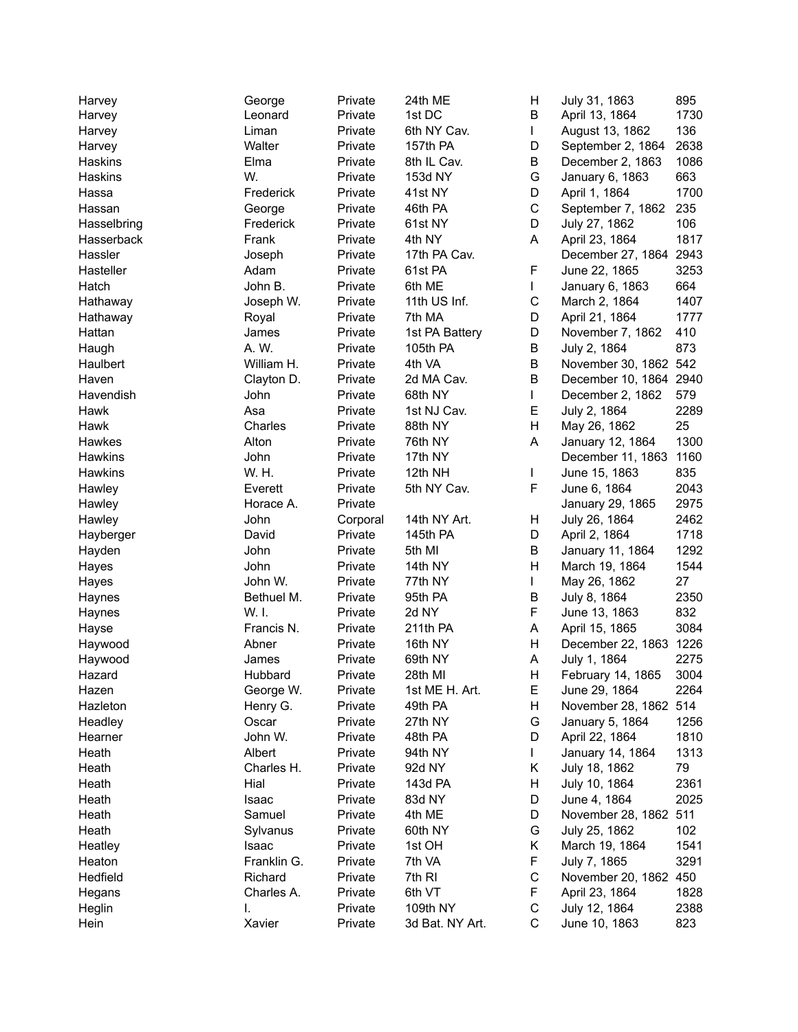| Harvey | George | Private | 24th ME | H | July 31, 1863 | 895 |
|---|---|---|---|---|---|---|
| Harvey | Leonard | Private | 1st DC | B | April 13, 1864 | 1730 |
| Harvey | Liman | Private | 6th NY Cav. | I | August 13, 1862 | 136 |
| Harvey | Walter | Private | 157th PA | D | September 2, 1864 | 2638 |
| Haskins | Elma | Private | 8th IL Cav. | B | December 2, 1863 | 1086 |
| Haskins | W. | Private | 153d NY | G | January 6, 1863 | 663 |
| Hassa | Frederick | Private | 41st NY | D | April 1, 1864 | 1700 |
| Hassan | George | Private | 46th PA | C | September 7, 1862 | 235 |
| Hasselbring | Frederick | Private | 61st NY | D | July 27, 1862 | 106 |
| Hasserback | Frank | Private | 4th NY | A | April 23, 1864 | 1817 |
| Hassler | Joseph | Private | 17th PA Cav. | | December 27, 1864 | 2943 |
| Hasteller | Adam | Private | 61st PA | F | June 22, 1865 | 3253 |
| Hatch | John B. | Private | 6th ME | I | January 6, 1863 | 664 |
| Hathaway | Joseph W. | Private | 11th US Inf. | C | March 2, 1864 | 1407 |
| Hathaway | Royal | Private | 7th MA | D | April 21, 1864 | 1777 |
| Hattan | James | Private | 1st PA Battery | D | November 7, 1862 | 410 |
| Haugh | A. W. | Private | 105th PA | B | July 2, 1864 | 873 |
| Haulbert | William H. | Private | 4th VA | B | November 30, 1862 | 542 |
| Haven | Clayton D. | Private | 2d MA Cav. | B | December 10, 1864 | 2940 |
| Havendish | John | Private | 68th NY | I | December 2, 1862 | 579 |
| Hawk | Asa | Private | 1st NJ Cav. | E | July 2, 1864 | 2289 |
| Hawk | Charles | Private | 88th NY | H | May 26, 1862 | 25 |
| Hawkes | Alton | Private | 76th NY | A | January 12, 1864 | 1300 |
| Hawkins | John | Private | 17th NY | | December 11, 1863 | 1160 |
| Hawkins | W. H. | Private | 12th NH | I | June 15, 1863 | 835 |
| Hawley | Everett | Private | 5th NY Cav. | F | June 6, 1864 | 2043 |
| Hawley | Horace A. | Private | | | January 29, 1865 | 2975 |
| Hawley | John | Corporal | 14th NY Art. | H | July 26, 1864 | 2462 |
| Hayberger | David | Private | 145th PA | D | April 2, 1864 | 1718 |
| Hayden | John | Private | 5th MI | B | January 11, 1864 | 1292 |
| Hayes | John | Private | 14th NY | H | March 19, 1864 | 1544 |
| Hayes | John W. | Private | 77th NY | I | May 26, 1862 | 27 |
| Haynes | Bethuel M. | Private | 95th PA | B | July 8, 1864 | 2350 |
| Haynes | W. I. | Private | 2d NY | F | June 13, 1863 | 832 |
| Hayse | Francis N. | Private | 211th PA | A | April 15, 1865 | 3084 |
| Haywood | Abner | Private | 16th NY | H | December 22, 1863 | 1226 |
| Haywood | James | Private | 69th NY | A | July 1, 1864 | 2275 |
| Hazard | Hubbard | Private | 28th MI | H | February 14, 1865 | 3004 |
| Hazen | George W. | Private | 1st ME H. Art. | E | June 29, 1864 | 2264 |
| Hazleton | Henry G. | Private | 49th PA | H | November 28, 1862 | 514 |
| Headley | Oscar | Private | 27th NY | G | January 5, 1864 | 1256 |
| Hearner | John W. | Private | 48th PA | D | April 22, 1864 | 1810 |
| Heath | Albert | Private | 94th NY | I | January 14, 1864 | 1313 |
| Heath | Charles H. | Private | 92d NY | K | July 18, 1862 | 79 |
| Heath | Hial | Private | 143d PA | H | July 10, 1864 | 2361 |
| Heath | Isaac | Private | 83d NY | D | June 4, 1864 | 2025 |
| Heath | Samuel | Private | 4th ME | D | November 28, 1862 | 511 |
| Heath | Sylvanus | Private | 60th NY | G | July 25, 1862 | 102 |
| Heatley | Isaac | Private | 1st OH | K | March 19, 1864 | 1541 |
| Heaton | Franklin G. | Private | 7th VA | F | July 7, 1865 | 3291 |
| Hedfield | Richard | Private | 7th RI | C | November 20, 1862 | 450 |
| Hegans | Charles A. | Private | 6th VT | F | April 23, 1864 | 1828 |
| Heglin | I. | Private | 109th NY | C | July 12, 1864 | 2388 |
| Hein | Xavier | Private | 3d Bat. NY Art. | C | June 10, 1863 | 823 |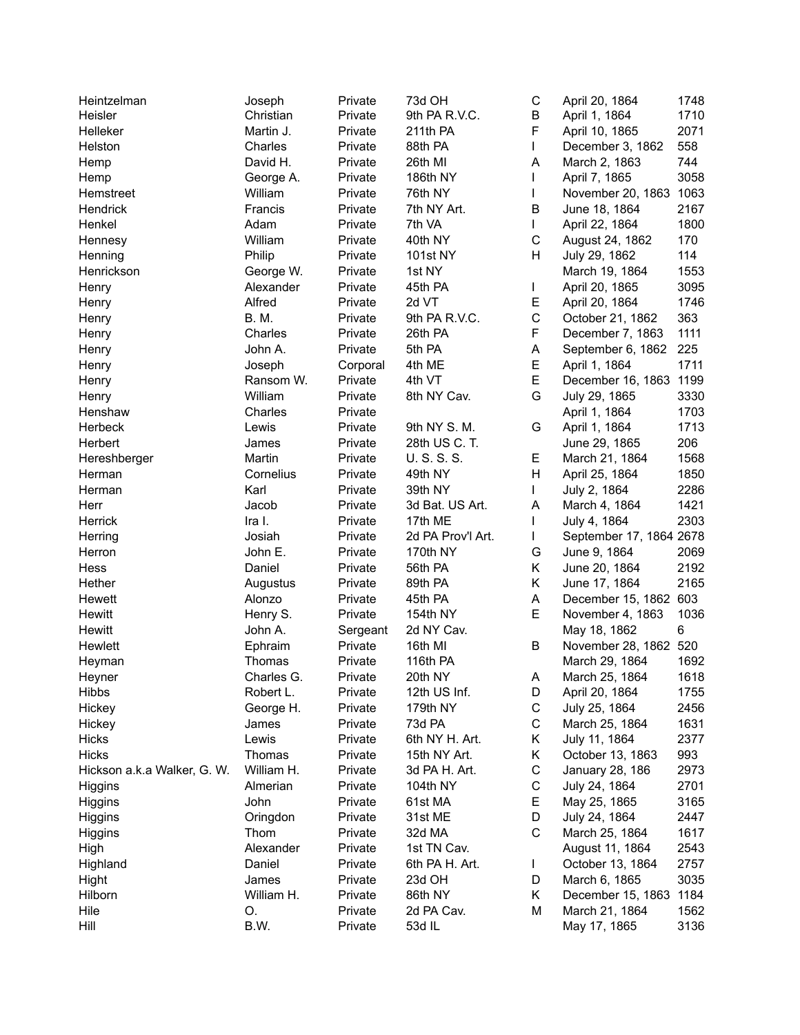| | | | | | | |
|---|---|---|---|---|---|---|
| Heintzelman | Joseph | Private | 73d OH | C | April 20, 1864 | 1748 |
| Heisler | Christian | Private | 9th PA R.V.C. | B | April 1, 1864 | 1710 |
| Helleker | Martin J. | Private | 211th PA | F | April 10, 1865 | 2071 |
| Helston | Charles | Private | 88th PA | I | December 3, 1862 | 558 |
| Hemp | David H. | Private | 26th MI | A | March 2, 1863 | 744 |
| Hemp | George A. | Private | 186th NY | I | April 7, 1865 | 3058 |
| Hemstreet | William | Private | 76th NY | I | November 20, 1863 | 1063 |
| Hendrick | Francis | Private | 7th NY Art. | B | June 18, 1864 | 2167 |
| Henkel | Adam | Private | 7th VA | I | April 22, 1864 | 1800 |
| Hennesy | William | Private | 40th NY | C | August 24, 1862 | 170 |
| Henning | Philip | Private | 101st NY | H | July 29, 1862 | 114 |
| Henrickson | George W. | Private | 1st NY | | March 19, 1864 | 1553 |
| Henry | Alexander | Private | 45th PA | I | April 20, 1865 | 3095 |
| Henry | Alfred | Private | 2d VT | E | April 20, 1864 | 1746 |
| Henry | B. M. | Private | 9th PA R.V.C. | C | October 21, 1862 | 363 |
| Henry | Charles | Private | 26th PA | F | December 7, 1863 | 1111 |
| Henry | John A. | Private | 5th PA | A | September 6, 1862 | 225 |
| Henry | Joseph | Corporal | 4th ME | E | April 1, 1864 | 1711 |
| Henry | Ransom W. | Private | 4th VT | E | December 16, 1863 | 1199 |
| Henry | William | Private | 8th NY Cav. | G | July 29, 1865 | 3330 |
| Henshaw | Charles | Private | | | April 1, 1864 | 1703 |
| Herbeck | Lewis | Private | 9th NY S. M. | G | April 1, 1864 | 1713 |
| Herbert | James | Private | 28th US C. T. | | June 29, 1865 | 206 |
| Hereshberger | Martin | Private | U. S. S. S. | E | March 21, 1864 | 1568 |
| Herman | Cornelius | Private | 49th NY | H | April 25, 1864 | 1850 |
| Herman | Karl | Private | 39th NY | I | July 2, 1864 | 2286 |
| Herr | Jacob | Private | 3d Bat. US Art. | A | March 4, 1864 | 1421 |
| Herrick | Ira I. | Private | 17th ME | I | July 4, 1864 | 2303 |
| Herring | Josiah | Private | 2d PA Prov'l Art. | I | September 17, 1864 | 2678 |
| Herron | John E. | Private | 170th NY | G | June 9, 1864 | 2069 |
| Hess | Daniel | Private | 56th PA | K | June 20, 1864 | 2192 |
| Hether | Augustus | Private | 89th PA | K | June 17, 1864 | 2165 |
| Hewett | Alonzo | Private | 45th PA | A | December 15, 1862 | 603 |
| Hewitt | Henry S. | Private | 154th NY | E | November 4, 1863 | 1036 |
| Hewitt | John A. | Sergeant | 2d NY Cav. | | May 18, 1862 | 6 |
| Hewlett | Ephraim | Private | 16th MI | B | November 28, 1862 | 520 |
| Heyman | Thomas | Private | 116th PA | | March 29, 1864 | 1692 |
| Heyner | Charles G. | Private | 20th NY | A | March 25, 1864 | 1618 |
| Hibbs | Robert L. | Private | 12th US Inf. | D | April 20, 1864 | 1755 |
| Hickey | George H. | Private | 179th NY | C | July 25, 1864 | 2456 |
| Hickey | James | Private | 73d PA | C | March 25, 1864 | 1631 |
| Hicks | Lewis | Private | 6th NY H. Art. | K | July 11, 1864 | 2377 |
| Hicks | Thomas | Private | 15th NY Art. | K | October 13, 1863 | 993 |
| Hickson a.k.a Walker, G. W. | William H. | Private | 3d PA H. Art. | C | January 28, 186 | 2973 |
| Higgins | Almerian | Private | 104th NY | C | July 24, 1864 | 2701 |
| Higgins | John | Private | 61st MA | E | May 25, 1865 | 3165 |
| Higgins | Oringdon | Private | 31st ME | D | July 24, 1864 | 2447 |
| Higgins | Thom | Private | 32d MA | C | March 25, 1864 | 1617 |
| High | Alexander | Private | 1st TN Cav. | | August 11, 1864 | 2543 |
| Highland | Daniel | Private | 6th PA H. Art. | I | October 13, 1864 | 2757 |
| Hight | James | Private | 23d OH | D | March 6, 1865 | 3035 |
| Hilborn | William H. | Private | 86th NY | K | December 15, 1863 | 1184 |
| Hile | O. | Private | 2d PA Cav. | M | March 21, 1864 | 1562 |
| Hill | B.W. | Private | 53d IL | | May 17, 1865 | 3136 |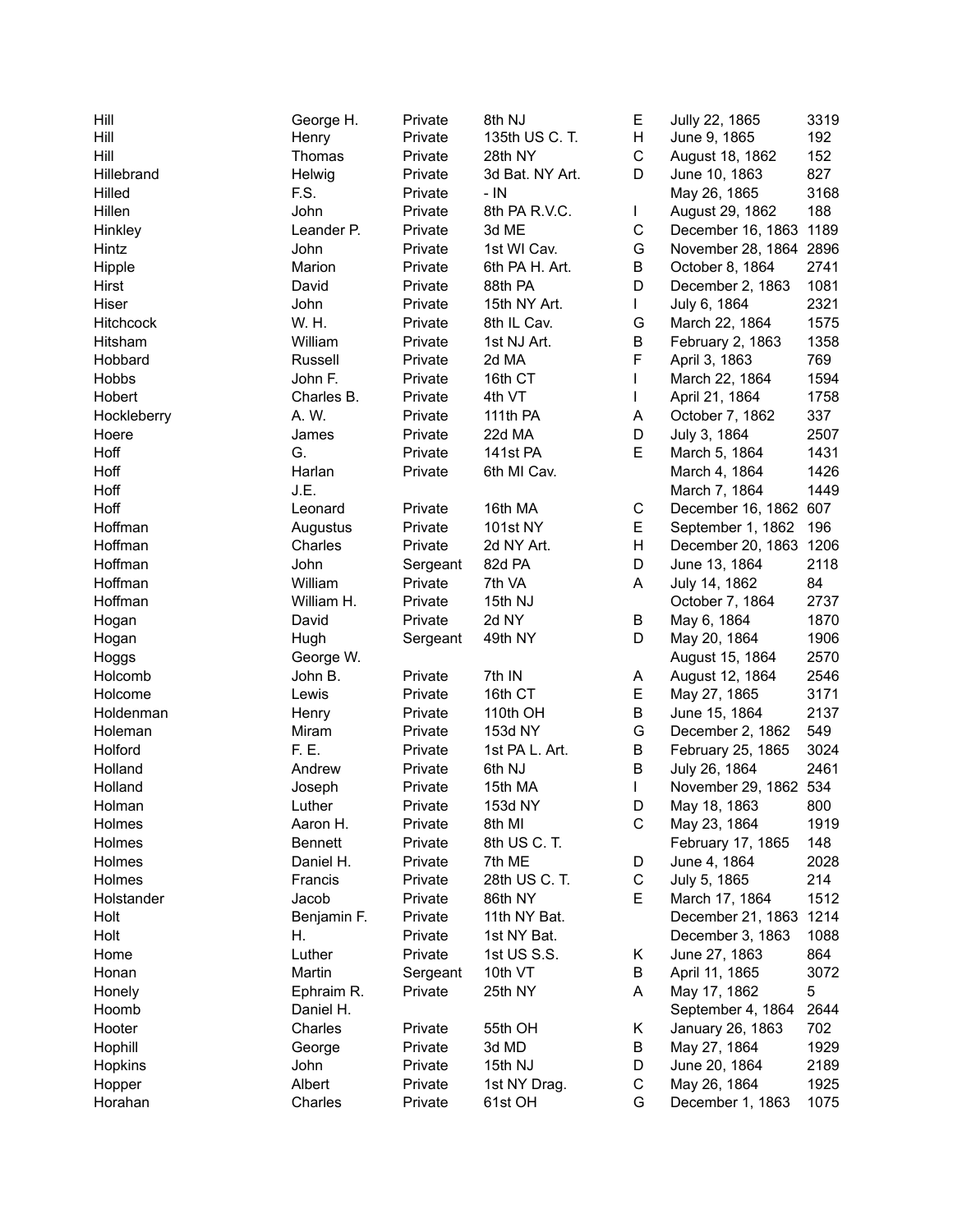| | | | | | | |
|---|---|---|---|---|---|---|
| Hill | George H. | Private | 8th NJ | E | Jully 22, 1865 | 3319 |
| Hill | Henry | Private | 135th US C. T. | H | June 9, 1865 | 192 |
| Hill | Thomas | Private | 28th NY | C | August 18, 1862 | 152 |
| Hillebrand | Helwig | Private | 3d Bat. NY Art. | D | June 10, 1863 | 827 |
| Hilled | F.S. | Private | - IN | | May 26, 1865 | 3168 |
| Hillen | John | Private | 8th PA R.V.C. | I | August 29, 1862 | 188 |
| Hinkley | Leander P. | Private | 3d ME | C | December 16, 1863 | 1189 |
| Hintz | John | Private | 1st WI Cav. | G | November 28, 1864 | 2896 |
| Hipple | Marion | Private | 6th PA H. Art. | B | October 8, 1864 | 2741 |
| Hirst | David | Private | 88th PA | D | December 2, 1863 | 1081 |
| Hiser | John | Private | 15th NY Art. | I | July 6, 1864 | 2321 |
| Hitchcock | W. H. | Private | 8th IL Cav. | G | March 22, 1864 | 1575 |
| Hitsham | William | Private | 1st NJ Art. | B | February 2, 1863 | 1358 |
| Hobbard | Russell | Private | 2d MA | F | April 3, 1863 | 769 |
| Hobbs | John F. | Private | 16th CT | I | March 22, 1864 | 1594 |
| Hobert | Charles B. | Private | 4th VT | I | April 21, 1864 | 1758 |
| Hockleberry | A. W. | Private | 111th PA | A | October 7, 1862 | 337 |
| Hoere | James | Private | 22d MA | D | July 3, 1864 | 2507 |
| Hoff | G. | Private | 141st PA | E | March 5, 1864 | 1431 |
| Hoff | Harlan | Private | 6th MI Cav. | | March 4, 1864 | 1426 |
| Hoff | J.E. | | | | March 7, 1864 | 1449 |
| Hoff | Leonard | Private | 16th MA | C | December 16, 1862 | 607 |
| Hoffman | Augustus | Private | 101st NY | E | September 1, 1862 | 196 |
| Hoffman | Charles | Private | 2d NY Art. | H | December 20, 1863 | 1206 |
| Hoffman | John | Sergeant | 82d PA | D | June 13, 1864 | 2118 |
| Hoffman | William | Private | 7th VA | A | July 14, 1862 | 84 |
| Hoffman | William H. | Private | 15th NJ | | October 7, 1864 | 2737 |
| Hogan | David | Private | 2d NY | B | May 6, 1864 | 1870 |
| Hogan | Hugh | Sergeant | 49th NY | D | May 20, 1864 | 1906 |
| Hoggs | George W. | | | | August 15, 1864 | 2570 |
| Holcomb | John B. | Private | 7th IN | A | August 12, 1864 | 2546 |
| Holcome | Lewis | Private | 16th CT | E | May 27, 1865 | 3171 |
| Holdenman | Henry | Private | 110th OH | B | June 15, 1864 | 2137 |
| Holeman | Miram | Private | 153d NY | G | December 2, 1862 | 549 |
| Holford | F. E. | Private | 1st PA L. Art. | B | February 25, 1865 | 3024 |
| Holland | Andrew | Private | 6th NJ | B | July 26, 1864 | 2461 |
| Holland | Joseph | Private | 15th MA | I | November 29, 1862 | 534 |
| Holman | Luther | Private | 153d NY | D | May 18, 1863 | 800 |
| Holmes | Aaron H. | Private | 8th MI | C | May 23, 1864 | 1919 |
| Holmes | Bennett | Private | 8th US C. T. | | February 17, 1865 | 148 |
| Holmes | Daniel H. | Private | 7th ME | D | June 4, 1864 | 2028 |
| Holmes | Francis | Private | 28th US C. T. | C | July 5, 1865 | 214 |
| Holstander | Jacob | Private | 86th NY | E | March 17, 1864 | 1512 |
| Holt | Benjamin F. | Private | 11th NY Bat. | | December 21, 1863 | 1214 |
| Holt | H. | Private | 1st NY Bat. | | December 3, 1863 | 1088 |
| Home | Luther | Private | 1st US S.S. | K | June 27, 1863 | 864 |
| Honan | Martin | Sergeant | 10th VT | B | April 11, 1865 | 3072 |
| Honely | Ephraim R. | Private | 25th NY | A | May 17, 1862 | 5 |
| Hoomb | Daniel H. | | | | September 4, 1864 | 2644 |
| Hooter | Charles | Private | 55th OH | K | January 26, 1863 | 702 |
| Hophill | George | Private | 3d MD | B | May 27, 1864 | 1929 |
| Hopkins | John | Private | 15th NJ | D | June 20, 1864 | 2189 |
| Hopper | Albert | Private | 1st NY Drag. | C | May 26, 1864 | 1925 |
| Horahan | Charles | Private | 61st OH | G | December 1, 1863 | 1075 |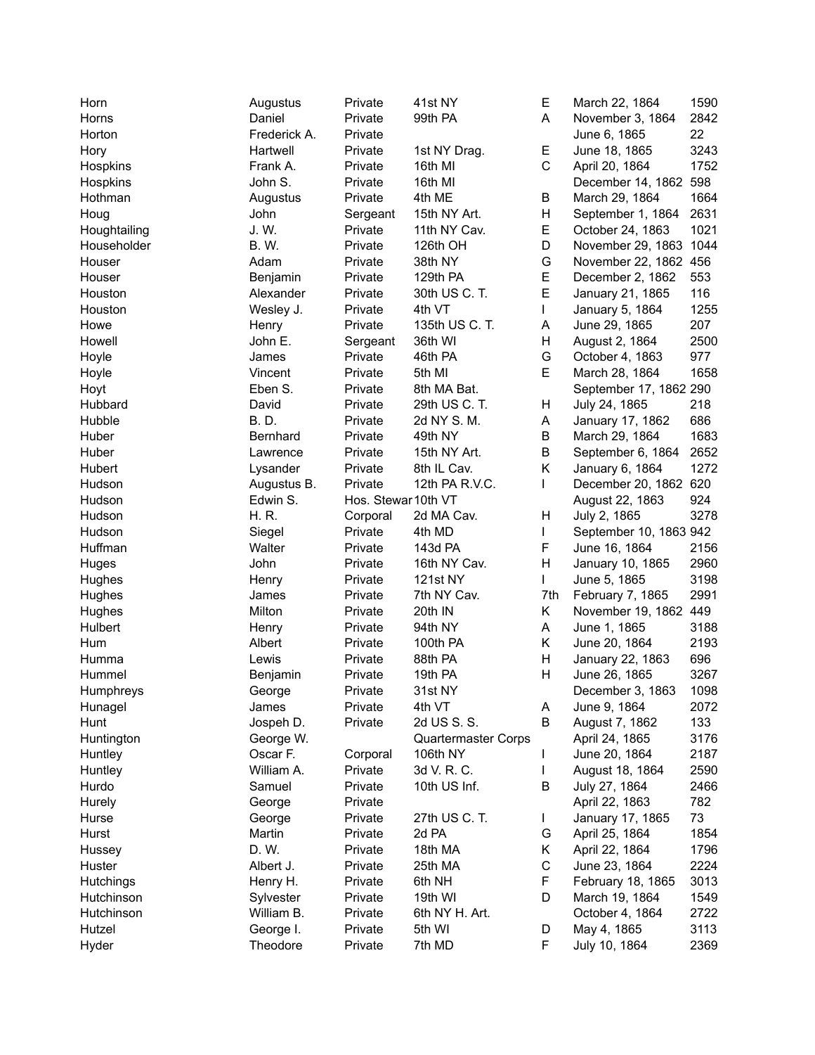| | | | | | | |
|---|---|---|---|---|---|---|
| Horn | Augustus | Private | 41st NY | E | March 22, 1864 | 1590 |
| Horns | Daniel | Private | 99th PA | A | November 3, 1864 | 2842 |
| Horton | Frederick A. | Private | | | June 6, 1865 | 22 |
| Hory | Hartwell | Private | 1st NY Drag. | E | June 18, 1865 | 3243 |
| Hospkins | Frank A. | Private | 16th MI | C | April 20, 1864 | 1752 |
| Hospkins | John S. | Private | 16th MI | | December 14, 1862 | 598 |
| Hothman | Augustus | Private | 4th ME | B | March 29, 1864 | 1664 |
| Houg | John | Sergeant | 15th NY Art. | H | September 1, 1864 | 2631 |
| Houghtailing | J. W. | Private | 11th NY Cav. | E | October 24, 1863 | 1021 |
| Householder | B. W. | Private | 126th OH | D | November 29, 1863 | 1044 |
| Houser | Adam | Private | 38th NY | G | November 22, 1862 | 456 |
| Houser | Benjamin | Private | 129th PA | E | December 2, 1862 | 553 |
| Houston | Alexander | Private | 30th US C. T. | E | January 21, 1865 | 116 |
| Houston | Wesley J. | Private | 4th VT | I | January 5, 1864 | 1255 |
| Howe | Henry | Private | 135th US C. T. | A | June 29, 1865 | 207 |
| Howell | John E. | Sergeant | 36th WI | H | August 2, 1864 | 2500 |
| Hoyle | James | Private | 46th PA | G | October 4, 1863 | 977 |
| Hoyle | Vincent | Private | 5th MI | E | March 28, 1864 | 1658 |
| Hoyt | Eben S. | Private | 8th MA Bat. | | September 17, 1862 | 290 |
| Hubbard | David | Private | 29th US C. T. | H | July 24, 1865 | 218 |
| Hubble | B. D. | Private | 2d NY S. M. | A | January 17, 1862 | 686 |
| Huber | Bernhard | Private | 49th NY | B | March 29, 1864 | 1683 |
| Huber | Lawrence | Private | 15th NY Art. | B | September 6, 1864 | 2652 |
| Hubert | Lysander | Private | 8th IL Cav. | K | January 6, 1864 | 1272 |
| Hudson | Augustus B. | Private | 12th PA R.V.C. | I | December 20, 1862 | 620 |
| Hudson | Edwin S. | Hos. Stewar | 10th VT | | August 22, 1863 | 924 |
| Hudson | H. R. | Corporal | 2d MA Cav. | H | July 2, 1865 | 3278 |
| Hudson | Siegel | Private | 4th MD | I | September 10, 1863 | 942 |
| Huffman | Walter | Private | 143d PA | F | June 16, 1864 | 2156 |
| Huges | John | Private | 16th NY Cav. | H | January 10, 1865 | 2960 |
| Hughes | Henry | Private | 121st NY | I | June 5, 1865 | 3198 |
| Hughes | James | Private | 7th NY Cav. | 7th | February 7, 1865 | 2991 |
| Hughes | Milton | Private | 20th IN | K | November 19, 1862 | 449 |
| Hulbert | Henry | Private | 94th NY | A | June 1, 1865 | 3188 |
| Hum | Albert | Private | 100th PA | K | June 20, 1864 | 2193 |
| Humma | Lewis | Private | 88th PA | H | January 22, 1863 | 696 |
| Hummel | Benjamin | Private | 19th PA | H | June 26, 1865 | 3267 |
| Humphreys | George | Private | 31st NY | | December 3, 1863 | 1098 |
| Hunagel | James | Private | 4th VT | A | June 9, 1864 | 2072 |
| Hunt | Jospeh D. | Private | 2d US S. S. | B | August 7, 1862 | 133 |
| Huntington | George W. | | Quartermaster Corps | | April 24, 1865 | 3176 |
| Huntley | Oscar F. | Corporal | 106th NY | I | June 20, 1864 | 2187 |
| Huntley | William A. | Private | 3d V. R. C. | I | August 18, 1864 | 2590 |
| Hurdo | Samuel | Private | 10th US Inf. | B | July 27, 1864 | 2466 |
| Hurely | George | Private | | | April 22, 1863 | 782 |
| Hurse | George | Private | 27th US C. T. | I | January 17, 1865 | 73 |
| Hurst | Martin | Private | 2d PA | G | April 25, 1864 | 1854 |
| Hussey | D. W. | Private | 18th MA | K | April 22, 1864 | 1796 |
| Huster | Albert J. | Private | 25th MA | C | June 23, 1864 | 2224 |
| Hutchings | Henry H. | Private | 6th NH | F | February 18, 1865 | 3013 |
| Hutchinson | Sylvester | Private | 19th WI | D | March 19, 1864 | 1549 |
| Hutchinson | William B. | Private | 6th NY H. Art. | | October 4, 1864 | 2722 |
| Hutzel | George I. | Private | 5th WI | D | May 4, 1865 | 3113 |
| Hyder | Theodore | Private | 7th MD | F | July 10, 1864 | 2369 |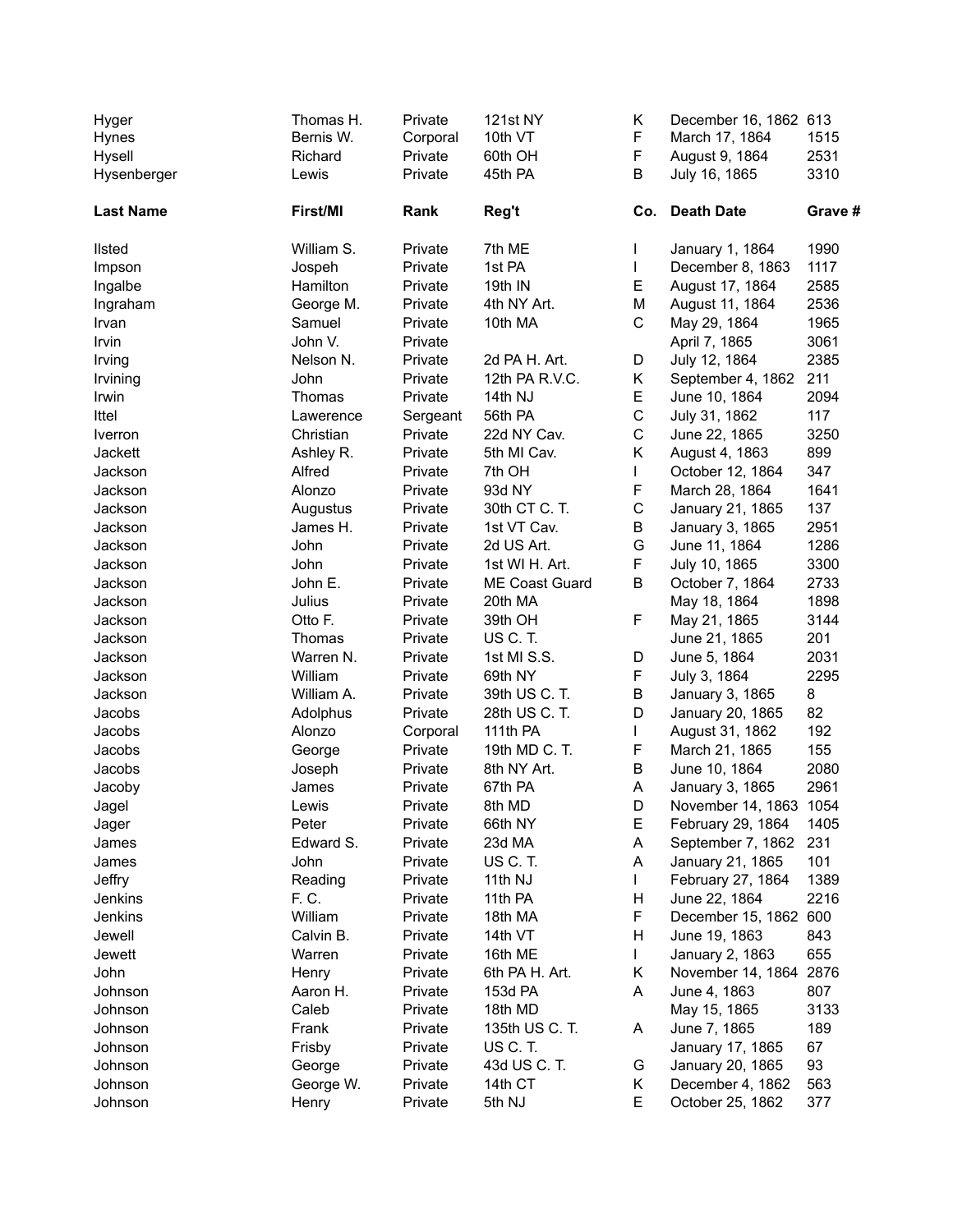| Hyger | Thomas H. | Private | 121st NY | K | December 16, 1862 | 613 |
|---|---|---|---|---|---|---|
| Hynes | Bernis W. | Corporal | 10th VT | F | March 17, 1864 | 1515 |
| Hysell | Richard | Private | 60th OH | F | August 9, 1864 | 2531 |
| Hysenberger | Lewis | Private | 45th PA | B | July 16, 1865 | 3310 |

| Last Name | First/MI | Rank | Reg't | Co. | Death Date | Grave # |
|---|---|---|---|---|---|---|
| Ilsted | William S. | Private | 7th ME | I | January 1, 1864 | 1990 |
| Impson | Jospeh | Private | 1st PA | I | December 8, 1863 | 1117 |
| Ingalbe | Hamilton | Private | 19th IN | E | August 17, 1864 | 2585 |
| Ingraham | George M. | Private | 4th NY Art. | M | August 11, 1864 | 2536 |
| Irvan | Samuel | Private | 10th MA | C | May 29, 1864 | 1965 |
| Irvin | John V. | Private | | | April 7, 1865 | 3061 |
| Irving | Nelson N. | Private | 2d PA H. Art. | D | July 12, 1864 | 2385 |
| Irvining | John | Private | 12th PA R.V.C. | K | September 4, 1862 | 211 |
| Irwin | Thomas | Private | 14th NJ | E | June 10, 1864 | 2094 |
| Ittel | Lawerence | Sergeant | 56th PA | C | July 31, 1862 | 117 |
| Iverron | Christian | Private | 22d NY Cav. | C | June 22, 1865 | 3250 |
| Jackett | Ashley R. | Private | 5th MI Cav. | K | August 4, 1863 | 899 |
| Jackson | Alfred | Private | 7th OH | I | October 12, 1864 | 347 |
| Jackson | Alonzo | Private | 93d NY | F | March 28, 1864 | 1641 |
| Jackson | Augustus | Private | 30th CT C. T. | C | January 21, 1865 | 137 |
| Jackson | James H. | Private | 1st VT Cav. | B | January 3, 1865 | 2951 |
| Jackson | John | Private | 2d US Art. | G | June 11, 1864 | 1286 |
| Jackson | John | Private | 1st WI H. Art. | F | July 10, 1865 | 3300 |
| Jackson | John E. | Private | ME Coast Guard | B | October 7, 1864 | 2733 |
| Jackson | Julius | Private | 20th MA | | May 18, 1864 | 1898 |
| Jackson | Otto F. | Private | 39th OH | F | May 21, 1865 | 3144 |
| Jackson | Thomas | Private | US C. T. | | June 21, 1865 | 201 |
| Jackson | Warren N. | Private | 1st MI S.S. | D | June 5, 1864 | 2031 |
| Jackson | William | Private | 69th NY | F | July 3, 1864 | 2295 |
| Jackson | William A. | Private | 39th US C. T. | B | January 3, 1865 | 8 |
| Jacobs | Adolphus | Private | 28th US C. T. | D | January 20, 1865 | 82 |
| Jacobs | Alonzo | Corporal | 111th PA | I | August 31, 1862 | 192 |
| Jacobs | George | Private | 19th MD C. T. | F | March 21, 1865 | 155 |
| Jacobs | Joseph | Private | 8th NY Art. | B | June 10, 1864 | 2080 |
| Jacoby | James | Private | 67th PA | A | January 3, 1865 | 2961 |
| Jagel | Lewis | Private | 8th MD | D | November 14, 1863 | 1054 |
| Jager | Peter | Private | 66th NY | E | February 29, 1864 | 1405 |
| James | Edward S. | Private | 23d MA | A | September 7, 1862 | 231 |
| James | John | Private | US C. T. | A | January 21, 1865 | 101 |
| Jeffry | Reading | Private | 11th NJ | I | February 27, 1864 | 1389 |
| Jenkins | F. C. | Private | 11th PA | H | June 22, 1864 | 2216 |
| Jenkins | William | Private | 18th MA | F | December 15, 1862 | 600 |
| Jewell | Calvin B. | Private | 14th VT | H | June 19, 1863 | 843 |
| Jewett | Warren | Private | 16th ME | I | January 2, 1863 | 655 |
| John | Henry | Private | 6th PA H. Art. | K | November 14, 1864 | 2876 |
| Johnson | Aaron H. | Private | 153d PA | A | June 4, 1863 | 807 |
| Johnson | Caleb | Private | 18th MD | | May 15, 1865 | 3133 |
| Johnson | Frank | Private | 135th US C. T. | A | June 7, 1865 | 189 |
| Johnson | Frisby | Private | US C. T. | | January 17, 1865 | 67 |
| Johnson | George | Private | 43d US C. T. | G | January 20, 1865 | 93 |
| Johnson | George W. | Private | 14th CT | K | December 4, 1862 | 563 |
| Johnson | Henry | Private | 5th NJ | E | October 25, 1862 | 377 |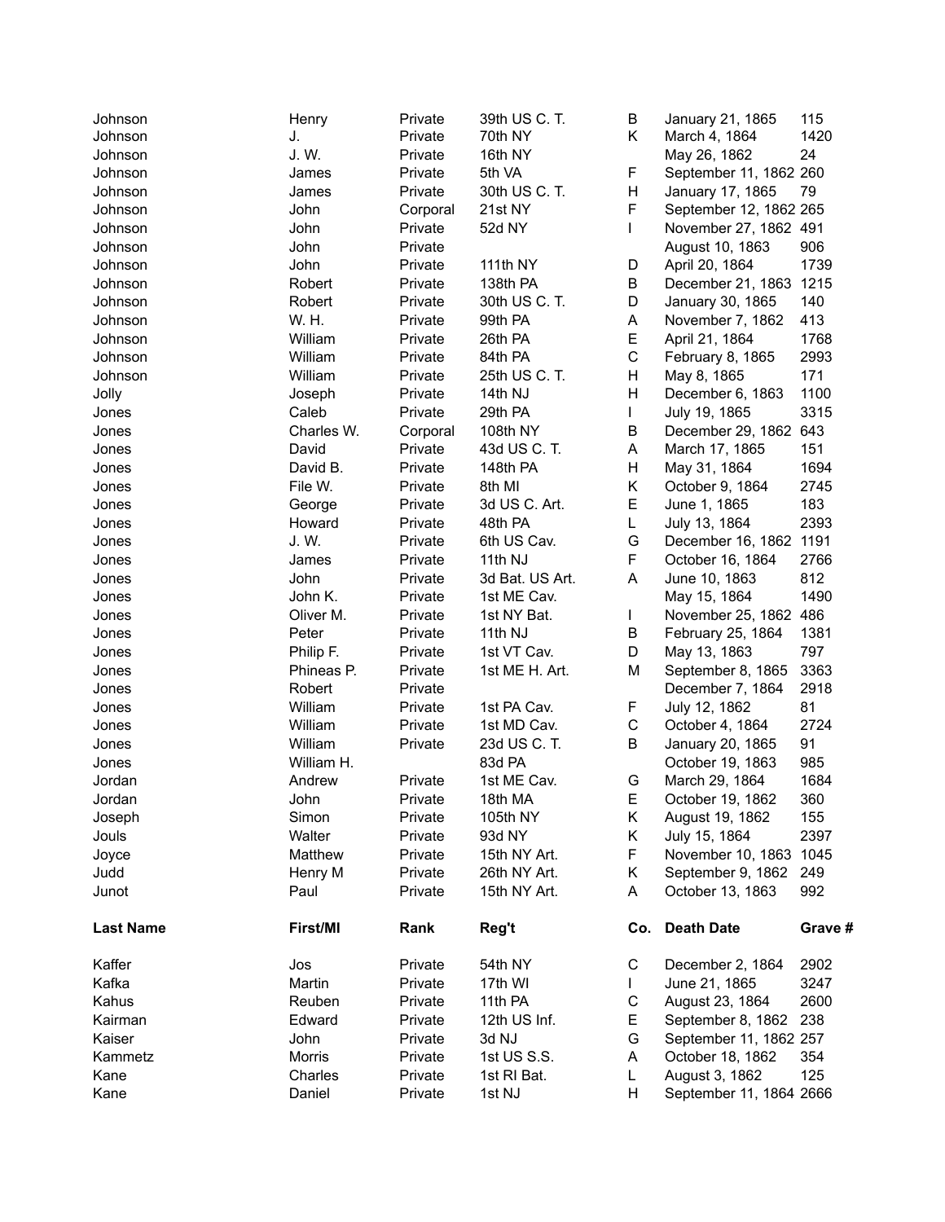| Last Name | First/MI | Rank | Reg't | Co. | Death Date | Grave # |
|---|---|---|---|---|---|---|
| Johnson | Henry | Private | 39th US C. T. | B | January 21, 1865 | 115 |
| Johnson | J. | Private | 70th NY | K | March 4, 1864 | 1420 |
| Johnson | J. W. | Private | 16th NY | | May 26, 1862 | 24 |
| Johnson | James | Private | 5th VA | F | September 11, 1862 | 260 |
| Johnson | James | Private | 30th US C. T. | H | January 17, 1865 | 79 |
| Johnson | John | Corporal | 21st NY | F | September 12, 1862 | 265 |
| Johnson | John | Private | 52d NY | I | November 27, 1862 | 491 |
| Johnson | John | Private | | | August 10, 1863 | 906 |
| Johnson | John | Private | 111th NY | D | April 20, 1864 | 1739 |
| Johnson | Robert | Private | 138th PA | B | December 21, 1863 | 1215 |
| Johnson | Robert | Private | 30th US C. T. | D | January 30, 1865 | 140 |
| Johnson | W. H. | Private | 99th PA | A | November 7, 1862 | 413 |
| Johnson | William | Private | 26th PA | E | April 21, 1864 | 1768 |
| Johnson | William | Private | 84th PA | C | February 8, 1865 | 2993 |
| Johnson | William | Private | 25th US C. T. | H | May 8, 1865 | 171 |
| Jolly | Joseph | Private | 14th NJ | H | December 6, 1863 | 1100 |
| Jones | Caleb | Private | 29th PA | I | July 19, 1865 | 3315 |
| Jones | Charles W. | Corporal | 108th NY | B | December 29, 1862 | 643 |
| Jones | David | Private | 43d US C. T. | A | March 17, 1865 | 151 |
| Jones | David B. | Private | 148th PA | H | May 31, 1864 | 1694 |
| Jones | File W. | Private | 8th MI | K | October 9, 1864 | 2745 |
| Jones | George | Private | 3d US C. Art. | E | June 1, 1865 | 183 |
| Jones | Howard | Private | 48th PA | L | July 13, 1864 | 2393 |
| Jones | J. W. | Private | 6th US Cav. | G | December 16, 1862 | 1191 |
| Jones | James | Private | 11th NJ | F | October 16, 1864 | 2766 |
| Jones | John | Private | 3d Bat. US Art. | A | June 10, 1863 | 812 |
| Jones | John K. | Private | 1st ME Cav. | | May 15, 1864 | 1490 |
| Jones | Oliver M. | Private | 1st NY Bat. | I | November 25, 1862 | 486 |
| Jones | Peter | Private | 11th NJ | B | February 25, 1864 | 1381 |
| Jones | Philip F. | Private | 1st VT Cav. | D | May 13, 1863 | 797 |
| Jones | Phineas P. | Private | 1st ME H. Art. | M | September 8, 1865 | 3363 |
| Jones | Robert | Private | | | December 7, 1864 | 2918 |
| Jones | William | Private | 1st PA Cav. | F | July 12, 1862 | 81 |
| Jones | William | Private | 1st MD Cav. | C | October 4, 1864 | 2724 |
| Jones | William | Private | 23d US C. T. | B | January 20, 1865 | 91 |
| Jones | William H. | | 83d PA | | October 19, 1863 | 985 |
| Jordan | Andrew | Private | 1st ME Cav. | G | March 29, 1864 | 1684 |
| Jordan | John | Private | 18th MA | E | October 19, 1862 | 360 |
| Joseph | Simon | Private | 105th NY | K | August 19, 1862 | 155 |
| Jouls | Walter | Private | 93d NY | K | July 15, 1864 | 2397 |
| Joyce | Matthew | Private | 15th NY Art. | F | November 10, 1863 | 1045 |
| Judd | Henry M | Private | 26th NY Art. | K | September 9, 1862 | 249 |
| Junot | Paul | Private | 15th NY Art. | A | October 13, 1863 | 992 |

| Last Name | First/MI | Rank | Reg't | Co. | Death Date | Grave # |
|---|---|---|---|---|---|---|
| Kaffer | Jos | Private | 54th NY | C | December 2, 1864 | 2902 |
| Kafka | Martin | Private | 17th WI | I | June 21, 1865 | 3247 |
| Kahus | Reuben | Private | 11th PA | C | August 23, 1864 | 2600 |
| Kairman | Edward | Private | 12th US Inf. | E | September 8, 1862 | 238 |
| Kaiser | John | Private | 3d NJ | G | September 11, 1862 | 257 |
| Kammetz | Morris | Private | 1st US S.S. | A | October 18, 1862 | 354 |
| Kane | Charles | Private | 1st RI Bat. | L | August 3, 1862 | 125 |
| Kane | Daniel | Private | 1st NJ | H | September 11, 1864 | 2666 |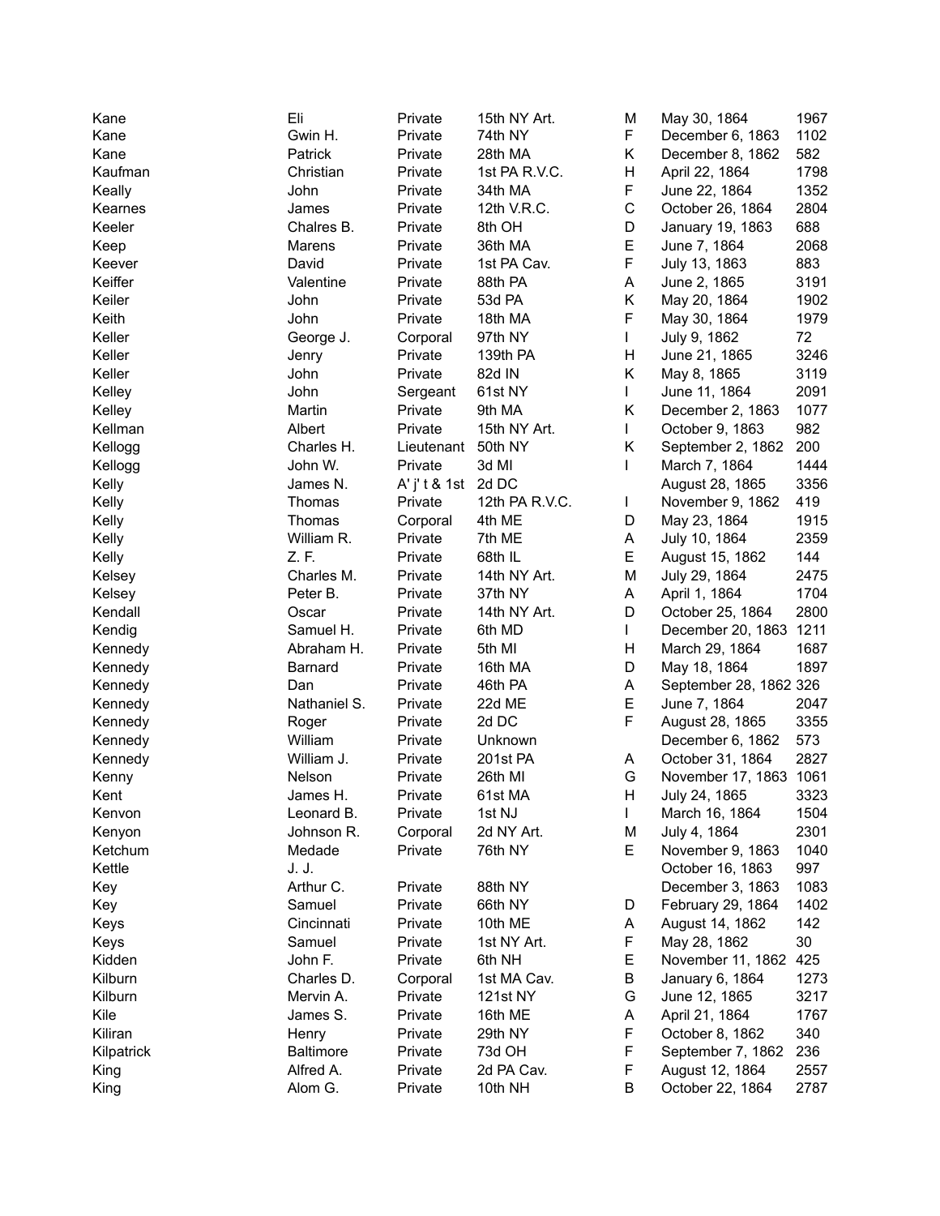| | | | | | | |
|---|---|---|---|---|---|---|
| Kane | Eli | Private | 15th NY Art. | M | May 30, 1864 | 1967 |
| Kane | Gwin H. | Private | 74th NY | F | December 6, 1863 | 1102 |
| Kane | Patrick | Private | 28th MA | K | December 8, 1862 | 582 |
| Kaufman | Christian | Private | 1st PA R.V.C. | H | April 22, 1864 | 1798 |
| Keally | John | Private | 34th MA | F | June 22, 1864 | 1352 |
| Kearnes | James | Private | 12th V.R.C. | C | October 26, 1864 | 2804 |
| Keeler | Chalres B. | Private | 8th OH | D | January 19, 1863 | 688 |
| Keep | Marens | Private | 36th MA | E | June 7, 1864 | 2068 |
| Keever | David | Private | 1st PA Cav. | F | July 13, 1863 | 883 |
| Keiffer | Valentine | Private | 88th PA | A | June 2, 1865 | 3191 |
| Keiler | John | Private | 53d PA | K | May 20, 1864 | 1902 |
| Keith | John | Private | 18th MA | F | May 30, 1864 | 1979 |
| Keller | George J. | Corporal | 97th NY | I | July 9, 1862 | 72 |
| Keller | Jenry | Private | 139th PA | H | June 21, 1865 | 3246 |
| Keller | John | Private | 82d IN | K | May 8, 1865 | 3119 |
| Kelley | John | Sergeant | 61st NY | I | June 11, 1864 | 2091 |
| Kelley | Martin | Private | 9th MA | K | December 2, 1863 | 1077 |
| Kellman | Albert | Private | 15th NY Art. | I | October 9, 1863 | 982 |
| Kellogg | Charles H. | Lieutenant | 50th NY | K | September 2, 1862 | 200 |
| Kellogg | John W. | Private | 3d MI | I | March 7, 1864 | 1444 |
| Kelly | James N. | A' j' t & 1st | 2d DC | | August 28, 1865 | 3356 |
| Kelly | Thomas | Private | 12th PA R.V.C. | I | November 9, 1862 | 419 |
| Kelly | Thomas | Corporal | 4th ME | D | May 23, 1864 | 1915 |
| Kelly | William R. | Private | 7th ME | A | July 10, 1864 | 2359 |
| Kelly | Z. F. | Private | 68th IL | E | August 15, 1862 | 144 |
| Kelsey | Charles M. | Private | 14th NY Art. | M | July 29, 1864 | 2475 |
| Kelsey | Peter B. | Private | 37th NY | A | April 1, 1864 | 1704 |
| Kendall | Oscar | Private | 14th NY Art. | D | October 25, 1864 | 2800 |
| Kendig | Samuel H. | Private | 6th MD | I | December 20, 1863 | 1211 |
| Kennedy | Abraham H. | Private | 5th MI | H | March 29, 1864 | 1687 |
| Kennedy | Barnard | Private | 16th MA | D | May 18, 1864 | 1897 |
| Kennedy | Dan | Private | 46th PA | A | September 28, 1862 | 326 |
| Kennedy | Nathaniel S. | Private | 22d ME | E | June 7, 1864 | 2047 |
| Kennedy | Roger | Private | 2d DC | F | August 28, 1865 | 3355 |
| Kennedy | William | Private | Unknown | | December 6, 1862 | 573 |
| Kennedy | William J. | Private | 201st PA | A | October 31, 1864 | 2827 |
| Kenny | Nelson | Private | 26th MI | G | November 17, 1863 | 1061 |
| Kent | James H. | Private | 61st MA | H | July 24, 1865 | 3323 |
| Kenvon | Leonard B. | Private | 1st NJ | I | March 16, 1864 | 1504 |
| Kenyon | Johnson R. | Corporal | 2d NY Art. | M | July 4, 1864 | 2301 |
| Ketchum | Medade | Private | 76th NY | E | November 9, 1863 | 1040 |
| Kettle | J. J. | | | | October 16, 1863 | 997 |
| Key | Arthur C. | Private | 88th NY | | December 3, 1863 | 1083 |
| Key | Samuel | Private | 66th NY | D | February 29, 1864 | 1402 |
| Keys | Cincinnati | Private | 10th ME | A | August 14, 1862 | 142 |
| Keys | Samuel | Private | 1st NY Art. | F | May 28, 1862 | 30 |
| Kidden | John F. | Private | 6th NH | E | November 11, 1862 | 425 |
| Kilburn | Charles D. | Corporal | 1st MA Cav. | B | January 6, 1864 | 1273 |
| Kilburn | Mervin A. | Private | 121st NY | G | June 12, 1865 | 3217 |
| Kile | James S. | Private | 16th ME | A | April 21, 1864 | 1767 |
| Kiliran | Henry | Private | 29th NY | F | October 8, 1862 | 340 |
| Kilpatrick | Baltimore | Private | 73d OH | F | September 7, 1862 | 236 |
| King | Alfred A. | Private | 2d PA Cav. | F | August 12, 1864 | 2557 |
| King | Alom G. | Private | 10th NH | B | October 22, 1864 | 2787 |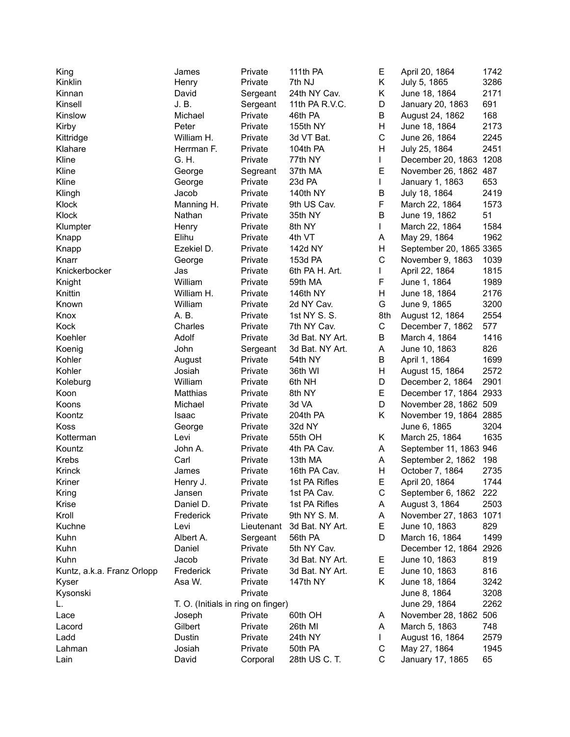| | | | | | | |
|---|---|---|---|---|---|---|
| King | James | Private | 111th PA | E | April 20, 1864 | 1742 |
| Kinklin | Henry | Private | 7th NJ | K | July 5, 1865 | 3286 |
| Kinnan | David | Sergeant | 24th NY Cav. | K | June 18, 1864 | 2171 |
| Kinsell | J. B. | Sergeant | 11th PA R.V.C. | D | January 20, 1863 | 691 |
| Kinslow | Michael | Private | 46th PA | B | August 24, 1862 | 168 |
| Kirby | Peter | Private | 155th NY | H | June 18, 1864 | 2173 |
| Kittridge | William H. | Private | 3d VT Bat. | C | June 26, 1864 | 2245 |
| Klahare | Herrman F. | Private | 104th PA | H | July 25, 1864 | 2451 |
| Kline | G. H. | Private | 77th NY | I | December 20, 1863 | 1208 |
| Kline | George | Segreant | 37th MA | E | November 26, 1862 | 487 |
| Kline | George | Private | 23d PA | I | January 1, 1863 | 653 |
| Klingh | Jacob | Private | 140th NY | B | July 18, 1864 | 2419 |
| Klock | Manning H. | Private | 9th US Cav. | F | March 22, 1864 | 1573 |
| Klock | Nathan | Private | 35th NY | B | June 19, 1862 | 51 |
| Klumpter | Henry | Private | 8th NY | I | March 22, 1864 | 1584 |
| Knapp | Elihu | Private | 4th VT | A | May 29, 1864 | 1962 |
| Knapp | Ezekiel D. | Private | 142d NY | H | September 20, 1865 | 3365 |
| Knarr | George | Private | 153d PA | C | November 9, 1863 | 1039 |
| Knickerbocker | Jas | Private | 6th PA H. Art. | I | April 22, 1864 | 1815 |
| Knight | William | Private | 59th MA | F | June 1, 1864 | 1989 |
| Knittin | William H. | Private | 146th NY | H | June 18, 1864 | 2176 |
| Known | William | Private | 2d NY Cav. | G | June 9, 1865 | 3200 |
| Knox | A. B. | Private | 1st NY S. S. | 8th | August 12, 1864 | 2554 |
| Kock | Charles | Private | 7th NY Cav. | C | December 7, 1862 | 577 |
| Koehler | Adolf | Private | 3d Bat. NY Art. | B | March 4, 1864 | 1416 |
| Koenig | John | Sergeant | 3d Bat. NY Art. | A | June 10, 1863 | 826 |
| Kohler | August | Private | 54th NY | B | April 1, 1864 | 1699 |
| Kohler | Josiah | Private | 36th WI | H | August 15, 1864 | 2572 |
| Koleburg | William | Private | 6th NH | D | December 2, 1864 | 2901 |
| Koon | Matthias | Private | 8th NY | E | December 17, 1864 | 2933 |
| Koons | Michael | Private | 3d VA | D | November 28, 1862 | 509 |
| Koontz | Isaac | Private | 204th PA | K | November 19, 1864 | 2885 |
| Koss | George | Private | 32d NY | | June 6, 1865 | 3204 |
| Kotterman | Levi | Private | 55th OH | K | March 25, 1864 | 1635 |
| Kountz | John A. | Private | 4th PA Cav. | A | September 11, 1863 | 946 |
| Krebs | Carl | Private | 13th MA | A | September 2, 1862 | 198 |
| Krinck | James | Private | 16th PA Cav. | H | October 7, 1864 | 2735 |
| Kriner | Henry J. | Private | 1st PA Rifles | E | April 20, 1864 | 1744 |
| Kring | Jansen | Private | 1st PA Cav. | C | September 6, 1862 | 222 |
| Krise | Daniel D. | Private | 1st PA Rifles | A | August 3, 1864 | 2503 |
| Kroll | Frederick | Private | 9th NY S. M. | A | November 27, 1863 | 1071 |
| Kuchne | Levi | Lieutenant | 3d Bat. NY Art. | E | June 10, 1863 | 829 |
| Kuhn | Albert A. | Sergeant | 56th PA | D | March 16, 1864 | 1499 |
| Kuhn | Daniel | Private | 5th NY Cav. | | December 12, 1864 | 2926 |
| Kuhn | Jacob | Private | 3d Bat. NY Art. | E | June 10, 1863 | 819 |
| Kuntz, a.k.a. Franz Orlopp | Frederick | Private | 3d Bat. NY Art. | E | June 10, 1863 | 816 |
| Kyser | Asa W. | Private | 147th NY | K | June 18, 1864 | 3242 |
| Kysonski | | Private | | | June 8, 1864 | 3208 |
| L. | T. O. (Initials in ring on finger) | | | | June 29, 1864 | 2262 |
| Lace | Joseph | Private | 60th OH | A | November 28, 1862 | 506 |
| Lacord | Gilbert | Private | 26th MI | A | March 5, 1863 | 748 |
| Ladd | Dustin | Private | 24th NY | I | August 16, 1864 | 2579 |
| Lahman | Josiah | Private | 50th PA | C | May 27, 1864 | 1945 |
| Lain | David | Corporal | 28th US C. T. | C | January 17, 1865 | 65 |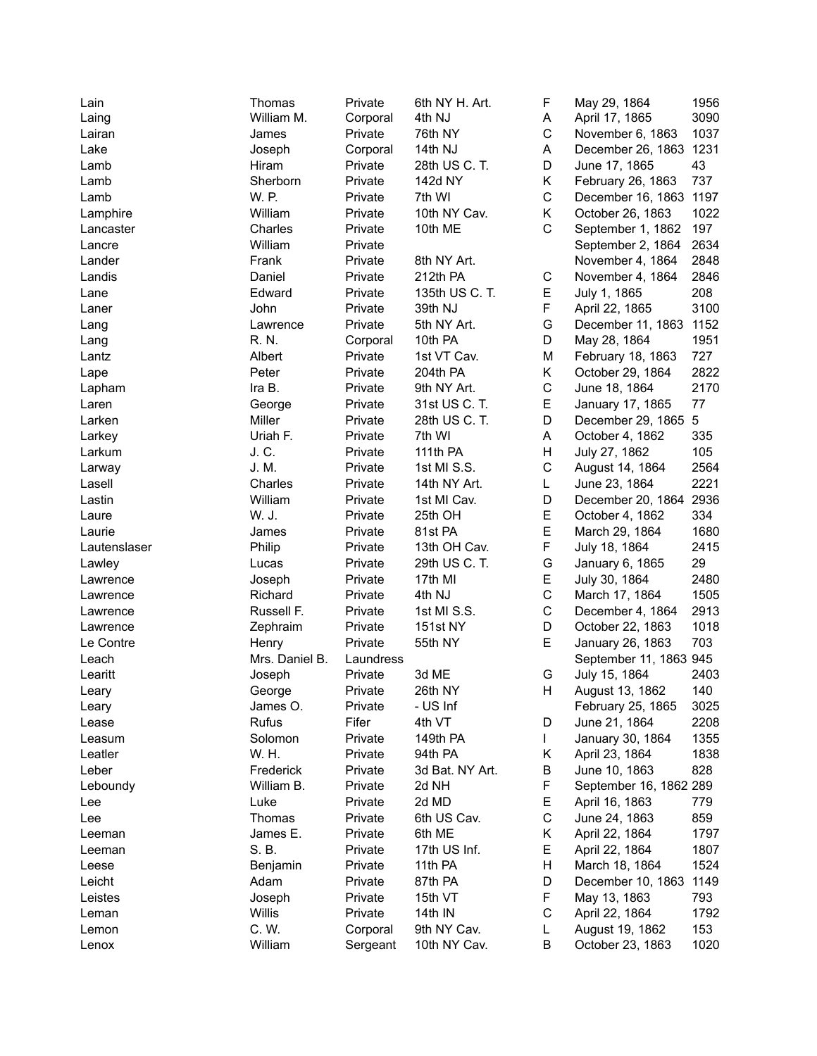| | | | | | | |
|---|---|---|---|---|---|---|
| Lain | Thomas | Private | 6th NY H. Art. | F | May 29, 1864 | 1956 |
| Laing | William M. | Corporal | 4th NJ | A | April 17, 1865 | 3090 |
| Lairan | James | Private | 76th NY | C | November 6, 1863 | 1037 |
| Lake | Joseph | Corporal | 14th NJ | A | December 26, 1863 | 1231 |
| Lamb | Hiram | Private | 28th US C. T. | D | June 17, 1865 | 43 |
| Lamb | Sherborn | Private | 142d NY | K | February 26, 1863 | 737 |
| Lamb | W. P. | Private | 7th WI | C | December 16, 1863 | 1197 |
| Lamphire | William | Private | 10th NY Cav. | K | October 26, 1863 | 1022 |
| Lancaster | Charles | Private | 10th ME | C | September 1, 1862 | 197 |
| Lancre | William | Private | | | September 2, 1864 | 2634 |
| Lander | Frank | Private | 8th NY Art. | | November 4, 1864 | 2848 |
| Landis | Daniel | Private | 212th PA | C | November 4, 1864 | 2846 |
| Lane | Edward | Private | 135th US C. T. | E | July 1, 1865 | 208 |
| Laner | John | Private | 39th NJ | F | April 22, 1865 | 3100 |
| Lang | Lawrence | Private | 5th NY Art. | G | December 11, 1863 | 1152 |
| Lang | R. N. | Corporal | 10th PA | D | May 28, 1864 | 1951 |
| Lantz | Albert | Private | 1st VT Cav. | M | February 18, 1863 | 727 |
| Lape | Peter | Private | 204th PA | K | October 29, 1864 | 2822 |
| Lapham | Ira B. | Private | 9th NY Art. | C | June 18, 1864 | 2170 |
| Laren | George | Private | 31st US C. T. | E | January 17, 1865 | 77 |
| Larken | Miller | Private | 28th US C. T. | D | December 29, 1865 | 5 |
| Larkey | Uriah F. | Private | 7th WI | A | October 4, 1862 | 335 |
| Larkum | J. C. | Private | 111th PA | H | July 27, 1862 | 105 |
| Larway | J. M. | Private | 1st MI S.S. | C | August 14, 1864 | 2564 |
| Lasell | Charles | Private | 14th NY Art. | L | June 23, 1864 | 2221 |
| Lastin | William | Private | 1st MI Cav. | D | December 20, 1864 | 2936 |
| Laure | W. J. | Private | 25th OH | E | October 4, 1862 | 334 |
| Laurie | James | Private | 81st PA | E | March 29, 1864 | 1680 |
| Lautenslaser | Philip | Private | 13th OH Cav. | F | July 18, 1864 | 2415 |
| Lawley | Lucas | Private | 29th US C. T. | G | January 6, 1865 | 29 |
| Lawrence | Joseph | Private | 17th MI | E | July 30, 1864 | 2480 |
| Lawrence | Richard | Private | 4th NJ | C | March 17, 1864 | 1505 |
| Lawrence | Russell F. | Private | 1st MI S.S. | C | December 4, 1864 | 2913 |
| Lawrence | Zephraim | Private | 151st NY | D | October 22, 1863 | 1018 |
| Le Contre | Henry | Private | 55th NY | E | January 26, 1863 | 703 |
| Leach | Mrs. Daniel B. | Laundress | | | September 11, 1863 | 945 |
| Learitt | Joseph | Private | 3d ME | G | July 15, 1864 | 2403 |
| Leary | George | Private | 26th NY | H | August 13, 1862 | 140 |
| Leary | James O. | Private | - US Inf | | February 25, 1865 | 3025 |
| Lease | Rufus | Fifer | 4th VT | D | June 21, 1864 | 2208 |
| Leasum | Solomon | Private | 149th PA | I | January 30, 1864 | 1355 |
| Leatler | W. H. | Private | 94th PA | K | April 23, 1864 | 1838 |
| Leber | Frederick | Private | 3d Bat. NY Art. | B | June 10, 1863 | 828 |
| Leboundy | William B. | Private | 2d NH | F | September 16, 1862 | 289 |
| Lee | Luke | Private | 2d MD | E | April 16, 1863 | 779 |
| Lee | Thomas | Private | 6th US Cav. | C | June 24, 1863 | 859 |
| Leeman | James E. | Private | 6th ME | K | April 22, 1864 | 1797 |
| Leeman | S. B. | Private | 17th US Inf. | E | April 22, 1864 | 1807 |
| Leese | Benjamin | Private | 11th PA | H | March 18, 1864 | 1524 |
| Leicht | Adam | Private | 87th PA | D | December 10, 1863 | 1149 |
| Leistes | Joseph | Private | 15th VT | F | May 13, 1863 | 793 |
| Leman | Willis | Private | 14th IN | C | April 22, 1864 | 1792 |
| Lemon | C. W. | Corporal | 9th NY Cav. | L | August 19, 1862 | 153 |
| Lenox | William | Sergeant | 10th NY Cav. | B | October 23, 1863 | 1020 |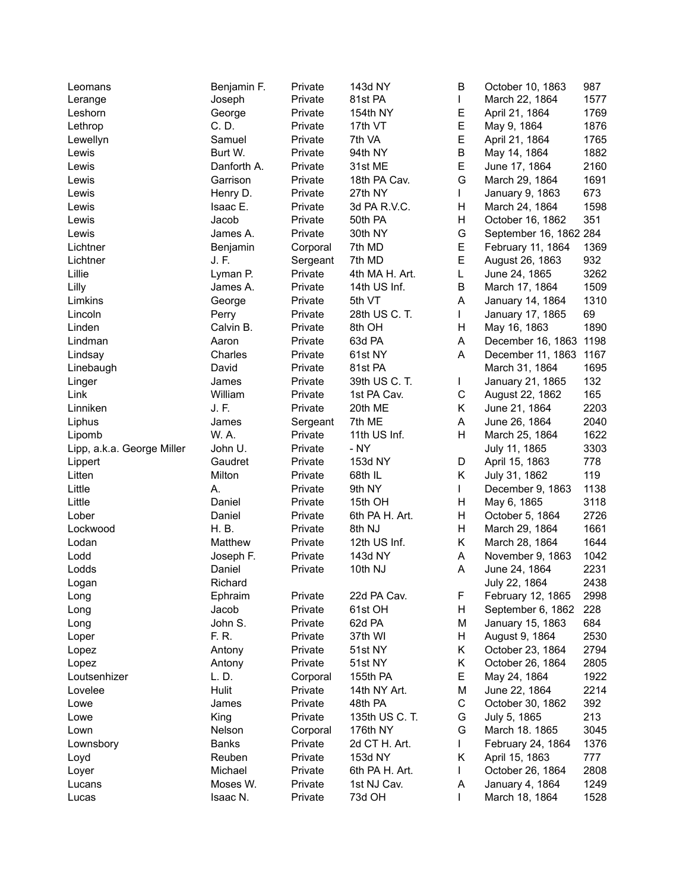| | | | | | | |
|---|---|---|---|---|---|---|
| Leomans | Benjamin F. | Private | 143d NY | B | October 10, 1863 | 987 |
| Lerange | Joseph | Private | 81st PA | I | March 22, 1864 | 1577 |
| Leshorn | George | Private | 154th NY | E | April 21, 1864 | 1769 |
| Lethrop | C. D. | Private | 17th VT | E | May 9, 1864 | 1876 |
| Lewellyn | Samuel | Private | 7th VA | E | April 21, 1864 | 1765 |
| Lewis | Burt W. | Private | 94th NY | B | May 14, 1864 | 1882 |
| Lewis | Danforth A. | Private | 31st ME | E | June 17, 1864 | 2160 |
| Lewis | Garrison | Private | 18th PA Cav. | G | March 29, 1864 | 1691 |
| Lewis | Henry D. | Private | 27th NY | I | January 9, 1863 | 673 |
| Lewis | Isaac E. | Private | 3d PA R.V.C. | H | March 24, 1864 | 1598 |
| Lewis | Jacob | Private | 50th PA | H | October 16, 1862 | 351 |
| Lewis | James A. | Private | 30th NY | G | September 16, 1862 | 284 |
| Lichtner | Benjamin | Corporal | 7th MD | E | February 11, 1864 | 1369 |
| Lichtner | J. F. | Sergeant | 7th MD | E | August 26, 1863 | 932 |
| Lillie | Lyman P. | Private | 4th MA H. Art. | L | June 24, 1865 | 3262 |
| Lilly | James A. | Private | 14th US Inf. | B | March 17, 1864 | 1509 |
| Limkins | George | Private | 5th VT | A | January 14, 1864 | 1310 |
| Lincoln | Perry | Private | 28th US C. T. | I | January 17, 1865 | 69 |
| Linden | Calvin B. | Private | 8th OH | H | May 16, 1863 | 1890 |
| Lindman | Aaron | Private | 63d PA | A | December 16, 1863 | 1198 |
| Lindsay | Charles | Private | 61st NY | A | December 11, 1863 | 1167 |
| Linebaugh | David | Private | 81st PA | | March 31, 1864 | 1695 |
| Linger | James | Private | 39th US C. T. | I | January 21, 1865 | 132 |
| Link | William | Private | 1st PA Cav. | C | August 22, 1862 | 165 |
| Linniken | J. F. | Private | 20th ME | K | June 21, 1864 | 2203 |
| Liphus | James | Sergeant | 7th ME | A | June 26, 1864 | 2040 |
| Lipomb | W. A. | Private | 11th US Inf. | H | March 25, 1864 | 1622 |
| Lipp, a.k.a. George Miller | John U. | Private | - NY | | July 11, 1865 | 3303 |
| Lippert | Gaudret | Private | 153d NY | D | April 15, 1863 | 778 |
| Litten | Milton | Private | 68th IL | K | July 31, 1862 | 119 |
| Little | A. | Private | 9th NY | I | December 9, 1863 | 1138 |
| Little | Daniel | Private | 15th OH | H | May 6, 1865 | 3118 |
| Lober | Daniel | Private | 6th PA H. Art. | H | October 5, 1864 | 2726 |
| Lockwood | H. B. | Private | 8th NJ | H | March 29, 1864 | 1661 |
| Lodan | Matthew | Private | 12th US Inf. | K | March 28, 1864 | 1644 |
| Lodd | Joseph F. | Private | 143d NY | A | November 9, 1863 | 1042 |
| Lodds | Daniel | Private | 10th NJ | A | June 24, 1864 | 2231 |
| Logan | Richard | | | | July 22, 1864 | 2438 |
| Long | Ephraim | Private | 22d PA Cav. | F | February 12, 1865 | 2998 |
| Long | Jacob | Private | 61st OH | H | September 6, 1862 | 228 |
| Long | John S. | Private | 62d PA | M | January 15, 1863 | 684 |
| Loper | F. R. | Private | 37th WI | H | August 9, 1864 | 2530 |
| Lopez | Antony | Private | 51st NY | K | October 23, 1864 | 2794 |
| Lopez | Antony | Private | 51st NY | K | October 26, 1864 | 2805 |
| Loutsenhizer | L. D. | Corporal | 155th PA | E | May 24, 1864 | 1922 |
| Lovelee | Hulit | Private | 14th NY Art. | M | June 22, 1864 | 2214 |
| Lowe | James | Private | 48th PA | C | October 30, 1862 | 392 |
| Lowe | King | Private | 135th US C. T. | G | July 5, 1865 | 213 |
| Lown | Nelson | Corporal | 176th NY | G | March 18. 1865 | 3045 |
| Lownsbory | Banks | Private | 2d CT H. Art. | I | February 24, 1864 | 1376 |
| Loyd | Reuben | Private | 153d NY | K | April 15, 1863 | 777 |
| Loyer | Michael | Private | 6th PA H. Art. | I | October 26, 1864 | 2808 |
| Lucans | Moses W. | Private | 1st NJ Cav. | A | January 4, 1864 | 1249 |
| Lucas | Isaac N. | Private | 73d OH | I | March 18, 1864 | 1528 |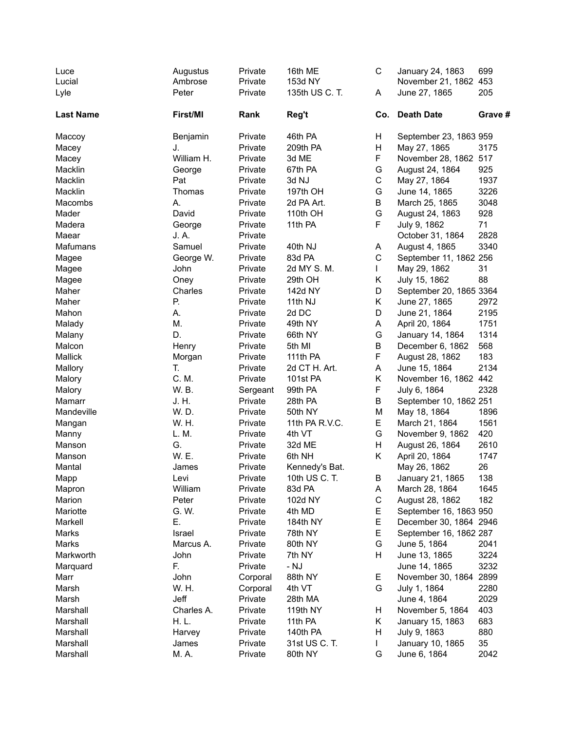| Last Name | First/MI | Rank | Reg't | Co. | Death Date | Grave # |
|---|---|---|---|---|---|---|
| Luce | Augustus | Private | 16th ME | C | January 24, 1863 | 699 |
| Lucial | Ambrose | Private | 153d NY | | November 21, 1862 | 453 |
| Lyle | Peter | Private | 135th US C. T. | A | June 27, 1865 | 205 |

| Last Name | First/MI | Rank | Reg't | Co. | Death Date | Grave # |
|---|---|---|---|---|---|---|
| Maccoy | Benjamin | Private | 46th PA | H | September 23, 1863 | 959 |
| Macey | J. | Private | 209th PA | H | May 27, 1865 | 3175 |
| Macey | William H. | Private | 3d ME | F | November 28, 1862 | 517 |
| Macklin | George | Private | 67th PA | G | August 24, 1864 | 925 |
| Macklin | Pat | Private | 3d NJ | C | May 27, 1864 | 1937 |
| Macklin | Thomas | Private | 197th OH | G | June 14, 1865 | 3226 |
| Macombs | A. | Private | 2d PA Art. | B | March 25, 1865 | 3048 |
| Mader | David | Private | 110th OH | G | August 24, 1863 | 928 |
| Madera | George | Private | 11th PA | F | July 9, 1862 | 71 |
| Maear | J. A. | Private | | | October 31, 1864 | 2828 |
| Mafumans | Samuel | Private | 40th NJ | A | August 4, 1865 | 3340 |
| Magee | George W. | Private | 83d PA | C | September 11, 1862 | 256 |
| Magee | John | Private | 2d MY S. M. | I | May 29, 1862 | 31 |
| Magee | Oney | Private | 29th OH | K | July 15, 1862 | 88 |
| Maher | Charles | Private | 142d NY | D | September 20, 1865 | 3364 |
| Maher | P. | Private | 11th NJ | K | June 27, 1865 | 2972 |
| Mahon | A. | Private | 2d DC | D | June 21, 1864 | 2195 |
| Malady | M. | Private | 49th NY | A | April 20, 1864 | 1751 |
| Malany | D. | Private | 66th NY | G | January 14, 1864 | 1314 |
| Malcon | Henry | Private | 5th MI | B | December 6, 1862 | 568 |
| Mallick | Morgan | Private | 111th PA | F | August 28, 1862 | 183 |
| Mallory | T. | Private | 2d CT H. Art. | A | June 15, 1864 | 2134 |
| Malory | C. M. | Private | 101st PA | K | November 16, 1862 | 442 |
| Malory | W. B. | Sergeant | 99th PA | F | July 6, 1864 | 2328 |
| Mamarr | J. H. | Private | 28th PA | B | September 10, 1862 | 251 |
| Mandeville | W. D. | Private | 50th NY | M | May 18, 1864 | 1896 |
| Mangan | W. H. | Private | 11th PA R.V.C. | E | March 21, 1864 | 1561 |
| Manny | L. M. | Private | 4th VT | G | November 9, 1862 | 420 |
| Manson | G. | Private | 32d ME | H | August 26, 1864 | 2610 |
| Manson | W. E. | Private | 6th NH | K | April 20, 1864 | 1747 |
| Mantal | James | Private | Kennedy's Bat. | | May 26, 1862 | 26 |
| Mapp | Levi | Private | 10th US C. T. | B | January 21, 1865 | 138 |
| Mapron | William | Private | 83d PA | A | March 28, 1864 | 1645 |
| Marion | Peter | Private | 102d NY | C | August 28, 1862 | 182 |
| Mariotte | G. W. | Private | 4th MD | E | September 16, 1863 | 950 |
| Markell | E. | Private | 184th NY | E | December 30, 1864 | 2946 |
| Marks | Israel | Private | 78th NY | E | September 16, 1862 | 287 |
| Marks | Marcus A. | Private | 80th NY | G | June 5, 1864 | 2041 |
| Markworth | John | Private | 7th NY | H | June 13, 1865 | 3224 |
| Marquard | F. | Private | - NJ | | June 14, 1865 | 3232 |
| Marr | John | Corporal | 88th NY | E | November 30, 1864 | 2899 |
| Marsh | W. H. | Corporal | 4th VT | G | July 1, 1864 | 2280 |
| Marsh | Jeff | Private | 28th MA | | June 4, 1864 | 2029 |
| Marshall | Charles A. | Private | 119th NY | H | November 5, 1864 | 403 |
| Marshall | H. L. | Private | 11th PA | K | January 15, 1863 | 683 |
| Marshall | Harvey | Private | 140th PA | H | July 9, 1863 | 880 |
| Marshall | James | Private | 31st US C. T. | I | January 10, 1865 | 35 |
| Marshall | M. A. | Private | 80th NY | G | June 6, 1864 | 2042 |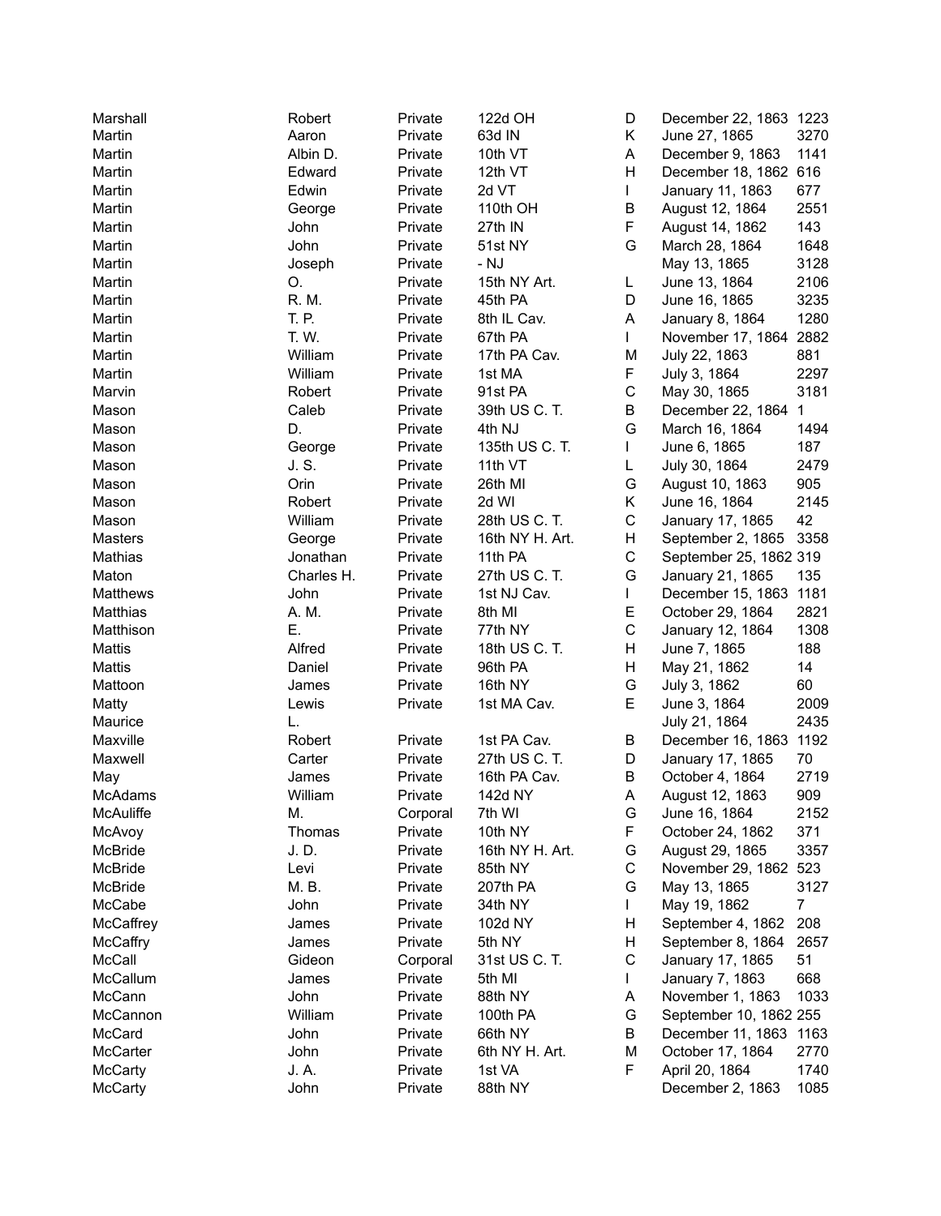| | | | | | | |
|---|---|---|---|---|---|---|
| Marshall | Robert | Private | 122d OH | D | December 22, 1863 | 1223 |
| Martin | Aaron | Private | 63d IN | K | June 27, 1865 | 3270 |
| Martin | Albin D. | Private | 10th VT | A | December 9, 1863 | 1141 |
| Martin | Edward | Private | 12th VT | H | December 18, 1862 | 616 |
| Martin | Edwin | Private | 2d VT | I | January 11, 1863 | 677 |
| Martin | George | Private | 110th OH | B | August 12, 1864 | 2551 |
| Martin | John | Private | 27th IN | F | August 14, 1862 | 143 |
| Martin | John | Private | 51st NY | G | March 28, 1864 | 1648 |
| Martin | Joseph | Private | - NJ | | May 13, 1865 | 3128 |
| Martin | O. | Private | 15th NY Art. | L | June 13, 1864 | 2106 |
| Martin | R. M. | Private | 45th PA | D | June 16, 1865 | 3235 |
| Martin | T. P. | Private | 8th IL Cav. | A | January 8, 1864 | 1280 |
| Martin | T. W. | Private | 67th PA | I | November 17, 1864 | 2882 |
| Martin | William | Private | 17th PA Cav. | M | July 22, 1863 | 881 |
| Martin | William | Private | 1st MA | F | July 3, 1864 | 2297 |
| Marvin | Robert | Private | 91st PA | C | May 30, 1865 | 3181 |
| Mason | Caleb | Private | 39th US C. T. | B | December 22, 1864 | 1 |
| Mason | D. | Private | 4th NJ | G | March 16, 1864 | 1494 |
| Mason | George | Private | 135th US C. T. | I | June 6, 1865 | 187 |
| Mason | J. S. | Private | 11th VT | L | July 30, 1864 | 2479 |
| Mason | Orin | Private | 26th MI | G | August 10, 1863 | 905 |
| Mason | Robert | Private | 2d WI | K | June 16, 1864 | 2145 |
| Mason | William | Private | 28th US C. T. | C | January 17, 1865 | 42 |
| Masters | George | Private | 16th NY H. Art. | H | September 2, 1865 | 3358 |
| Mathias | Jonathan | Private | 11th PA | C | September 25, 1862 | 319 |
| Maton | Charles H. | Private | 27th US C. T. | G | January 21, 1865 | 135 |
| Matthews | John | Private | 1st NJ Cav. | I | December 15, 1863 | 1181 |
| Matthias | A. M. | Private | 8th MI | E | October 29, 1864 | 2821 |
| Matthison | E. | Private | 77th NY | C | January 12, 1864 | 1308 |
| Mattis | Alfred | Private | 18th US C. T. | H | June 7, 1865 | 188 |
| Mattis | Daniel | Private | 96th PA | H | May 21, 1862 | 14 |
| Mattoon | James | Private | 16th NY | G | July 3, 1862 | 60 |
| Matty | Lewis | Private | 1st MA Cav. | E | June 3, 1864 | 2009 |
| Maurice | L. | | | | July 21, 1864 | 2435 |
| Maxville | Robert | Private | 1st PA Cav. | B | December 16, 1863 | 1192 |
| Maxwell | Carter | Private | 27th US C. T. | D | January 17, 1865 | 70 |
| May | James | Private | 16th PA Cav. | B | October 4, 1864 | 2719 |
| McAdams | William | Private | 142d NY | A | August 12, 1863 | 909 |
| McAuliffe | M. | Corporal | 7th WI | G | June 16, 1864 | 2152 |
| McAvoy | Thomas | Private | 10th NY | F | October 24, 1862 | 371 |
| McBride | J. D. | Private | 16th NY H. Art. | G | August 29, 1865 | 3357 |
| McBride | Levi | Private | 85th NY | C | November 29, 1862 | 523 |
| McBride | M. B. | Private | 207th PA | G | May 13, 1865 | 3127 |
| McCabe | John | Private | 34th NY | I | May 19, 1862 | 7 |
| McCaffrey | James | Private | 102d NY | H | September 4, 1862 | 208 |
| McCaffry | James | Private | 5th NY | H | September 8, 1864 | 2657 |
| McCall | Gideon | Corporal | 31st US C. T. | C | January 17, 1865 | 51 |
| McCallum | James | Private | 5th MI | I | January 7, 1863 | 668 |
| McCann | John | Private | 88th NY | A | November 1, 1863 | 1033 |
| McCannon | William | Private | 100th PA | G | September 10, 1862 | 255 |
| McCard | John | Private | 66th NY | B | December 11, 1863 | 1163 |
| McCarter | John | Private | 6th NY H. Art. | M | October 17, 1864 | 2770 |
| McCarty | J. A. | Private | 1st VA | F | April 20, 1864 | 1740 |
| McCarty | John | Private | 88th NY | | December 2, 1863 | 1085 |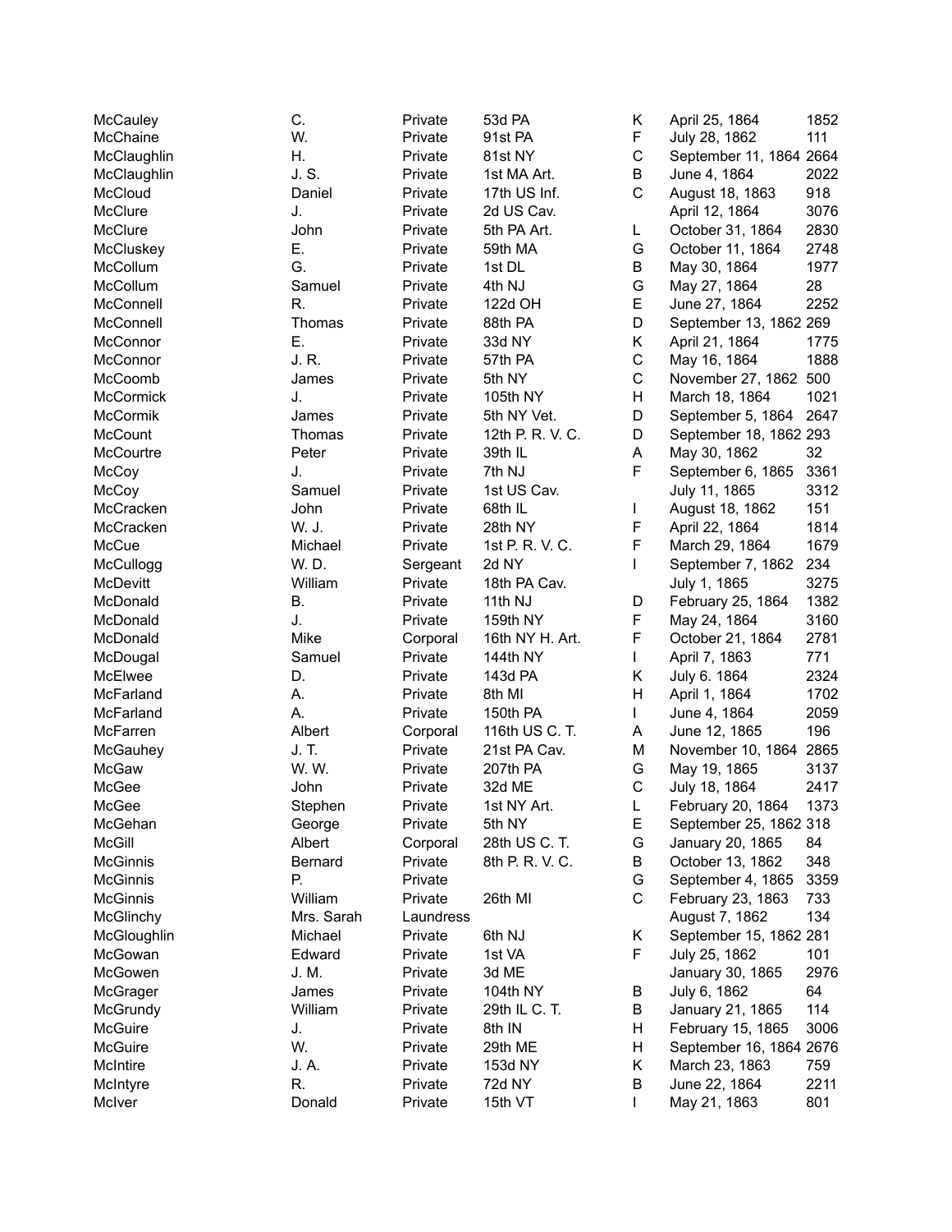| | | | | | | |
|---|---|---|---|---|---|---|
| McCauley | C. | Private | 53d PA | K | April 25, 1864 | 1852 |
| McChaine | W. | Private | 91st PA | F | July 28, 1862 | 111 |
| McClaughlin | H. | Private | 81st NY | C | September 11, 1864 | 2664 |
| McClaughlin | J. S. | Private | 1st MA Art. | B | June 4, 1864 | 2022 |
| McCloud | Daniel | Private | 17th US Inf. | C | August 18, 1863 | 918 |
| McClure | J. | Private | 2d US Cav. | | April 12, 1864 | 3076 |
| McClure | John | Private | 5th PA Art. | L | October 31, 1864 | 2830 |
| McCluskey | E. | Private | 59th MA | G | October 11, 1864 | 2748 |
| McCollum | G. | Private | 1st DL | B | May 30, 1864 | 1977 |
| McCollum | Samuel | Private | 4th NJ | G | May 27, 1864 | 28 |
| McConnell | R. | Private | 122d OH | E | June 27, 1864 | 2252 |
| McConnell | Thomas | Private | 88th PA | D | September 13, 1862 | 269 |
| McConnor | E. | Private | 33d NY | K | April 21, 1864 | 1775 |
| McConnor | J. R. | Private | 57th PA | C | May 16, 1864 | 1888 |
| McCoomb | James | Private | 5th NY | C | November 27, 1862 | 500 |
| McCormick | J. | Private | 105th NY | H | March 18, 1864 | 1021 |
| McCormik | James | Private | 5th NY Vet. | D | September 5, 1864 | 2647 |
| McCount | Thomas | Private | 12th P. R. V. C. | D | September 18, 1862 | 293 |
| McCourtre | Peter | Private | 39th IL | A | May 30, 1862 | 32 |
| McCoy | J. | Private | 7th NJ | F | September 6, 1865 | 3361 |
| McCoy | Samuel | Private | 1st US Cav. | | July 11, 1865 | 3312 |
| McCracken | John | Private | 68th IL | I | August 18, 1862 | 151 |
| McCracken | W. J. | Private | 28th NY | F | April 22, 1864 | 1814 |
| McCue | Michael | Private | 1st P. R. V. C. | F | March 29, 1864 | 1679 |
| McCullogg | W. D. | Sergeant | 2d NY | I | September 7, 1862 | 234 |
| McDevitt | William | Private | 18th PA Cav. | | July 1, 1865 | 3275 |
| McDonald | B. | Private | 11th NJ | D | February 25, 1864 | 1382 |
| McDonald | J. | Private | 159th NY | F | May 24, 1864 | 3160 |
| McDonald | Mike | Corporal | 16th NY H. Art. | F | October 21, 1864 | 2781 |
| McDougal | Samuel | Private | 144th NY | I | April 7, 1863 | 771 |
| McElwee | D. | Private | 143d PA | K | July 6. 1864 | 2324 |
| McFarland | A. | Private | 8th MI | H | April 1, 1864 | 1702 |
| McFarland | A. | Private | 150th PA | I | June 4, 1864 | 2059 |
| McFarren | Albert | Corporal | 116th US C. T. | A | June 12, 1865 | 196 |
| McGauhey | J. T. | Private | 21st PA Cav. | M | November 10, 1864 | 2865 |
| McGaw | W. W. | Private | 207th PA | G | May 19, 1865 | 3137 |
| McGee | John | Private | 32d ME | C | July 18, 1864 | 2417 |
| McGee | Stephen | Private | 1st NY Art. | L | February 20, 1864 | 1373 |
| McGehan | George | Private | 5th NY | E | September 25, 1862 | 318 |
| McGill | Albert | Corporal | 28th US C. T. | G | January 20, 1865 | 84 |
| McGinnis | Bernard | Private | 8th P. R. V. C. | B | October 13, 1862 | 348 |
| McGinnis | P. | Private | | G | September 4, 1865 | 3359 |
| McGinnis | William | Private | 26th MI | C | February 23, 1863 | 733 |
| McGlinchy | Mrs. Sarah | Laundress | | | August 7, 1862 | 134 |
| McGloughlin | Michael | Private | 6th NJ | K | September 15, 1862 | 281 |
| McGowan | Edward | Private | 1st VA | F | July 25, 1862 | 101 |
| McGowen | J. M. | Private | 3d ME | | January 30, 1865 | 2976 |
| McGrager | James | Private | 104th NY | B | July 6, 1862 | 64 |
| McGrundy | William | Private | 29th IL C. T. | B | January 21, 1865 | 114 |
| McGuire | J. | Private | 8th IN | H | February 15, 1865 | 3006 |
| McGuire | W. | Private | 29th ME | H | September 16, 1864 | 2676 |
| McIntire | J. A. | Private | 153d NY | K | March 23, 1863 | 759 |
| McIntyre | R. | Private | 72d NY | B | June 22, 1864 | 2211 |
| McIver | Donald | Private | 15th VT | I | May 21, 1863 | 801 |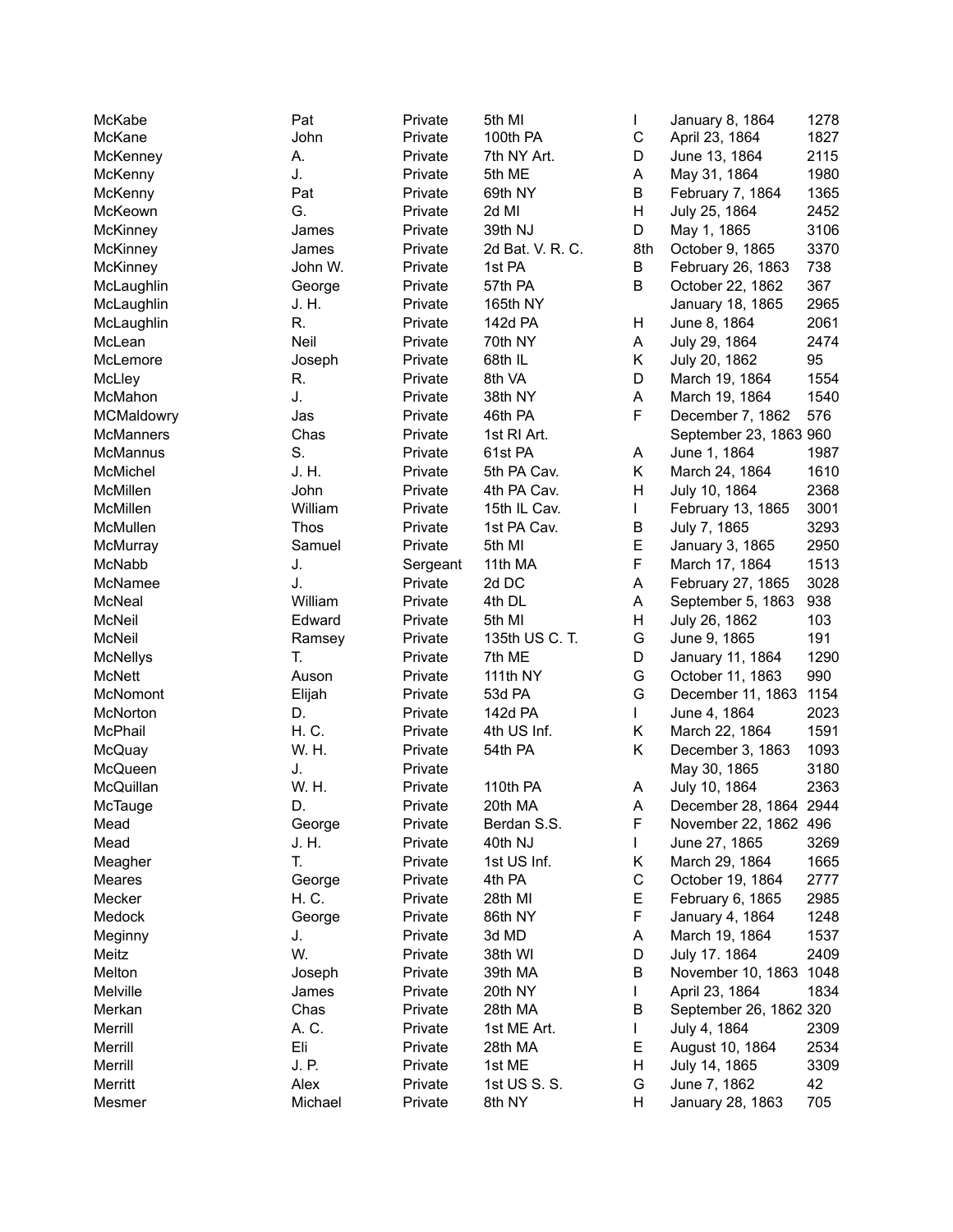| | | | | | | |
|---|---|---|---|---|---|---|
| McKabe | Pat | Private | 5th MI | I | January 8, 1864 | 1278 |
| McKane | John | Private | 100th PA | C | April 23, 1864 | 1827 |
| McKenney | A. | Private | 7th NY Art. | D | June 13, 1864 | 2115 |
| McKenny | J. | Private | 5th ME | A | May 31, 1864 | 1980 |
| McKenny | Pat | Private | 69th NY | B | February 7, 1864 | 1365 |
| McKeown | G. | Private | 2d MI | H | July 25, 1864 | 2452 |
| McKinney | James | Private | 39th NJ | D | May 1, 1865 | 3106 |
| McKinney | James | Private | 2d Bat. V. R. C. | 8th | October 9, 1865 | 3370 |
| McKinney | John W. | Private | 1st PA | B | February 26, 1863 | 738 |
| McLaughlin | George | Private | 57th PA | B | October 22, 1862 | 367 |
| McLaughlin | J. H. | Private | 165th NY | | January 18, 1865 | 2965 |
| McLaughlin | R. | Private | 142d PA | H | June 8, 1864 | 2061 |
| McLean | Neil | Private | 70th NY | A | July 29, 1864 | 2474 |
| McLemore | Joseph | Private | 68th IL | K | July 20, 1862 | 95 |
| McLley | R. | Private | 8th VA | D | March 19, 1864 | 1554 |
| McMahon | J. | Private | 38th NY | A | March 19, 1864 | 1540 |
| MCMaldowry | Jas | Private | 46th PA | F | December 7, 1862 | 576 |
| McManners | Chas | Private | 1st RI Art. | | September 23, 1863 | 960 |
| McMannus | S. | Private | 61st PA | A | June 1, 1864 | 1987 |
| McMichel | J. H. | Private | 5th PA Cav. | K | March 24, 1864 | 1610 |
| McMillen | John | Private | 4th PA Cav. | H | July 10, 1864 | 2368 |
| McMillen | William | Private | 15th IL Cav. | I | February 13, 1865 | 3001 |
| McMullen | Thos | Private | 1st PA Cav. | B | July 7, 1865 | 3293 |
| McMurray | Samuel | Private | 5th MI | E | January 3, 1865 | 2950 |
| McNabb | J. | Sergeant | 11th MA | F | March 17, 1864 | 1513 |
| McNamee | J. | Private | 2d DC | A | February 27, 1865 | 3028 |
| McNeal | William | Private | 4th DL | A | September 5, 1863 | 938 |
| McNeil | Edward | Private | 5th MI | H | July 26, 1862 | 103 |
| McNeil | Ramsey | Private | 135th US C. T. | G | June 9, 1865 | 191 |
| McNellys | T. | Private | 7th ME | D | January 11, 1864 | 1290 |
| McNett | Auson | Private | 111th NY | G | October 11, 1863 | 990 |
| McNomont | Elijah | Private | 53d PA | G | December 11, 1863 | 1154 |
| McNorton | D. | Private | 142d PA | I | June 4, 1864 | 2023 |
| McPhail | H. C. | Private | 4th US Inf. | K | March 22, 1864 | 1591 |
| McQuay | W. H. | Private | 54th PA | K | December 3, 1863 | 1093 |
| McQueen | J. | Private | | | May 30, 1865 | 3180 |
| McQuillan | W. H. | Private | 110th PA | A | July 10, 1864 | 2363 |
| McTauge | D. | Private | 20th MA | A | December 28, 1864 | 2944 |
| Mead | George | Private | Berdan S.S. | F | November 22, 1862 | 496 |
| Mead | J. H. | Private | 40th NJ | I | June 27, 1865 | 3269 |
| Meagher | T. | Private | 1st US Inf. | K | March 29, 1864 | 1665 |
| Meares | George | Private | 4th PA | C | October 19, 1864 | 2777 |
| Mecker | H. C. | Private | 28th MI | E | February 6, 1865 | 2985 |
| Medock | George | Private | 86th NY | F | January 4, 1864 | 1248 |
| Meginny | J. | Private | 3d MD | A | March 19, 1864 | 1537 |
| Meitz | W. | Private | 38th WI | D | July 17. 1864 | 2409 |
| Melton | Joseph | Private | 39th MA | B | November 10, 1863 | 1048 |
| Melville | James | Private | 20th NY | I | April 23, 1864 | 1834 |
| Merkan | Chas | Private | 28th MA | B | September 26, 1862 | 320 |
| Merrill | A. C. | Private | 1st ME Art. | I | July 4, 1864 | 2309 |
| Merrill | Eli | Private | 28th MA | E | August 10, 1864 | 2534 |
| Merrill | J. P. | Private | 1st ME | H | July 14, 1865 | 3309 |
| Merritt | Alex | Private | 1st US S. S. | G | June 7, 1862 | 42 |
| Mesmer | Michael | Private | 8th NY | H | January 28, 1863 | 705 |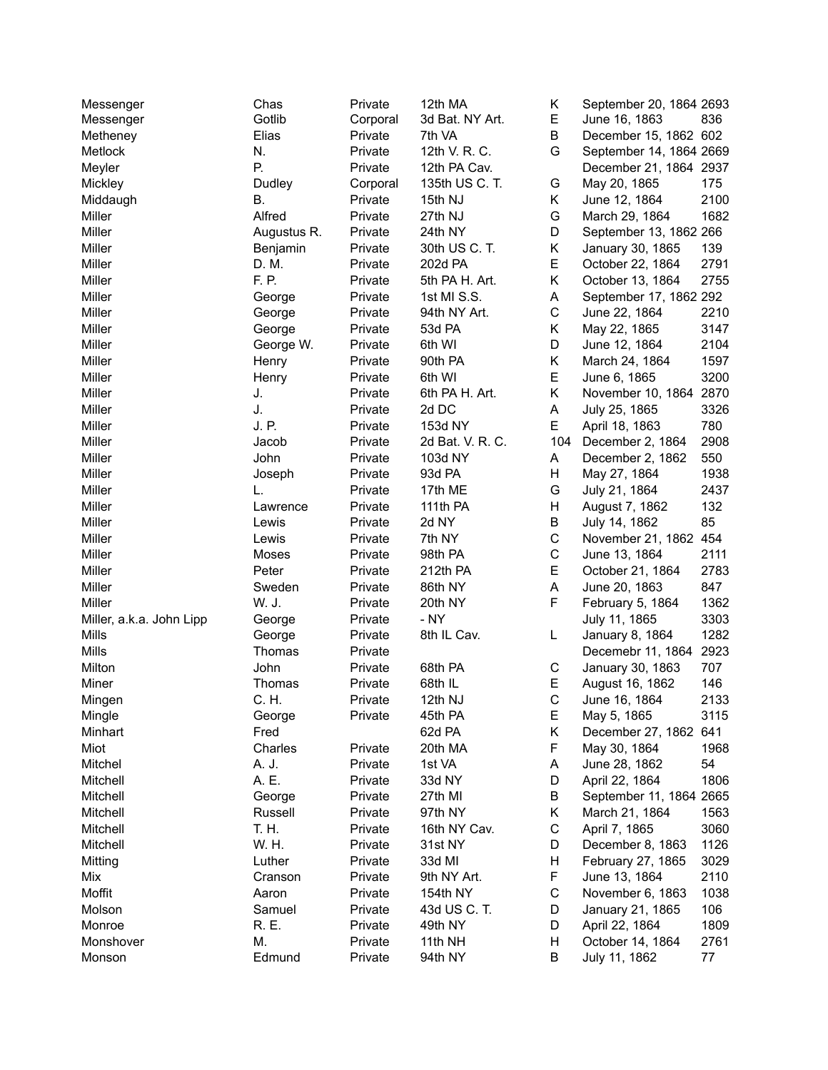| | | | | | | |
|---|---|---|---|---|---|---|
| Messenger | Chas | Private | 12th MA | K | September 20, 1864 | 2693 |
| Messenger | Gotlib | Corporal | 3d Bat. NY Art. | E | June 16, 1863 | 836 |
| Metheney | Elias | Private | 7th VA | B | December 15, 1862 | 602 |
| Metlock | N. | Private | 12th V. R. C. | G | September 14, 1864 | 2669 |
| Meyler | P. | Private | 12th PA Cav. | | December 21, 1864 | 2937 |
| Mickley | Dudley | Corporal | 135th US C. T. | G | May 20, 1865 | 175 |
| Middaugh | B. | Private | 15th NJ | K | June 12, 1864 | 2100 |
| Miller | Alfred | Private | 27th NJ | G | March 29, 1864 | 1682 |
| Miller | Augustus R. | Private | 24th NY | D | September 13, 1862 | 266 |
| Miller | Benjamin | Private | 30th US C. T. | K | January 30, 1865 | 139 |
| Miller | D. M. | Private | 202d PA | E | October 22, 1864 | 2791 |
| Miller | F. P. | Private | 5th PA H. Art. | K | October 13, 1864 | 2755 |
| Miller | George | Private | 1st MI S.S. | A | September 17, 1862 | 292 |
| Miller | George | Private | 94th NY Art. | C | June 22, 1864 | 2210 |
| Miller | George | Private | 53d PA | K | May 22, 1865 | 3147 |
| Miller | George W. | Private | 6th WI | D | June 12, 1864 | 2104 |
| Miller | Henry | Private | 90th PA | K | March 24, 1864 | 1597 |
| Miller | Henry | Private | 6th WI | E | June 6, 1865 | 3200 |
| Miller | J. | Private | 6th PA H. Art. | K | November 10, 1864 | 2870 |
| Miller | J. | Private | 2d DC | A | July 25, 1865 | 3326 |
| Miller | J. P. | Private | 153d NY | E | April 18, 1863 | 780 |
| Miller | Jacob | Private | 2d Bat. V. R. C. | 104 | December 2, 1864 | 2908 |
| Miller | John | Private | 103d NY | A | December 2, 1862 | 550 |
| Miller | Joseph | Private | 93d PA | H | May 27, 1864 | 1938 |
| Miller | L. | Private | 17th ME | G | July 21, 1864 | 2437 |
| Miller | Lawrence | Private | 111th PA | H | August 7, 1862 | 132 |
| Miller | Lewis | Private | 2d NY | B | July 14, 1862 | 85 |
| Miller | Lewis | Private | 7th NY | C | November 21, 1862 | 454 |
| Miller | Moses | Private | 98th PA | C | June 13, 1864 | 2111 |
| Miller | Peter | Private | 212th PA | E | October 21, 1864 | 2783 |
| Miller | Sweden | Private | 86th NY | A | June 20, 1863 | 847 |
| Miller | W. J. | Private | 20th NY | F | February 5, 1864 | 1362 |
| Miller, a.k.a. John Lipp | George | Private | - NY | | July 11, 1865 | 3303 |
| Mills | George | Private | 8th IL Cav. | L | January 8, 1864 | 1282 |
| Mills | Thomas | Private | | | Decemebr 11, 1864 | 2923 |
| Milton | John | Private | 68th PA | C | January 30, 1863 | 707 |
| Miner | Thomas | Private | 68th IL | E | August 16, 1862 | 146 |
| Mingen | C. H. | Private | 12th NJ | C | June 16, 1864 | 2133 |
| Mingle | George | Private | 45th PA | E | May 5, 1865 | 3115 |
| Minhart | Fred | | 62d PA | K | December 27, 1862 | 641 |
| Miot | Charles | Private | 20th MA | F | May 30, 1864 | 1968 |
| Mitchel | A. J. | Private | 1st VA | A | June 28, 1862 | 54 |
| Mitchell | A. E. | Private | 33d NY | D | April 22, 1864 | 1806 |
| Mitchell | George | Private | 27th MI | B | September 11, 1864 | 2665 |
| Mitchell | Russell | Private | 97th NY | K | March 21, 1864 | 1563 |
| Mitchell | T. H. | Private | 16th NY Cav. | C | April 7, 1865 | 3060 |
| Mitchell | W. H. | Private | 31st NY | D | December 8, 1863 | 1126 |
| Mitting | Luther | Private | 33d MI | H | February 27, 1865 | 3029 |
| Mix | Cranson | Private | 9th NY Art. | F | June 13, 1864 | 2110 |
| Moffit | Aaron | Private | 154th NY | C | November 6, 1863 | 1038 |
| Molson | Samuel | Private | 43d US C. T. | D | January 21, 1865 | 106 |
| Monroe | R. E. | Private | 49th NY | D | April 22, 1864 | 1809 |
| Monshover | M. | Private | 11th NH | H | October 14, 1864 | 2761 |
| Monson | Edmund | Private | 94th NY | B | July 11, 1862 | 77 |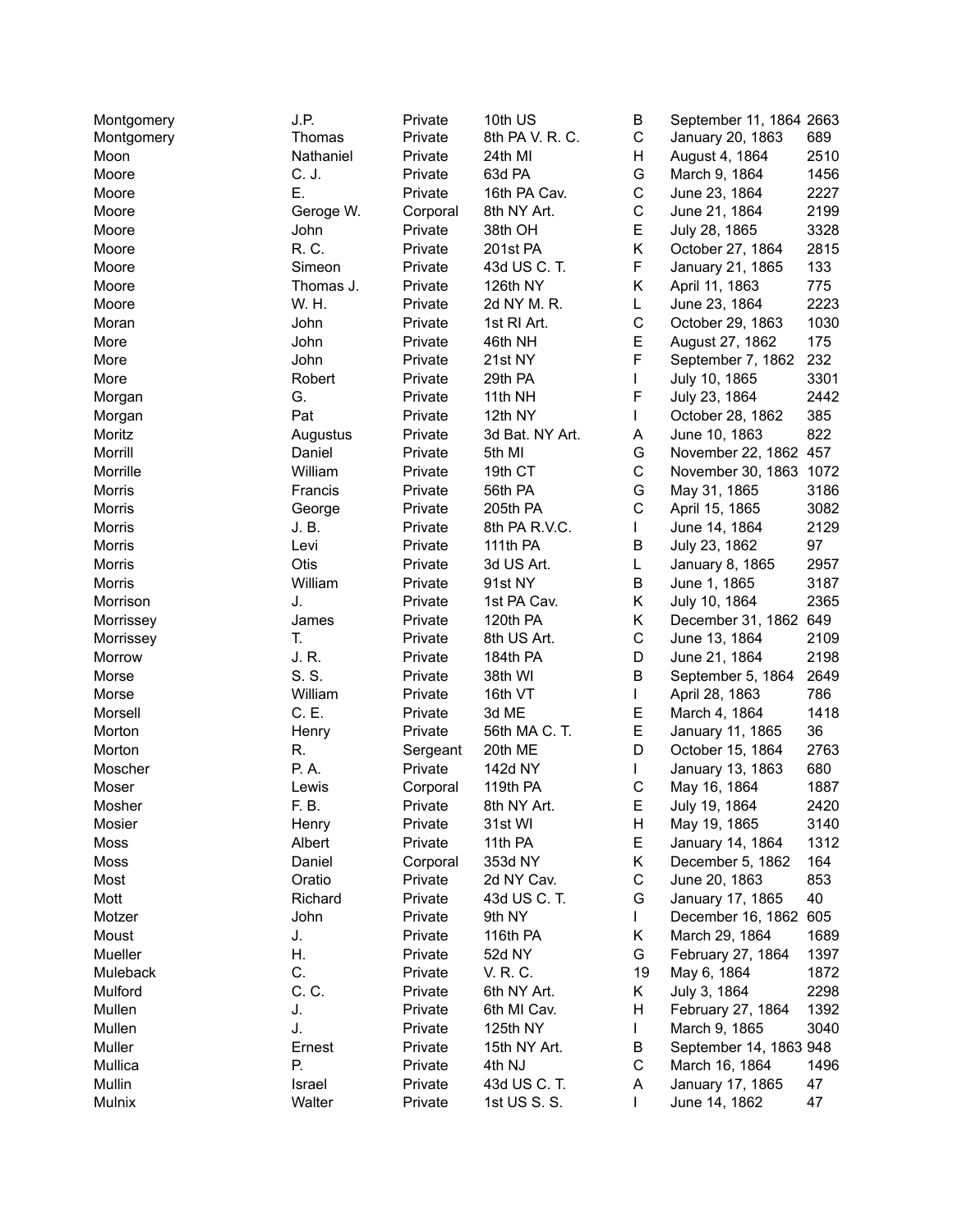| | | | | | | |
|---|---|---|---|---|---|---|
| Montgomery | J.P. | Private | 10th US | B | September 11, 1864 | 2663 |
| Montgomery | Thomas | Private | 8th PA V. R. C. | C | January 20, 1863 | 689 |
| Moon | Nathaniel | Private | 24th MI | H | August 4, 1864 | 2510 |
| Moore | C. J. | Private | 63d PA | G | March 9, 1864 | 1456 |
| Moore | E. | Private | 16th PA Cav. | C | June 23, 1864 | 2227 |
| Moore | Geroge W. | Corporal | 8th NY Art. | C | June 21, 1864 | 2199 |
| Moore | John | Private | 38th OH | E | July 28, 1865 | 3328 |
| Moore | R. C. | Private | 201st PA | K | October 27, 1864 | 2815 |
| Moore | Simeon | Private | 43d US C. T. | F | January 21, 1865 | 133 |
| Moore | Thomas J. | Private | 126th NY | K | April 11, 1863 | 775 |
| Moore | W. H. | Private | 2d NY M. R. | L | June 23, 1864 | 2223 |
| Moran | John | Private | 1st RI Art. | C | October 29, 1863 | 1030 |
| More | John | Private | 46th NH | E | August 27, 1862 | 175 |
| More | John | Private | 21st NY | F | September 7, 1862 | 232 |
| More | Robert | Private | 29th PA | I | July 10, 1865 | 3301 |
| Morgan | G. | Private | 11th NH | F | July 23, 1864 | 2442 |
| Morgan | Pat | Private | 12th NY | I | October 28, 1862 | 385 |
| Moritz | Augustus | Private | 3d Bat. NY Art. | A | June 10, 1863 | 822 |
| Morrill | Daniel | Private | 5th MI | G | November 22, 1862 | 457 |
| Morrille | William | Private | 19th CT | C | November 30, 1863 | 1072 |
| Morris | Francis | Private | 56th PA | G | May 31, 1865 | 3186 |
| Morris | George | Private | 205th PA | C | April 15, 1865 | 3082 |
| Morris | J. B. | Private | 8th PA R.V.C. | I | June 14, 1864 | 2129 |
| Morris | Levi | Private | 111th PA | B | July 23, 1862 | 97 |
| Morris | Otis | Private | 3d US Art. | L | January 8, 1865 | 2957 |
| Morris | William | Private | 91st NY | B | June 1, 1865 | 3187 |
| Morrison | J. | Private | 1st PA Cav. | K | July 10, 1864 | 2365 |
| Morrissey | James | Private | 120th PA | K | December 31, 1862 | 649 |
| Morrissey | T. | Private | 8th US Art. | C | June 13, 1864 | 2109 |
| Morrow | J. R. | Private | 184th PA | D | June 21, 1864 | 2198 |
| Morse | S. S. | Private | 38th WI | B | September 5, 1864 | 2649 |
| Morse | William | Private | 16th VT | I | April 28, 1863 | 786 |
| Morsell | C. E. | Private | 3d ME | E | March 4, 1864 | 1418 |
| Morton | Henry | Private | 56th MA C. T. | E | January 11, 1865 | 36 |
| Morton | R. | Sergeant | 20th ME | D | October 15, 1864 | 2763 |
| Moscher | P. A. | Private | 142d NY | I | January 13, 1863 | 680 |
| Moser | Lewis | Corporal | 119th PA | C | May 16, 1864 | 1887 |
| Mosher | F. B. | Private | 8th NY Art. | E | July 19, 1864 | 2420 |
| Mosier | Henry | Private | 31st WI | H | May 19, 1865 | 3140 |
| Moss | Albert | Private | 11th PA | E | January 14, 1864 | 1312 |
| Moss | Daniel | Corporal | 353d NY | K | December 5, 1862 | 164 |
| Most | Oratio | Private | 2d NY Cav. | C | June 20, 1863 | 853 |
| Mott | Richard | Private | 43d US C. T. | G | January 17, 1865 | 40 |
| Motzer | John | Private | 9th NY | I | December 16, 1862 | 605 |
| Moust | J. | Private | 116th PA | K | March 29, 1864 | 1689 |
| Mueller | H. | Private | 52d NY | G | February 27, 1864 | 1397 |
| Muleback | C. | Private | V. R. C. | 19 | May 6, 1864 | 1872 |
| Mulford | C. C. | Private | 6th NY Art. | K | July 3, 1864 | 2298 |
| Mullen | J. | Private | 6th MI Cav. | H | February 27, 1864 | 1392 |
| Mullen | J. | Private | 125th NY | I | March 9, 1865 | 3040 |
| Muller | Ernest | Private | 15th NY Art. | B | September 14, 1863 | 948 |
| Mullica | P. | Private | 4th NJ | C | March 16, 1864 | 1496 |
| Mullin | Israel | Private | 43d US C. T. | A | January 17, 1865 | 47 |
| Mulnix | Walter | Private | 1st US S. S. | I | June 14, 1862 | 47 |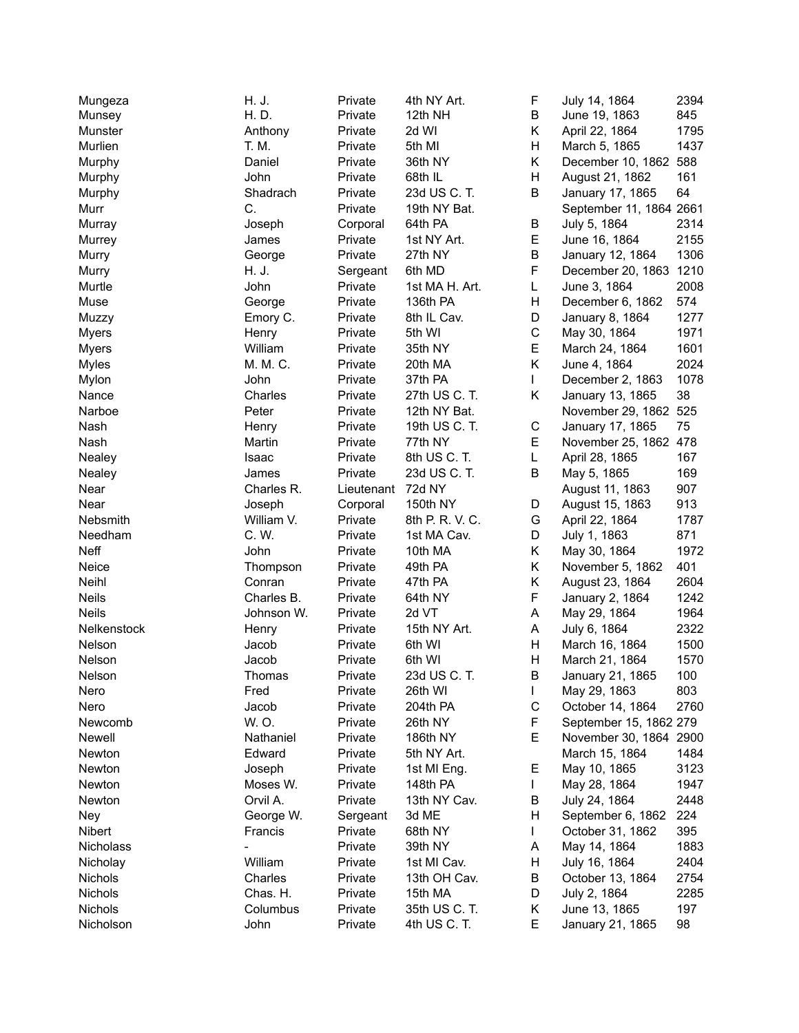| | | | | | | |
|---|---|---|---|---|---|---|
| Mungeza | H. J. | Private | 4th NY Art. | F | July 14, 1864 | 2394 |
| Munsey | H. D. | Private | 12th NH | B | June 19, 1863 | 845 |
| Munster | Anthony | Private | 2d WI | K | April 22, 1864 | 1795 |
| Murlien | T. M. | Private | 5th MI | H | March 5, 1865 | 1437 |
| Murphy | Daniel | Private | 36th NY | K | December 10, 1862 | 588 |
| Murphy | John | Private | 68th IL | H | August 21, 1862 | 161 |
| Murphy | Shadrach | Private | 23d US C. T. | B | January 17, 1865 | 64 |
| Murr | C. | Private | 19th NY Bat. | | September 11, 1864 | 2661 |
| Murray | Joseph | Corporal | 64th PA | B | July 5, 1864 | 2314 |
| Murrey | James | Private | 1st NY Art. | E | June 16, 1864 | 2155 |
| Murry | George | Private | 27th NY | B | January 12, 1864 | 1306 |
| Murry | H. J. | Sergeant | 6th MD | F | December 20, 1863 | 1210 |
| Murtle | John | Private | 1st MA H. Art. | L | June 3, 1864 | 2008 |
| Muse | George | Private | 136th PA | H | December 6, 1862 | 574 |
| Muzzy | Emory C. | Private | 8th IL Cav. | D | January 8, 1864 | 1277 |
| Myers | Henry | Private | 5th WI | C | May 30, 1864 | 1971 |
| Myers | William | Private | 35th NY | E | March 24, 1864 | 1601 |
| Myles | M. M. C. | Private | 20th MA | K | June 4, 1864 | 2024 |
| Mylon | John | Private | 37th PA | I | December 2, 1863 | 1078 |
| Nance | Charles | Private | 27th US C. T. | K | January 13, 1865 | 38 |
| Narboe | Peter | Private | 12th NY Bat. | | November 29, 1862 | 525 |
| Nash | Henry | Private | 19th US C. T. | C | January 17, 1865 | 75 |
| Nash | Martin | Private | 77th NY | E | November 25, 1862 | 478 |
| Nealey | Isaac | Private | 8th US C. T. | L | April 28, 1865 | 167 |
| Nealey | James | Private | 23d US C. T. | B | May 5, 1865 | 169 |
| Near | Charles R. | Lieutenant | 72d NY | | August 11, 1863 | 907 |
| Near | Joseph | Corporal | 150th NY | D | August 15, 1863 | 913 |
| Nebsmith | William V. | Private | 8th P. R. V. C. | G | April 22, 1864 | 1787 |
| Needham | C. W. | Private | 1st MA Cav. | D | July 1, 1863 | 871 |
| Neff | John | Private | 10th MA | K | May 30, 1864 | 1972 |
| Neice | Thompson | Private | 49th PA | K | November 5, 1862 | 401 |
| Neihl | Conran | Private | 47th PA | K | August 23, 1864 | 2604 |
| Neils | Charles B. | Private | 64th NY | F | January 2, 1864 | 1242 |
| Neils | Johnson W. | Private | 2d VT | A | May 29, 1864 | 1964 |
| Nelkenstock | Henry | Private | 15th NY Art. | A | July 6, 1864 | 2322 |
| Nelson | Jacob | Private | 6th WI | H | March 16, 1864 | 1500 |
| Nelson | Jacob | Private | 6th WI | H | March 21, 1864 | 1570 |
| Nelson | Thomas | Private | 23d US C. T. | B | January 21, 1865 | 100 |
| Nero | Fred | Private | 26th WI | I | May 29, 1863 | 803 |
| Nero | Jacob | Private | 204th PA | C | October 14, 1864 | 2760 |
| Newcomb | W. O. | Private | 26th NY | F | September 15, 1862 | 279 |
| Newell | Nathaniel | Private | 186th NY | E | November 30, 1864 | 2900 |
| Newton | Edward | Private | 5th NY Art. | | March 15, 1864 | 1484 |
| Newton | Joseph | Private | 1st MI Eng. | E | May 10, 1865 | 3123 |
| Newton | Moses W. | Private | 148th PA | I | May 28, 1864 | 1947 |
| Newton | Orvil A. | Private | 13th NY Cav. | B | July 24, 1864 | 2448 |
| Ney | George W. | Sergeant | 3d ME | H | September 6, 1862 | 224 |
| Nibert | Francis | Private | 68th NY | I | October 31, 1862 | 395 |
| Nicholass | - | Private | 39th NY | A | May 14, 1864 | 1883 |
| Nicholay | William | Private | 1st MI Cav. | H | July 16, 1864 | 2404 |
| Nichols | Charles | Private | 13th OH Cav. | B | October 13, 1864 | 2754 |
| Nichols | Chas. H. | Private | 15th MA | D | July 2, 1864 | 2285 |
| Nichols | Columbus | Private | 35th US C. T. | K | June 13, 1865 | 197 |
| Nicholson | John | Private | 4th US C. T. | E | January 21, 1865 | 98 |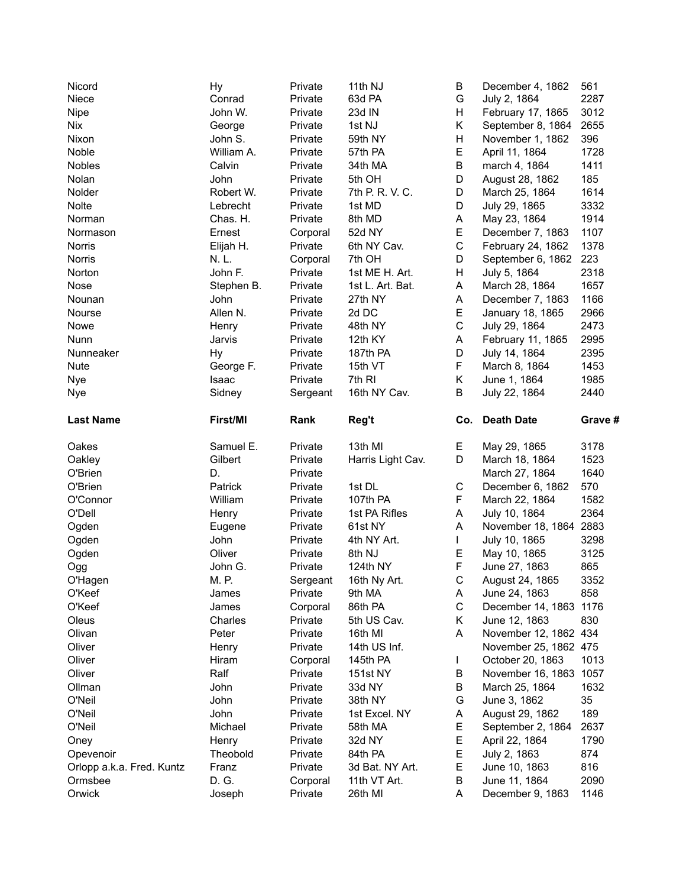| Last Name | First/MI | Rank | Reg't | Co. | Death Date | Grave # |
|---|---|---|---|---|---|---|
| Nicord | Hy | Private | 11th NJ | B | December 4, 1862 | 561 |
| Niece | Conrad | Private | 63d PA | G | July 2, 1864 | 2287 |
| Nipe | John W. | Private | 23d IN | H | February 17, 1865 | 3012 |
| Nix | George | Private | 1st NJ | K | September 8, 1864 | 2655 |
| Nixon | John S. | Private | 59th NY | H | November 1, 1862 | 396 |
| Noble | William A. | Private | 57th PA | E | April 11, 1864 | 1728 |
| Nobles | Calvin | Private | 34th MA | B | march 4, 1864 | 1411 |
| Nolan | John | Private | 5th OH | D | August 28, 1862 | 185 |
| Nolder | Robert W. | Private | 7th P. R. V. C. | D | March 25, 1864 | 1614 |
| Nolte | Lebrecht | Private | 1st MD | D | July 29, 1865 | 3332 |
| Norman | Chas. H. | Private | 8th MD | A | May 23, 1864 | 1914 |
| Normason | Ernest | Corporal | 52d NY | E | December 7, 1863 | 1107 |
| Norris | Elijah H. | Private | 6th NY Cav. | C | February 24, 1862 | 1378 |
| Norris | N. L. | Corporal | 7th OH | D | September 6, 1862 | 223 |
| Norton | John F. | Private | 1st ME H. Art. | H | July 5, 1864 | 2318 |
| Nose | Stephen B. | Private | 1st L. Art. Bat. | A | March 28, 1864 | 1657 |
| Nounan | John | Private | 27th NY | A | December 7, 1863 | 1166 |
| Nourse | Allen N. | Private | 2d DC | E | January 18, 1865 | 2966 |
| Nowe | Henry | Private | 48th NY | C | July 29, 1864 | 2473 |
| Nunn | Jarvis | Private | 12th KY | A | February 11, 1865 | 2995 |
| Nunneaker | Hy | Private | 187th PA | D | July 14, 1864 | 2395 |
| Nute | George F. | Private | 15th VT | F | March 8, 1864 | 1453 |
| Nye | Isaac | Private | 7th RI | K | June 1, 1864 | 1985 |
| Nye | Sidney | Sergeant | 16th NY Cav. | B | July 22, 1864 | 2440 |

| Last Name | First/MI | Rank | Reg't | Co. | Death Date | Grave # |
|---|---|---|---|---|---|---|
| Oakes | Samuel E. | Private | 13th MI | E | May 29, 1865 | 3178 |
| Oakley | Gilbert | Private | Harris Light Cav. | D | March 18, 1864 | 1523 |
| O'Brien | D. | Private | | | March 27, 1864 | 1640 |
| O'Brien | Patrick | Private | 1st DL | C | December 6, 1862 | 570 |
| O'Connor | William | Private | 107th PA | F | March 22, 1864 | 1582 |
| O'Dell | Henry | Private | 1st PA Rifles | A | July 10, 1864 | 2364 |
| Ogden | Eugene | Private | 61st NY | A | November 18, 1864 | 2883 |
| Ogden | John | Private | 4th NY Art. | I | July 10, 1865 | 3298 |
| Ogden | Oliver | Private | 8th NJ | E | May 10, 1865 | 3125 |
| Ogg | John G. | Private | 124th NY | F | June 27, 1863 | 865 |
| O'Hagen | M. P. | Sergeant | 16th Ny Art. | C | August 24, 1865 | 3352 |
| O'Keef | James | Private | 9th MA | A | June 24, 1863 | 858 |
| O'Keef | James | Corporal | 86th PA | C | December 14, 1863 | 1176 |
| Oleus | Charles | Private | 5th US Cav. | K | June 12, 1863 | 830 |
| Olivan | Peter | Private | 16th MI | A | November 12, 1862 | 434 |
| Oliver | Henry | Private | 14th US Inf. | | November 25, 1862 | 475 |
| Oliver | Hiram | Corporal | 145th PA | I | October 20, 1863 | 1013 |
| Oliver | Ralf | Private | 151st NY | B | November 16, 1863 | 1057 |
| Ollman | John | Private | 33d NY | B | March 25, 1864 | 1632 |
| O'Neil | John | Private | 38th NY | G | June 3, 1862 | 35 |
| O'Neil | John | Private | 1st Excel. NY | A | August 29, 1862 | 189 |
| O'Neil | Michael | Private | 58th MA | E | September 2, 1864 | 2637 |
| Oney | Henry | Private | 32d NY | E | April 22, 1864 | 1790 |
| Opevenoir | Theobold | Private | 84th PA | E | July 2, 1863 | 874 |
| Orlopp a.k.a. Fred. Kuntz | Franz | Private | 3d Bat. NY Art. | E | June 10, 1863 | 816 |
| Ormsbee | D. G. | Corporal | 11th VT Art. | B | June 11, 1864 | 2090 |
| Orwick | Joseph | Private | 26th MI | A | December 9, 1863 | 1146 |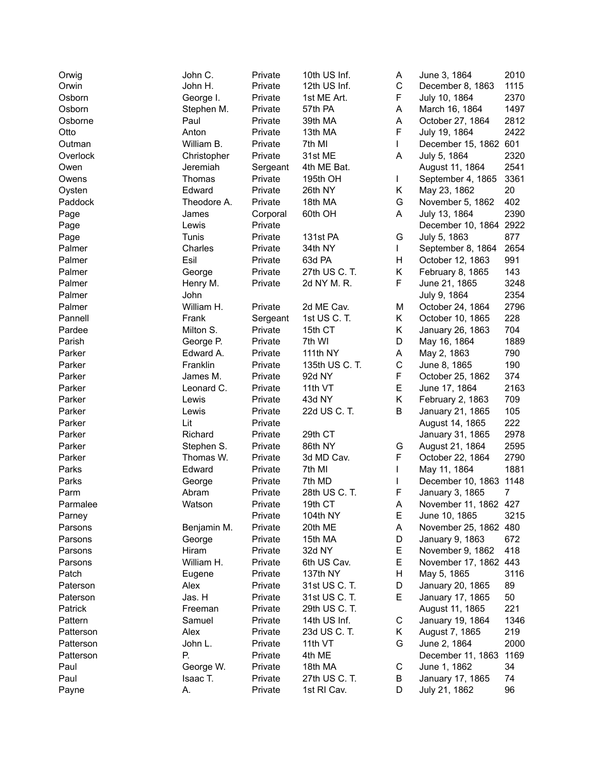| | | | | | | |
|---|---|---|---|---|---|---|
| Orwig | John C. | Private | 10th US Inf. | A | June 3, 1864 | 2010 |
| Orwin | John H. | Private | 12th US Inf. | C | December 8, 1863 | 1115 |
| Osborn | George I. | Private | 1st ME Art. | F | July 10, 1864 | 2370 |
| Osborn | Stephen M. | Private | 57th PA | A | March 16, 1864 | 1497 |
| Osborne | Paul | Private | 39th MA | A | October 27, 1864 | 2812 |
| Otto | Anton | Private | 13th MA | F | July 19, 1864 | 2422 |
| Outman | William B. | Private | 7th MI | I | December 15, 1862 | 601 |
| Overlock | Christopher | Private | 31st ME | A | July 5, 1864 | 2320 |
| Owen | Jeremiah | Sergeant | 4th ME Bat. | | August 11, 1864 | 2541 |
| Owens | Thomas | Private | 195th OH | I | September 4, 1865 | 3361 |
| Oysten | Edward | Private | 26th NY | K | May 23, 1862 | 20 |
| Paddock | Theodore A. | Private | 18th MA | G | November 5, 1862 | 402 |
| Page | James | Corporal | 60th OH | A | July 13, 1864 | 2390 |
| Page | Lewis | Private | | | December 10, 1864 | 2922 |
| Page | Tunis | Private | 131st PA | G | July 5, 1863 | 877 |
| Palmer | Charles | Private | 34th NY | I | September 8, 1864 | 2654 |
| Palmer | Esil | Private | 63d PA | H | October 12, 1863 | 991 |
| Palmer | George | Private | 27th US C. T. | K | February 8, 1865 | 143 |
| Palmer | Henry M. | Private | 2d NY M. R. | F | June 21, 1865 | 3248 |
| Palmer | John | | | | July 9, 1864 | 2354 |
| Palmer | William H. | Private | 2d ME Cav. | M | October 24, 1864 | 2796 |
| Pannell | Frank | Sergeant | 1st US C. T. | K | October 10, 1865 | 228 |
| Pardee | Milton S. | Private | 15th CT | K | January 26, 1863 | 704 |
| Parish | George P. | Private | 7th WI | D | May 16, 1864 | 1889 |
| Parker | Edward A. | Private | 111th NY | A | May 2, 1863 | 790 |
| Parker | Franklin | Private | 135th US C. T. | C | June 8, 1865 | 190 |
| Parker | James M. | Private | 92d NY | F | October 25, 1862 | 374 |
| Parker | Leonard C. | Private | 11th VT | E | June 17, 1864 | 2163 |
| Parker | Lewis | Private | 43d NY | K | February 2, 1863 | 709 |
| Parker | Lewis | Private | 22d US C. T. | B | January 21, 1865 | 105 |
| Parker | Lit | Private | | | August 14, 1865 | 222 |
| Parker | Richard | Private | 29th CT | | January 31, 1865 | 2978 |
| Parker | Stephen S. | Private | 86th NY | G | August 21, 1864 | 2595 |
| Parker | Thomas W. | Private | 3d MD Cav. | F | October 22, 1864 | 2790 |
| Parks | Edward | Private | 7th MI | I | May 11, 1864 | 1881 |
| Parks | George | Private | 7th MD | I | December 10, 1863 | 1148 |
| Parm | Abram | Private | 28th US C. T. | F | January 3, 1865 | 7 |
| Parmalee | Watson | Private | 19th CT | A | November 11, 1862 | 427 |
| Parney | | Private | 104th NY | E | June 10, 1865 | 3215 |
| Parsons | Benjamin M. | Private | 20th ME | A | November 25, 1862 | 480 |
| Parsons | George | Private | 15th MA | D | January 9, 1863 | 672 |
| Parsons | Hiram | Private | 32d NY | E | November 9, 1862 | 418 |
| Parsons | William H. | Private | 6th US Cav. | E | November 17, 1862 | 443 |
| Patch | Eugene | Private | 137th NY | H | May 5, 1865 | 3116 |
| Paterson | Alex | Private | 31st US C. T. | D | January 20, 1865 | 89 |
| Paterson | Jas. H | Private | 31st US C. T. | E | January 17, 1865 | 50 |
| Patrick | Freeman | Private | 29th US C. T. | | August 11, 1865 | 221 |
| Pattern | Samuel | Private | 14th US Inf. | C | January 19, 1864 | 1346 |
| Patterson | Alex | Private | 23d US C. T. | K | August 7, 1865 | 219 |
| Patterson | John L. | Private | 11th VT | G | June 2, 1864 | 2000 |
| Patterson | P. | Private | 4th ME | | December 11, 1863 | 1169 |
| Paul | George W. | Private | 18th MA | C | June 1, 1862 | 34 |
| Paul | Isaac T. | Private | 27th US C. T. | B | January 17, 1865 | 74 |
| Payne | A. | Private | 1st RI Cav. | D | July 21, 1862 | 96 |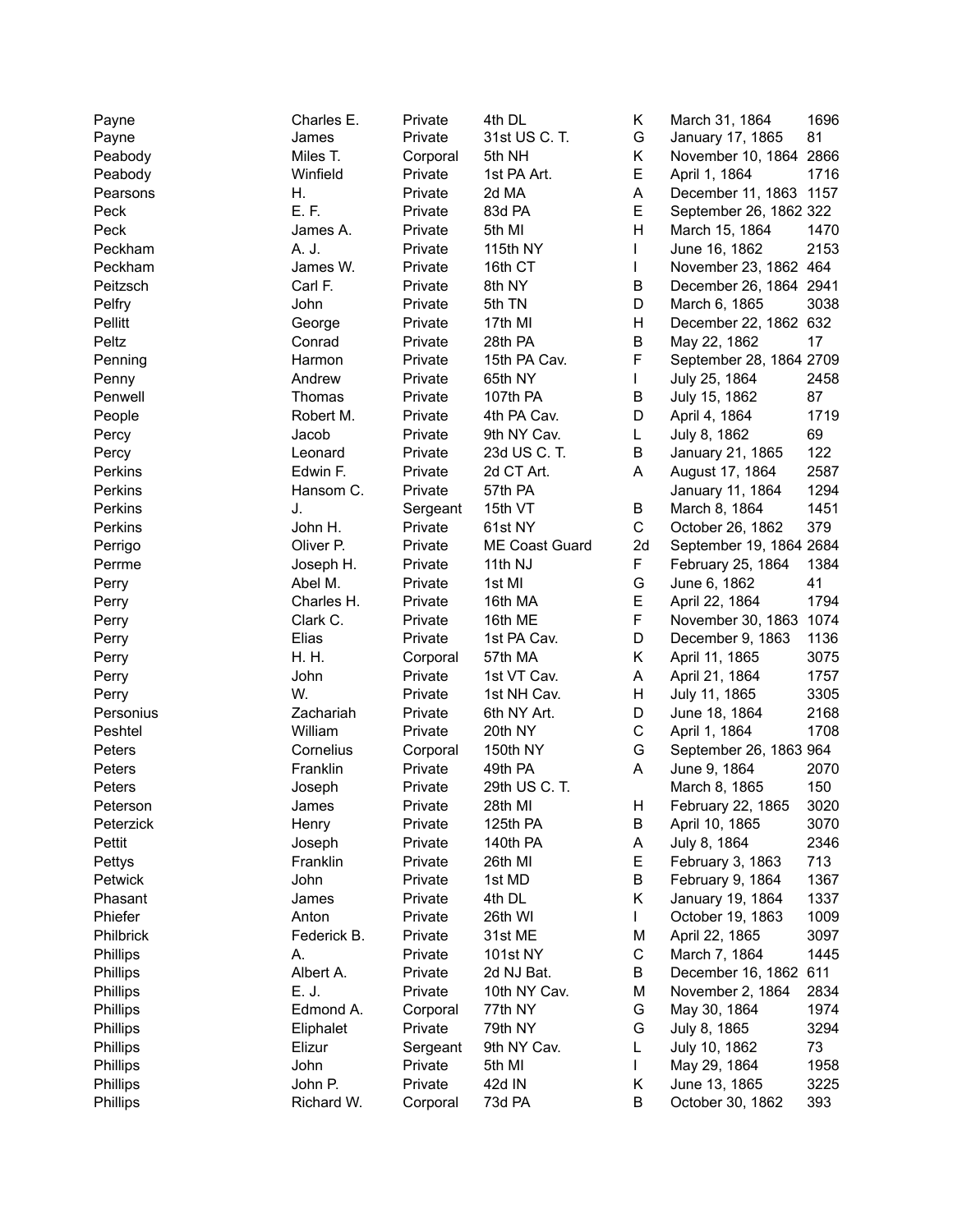| | | | | | | |
|---|---|---|---|---|---|---|
| Payne | Charles E. | Private | 4th DL | K | March 31, 1864 | 1696 |
| Payne | James | Private | 31st US C. T. | G | January 17, 1865 | 81 |
| Peabody | Miles T. | Corporal | 5th NH | K | November 10, 1864 | 2866 |
| Peabody | Winfield | Private | 1st PA Art. | E | April 1, 1864 | 1716 |
| Pearsons | H. | Private | 2d MA | A | December 11, 1863 | 1157 |
| Peck | E. F. | Private | 83d PA | E | September 26, 1862 | 322 |
| Peck | James A. | Private | 5th MI | H | March 15, 1864 | 1470 |
| Peckham | A. J. | Private | 115th NY | I | June 16, 1862 | 2153 |
| Peckham | James W. | Private | 16th CT | I | November 23, 1862 | 464 |
| Peitzsch | Carl F. | Private | 8th NY | B | December 26, 1864 | 2941 |
| Pelfry | John | Private | 5th TN | D | March 6, 1865 | 3038 |
| Pellitt | George | Private | 17th MI | H | December 22, 1862 | 632 |
| Peltz | Conrad | Private | 28th PA | B | May 22, 1862 | 17 |
| Penning | Harmon | Private | 15th PA Cav. | F | September 28, 1864 | 2709 |
| Penny | Andrew | Private | 65th NY | I | July 25, 1864 | 2458 |
| Penwell | Thomas | Private | 107th PA | B | July 15, 1862 | 87 |
| People | Robert M. | Private | 4th PA Cav. | D | April 4, 1864 | 1719 |
| Percy | Jacob | Private | 9th NY Cav. | L | July 8, 1862 | 69 |
| Percy | Leonard | Private | 23d US C. T. | B | January 21, 1865 | 122 |
| Perkins | Edwin F. | Private | 2d CT Art. | A | August 17, 1864 | 2587 |
| Perkins | Hansom C. | Private | 57th PA | | January 11, 1864 | 1294 |
| Perkins | J. | Sergeant | 15th VT | B | March 8, 1864 | 1451 |
| Perkins | John H. | Private | 61st NY | C | October 26, 1862 | 379 |
| Perrigo | Oliver P. | Private | ME Coast Guard | 2d | September 19, 1864 | 2684 |
| Perrme | Joseph H. | Private | 11th NJ | F | February 25, 1864 | 1384 |
| Perry | Abel M. | Private | 1st MI | G | June 6, 1862 | 41 |
| Perry | Charles H. | Private | 16th MA | E | April 22, 1864 | 1794 |
| Perry | Clark C. | Private | 16th ME | F | November 30, 1863 | 1074 |
| Perry | Elias | Private | 1st PA Cav. | D | December 9, 1863 | 1136 |
| Perry | H. H. | Corporal | 57th MA | K | April 11, 1865 | 3075 |
| Perry | John | Private | 1st VT Cav. | A | April 21, 1864 | 1757 |
| Perry | W. | Private | 1st NH Cav. | H | July 11, 1865 | 3305 |
| Personius | Zachariah | Private | 6th NY Art. | D | June 18, 1864 | 2168 |
| Peshtel | William | Private | 20th NY | C | April 1, 1864 | 1708 |
| Peters | Cornelius | Corporal | 150th NY | G | September 26, 1863 | 964 |
| Peters | Franklin | Private | 49th PA | A | June 9, 1864 | 2070 |
| Peters | Joseph | Private | 29th US C. T. | | March 8, 1865 | 150 |
| Peterson | James | Private | 28th MI | H | February 22, 1865 | 3020 |
| Peterzick | Henry | Private | 125th PA | B | April 10, 1865 | 3070 |
| Pettit | Joseph | Private | 140th PA | A | July 8, 1864 | 2346 |
| Pettys | Franklin | Private | 26th MI | E | February 3, 1863 | 713 |
| Petwick | John | Private | 1st MD | B | February 9, 1864 | 1367 |
| Phasant | James | Private | 4th DL | K | January 19, 1864 | 1337 |
| Phiefer | Anton | Private | 26th WI | I | October 19, 1863 | 1009 |
| Philbrick | Federick B. | Private | 31st ME | M | April 22, 1865 | 3097 |
| Phillips | A. | Private | 101st NY | C | March 7, 1864 | 1445 |
| Phillips | Albert A. | Private | 2d NJ Bat. | B | December 16, 1862 | 611 |
| Phillips | E. J. | Private | 10th NY Cav. | M | November 2, 1864 | 2834 |
| Phillips | Edmond A. | Corporal | 77th NY | G | May 30, 1864 | 1974 |
| Phillips | Eliphalet | Private | 79th NY | G | July 8, 1865 | 3294 |
| Phillips | Elizur | Sergeant | 9th NY Cav. | L | July 10, 1862 | 73 |
| Phillips | John | Private | 5th MI | I | May 29, 1864 | 1958 |
| Phillips | John P. | Private | 42d IN | K | June 13, 1865 | 3225 |
| Phillips | Richard W. | Corporal | 73d PA | B | October 30, 1862 | 393 |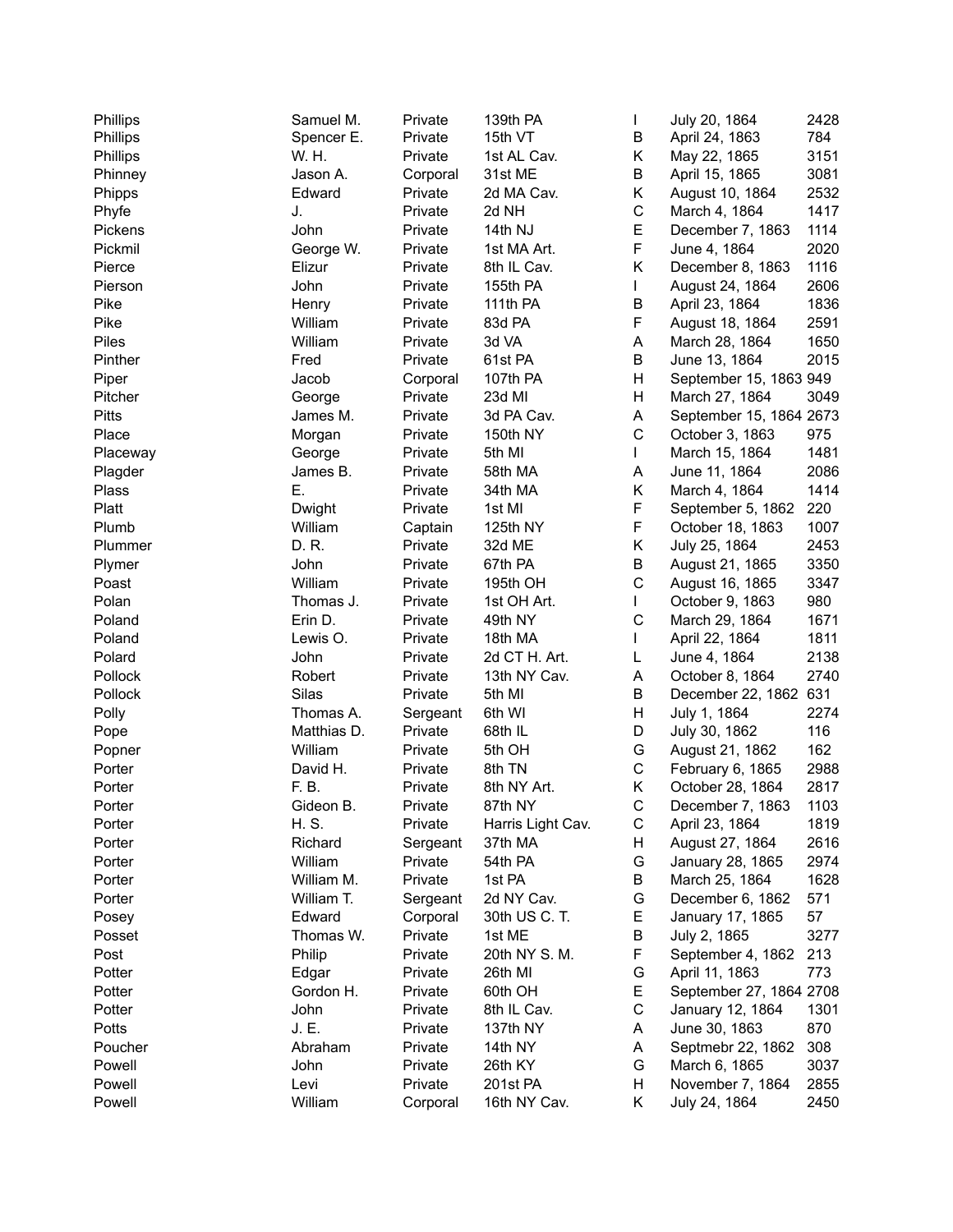| | | | | | | |
|---|---|---|---|---|---|---|
| Phillips | Samuel M. | Private | 139th PA | I | July 20, 1864 | 2428 |
| Phillips | Spencer E. | Private | 15th VT | B | April 24, 1863 | 784 |
| Phillips | W. H. | Private | 1st AL Cav. | K | May 22, 1865 | 3151 |
| Phinney | Jason A. | Corporal | 31st ME | B | April 15, 1865 | 3081 |
| Phipps | Edward | Private | 2d MA Cav. | K | August 10, 1864 | 2532 |
| Phyfe | J. | Private | 2d NH | C | March 4, 1864 | 1417 |
| Pickens | John | Private | 14th NJ | E | December 7, 1863 | 1114 |
| Pickmil | George W. | Private | 1st MA Art. | F | June 4, 1864 | 2020 |
| Pierce | Elizur | Private | 8th IL Cav. | K | December 8, 1863 | 1116 |
| Pierson | John | Private | 155th PA | I | August 24, 1864 | 2606 |
| Pike | Henry | Private | 111th PA | B | April 23, 1864 | 1836 |
| Pike | William | Private | 83d PA | F | August 18, 1864 | 2591 |
| Piles | William | Private | 3d VA | A | March 28, 1864 | 1650 |
| Pinther | Fred | Private | 61st PA | B | June 13, 1864 | 2015 |
| Piper | Jacob | Corporal | 107th PA | H | September 15, 1863 | 949 |
| Pitcher | George | Private | 23d MI | H | March 27, 1864 | 3049 |
| Pitts | James M. | Private | 3d PA Cav. | A | September 15, 1864 | 2673 |
| Place | Morgan | Private | 150th NY | C | October 3, 1863 | 975 |
| Placeway | George | Private | 5th MI | I | March 15, 1864 | 1481 |
| Plagder | James B. | Private | 58th MA | A | June 11, 1864 | 2086 |
| Plass | E. | Private | 34th MA | K | March 4, 1864 | 1414 |
| Platt | Dwight | Private | 1st MI | F | September 5, 1862 | 220 |
| Plumb | William | Captain | 125th NY | F | October 18, 1863 | 1007 |
| Plummer | D. R. | Private | 32d ME | K | July 25, 1864 | 2453 |
| Plymer | John | Private | 67th PA | B | August 21, 1865 | 3350 |
| Poast | William | Private | 195th OH | C | August 16, 1865 | 3347 |
| Polan | Thomas J. | Private | 1st OH Art. | I | October 9, 1863 | 980 |
| Poland | Erin D. | Private | 49th NY | C | March 29, 1864 | 1671 |
| Poland | Lewis O. | Private | 18th MA | I | April 22, 1864 | 1811 |
| Polard | John | Private | 2d CT H. Art. | L | June 4, 1864 | 2138 |
| Pollock | Robert | Private | 13th NY Cav. | A | October 8, 1864 | 2740 |
| Pollock | Silas | Private | 5th MI | B | December 22, 1862 | 631 |
| Polly | Thomas A. | Sergeant | 6th WI | H | July 1, 1864 | 2274 |
| Pope | Matthias D. | Private | 68th IL | D | July 30, 1862 | 116 |
| Popner | William | Private | 5th OH | G | August 21, 1862 | 162 |
| Porter | David H. | Private | 8th TN | C | February 6, 1865 | 2988 |
| Porter | F. B. | Private | 8th NY Art. | K | October 28, 1864 | 2817 |
| Porter | Gideon B. | Private | 87th NY | C | December 7, 1863 | 1103 |
| Porter | H. S. | Private | Harris Light Cav. | C | April 23, 1864 | 1819 |
| Porter | Richard | Sergeant | 37th MA | H | August 27, 1864 | 2616 |
| Porter | William | Private | 54th PA | G | January 28, 1865 | 2974 |
| Porter | William M. | Private | 1st PA | B | March 25, 1864 | 1628 |
| Porter | William T. | Sergeant | 2d NY Cav. | G | December 6, 1862 | 571 |
| Posey | Edward | Corporal | 30th US C. T. | E | January 17, 1865 | 57 |
| Posset | Thomas W. | Private | 1st ME | B | July 2, 1865 | 3277 |
| Post | Philip | Private | 20th NY S. M. | F | September 4, 1862 | 213 |
| Potter | Edgar | Private | 26th MI | G | April 11, 1863 | 773 |
| Potter | Gordon H. | Private | 60th OH | E | September 27, 1864 | 2708 |
| Potter | John | Private | 8th IL Cav. | C | January 12, 1864 | 1301 |
| Potts | J. E. | Private | 137th NY | A | June 30, 1863 | 870 |
| Poucher | Abraham | Private | 14th NY | A | Septmebr 22, 1862 | 308 |
| Powell | John | Private | 26th KY | G | March 6, 1865 | 3037 |
| Powell | Levi | Private | 201st PA | H | November 7, 1864 | 2855 |
| Powell | William | Corporal | 16th NY Cav. | K | July 24, 1864 | 2450 |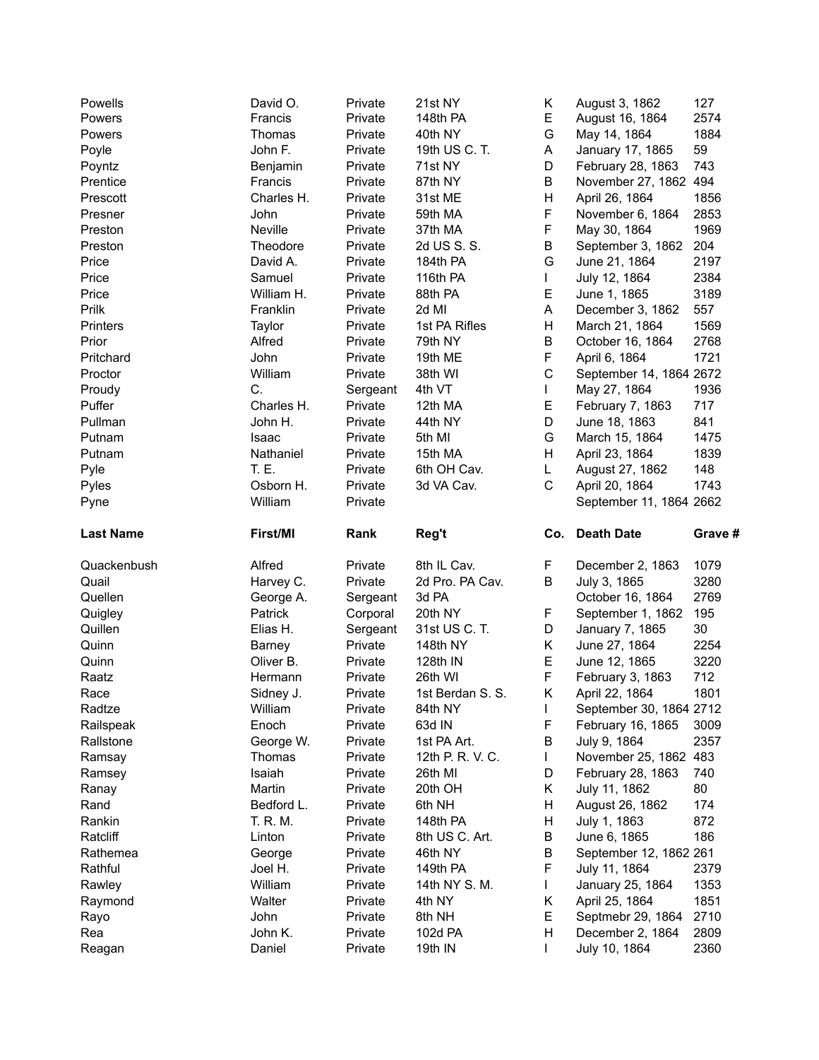| | | | | | | |
|---|---|---|---|---|---|---|
| Powells | David O. | Private | 21st NY | K | August 3, 1862 | 127 |
| Powers | Francis | Private | 148th PA | E | August 16, 1864 | 2574 |
| Powers | Thomas | Private | 40th NY | G | May 14, 1864 | 1884 |
| Poyle | John F. | Private | 19th US C. T. | A | January 17, 1865 | 59 |
| Poyntz | Benjamin | Private | 71st NY | D | February 28, 1863 | 743 |
| Prentice | Francis | Private | 87th NY | B | November 27, 1862 | 494 |
| Prescott | Charles H. | Private | 31st ME | H | April 26, 1864 | 1856 |
| Presner | John | Private | 59th MA | F | November 6, 1864 | 2853 |
| Preston | Neville | Private | 37th MA | F | May 30, 1864 | 1969 |
| Preston | Theodore | Private | 2d US S. S. | B | September 3, 1862 | 204 |
| Price | David A. | Private | 184th PA | G | June 21, 1864 | 2197 |
| Price | Samuel | Private | 116th PA | I | July 12, 1864 | 2384 |
| Price | William H. | Private | 88th PA | E | June 1, 1865 | 3189 |
| Prilk | Franklin | Private | 2d MI | A | December 3, 1862 | 557 |
| Printers | Taylor | Private | 1st PA Rifles | H | March 21, 1864 | 1569 |
| Prior | Alfred | Private | 79th NY | B | October 16, 1864 | 2768 |
| Pritchard | John | Private | 19th ME | F | April 6, 1864 | 1721 |
| Proctor | William | Private | 38th WI | C | September 14, 1864 | 2672 |
| Proudy | C. | Sergeant | 4th VT | I | May 27, 1864 | 1936 |
| Puffer | Charles H. | Private | 12th MA | E | February 7, 1863 | 717 |
| Pullman | John H. | Private | 44th NY | D | June 18, 1863 | 841 |
| Putnam | Isaac | Private | 5th MI | G | March 15, 1864 | 1475 |
| Putnam | Nathaniel | Private | 15th MA | H | April 23, 1864 | 1839 |
| Pyle | T. E. | Private | 6th OH Cav. | L | August 27, 1862 | 148 |
| Pyles | Osborn H. | Private | 3d VA Cav. | C | April 20, 1864 | 1743 |
| Pyne | William | Private | | | September 11, 1864 | 2662 |

| Last Name | First/MI | Rank | Reg't | Co. | Death Date | Grave # |
|---|---|---|---|---|---|---|
| Quackenbush | Alfred | Private | 8th IL Cav. | F | December 2, 1863 | 1079 |
| Quail | Harvey C. | Private | 2d Pro. PA Cav. | B | July 3, 1865 | 3280 |
| Quellen | George A. | Sergeant | 3d PA | | October 16, 1864 | 2769 |
| Quigley | Patrick | Corporal | 20th NY | F | September 1, 1862 | 195 |
| Quillen | Elias H. | Sergeant | 31st US C. T. | D | January 7, 1865 | 30 |
| Quinn | Barney | Private | 148th NY | K | June 27, 1864 | 2254 |
| Quinn | Oliver B. | Private | 128th IN | E | June 12, 1865 | 3220 |
| Raatz | Hermann | Private | 26th WI | F | February 3, 1863 | 712 |
| Race | Sidney J. | Private | 1st Berdan S. S. | K | April 22, 1864 | 1801 |
| Radtze | William | Private | 84th NY | I | September 30, 1864 | 2712 |
| Railspeak | Enoch | Private | 63d IN | F | February 16, 1865 | 3009 |
| Rallstone | George W. | Private | 1st PA Art. | B | July 9, 1864 | 2357 |
| Ramsay | Thomas | Private | 12th P. R. V. C. | I | November 25, 1862 | 483 |
| Ramsey | Isaiah | Private | 26th MI | D | February 28, 1863 | 740 |
| Ranay | Martin | Private | 20th OH | K | July 11, 1862 | 80 |
| Rand | Bedford L. | Private | 6th NH | H | August 26, 1862 | 174 |
| Rankin | T. R. M. | Private | 148th PA | H | July 1, 1863 | 872 |
| Ratcliff | Linton | Private | 8th US C. Art. | B | June 6, 1865 | 186 |
| Rathemea | George | Private | 46th NY | B | September 12, 1862 | 261 |
| Rathful | Joel H. | Private | 149th PA | F | July 11, 1864 | 2379 |
| Rawley | William | Private | 14th NY S. M. | I | January 25, 1864 | 1353 |
| Raymond | Walter | Private | 4th NY | K | April 25, 1864 | 1851 |
| Rayo | John | Private | 8th NH | E | Septmebr 29, 1864 | 2710 |
| Rea | John K. | Private | 102d PA | H | December 2, 1864 | 2809 |
| Reagan | Daniel | Private | 19th IN | I | July 10, 1864 | 2360 |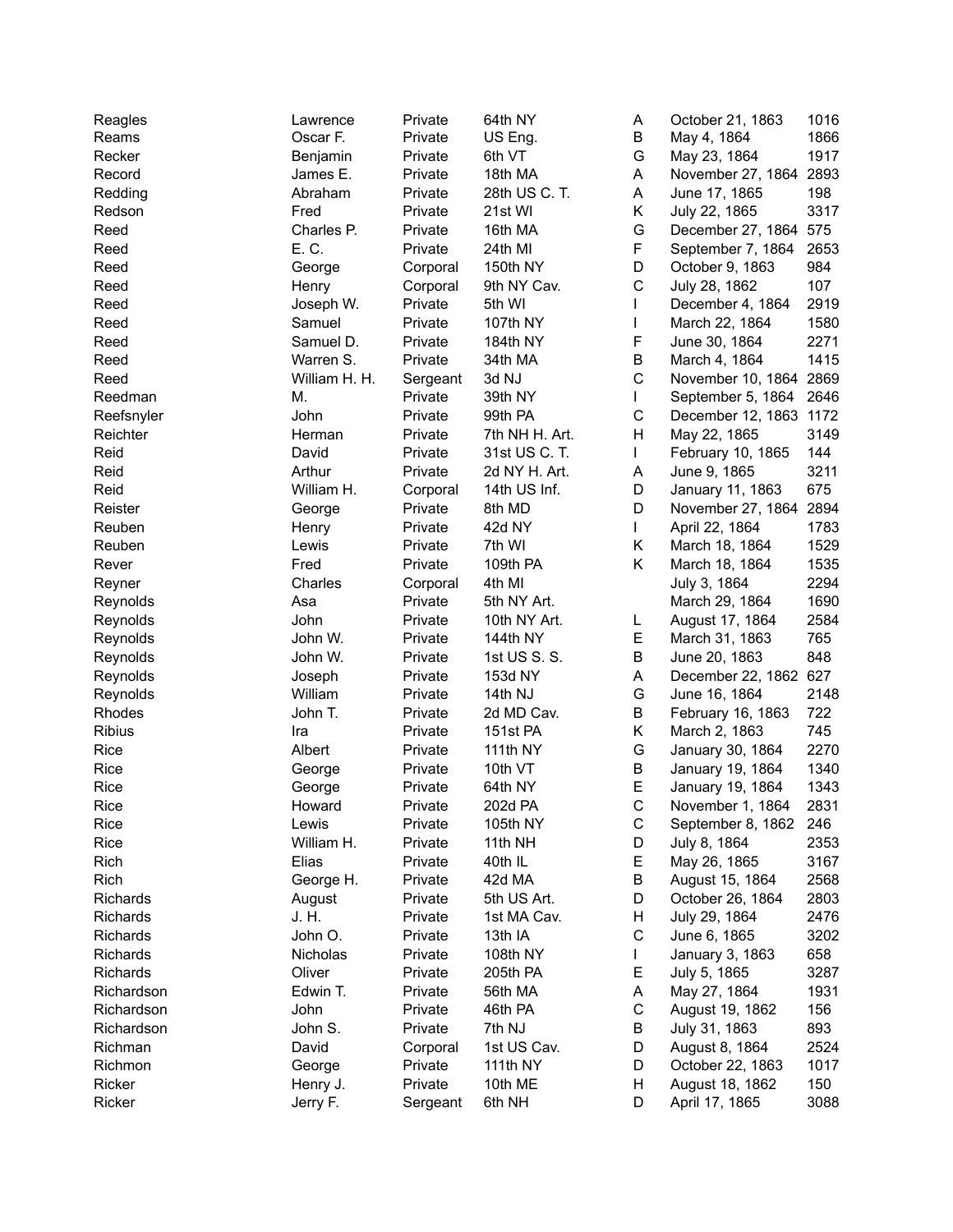| | | | | | | |
|---|---|---|---|---|---|---|
| Reagles | Lawrence | Private | 64th NY | A | October 21, 1863 | 1016 |
| Reams | Oscar F. | Private | US Eng. | B | May 4, 1864 | 1866 |
| Recker | Benjamin | Private | 6th VT | G | May 23, 1864 | 1917 |
| Record | James E. | Private | 18th MA | A | November 27, 1864 | 2893 |
| Redding | Abraham | Private | 28th US C. T. | A | June 17, 1865 | 198 |
| Redson | Fred | Private | 21st WI | K | July 22, 1865 | 3317 |
| Reed | Charles P. | Private | 16th MA | G | December 27, 1864 | 575 |
| Reed | E. C. | Private | 24th MI | F | September 7, 1864 | 2653 |
| Reed | George | Corporal | 150th NY | D | October 9, 1863 | 984 |
| Reed | Henry | Corporal | 9th NY Cav. | C | July 28, 1862 | 107 |
| Reed | Joseph W. | Private | 5th WI | I | December 4, 1864 | 2919 |
| Reed | Samuel | Private | 107th NY | I | March 22, 1864 | 1580 |
| Reed | Samuel D. | Private | 184th NY | F | June 30, 1864 | 2271 |
| Reed | Warren S. | Private | 34th MA | B | March 4, 1864 | 1415 |
| Reed | William H. H. | Sergeant | 3d NJ | C | November 10, 1864 | 2869 |
| Reedman | M. | Private | 39th NY | I | September 5, 1864 | 2646 |
| Reefsnyler | John | Private | 99th PA | C | December 12, 1863 | 1172 |
| Reichter | Herman | Private | 7th NH H. Art. | H | May 22, 1865 | 3149 |
| Reid | David | Private | 31st US C. T. | I | February 10, 1865 | 144 |
| Reid | Arthur | Private | 2d NY H. Art. | A | June 9, 1865 | 3211 |
| Reid | William H. | Corporal | 14th US Inf. | D | January 11, 1863 | 675 |
| Reister | George | Private | 8th MD | D | November 27, 1864 | 2894 |
| Reuben | Henry | Private | 42d NY | I | April 22, 1864 | 1783 |
| Reuben | Lewis | Private | 7th WI | K | March 18, 1864 | 1529 |
| Rever | Fred | Private | 109th PA | K | March 18, 1864 | 1535 |
| Reyner | Charles | Corporal | 4th MI | | July 3, 1864 | 2294 |
| Reynolds | Asa | Private | 5th NY Art. | | March 29, 1864 | 1690 |
| Reynolds | John | Private | 10th NY Art. | L | August 17, 1864 | 2584 |
| Reynolds | John W. | Private | 144th NY | E | March 31, 1863 | 765 |
| Reynolds | John W. | Private | 1st US S. S. | B | June 20, 1863 | 848 |
| Reynolds | Joseph | Private | 153d NY | A | December 22, 1862 | 627 |
| Reynolds | William | Private | 14th NJ | G | June 16, 1864 | 2148 |
| Rhodes | John T. | Private | 2d MD Cav. | B | February 16, 1863 | 722 |
| Ribius | Ira | Private | 151st PA | K | March 2, 1863 | 745 |
| Rice | Albert | Private | 111th NY | G | January 30, 1864 | 2270 |
| Rice | George | Private | 10th VT | B | January 19, 1864 | 1340 |
| Rice | George | Private | 64th NY | E | January 19, 1864 | 1343 |
| Rice | Howard | Private | 202d PA | C | November 1, 1864 | 2831 |
| Rice | Lewis | Private | 105th NY | C | September 8, 1862 | 246 |
| Rice | William H. | Private | 11th NH | D | July 8, 1864 | 2353 |
| Rich | Elias | Private | 40th IL | E | May 26, 1865 | 3167 |
| Rich | George H. | Private | 42d MA | B | August 15, 1864 | 2568 |
| Richards | August | Private | 5th US Art. | D | October 26, 1864 | 2803 |
| Richards | J. H. | Private | 1st MA Cav. | H | July 29, 1864 | 2476 |
| Richards | John O. | Private | 13th IA | C | June 6, 1865 | 3202 |
| Richards | Nicholas | Private | 108th NY | I | January 3, 1863 | 658 |
| Richards | Oliver | Private | 205th PA | E | July 5, 1865 | 3287 |
| Richardson | Edwin T. | Private | 56th MA | A | May 27, 1864 | 1931 |
| Richardson | John | Private | 46th PA | C | August 19, 1862 | 156 |
| Richardson | John S. | Private | 7th NJ | B | July 31, 1863 | 893 |
| Richman | David | Corporal | 1st US Cav. | D | August 8, 1864 | 2524 |
| Richmon | George | Private | 111th NY | D | October 22, 1863 | 1017 |
| Ricker | Henry J. | Private | 10th ME | H | August 18, 1862 | 150 |
| Ricker | Jerry F. | Sergeant | 6th NH | D | April 17, 1865 | 3088 |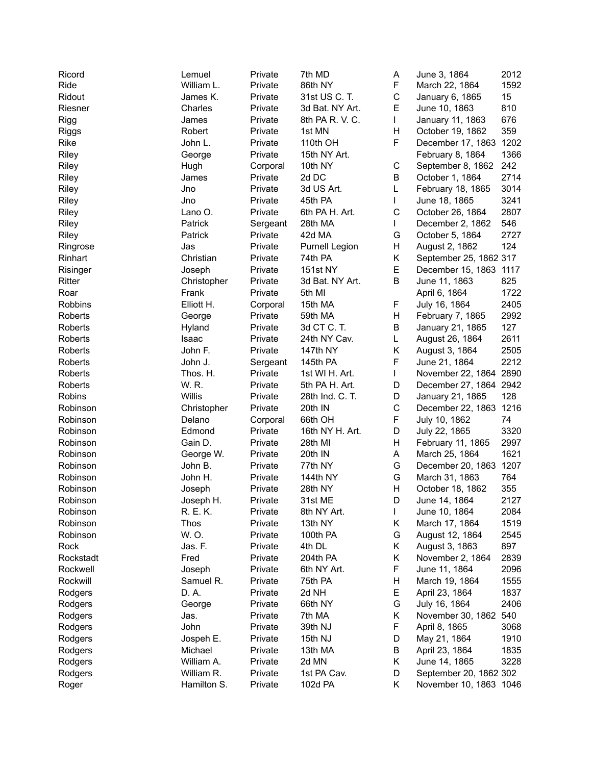| | | | | | | |
|---|---|---|---|---|---|---|
| Ricord | Lemuel | Private | 7th MD | A | June 3, 1864 | 2012 |
| Ride | William L. | Private | 86th NY | F | March 22, 1864 | 1592 |
| Ridout | James K. | Private | 31st US C. T. | C | January 6, 1865 | 15 |
| Riesner | Charles | Private | 3d Bat. NY Art. | E | June 10, 1863 | 810 |
| Rigg | James | Private | 8th PA R. V. C. | I | January 11, 1863 | 676 |
| Riggs | Robert | Private | 1st MN | H | October 19, 1862 | 359 |
| Rike | John L. | Private | 110th OH | F | December 17, 1863 | 1202 |
| Riley | George | Private | 15th NY Art. | | February 8, 1864 | 1366 |
| Riley | Hugh | Corporal | 10th NY | C | September 8, 1862 | 242 |
| Riley | James | Private | 2d DC | B | October 1, 1864 | 2714 |
| Riley | Jno | Private | 3d US Art. | L | February 18, 1865 | 3014 |
| Riley | Jno | Private | 45th PA | I | June 18, 1865 | 3241 |
| Riley | Lano O. | Private | 6th PA H. Art. | C | October 26, 1864 | 2807 |
| Riley | Patrick | Sergeant | 28th MA | I | December 2, 1862 | 546 |
| Riley | Patrick | Private | 42d MA | G | October 5, 1864 | 2727 |
| Ringrose | Jas | Private | Purnell Legion | H | August 2, 1862 | 124 |
| Rinhart | Christian | Private | 74th PA | K | September 25, 1862 | 317 |
| Risinger | Joseph | Private | 151st NY | E | December 15, 1863 | 1117 |
| Ritter | Christopher | Private | 3d Bat. NY Art. | B | June 11, 1863 | 825 |
| Roar | Frank | Private | 5th MI | | April 6, 1864 | 1722 |
| Robbins | Elliott H. | Corporal | 15th MA | F | July 16, 1864 | 2405 |
| Roberts | George | Private | 59th MA | H | February 7, 1865 | 2992 |
| Roberts | Hyland | Private | 3d CT C. T. | B | January 21, 1865 | 127 |
| Roberts | Isaac | Private | 24th NY Cav. | L | August 26, 1864 | 2611 |
| Roberts | John F. | Private | 147th NY | K | August 3, 1864 | 2505 |
| Roberts | John J. | Sergeant | 145th PA | F | June 21, 1864 | 2212 |
| Roberts | Thos. H. | Private | 1st WI H. Art. | I | November 22, 1864 | 2890 |
| Roberts | W. R. | Private | 5th PA H. Art. | D | December 27, 1864 | 2942 |
| Robins | Willis | Private | 28th Ind. C. T. | D | January 21, 1865 | 128 |
| Robinson | Christopher | Private | 20th IN | C | December 22, 1863 | 1216 |
| Robinson | Delano | Corporal | 66th OH | F | July 10, 1862 | 74 |
| Robinson | Edmond | Private | 16th NY H. Art. | D | July 22, 1865 | 3320 |
| Robinson | Gain D. | Private | 28th MI | H | February 11, 1865 | 2997 |
| Robinson | George W. | Private | 20th IN | A | March 25, 1864 | 1621 |
| Robinson | John B. | Private | 77th NY | G | December 20, 1863 | 1207 |
| Robinson | John H. | Private | 144th NY | G | March 31, 1863 | 764 |
| Robinson | Joseph | Private | 28th NY | H | October 18, 1862 | 355 |
| Robinson | Joseph H. | Private | 31st ME | D | June 14, 1864 | 2127 |
| Robinson | R. E. K. | Private | 8th NY Art. | I | June 10, 1864 | 2084 |
| Robinson | Thos | Private | 13th NY | K | March 17, 1864 | 1519 |
| Robinson | W. O. | Private | 100th PA | G | August 12, 1864 | 2545 |
| Rock | Jas. F. | Private | 4th DL | K | August 3, 1863 | 897 |
| Rockstadt | Fred | Private | 204th PA | K | November 2, 1864 | 2839 |
| Rockwell | Joseph | Private | 6th NY Art. | F | June 11, 1864 | 2096 |
| Rockwill | Samuel R. | Private | 75th PA | H | March 19, 1864 | 1555 |
| Rodgers | D. A. | Private | 2d NH | E | April 23, 1864 | 1837 |
| Rodgers | George | Private | 66th NY | G | July 16, 1864 | 2406 |
| Rodgers | Jas. | Private | 7th MA | K | November 30, 1862 | 540 |
| Rodgers | John | Private | 39th NJ | F | April 8, 1865 | 3068 |
| Rodgers | Jospeh E. | Private | 15th NJ | D | May 21, 1864 | 1910 |
| Rodgers | Michael | Private | 13th MA | B | April 23, 1864 | 1835 |
| Rodgers | William A. | Private | 2d MN | K | June 14, 1865 | 3228 |
| Rodgers | William R. | Private | 1st PA Cav. | D | September 20, 1862 | 302 |
| Roger | Hamilton S. | Private | 102d PA | K | November 10, 1863 | 1046 |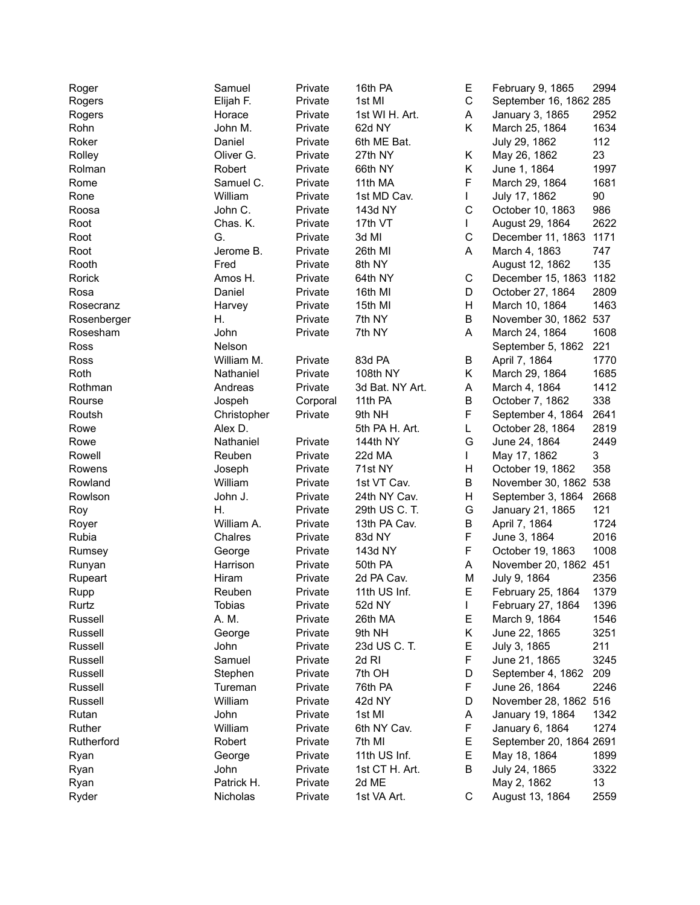| | | | | | | |
|---|---|---|---|---|---|---|
| Roger | Samuel | Private | 16th PA | E | February 9, 1865 | 2994 |
| Rogers | Elijah F. | Private | 1st MI | C | September 16, 1862 | 285 |
| Rogers | Horace | Private | 1st WI H. Art. | A | January 3, 1865 | 2952 |
| Rohn | John M. | Private | 62d NY | K | March 25, 1864 | 1634 |
| Roker | Daniel | Private | 6th ME Bat. | | July 29, 1862 | 112 |
| Rolley | Oliver G. | Private | 27th NY | K | May 26, 1862 | 23 |
| Rolman | Robert | Private | 66th NY | K | June 1, 1864 | 1997 |
| Rome | Samuel C. | Private | 11th MA | F | March 29, 1864 | 1681 |
| Rone | William | Private | 1st MD Cav. | I | July 17, 1862 | 90 |
| Roosa | John C. | Private | 143d NY | C | October 10, 1863 | 986 |
| Root | Chas. K. | Private | 17th VT | I | August 29, 1864 | 2622 |
| Root | G. | Private | 3d MI | C | December 11, 1863 | 1171 |
| Root | Jerome B. | Private | 26th MI | A | March 4, 1863 | 747 |
| Rooth | Fred | Private | 8th NY | | August 12, 1862 | 135 |
| Rorick | Amos H. | Private | 64th NY | C | December 15, 1863 | 1182 |
| Rosa | Daniel | Private | 16th MI | D | October 27, 1864 | 2809 |
| Rosecranz | Harvey | Private | 15th MI | H | March 10, 1864 | 1463 |
| Rosenberger | H. | Private | 7th NY | B | November 30, 1862 | 537 |
| Rosesham | John | Private | 7th NY | A | March 24, 1864 | 1608 |
| Ross | Nelson | | | | September 5, 1862 | 221 |
| Ross | William M. | Private | 83d PA | B | April 7, 1864 | 1770 |
| Roth | Nathaniel | Private | 108th NY | K | March 29, 1864 | 1685 |
| Rothman | Andreas | Private | 3d Bat. NY Art. | A | March 4, 1864 | 1412 |
| Rourse | Jospeh | Corporal | 11th PA | B | October 7, 1862 | 338 |
| Routsh | Christopher | Private | 9th NH | F | September 4, 1864 | 2641 |
| Rowe | Alex D. | | 5th PA H. Art. | L | October 28, 1864 | 2819 |
| Rowe | Nathaniel | Private | 144th NY | G | June 24, 1864 | 2449 |
| Rowell | Reuben | Private | 22d MA | I | May 17, 1862 | 3 |
| Rowens | Joseph | Private | 71st NY | H | October 19, 1862 | 358 |
| Rowland | William | Private | 1st VT Cav. | B | November 30, 1862 | 538 |
| Rowlson | John J. | Private | 24th NY Cav. | H | September 3, 1864 | 2668 |
| Roy | H. | Private | 29th US C. T. | G | January 21, 1865 | 121 |
| Royer | William A. | Private | 13th PA Cav. | B | April 7, 1864 | 1724 |
| Rubia | Chalres | Private | 83d NY | F | June 3, 1864 | 2016 |
| Rumsey | George | Private | 143d NY | F | October 19, 1863 | 1008 |
| Runyan | Harrison | Private | 50th PA | A | November 20, 1862 | 451 |
| Rupeart | Hiram | Private | 2d PA Cav. | M | July 9, 1864 | 2356 |
| Rupp | Reuben | Private | 11th US Inf. | E | February 25, 1864 | 1379 |
| Rurtz | Tobias | Private | 52d NY | I | February 27, 1864 | 1396 |
| Russell | A. M. | Private | 26th MA | E | March 9, 1864 | 1546 |
| Russell | George | Private | 9th NH | K | June 22, 1865 | 3251 |
| Russell | John | Private | 23d US C. T. | E | July 3, 1865 | 211 |
| Russell | Samuel | Private | 2d RI | F | June 21, 1865 | 3245 |
| Russell | Stephen | Private | 7th OH | D | September 4, 1862 | 209 |
| Russell | Tureman | Private | 76th PA | F | June 26, 1864 | 2246 |
| Russell | William | Private | 42d NY | D | November 28, 1862 | 516 |
| Rutan | John | Private | 1st MI | A | January 19, 1864 | 1342 |
| Ruther | William | Private | 6th NY Cav. | F | January 6, 1864 | 1274 |
| Rutherford | Robert | Private | 7th MI | E | September 20, 1864 | 2691 |
| Ryan | George | Private | 11th US Inf. | E | May 18, 1864 | 1899 |
| Ryan | John | Private | 1st CT H. Art. | B | July 24, 1865 | 3322 |
| Ryan | Patrick H. | Private | 2d ME | | May 2, 1862 | 13 |
| Ryder | Nicholas | Private | 1st VA Art. | C | August 13, 1864 | 2559 |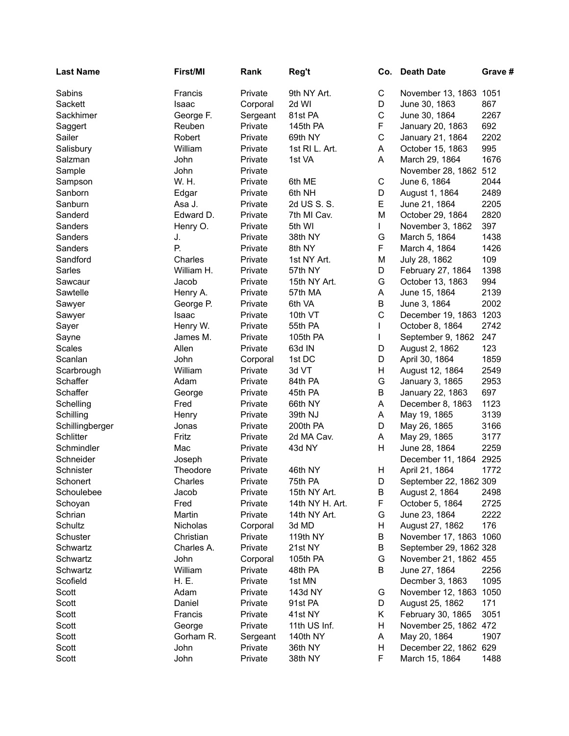| Last Name | First/MI | Rank | Reg't | Co. | Death Date | Grave # |
|---|---|---|---|---|---|---|
| Sabins | Francis | Private | 9th NY Art. | C | November 13, 1863 | 1051 |
| Sackett | Isaac | Corporal | 2d WI | D | June 30, 1863 | 867 |
| Sackhimer | George F. | Sergeant | 81st PA | C | June 30, 1864 | 2267 |
| Saggert | Reuben | Private | 145th PA | F | January 20, 1863 | 692 |
| Sailer | Robert | Private | 69th NY | C | January 21, 1864 | 2202 |
| Salisbury | William | Private | 1st RI L. Art. | A | October 15, 1863 | 995 |
| Salzman | John | Private | 1st VA | A | March 29, 1864 | 1676 |
| Sample | John | Private | | | November 28, 1862 | 512 |
| Sampson | W. H. | Private | 6th ME | C | June 6, 1864 | 2044 |
| Sanborn | Edgar | Private | 6th NH | D | August 1, 1864 | 2489 |
| Sanburn | Asa J. | Private | 2d US S. S. | E | June 21, 1864 | 2205 |
| Sanderd | Edward D. | Private | 7th MI Cav. | M | October 29, 1864 | 2820 |
| Sanders | Henry O. | Private | 5th WI | I | November 3, 1862 | 397 |
| Sanders | J. | Private | 38th NY | G | March 5, 1864 | 1438 |
| Sanders | P. | Private | 8th NY | F | March 4, 1864 | 1426 |
| Sandford | Charles | Private | 1st NY Art. | M | July 28, 1862 | 109 |
| Sarles | William H. | Private | 57th NY | D | February 27, 1864 | 1398 |
| Sawcaur | Jacob | Private | 15th NY Art. | G | October 13, 1863 | 994 |
| Sawtelle | Henry A. | Private | 57th MA | A | June 15, 1864 | 2139 |
| Sawyer | George P. | Private | 6th VA | B | June 3, 1864 | 2002 |
| Sawyer | Isaac | Private | 10th VT | C | December 19, 1863 | 1203 |
| Sayer | Henry W. | Private | 55th PA | I | October 8, 1864 | 2742 |
| Sayne | James M. | Private | 105th PA | I | September 9, 1862 | 247 |
| Scales | Allen | Private | 63d IN | D | August 2, 1862 | 123 |
| Scanlan | John | Corporal | 1st DC | D | April 30, 1864 | 1859 |
| Scarbrough | William | Private | 3d VT | H | August 12, 1864 | 2549 |
| Schaffer | Adam | Private | 84th PA | G | January 3, 1865 | 2953 |
| Schaffer | George | Private | 45th PA | B | January 22, 1863 | 697 |
| Schelling | Fred | Private | 66th NY | A | December 8, 1863 | 1123 |
| Schilling | Henry | Private | 39th NJ | A | May 19, 1865 | 3139 |
| Schillingberger | Jonas | Private | 200th PA | D | May 26, 1865 | 3166 |
| Schlitter | Fritz | Private | 2d MA Cav. | A | May 29, 1865 | 3177 |
| Schmindler | Mac | Private | 43d NY | H | June 28, 1864 | 2259 |
| Schneider | Joseph | Private | | | December 11, 1864 | 2925 |
| Schnister | Theodore | Private | 46th NY | H | April 21, 1864 | 1772 |
| Schonert | Charles | Private | 75th PA | D | September 22, 1862 | 309 |
| Schoulebee | Jacob | Private | 15th NY Art. | B | August 2, 1864 | 2498 |
| Schoyan | Fred | Private | 14th NY H. Art. | F | October 5, 1864 | 2725 |
| Schrian | Martin | Private | 14th NY Art. | G | June 23, 1864 | 2222 |
| Schultz | Nicholas | Corporal | 3d MD | H | August 27, 1862 | 176 |
| Schuster | Christian | Private | 119th NY | B | November 17, 1863 | 1060 |
| Schwartz | Charles A. | Private | 21st NY | B | September 29, 1862 | 328 |
| Schwartz | John | Corporal | 105th PA | G | November 21, 1862 | 455 |
| Schwartz | William | Private | 48th PA | B | June 27, 1864 | 2256 |
| Scofield | H. E. | Private | 1st MN | | Decmber 3, 1863 | 1095 |
| Scott | Adam | Private | 143d NY | G | November 12, 1863 | 1050 |
| Scott | Daniel | Private | 91st PA | D | August 25, 1862 | 171 |
| Scott | Francis | Private | 41st NY | K | February 30, 1865 | 3051 |
| Scott | George | Private | 11th US Inf. | H | November 25, 1862 | 472 |
| Scott | Gorham R. | Sergeant | 140th NY | A | May 20, 1864 | 1907 |
| Scott | John | Private | 36th NY | H | December 22, 1862 | 629 |
| Scott | John | Private | 38th NY | F | March 15, 1864 | 1488 |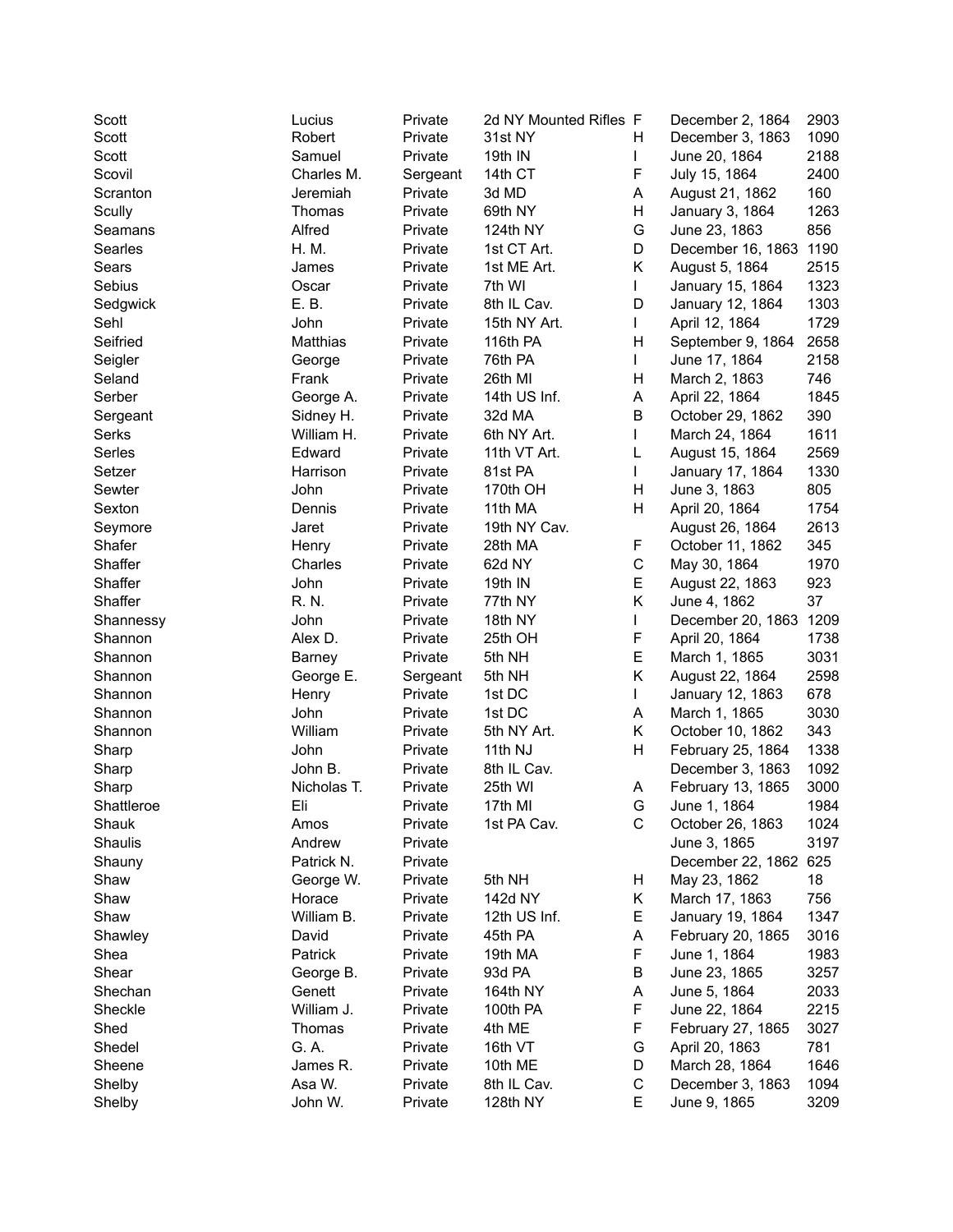| | | | | | | |
|---|---|---|---|---|---|---|
| Scott | Lucius | Private | 2d NY Mounted Rifles | F | December 2, 1864 | 2903 |
| Scott | Robert | Private | 31st NY | H | December 3, 1863 | 1090 |
| Scott | Samuel | Private | 19th IN | I | June 20, 1864 | 2188 |
| Scovil | Charles M. | Sergeant | 14th CT | F | July 15, 1864 | 2400 |
| Scranton | Jeremiah | Private | 3d MD | A | August 21, 1862 | 160 |
| Scully | Thomas | Private | 69th NY | H | January 3, 1864 | 1263 |
| Seamans | Alfred | Private | 124th NY | G | June 23, 1863 | 856 |
| Searles | H. M. | Private | 1st CT Art. | D | December 16, 1863 | 1190 |
| Sears | James | Private | 1st ME Art. | K | August 5, 1864 | 2515 |
| Sebius | Oscar | Private | 7th WI | I | January 15, 1864 | 1323 |
| Sedgwick | E. B. | Private | 8th IL Cav. | D | January 12, 1864 | 1303 |
| Sehl | John | Private | 15th NY Art. | I | April 12, 1864 | 1729 |
| Seifried | Matthias | Private | 116th PA | H | September 9, 1864 | 2658 |
| Seigler | George | Private | 76th PA | I | June 17, 1864 | 2158 |
| Seland | Frank | Private | 26th MI | H | March 2, 1863 | 746 |
| Serber | George A. | Private | 14th US Inf. | A | April 22, 1864 | 1845 |
| Sergeant | Sidney H. | Private | 32d MA | B | October 29, 1862 | 390 |
| Serks | William H. | Private | 6th NY Art. | I | March 24, 1864 | 1611 |
| Serles | Edward | Private | 11th VT Art. | L | August 15, 1864 | 2569 |
| Setzer | Harrison | Private | 81st PA | I | January 17, 1864 | 1330 |
| Sewter | John | Private | 170th OH | H | June 3, 1863 | 805 |
| Sexton | Dennis | Private | 11th MA | H | April 20, 1864 | 1754 |
| Seymore | Jaret | Private | 19th NY Cav. | | August 26, 1864 | 2613 |
| Shafer | Henry | Private | 28th MA | F | October 11, 1862 | 345 |
| Shaffer | Charles | Private | 62d NY | C | May 30, 1864 | 1970 |
| Shaffer | John | Private | 19th IN | E | August 22, 1863 | 923 |
| Shaffer | R. N. | Private | 77th NY | K | June 4, 1862 | 37 |
| Shannessy | John | Private | 18th NY | I | December 20, 1863 | 1209 |
| Shannon | Alex D. | Private | 25th OH | F | April 20, 1864 | 1738 |
| Shannon | Barney | Private | 5th NH | E | March 1, 1865 | 3031 |
| Shannon | George E. | Sergeant | 5th NH | K | August 22, 1864 | 2598 |
| Shannon | Henry | Private | 1st DC | I | January 12, 1863 | 678 |
| Shannon | John | Private | 1st DC | A | March 1, 1865 | 3030 |
| Shannon | William | Private | 5th NY Art. | K | October 10, 1862 | 343 |
| Sharp | John | Private | 11th NJ | H | February 25, 1864 | 1338 |
| Sharp | John B. | Private | 8th IL Cav. | | December 3, 1863 | 1092 |
| Sharp | Nicholas T. | Private | 25th WI | A | February 13, 1865 | 3000 |
| Shattleroe | Eli | Private | 17th MI | G | June 1, 1864 | 1984 |
| Shauk | Amos | Private | 1st PA Cav. | C | October 26, 1863 | 1024 |
| Shaulis | Andrew | Private | | | June 3, 1865 | 3197 |
| Shauny | Patrick N. | Private | | | December 22, 1862 | 625 |
| Shaw | George W. | Private | 5th NH | H | May 23, 1862 | 18 |
| Shaw | Horace | Private | 142d NY | K | March 17, 1863 | 756 |
| Shaw | William B. | Private | 12th US Inf. | E | January 19, 1864 | 1347 |
| Shawley | David | Private | 45th PA | A | February 20, 1865 | 3016 |
| Shea | Patrick | Private | 19th MA | F | June 1, 1864 | 1983 |
| Shear | George B. | Private | 93d PA | B | June 23, 1865 | 3257 |
| Shechan | Genett | Private | 164th NY | A | June 5, 1864 | 2033 |
| Sheckle | William J. | Private | 100th PA | F | June 22, 1864 | 2215 |
| Shed | Thomas | Private | 4th ME | F | February 27, 1865 | 3027 |
| Shedel | G. A. | Private | 16th VT | G | April 20, 1863 | 781 |
| Sheene | James R. | Private | 10th ME | D | March 28, 1864 | 1646 |
| Shelby | Asa W. | Private | 8th IL Cav. | C | December 3, 1863 | 1094 |
| Shelby | John W. | Private | 128th NY | E | June 9, 1865 | 3209 |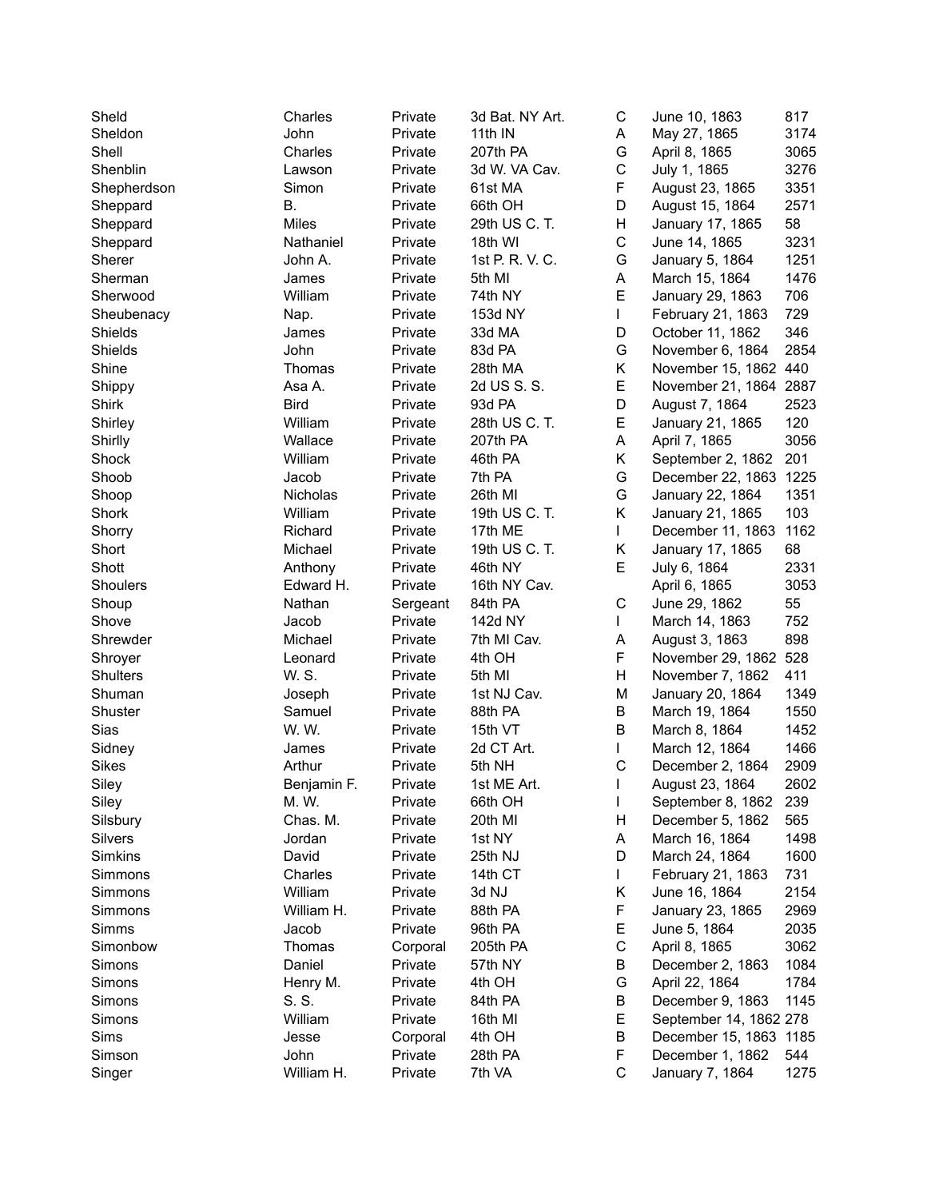| Sheld | Charles | Private | 3d Bat. NY Art. | C | June 10, 1863 | 817 |
|---|---|---|---|---|---|---|
| Sheldon | John | Private | 11th IN | A | May 27, 1865 | 3174 |
| Shell | Charles | Private | 207th PA | G | April 8, 1865 | 3065 |
| Shenblin | Lawson | Private | 3d W. VA Cav. | C | July 1, 1865 | 3276 |
| Shepherdson | Simon | Private | 61st MA | F | August 23, 1865 | 3351 |
| Sheppard | B. | Private | 66th OH | D | August 15, 1864 | 2571 |
| Sheppard | Miles | Private | 29th US C. T. | H | January 17, 1865 | 58 |
| Sheppard | Nathaniel | Private | 18th WI | C | June 14, 1865 | 3231 |
| Sherer | John A. | Private | 1st P. R. V. C. | G | January 5, 1864 | 1251 |
| Sherman | James | Private | 5th MI | A | March 15, 1864 | 1476 |
| Sherwood | William | Private | 74th NY | E | January 29, 1863 | 706 |
| Sheubenacy | Nap. | Private | 153d NY | I | February 21, 1863 | 729 |
| Shields | James | Private | 33d MA | D | October 11, 1862 | 346 |
| Shields | John | Private | 83d PA | G | November 6, 1864 | 2854 |
| Shine | Thomas | Private | 28th MA | K | November 15, 1862 | 440 |
| Shippy | Asa A. | Private | 2d US S. S. | E | November 21, 1864 | 2887 |
| Shirk | Bird | Private | 93d PA | D | August 7, 1864 | 2523 |
| Shirley | William | Private | 28th US C. T. | E | January 21, 1865 | 120 |
| Shirlly | Wallace | Private | 207th PA | A | April 7, 1865 | 3056 |
| Shock | William | Private | 46th PA | K | September 2, 1862 | 201 |
| Shoob | Jacob | Private | 7th PA | G | December 22, 1863 | 1225 |
| Shoop | Nicholas | Private | 26th MI | G | January 22, 1864 | 1351 |
| Shork | William | Private | 19th US C. T. | K | January 21, 1865 | 103 |
| Shorry | Richard | Private | 17th ME | I | December 11, 1863 | 1162 |
| Short | Michael | Private | 19th US C. T. | K | January 17, 1865 | 68 |
| Shott | Anthony | Private | 46th NY | E | July 6, 1864 | 2331 |
| Shoulers | Edward H. | Private | 16th NY Cav. | | April 6, 1865 | 3053 |
| Shoup | Nathan | Sergeant | 84th PA | C | June 29, 1862 | 55 |
| Shove | Jacob | Private | 142d NY | I | March 14, 1863 | 752 |
| Shrewder | Michael | Private | 7th MI Cav. | A | August 3, 1863 | 898 |
| Shroyer | Leonard | Private | 4th OH | F | November 29, 1862 | 528 |
| Shulters | W. S. | Private | 5th MI | H | November 7, 1862 | 411 |
| Shuman | Joseph | Private | 1st NJ Cav. | M | January 20, 1864 | 1349 |
| Shuster | Samuel | Private | 88th PA | B | March 19, 1864 | 1550 |
| Sias | W. W. | Private | 15th VT | B | March 8, 1864 | 1452 |
| Sidney | James | Private | 2d CT Art. | I | March 12, 1864 | 1466 |
| Sikes | Arthur | Private | 5th NH | C | December 2, 1864 | 2909 |
| Siley | Benjamin F. | Private | 1st ME Art. | I | August 23, 1864 | 2602 |
| Siley | M. W. | Private | 66th OH | I | September 8, 1862 | 239 |
| Silsbury | Chas. M. | Private | 20th MI | H | December 5, 1862 | 565 |
| Silvers | Jordan | Private | 1st NY | A | March 16, 1864 | 1498 |
| Simkins | David | Private | 25th NJ | D | March 24, 1864 | 1600 |
| Simmons | Charles | Private | 14th CT | I | February 21, 1863 | 731 |
| Simmons | William | Private | 3d NJ | K | June 16, 1864 | 2154 |
| Simmons | William H. | Private | 88th PA | F | January 23, 1865 | 2969 |
| Simms | Jacob | Private | 96th PA | E | June 5, 1864 | 2035 |
| Simonbow | Thomas | Corporal | 205th PA | C | April 8, 1865 | 3062 |
| Simons | Daniel | Private | 57th NY | B | December 2, 1863 | 1084 |
| Simons | Henry M. | Private | 4th OH | G | April 22, 1864 | 1784 |
| Simons | S. S. | Private | 84th PA | B | December 9, 1863 | 1145 |
| Simons | William | Private | 16th MI | E | September 14, 1862 | 278 |
| Sims | Jesse | Corporal | 4th OH | B | December 15, 1863 | 1185 |
| Simson | John | Private | 28th PA | F | December 1, 1862 | 544 |
| Singer | William H. | Private | 7th VA | C | January 7, 1864 | 1275 |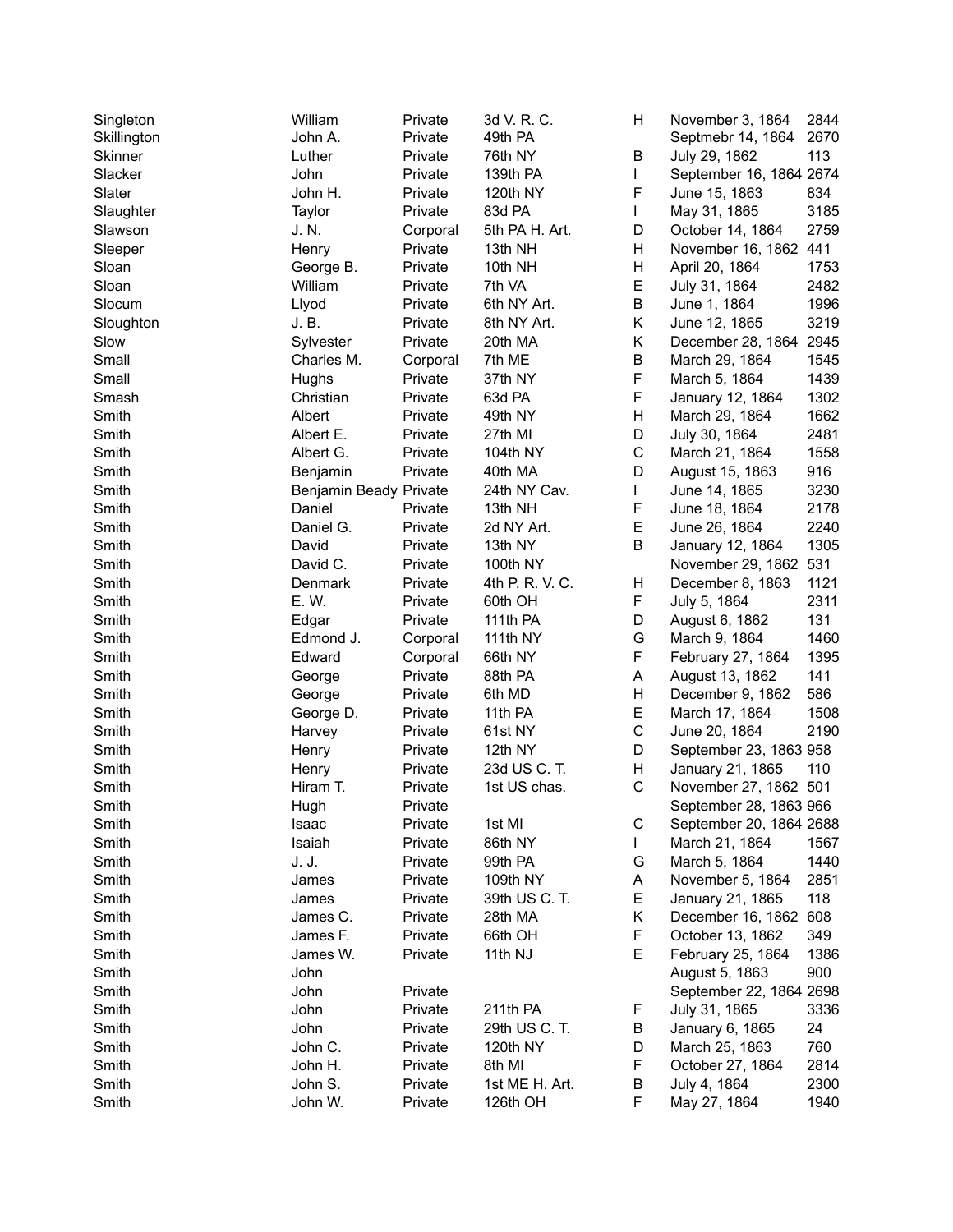| | | | | | | |
|---|---|---|---|---|---|---|
| Singleton | William | Private | 3d V. R. C. | H | November 3, 1864 | 2844 |
| Skillington | John A. | Private | 49th PA | | Septmebr 14, 1864 | 2670 |
| Skinner | Luther | Private | 76th NY | B | July 29, 1862 | 113 |
| Slacker | John | Private | 139th PA | I | September 16, 1864 | 2674 |
| Slater | John H. | Private | 120th NY | F | June 15, 1863 | 834 |
| Slaughter | Taylor | Private | 83d PA | I | May 31, 1865 | 3185 |
| Slawson | J. N. | Corporal | 5th PA H. Art. | D | October 14, 1864 | 2759 |
| Sleeper | Henry | Private | 13th NH | H | November 16, 1862 | 441 |
| Sloan | George B. | Private | 10th NH | H | April 20, 1864 | 1753 |
| Sloan | William | Private | 7th VA | E | July 31, 1864 | 2482 |
| Slocum | Llyod | Private | 6th NY Art. | B | June 1, 1864 | 1996 |
| Sloughton | J. B. | Private | 8th NY Art. | K | June 12, 1865 | 3219 |
| Slow | Sylvester | Private | 20th MA | K | December 28, 1864 | 2945 |
| Small | Charles M. | Corporal | 7th ME | B | March 29, 1864 | 1545 |
| Small | Hughs | Private | 37th NY | F | March 5, 1864 | 1439 |
| Smash | Christian | Private | 63d PA | F | January 12, 1864 | 1302 |
| Smith | Albert | Private | 49th NY | H | March 29, 1864 | 1662 |
| Smith | Albert E. | Private | 27th MI | D | July 30, 1864 | 2481 |
| Smith | Albert G. | Private | 104th NY | C | March 21, 1864 | 1558 |
| Smith | Benjamin | Private | 40th MA | D | August 15, 1863 | 916 |
| Smith | Benjamin Beady | Private | 24th NY Cav. | I | June 14, 1865 | 3230 |
| Smith | Daniel | Private | 13th NH | F | June 18, 1864 | 2178 |
| Smith | Daniel G. | Private | 2d NY Art. | E | June 26, 1864 | 2240 |
| Smith | David | Private | 13th NY | B | January 12, 1864 | 1305 |
| Smith | David C. | Private | 100th NY | | November 29, 1862 | 531 |
| Smith | Denmark | Private | 4th P. R. V. C. | H | December 8, 1863 | 1121 |
| Smith | E. W. | Private | 60th OH | F | July 5, 1864 | 2311 |
| Smith | Edgar | Private | 111th PA | D | August 6, 1862 | 131 |
| Smith | Edmond J. | Corporal | 111th NY | G | March 9, 1864 | 1460 |
| Smith | Edward | Corporal | 66th NY | F | February 27, 1864 | 1395 |
| Smith | George | Private | 88th PA | A | August 13, 1862 | 141 |
| Smith | George | Private | 6th MD | H | December 9, 1862 | 586 |
| Smith | George D. | Private | 11th PA | E | March 17, 1864 | 1508 |
| Smith | Harvey | Private | 61st NY | C | June 20, 1864 | 2190 |
| Smith | Henry | Private | 12th NY | D | September 23, 1863 | 958 |
| Smith | Henry | Private | 23d US C. T. | H | January 21, 1865 | 110 |
| Smith | Hiram T. | Private | 1st US chas. | C | November 27, 1862 | 501 |
| Smith | Hugh | Private | | | September 28, 1863 | 966 |
| Smith | Isaac | Private | 1st MI | C | September 20, 1864 | 2688 |
| Smith | Isaiah | Private | 86th NY | I | March 21, 1864 | 1567 |
| Smith | J. J. | Private | 99th PA | G | March 5, 1864 | 1440 |
| Smith | James | Private | 109th NY | A | November 5, 1864 | 2851 |
| Smith | James | Private | 39th US C. T. | E | January 21, 1865 | 118 |
| Smith | James C. | Private | 28th MA | K | December 16, 1862 | 608 |
| Smith | James F. | Private | 66th OH | F | October 13, 1862 | 349 |
| Smith | James W. | Private | 11th NJ | E | February 25, 1864 | 1386 |
| Smith | John | | | | August 5, 1863 | 900 |
| Smith | John | Private | | | September 22, 1864 | 2698 |
| Smith | John | Private | 211th PA | F | July 31, 1865 | 3336 |
| Smith | John | Private | 29th US C. T. | B | January 6, 1865 | 24 |
| Smith | John C. | Private | 120th NY | D | March 25, 1863 | 760 |
| Smith | John H. | Private | 8th MI | F | October 27, 1864 | 2814 |
| Smith | John S. | Private | 1st ME H. Art. | B | July 4, 1864 | 2300 |
| Smith | John W. | Private | 126th OH | F | May 27, 1864 | 1940 |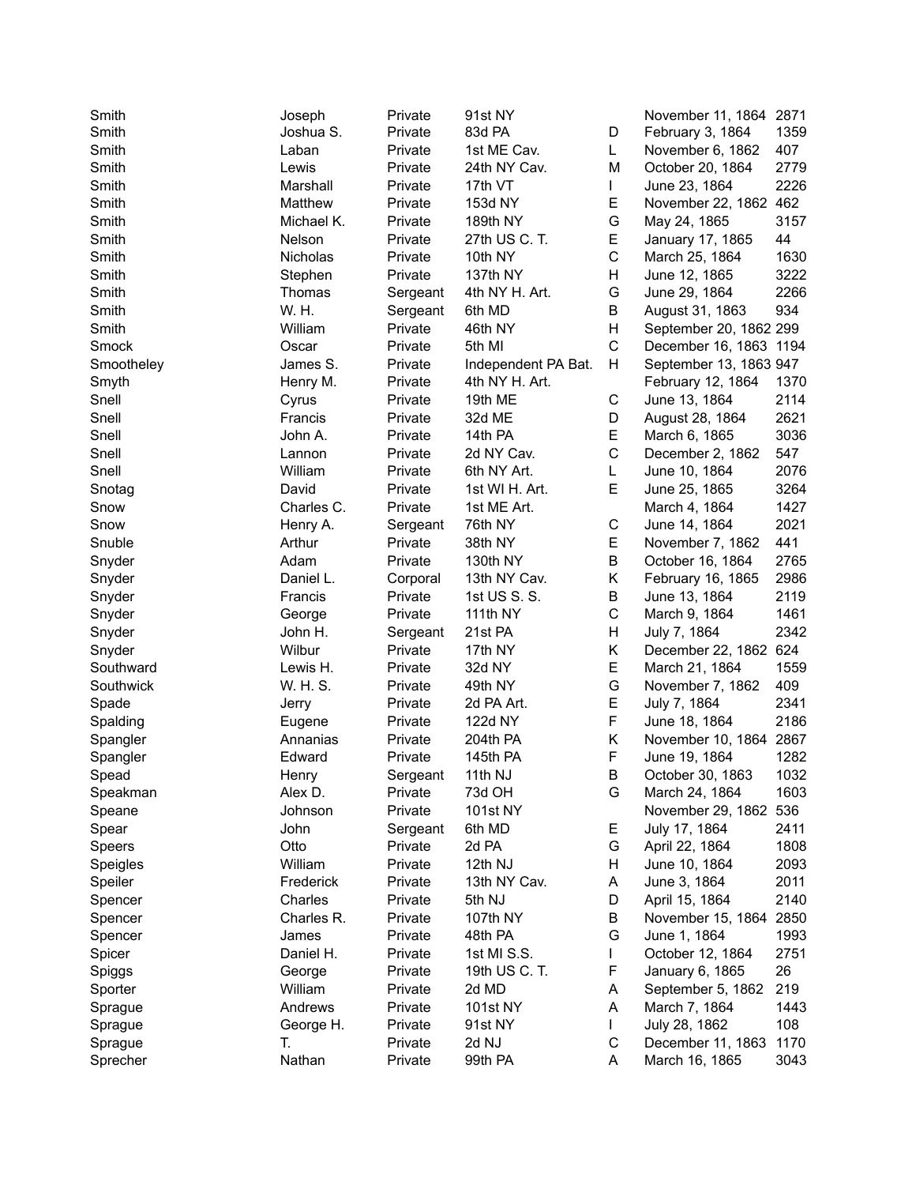| | | | | | | |
|---|---|---|---|---|---|---|
| Smith | Joseph | Private | 91st NY | | November 11, 1864 | 2871 |
| Smith | Joshua S. | Private | 83d PA | D | February 3, 1864 | 1359 |
| Smith | Laban | Private | 1st ME Cav. | L | November 6, 1862 | 407 |
| Smith | Lewis | Private | 24th NY Cav. | M | October 20, 1864 | 2779 |
| Smith | Marshall | Private | 17th VT | I | June 23, 1864 | 2226 |
| Smith | Matthew | Private | 153d NY | E | November 22, 1862 | 462 |
| Smith | Michael K. | Private | 189th NY | G | May 24, 1865 | 3157 |
| Smith | Nelson | Private | 27th US C. T. | E | January 17, 1865 | 44 |
| Smith | Nicholas | Private | 10th NY | C | March 25, 1864 | 1630 |
| Smith | Stephen | Private | 137th NY | H | June 12, 1865 | 3222 |
| Smith | Thomas | Sergeant | 4th NY H. Art. | G | June 29, 1864 | 2266 |
| Smith | W. H. | Sergeant | 6th MD | B | August 31, 1863 | 934 |
| Smith | William | Private | 46th NY | H | September 20, 1862 | 299 |
| Smock | Oscar | Private | 5th MI | C | December 16, 1863 | 1194 |
| Smootheley | James S. | Private | Independent PA Bat. | H | September 13, 1863 | 947 |
| Smyth | Henry M. | Private | 4th NY H. Art. | | February 12, 1864 | 1370 |
| Snell | Cyrus | Private | 19th ME | C | June 13, 1864 | 2114 |
| Snell | Francis | Private | 32d ME | D | August 28, 1864 | 2621 |
| Snell | John A. | Private | 14th PA | E | March 6, 1865 | 3036 |
| Snell | Lannon | Private | 2d NY Cav. | C | December 2, 1862 | 547 |
| Snell | William | Private | 6th NY Art. | L | June 10, 1864 | 2076 |
| Snotag | David | Private | 1st WI H. Art. | E | June 25, 1865 | 3264 |
| Snow | Charles C. | Private | 1st ME Art. | | March 4, 1864 | 1427 |
| Snow | Henry A. | Sergeant | 76th NY | C | June 14, 1864 | 2021 |
| Snuble | Arthur | Private | 38th NY | E | November 7, 1862 | 441 |
| Snyder | Adam | Private | 130th NY | B | October 16, 1864 | 2765 |
| Snyder | Daniel L. | Corporal | 13th NY Cav. | K | February 16, 1865 | 2986 |
| Snyder | Francis | Private | 1st US S. S. | B | June 13, 1864 | 2119 |
| Snyder | George | Private | 111th NY | C | March 9, 1864 | 1461 |
| Snyder | John H. | Sergeant | 21st PA | H | July 7, 1864 | 2342 |
| Snyder | Wilbur | Private | 17th NY | K | December 22, 1862 | 624 |
| Southward | Lewis H. | Private | 32d NY | E | March 21, 1864 | 1559 |
| Southwick | W. H. S. | Private | 49th NY | G | November 7, 1862 | 409 |
| Spade | Jerry | Private | 2d PA Art. | E | July 7, 1864 | 2341 |
| Spalding | Eugene | Private | 122d NY | F | June 18, 1864 | 2186 |
| Spangler | Annanias | Private | 204th PA | K | November 10, 1864 | 2867 |
| Spangler | Edward | Private | 145th PA | F | June 19, 1864 | 1282 |
| Spead | Henry | Sergeant | 11th NJ | B | October 30, 1863 | 1032 |
| Speakman | Alex D. | Private | 73d OH | G | March 24, 1864 | 1603 |
| Speane | Johnson | Private | 101st NY | | November 29, 1862 | 536 |
| Spear | John | Sergeant | 6th MD | E | July 17, 1864 | 2411 |
| Speers | Otto | Private | 2d PA | G | April 22, 1864 | 1808 |
| Speigles | William | Private | 12th NJ | H | June 10, 1864 | 2093 |
| Speiler | Frederick | Private | 13th NY Cav. | A | June 3, 1864 | 2011 |
| Spencer | Charles | Private | 5th NJ | D | April 15, 1864 | 2140 |
| Spencer | Charles R. | Private | 107th NY | B | November 15, 1864 | 2850 |
| Spencer | James | Private | 48th PA | G | June 1, 1864 | 1993 |
| Spicer | Daniel H. | Private | 1st MI S.S. | I | October 12, 1864 | 2751 |
| Spiggs | George | Private | 19th US C. T. | F | January 6, 1865 | 26 |
| Sporter | William | Private | 2d MD | A | September 5, 1862 | 219 |
| Sprague | Andrews | Private | 101st NY | A | March 7, 1864 | 1443 |
| Sprague | George H. | Private | 91st NY | I | July 28, 1862 | 108 |
| Sprague | T. | Private | 2d NJ | C | December 11, 1863 | 1170 |
| Sprecher | Nathan | Private | 99th PA | A | March 16, 1865 | 3043 |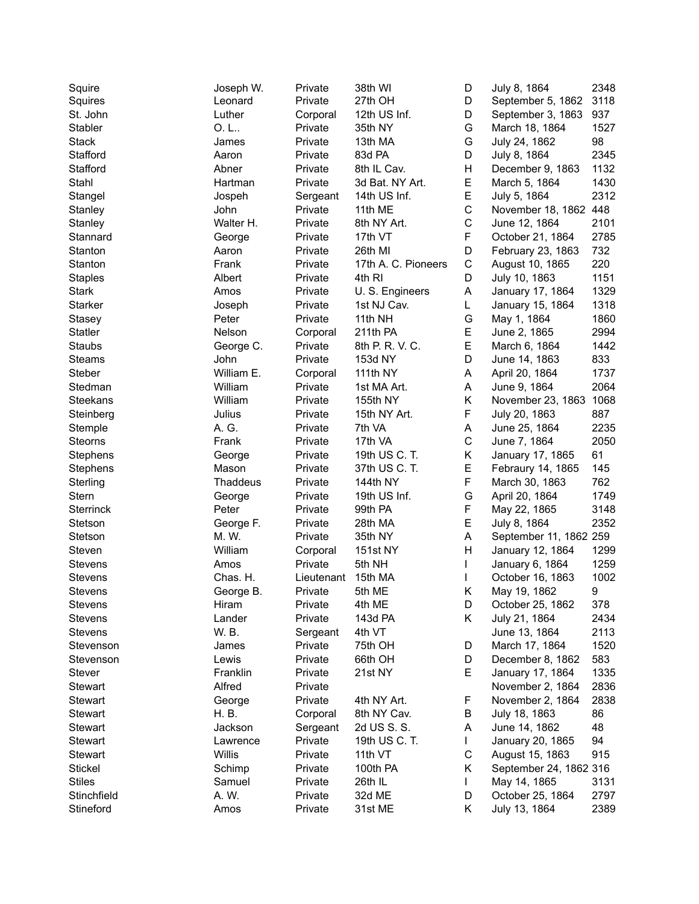| Squire | Joseph W. | Private | 38th WI | D | July 8, 1864 | 2348 |
|---|---|---|---|---|---|---|
| Squires | Leonard | Private | 27th OH | D | September 5, 1862 | 3118 |
| St. John | Luther | Corporal | 12th US Inf. | D | September 3, 1863 | 937 |
| Stabler | O. L.. | Private | 35th NY | G | March 18, 1864 | 1527 |
| Stack | James | Private | 13th MA | G | July 24, 1862 | 98 |
| Stafford | Aaron | Private | 83d PA | D | July 8, 1864 | 2345 |
| Stafford | Abner | Private | 8th IL Cav. | H | December 9, 1863 | 1132 |
| Stahl | Hartman | Private | 3d Bat. NY Art. | E | March 5, 1864 | 1430 |
| Stangel | Jospeh | Sergeant | 14th US Inf. | E | July 5, 1864 | 2312 |
| Stanley | John | Private | 11th ME | C | November 18, 1862 | 448 |
| Stanley | Walter H. | Private | 8th NY Art. | C | June 12, 1864 | 2101 |
| Stannard | George | Private | 17th VT | F | October 21, 1864 | 2785 |
| Stanton | Aaron | Private | 26th MI | D | February 23, 1863 | 732 |
| Stanton | Frank | Private | 17th A. C. Pioneers | C | August 10, 1865 | 220 |
| Staples | Albert | Private | 4th RI | D | July 10, 1863 | 1151 |
| Stark | Amos | Private | U. S. Engineers | A | January 17, 1864 | 1329 |
| Starker | Joseph | Private | 1st NJ Cav. | L | January 15, 1864 | 1318 |
| Stasey | Peter | Private | 11th NH | G | May 1, 1864 | 1860 |
| Statler | Nelson | Corporal | 211th PA | E | June 2, 1865 | 2994 |
| Staubs | George C. | Private | 8th P. R. V. C. | E | March 6, 1864 | 1442 |
| Steams | John | Private | 153d NY | D | June 14, 1863 | 833 |
| Steber | William E. | Corporal | 111th NY | A | April 20, 1864 | 1737 |
| Stedman | William | Private | 1st MA Art. | A | June 9, 1864 | 2064 |
| Steekans | William | Private | 155th NY | K | November 23, 1863 | 1068 |
| Steinberg | Julius | Private | 15th NY Art. | F | July 20, 1863 | 887 |
| Stemple | A. G. | Private | 7th VA | A | June 25, 1864 | 2235 |
| Steorns | Frank | Private | 17th VA | C | June 7, 1864 | 2050 |
| Stephens | George | Private | 19th US C. T. | K | January 17, 1865 | 61 |
| Stephens | Mason | Private | 37th US C. T. | E | Febraury 14, 1865 | 145 |
| Sterling | Thaddeus | Private | 144th NY | F | March 30, 1863 | 762 |
| Stern | George | Private | 19th US Inf. | G | April 20, 1864 | 1749 |
| Sterrinck | Peter | Private | 99th PA | F | May 22, 1865 | 3148 |
| Stetson | George F. | Private | 28th MA | E | July 8, 1864 | 2352 |
| Stetson | M. W. | Private | 35th NY | A | September 11, 1862 | 259 |
| Steven | William | Corporal | 151st NY | H | January 12, 1864 | 1299 |
| Stevens | Amos | Private | 5th NH | I | January 6, 1864 | 1259 |
| Stevens | Chas. H. | Lieutenant | 15th MA | I | October 16, 1863 | 1002 |
| Stevens | George B. | Private | 5th ME | K | May 19, 1862 | 9 |
| Stevens | Hiram | Private | 4th ME | D | October 25, 1862 | 378 |
| Stevens | Lander | Private | 143d PA | K | July 21, 1864 | 2434 |
| Stevens | W. B. | Sergeant | 4th VT | | June 13, 1864 | 2113 |
| Stevenson | James | Private | 75th OH | D | March 17, 1864 | 1520 |
| Stevenson | Lewis | Private | 66th OH | D | December 8, 1862 | 583 |
| Stever | Franklin | Private | 21st NY | E | January 17, 1864 | 1335 |
| Stewart | Alfred | Private | | | November 2, 1864 | 2836 |
| Stewart | George | Private | 4th NY Art. | F | November 2, 1864 | 2838 |
| Stewart | H. B. | Corporal | 8th NY Cav. | B | July 18, 1863 | 86 |
| Stewart | Jackson | Sergeant | 2d US S. S. | A | June 14, 1862 | 48 |
| Stewart | Lawrence | Private | 19th US C. T. | I | January 20, 1865 | 94 |
| Stewart | Willis | Private | 11th VT | C | August 15, 1863 | 915 |
| Stickel | Schimp | Private | 100th PA | K | September 24, 1862 | 316 |
| Stiles | Samuel | Private | 26th IL | I | May 14, 1865 | 3131 |
| Stinchfield | A. W. | Private | 32d ME | D | October 25, 1864 | 2797 |
| Stineford | Amos | Private | 31st ME | K | July 13, 1864 | 2389 |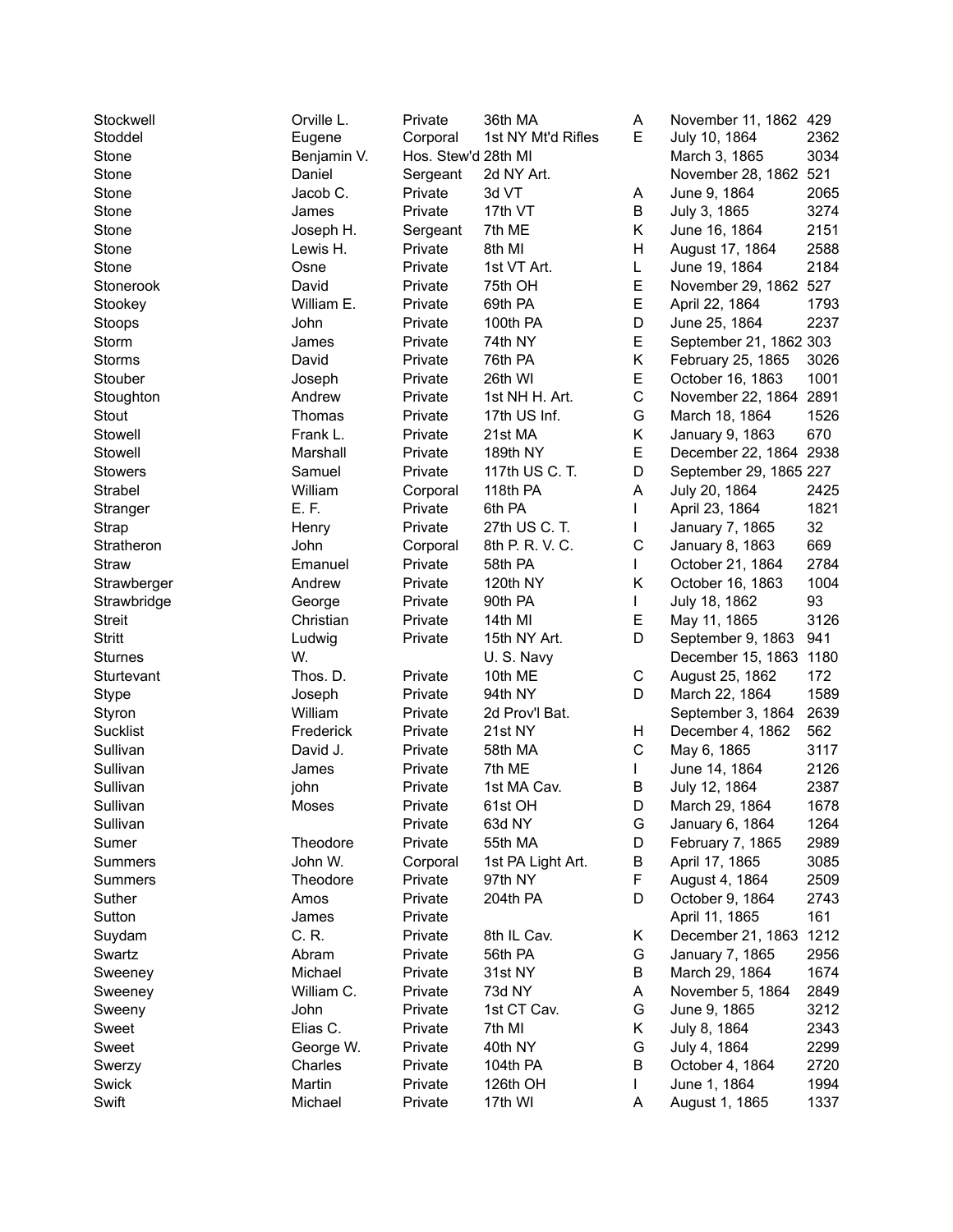| | | | | | | |
|---|---|---|---|---|---|---|
| Stockwell | Orville L. | Private | 36th MA | A | November 11, 1862 | 429 |
| Stoddel | Eugene | Corporal | 1st NY Mt'd Rifles | E | July 10, 1864 | 2362 |
| Stone | Benjamin V. | Hos. Stew'd | 28th MI | | March 3, 1865 | 3034 |
| Stone | Daniel | Sergeant | 2d NY Art. | | November 28, 1862 | 521 |
| Stone | Jacob C. | Private | 3d VT | A | June 9, 1864 | 2065 |
| Stone | James | Private | 17th VT | B | July 3, 1865 | 3274 |
| Stone | Joseph H. | Sergeant | 7th ME | K | June 16, 1864 | 2151 |
| Stone | Lewis H. | Private | 8th MI | H | August 17, 1864 | 2588 |
| Stone | Osne | Private | 1st VT Art. | L | June 19, 1864 | 2184 |
| Stonerook | David | Private | 75th OH | E | November 29, 1862 | 527 |
| Stookey | William E. | Private | 69th PA | E | April 22, 1864 | 1793 |
| Stoops | John | Private | 100th PA | D | June 25, 1864 | 2237 |
| Storm | James | Private | 74th NY | E | September 21, 1862 | 303 |
| Storms | David | Private | 76th PA | K | February 25, 1865 | 3026 |
| Stouber | Joseph | Private | 26th WI | E | October 16, 1863 | 1001 |
| Stoughton | Andrew | Private | 1st NH H. Art. | C | November 22, 1864 | 2891 |
| Stout | Thomas | Private | 17th US Inf. | G | March 18, 1864 | 1526 |
| Stowell | Frank L. | Private | 21st MA | K | January 9, 1863 | 670 |
| Stowell | Marshall | Private | 189th NY | E | December 22, 1864 | 2938 |
| Stowers | Samuel | Private | 117th US C. T. | D | September 29, 1865 | 227 |
| Strabel | William | Corporal | 118th PA | A | July 20, 1864 | 2425 |
| Stranger | E. F. | Private | 6th PA | I | April 23, 1864 | 1821 |
| Strap | Henry | Private | 27th US C. T. | I | January 7, 1865 | 32 |
| Stratheron | John | Corporal | 8th P. R. V. C. | C | January 8, 1863 | 669 |
| Straw | Emanuel | Private | 58th PA | I | October 21, 1864 | 2784 |
| Strawberger | Andrew | Private | 120th NY | K | October 16, 1863 | 1004 |
| Strawbridge | George | Private | 90th PA | I | July 18, 1862 | 93 |
| Streit | Christian | Private | 14th MI | E | May 11, 1865 | 3126 |
| Stritt | Ludwig | Private | 15th NY Art. | D | September 9, 1863 | 941 |
| Sturnes | W. | | U. S. Navy | | December 15, 1863 | 1180 |
| Sturtevant | Thos. D. | Private | 10th ME | C | August 25, 1862 | 172 |
| Stype | Joseph | Private | 94th NY | D | March 22, 1864 | 1589 |
| Styron | William | Private | 2d Prov'l Bat. | | September 3, 1864 | 2639 |
| Sucklist | Frederick | Private | 21st NY | H | December 4, 1862 | 562 |
| Sullivan | David J. | Private | 58th MA | C | May 6, 1865 | 3117 |
| Sullivan | James | Private | 7th ME | I | June 14, 1864 | 2126 |
| Sullivan | john | Private | 1st MA Cav. | B | July 12, 1864 | 2387 |
| Sullivan | Moses | Private | 61st OH | D | March 29, 1864 | 1678 |
| Sullivan | | Private | 63d NY | G | January 6, 1864 | 1264 |
| Sumer | Theodore | Private | 55th MA | D | February 7, 1865 | 2989 |
| Summers | John W. | Corporal | 1st PA Light Art. | B | April 17, 1865 | 3085 |
| Summers | Theodore | Private | 97th NY | F | August 4, 1864 | 2509 |
| Suther | Amos | Private | 204th PA | D | October 9, 1864 | 2743 |
| Sutton | James | Private | | | April 11, 1865 | 161 |
| Suydam | C. R. | Private | 8th IL Cav. | K | December 21, 1863 | 1212 |
| Swartz | Abram | Private | 56th PA | G | January 7, 1865 | 2956 |
| Sweeney | Michael | Private | 31st NY | B | March 29, 1864 | 1674 |
| Sweeney | William C. | Private | 73d NY | A | November 5, 1864 | 2849 |
| Sweeny | John | Private | 1st CT Cav. | G | June 9, 1865 | 3212 |
| Sweet | Elias C. | Private | 7th MI | K | July 8, 1864 | 2343 |
| Sweet | George W. | Private | 40th NY | G | July 4, 1864 | 2299 |
| Swerzy | Charles | Private | 104th PA | B | October 4, 1864 | 2720 |
| Swick | Martin | Private | 126th OH | I | June 1, 1864 | 1994 |
| Swift | Michael | Private | 17th WI | A | August 1, 1865 | 1337 |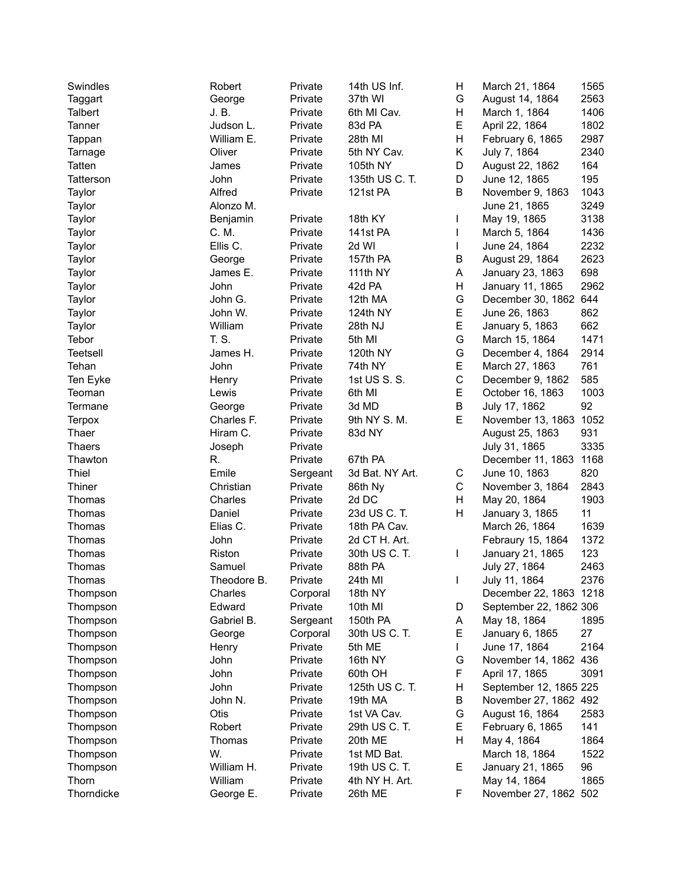| | | | | | | |
|---|---|---|---|---|---|---|
| Swindles | Robert | Private | 14th US Inf. | H | March 21, 1864 | 1565 |
| Taggart | George | Private | 37th WI | G | August 14, 1864 | 2563 |
| Talbert | J. B. | Private | 6th MI Cav. | H | March 1, 1864 | 1406 |
| Tanner | Judson L. | Private | 83d PA | E | April 22, 1864 | 1802 |
| Tappan | William E. | Private | 28th MI | H | February 6, 1865 | 2987 |
| Tarnage | Oliver | Private | 5th NY Cav. | K | July 7, 1864 | 2340 |
| Tatten | James | Private | 105th NY | D | August 22, 1862 | 164 |
| Tatterson | John | Private | 135th US C. T. | D | June 12, 1865 | 195 |
| Taylor | Alfred | Private | 121st PA | B | November 9, 1863 | 1043 |
| Taylor | Alonzo M. | | | | June 21, 1865 | 3249 |
| Taylor | Benjamin | Private | 18th KY | I | May 19, 1865 | 3138 |
| Taylor | C. M. | Private | 141st PA | I | March 5, 1864 | 1436 |
| Taylor | Ellis C. | Private | 2d WI | I | June 24, 1864 | 2232 |
| Taylor | George | Private | 157th PA | B | August 29, 1864 | 2623 |
| Taylor | James E. | Private | 111th NY | A | January 23, 1863 | 698 |
| Taylor | John | Private | 42d PA | H | January 11, 1865 | 2962 |
| Taylor | John G. | Private | 12th MA | G | December 30, 1862 | 644 |
| Taylor | John W. | Private | 124th NY | E | June 26, 1863 | 862 |
| Taylor | William | Private | 28th NJ | E | January 5, 1863 | 662 |
| Tebor | T. S. | Private | 5th MI | G | March 15, 1864 | 1471 |
| Teetsell | James H. | Private | 120th NY | G | December 4, 1864 | 2914 |
| Tehan | John | Private | 74th NY | E | March 27, 1863 | 761 |
| Ten Eyke | Henry | Private | 1st US S. S. | C | December 9, 1862 | 585 |
| Teoman | Lewis | Private | 6th MI | E | October 16, 1863 | 1003 |
| Termane | George | Private | 3d MD | B | July 17, 1862 | 92 |
| Terpox | Charles F. | Private | 9th NY S. M. | E | November 13, 1863 | 1052 |
| Thaer | Hiram C. | Private | 83d NY | | August 25, 1863 | 931 |
| Thaers | Joseph | Private | | | July 31, 1865 | 3335 |
| Thawton | R. | Private | 67th PA | | December 11, 1863 | 1168 |
| Thiel | Emile | Sergeant | 3d Bat. NY Art. | C | June 10, 1863 | 820 |
| Thiner | Christian | Private | 86th Ny | C | November 3, 1864 | 2843 |
| Thomas | Charles | Private | 2d DC | H | May 20, 1864 | 1903 |
| Thomas | Daniel | Private | 23d US C. T. | H | January 3, 1865 | 11 |
| Thomas | Elias C. | Private | 18th PA Cav. | | March 26, 1864 | 1639 |
| Thomas | John | Private | 2d CT H. Art. | | Febraury 15, 1864 | 1372 |
| Thomas | Riston | Private | 30th US C. T. | I | January 21, 1865 | 123 |
| Thomas | Samuel | Private | 88th PA | | July 27, 1864 | 2463 |
| Thomas | Theodore B. | Private | 24th MI | I | July 11, 1864 | 2376 |
| Thompson | Charles | Corporal | 18th NY | | December 22, 1863 | 1218 |
| Thompson | Edward | Private | 10th MI | D | September 22, 1862 | 306 |
| Thompson | Gabriel B. | Sergeant | 150th PA | A | May 18, 1864 | 1895 |
| Thompson | George | Corporal | 30th US C. T. | E | January 6, 1865 | 27 |
| Thompson | Henry | Private | 5th ME | I | June 17, 1864 | 2164 |
| Thompson | John | Private | 16th NY | G | November 14, 1862 | 436 |
| Thompson | John | Private | 60th OH | F | April 17, 1865 | 3091 |
| Thompson | John | Private | 125th US C. T. | H | September 12, 1865 | 225 |
| Thompson | John N. | Private | 19th MA | B | November 27, 1862 | 492 |
| Thompson | Otis | Private | 1st VA Cav. | G | August 16, 1864 | 2583 |
| Thompson | Robert | Private | 29th US C. T. | E | February 6, 1865 | 141 |
| Thompson | Thomas | Private | 20th ME | H | May 4, 1864 | 1864 |
| Thompson | W. | Private | 1st MD Bat. | | March 18, 1864 | 1522 |
| Thompson | William H. | Private | 19th US C. T. | E | January 21, 1865 | 96 |
| Thorn | William | Private | 4th NY H. Art. | | May 14, 1864 | 1865 |
| Thorndicke | George E. | Private | 26th ME | F | November 27, 1862 | 502 |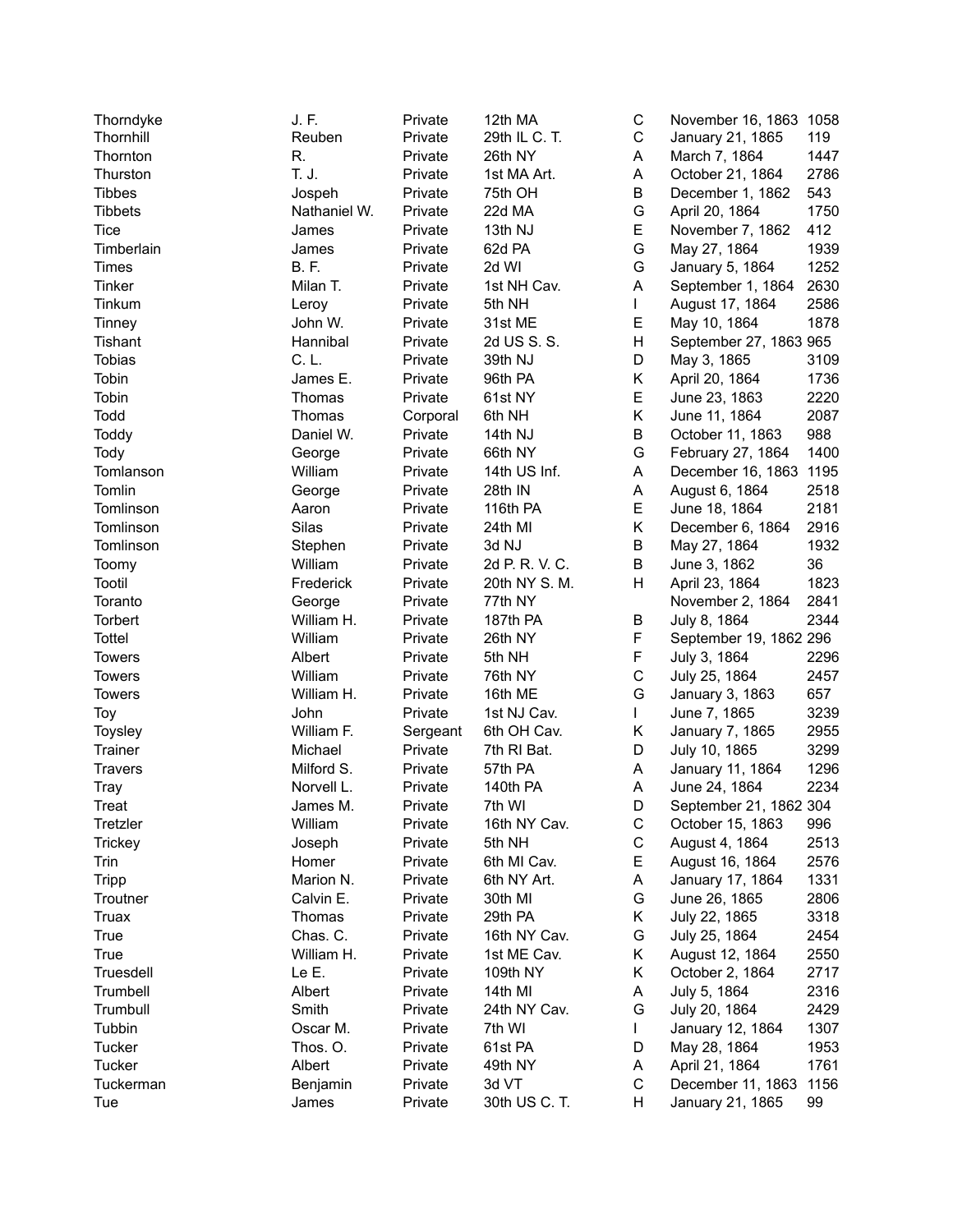| | | | | | | |
|---|---|---|---|---|---|---|
| Thorndyke | J. F. | Private | 12th MA | C | November 16, 1863 | 1058 |
| Thornhill | Reuben | Private | 29th IL C. T. | C | January 21, 1865 | 119 |
| Thornton | R. | Private | 26th NY | A | March 7, 1864 | 1447 |
| Thurston | T. J. | Private | 1st MA Art. | A | October 21, 1864 | 2786 |
| Tibbes | Jospeh | Private | 75th OH | B | December 1, 1862 | 543 |
| Tibbets | Nathaniel W. | Private | 22d MA | G | April 20, 1864 | 1750 |
| Tice | James | Private | 13th NJ | E | November 7, 1862 | 412 |
| Timberlain | James | Private | 62d PA | G | May 27, 1864 | 1939 |
| Times | B. F. | Private | 2d WI | G | January 5, 1864 | 1252 |
| Tinker | Milan T. | Private | 1st NH Cav. | A | September 1, 1864 | 2630 |
| Tinkum | Leroy | Private | 5th NH | I | August 17, 1864 | 2586 |
| Tinney | John W. | Private | 31st ME | E | May 10, 1864 | 1878 |
| Tishant | Hannibal | Private | 2d US S. S. | H | September 27, 1863 | 965 |
| Tobias | C. L. | Private | 39th NJ | D | May 3, 1865 | 3109 |
| Tobin | James E. | Private | 96th PA | K | April 20, 1864 | 1736 |
| Tobin | Thomas | Private | 61st NY | E | June 23, 1863 | 2220 |
| Todd | Thomas | Corporal | 6th NH | K | June 11, 1864 | 2087 |
| Toddy | Daniel W. | Private | 14th NJ | B | October 11, 1863 | 988 |
| Tody | George | Private | 66th NY | G | February 27, 1864 | 1400 |
| Tomlanson | William | Private | 14th US Inf. | A | December 16, 1863 | 1195 |
| Tomlin | George | Private | 28th IN | A | August 6, 1864 | 2518 |
| Tomlinson | Aaron | Private | 116th PA | E | June 18, 1864 | 2181 |
| Tomlinson | Silas | Private | 24th MI | K | December 6, 1864 | 2916 |
| Tomlinson | Stephen | Private | 3d NJ | B | May 27, 1864 | 1932 |
| Toomy | William | Private | 2d P. R. V. C. | B | June 3, 1862 | 36 |
| Tootil | Frederick | Private | 20th NY S. M. | H | April 23, 1864 | 1823 |
| Toranto | George | Private | 77th NY | | November 2, 1864 | 2841 |
| Torbert | William H. | Private | 187th PA | B | July 8, 1864 | 2344 |
| Tottel | William | Private | 26th NY | F | September 19, 1862 | 296 |
| Towers | Albert | Private | 5th NH | F | July 3, 1864 | 2296 |
| Towers | William | Private | 76th NY | C | July 25, 1864 | 2457 |
| Towers | William H. | Private | 16th ME | G | January 3, 1863 | 657 |
| Toy | John | Private | 1st NJ Cav. | I | June 7, 1865 | 3239 |
| Toysley | William F. | Sergeant | 6th OH Cav. | K | January 7, 1865 | 2955 |
| Trainer | Michael | Private | 7th RI Bat. | D | July 10, 1865 | 3299 |
| Travers | Milford S. | Private | 57th PA | A | January 11, 1864 | 1296 |
| Tray | Norvell L. | Private | 140th PA | A | June 24, 1864 | 2234 |
| Treat | James M. | Private | 7th WI | D | September 21, 1862 | 304 |
| Tretzler | William | Private | 16th NY Cav. | C | October 15, 1863 | 996 |
| Trickey | Joseph | Private | 5th NH | C | August 4, 1864 | 2513 |
| Trin | Homer | Private | 6th MI Cav. | E | August 16, 1864 | 2576 |
| Tripp | Marion N. | Private | 6th NY Art. | A | January 17, 1864 | 1331 |
| Troutner | Calvin E. | Private | 30th MI | G | June 26, 1865 | 2806 |
| Truax | Thomas | Private | 29th PA | K | July 22, 1865 | 3318 |
| True | Chas. C. | Private | 16th NY Cav. | G | July 25, 1864 | 2454 |
| True | William H. | Private | 1st ME Cav. | K | August 12, 1864 | 2550 |
| Truesdell | Le E. | Private | 109th NY | K | October 2, 1864 | 2717 |
| Trumbell | Albert | Private | 14th MI | A | July 5, 1864 | 2316 |
| Trumbull | Smith | Private | 24th NY Cav. | G | July 20, 1864 | 2429 |
| Tubbin | Oscar M. | Private | 7th WI | I | January 12, 1864 | 1307 |
| Tucker | Thos. O. | Private | 61st PA | D | May 28, 1864 | 1953 |
| Tucker | Albert | Private | 49th NY | A | April 21, 1864 | 1761 |
| Tuckerman | Benjamin | Private | 3d VT | C | December 11, 1863 | 1156 |
| Tue | James | Private | 30th US C. T. | H | January 21, 1865 | 99 |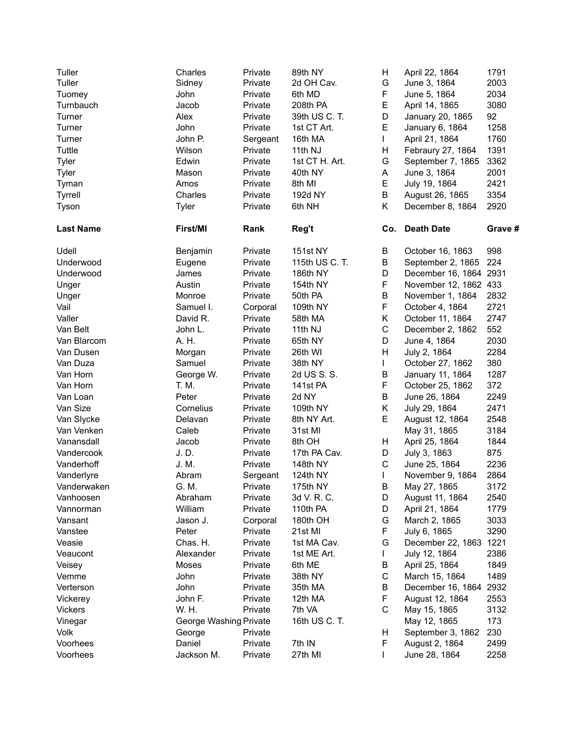| Tuller | Charles | Private | 89th NY | H | April 22, 1864 | 1791 |
|---|---|---|---|---|---|---|
| Tuller | Sidney | Private | 2d OH Cav. | G | June 3, 1864 | 2003 |
| Tuomey | John | Private | 6th MD | F | June 5, 1864 | 2034 |
| Turnbauch | Jacob | Private | 208th PA | E | April 14, 1865 | 3080 |
| Turner | Alex | Private | 39th US C. T. | D | January 20, 1865 | 92 |
| Turner | John | Private | 1st CT Art. | E | January 6, 1864 | 1258 |
| Turner | John P. | Sergeant | 16th MA | I | April 21, 1864 | 1760 |
| Tuttle | Wilson | Private | 11th NJ | H | Febraury 27, 1864 | 1391 |
| Tyler | Edwin | Private | 1st CT H. Art. | G | September 7, 1865 | 3362 |
| Tyler | Mason | Private | 40th NY | A | June 3, 1864 | 2001 |
| Tyman | Amos | Private | 8th MI | E | July 19, 1864 | 2421 |
| Tyrrell | Charles | Private | 192d NY | B | August 26, 1865 | 3354 |
| Tyson | Tyler | Private | 6th NH | K | December 8, 1864 | 2920 |

| **Last Name** | **First/MI** | **Rank** | **Reg't** | **Co.** | **Death Date** | **Grave #** |
|---|---|---|---|---|---|---|
| Udell | Benjamin | Private | 151st NY | B | October 16, 1863 | 998 |
| Underwood | Eugene | Private | 115th US C. T. | B | September 2, 1865 | 224 |
| Underwood | James | Private | 186th NY | D | December 16, 1864 | 2931 |
| Unger | Austin | Private | 154th NY | F | November 12, 1862 | 433 |
| Unger | Monroe | Private | 50th PA | B | November 1, 1864 | 2832 |
| Vail | Samuel I. | Corporal | 109th NY | F | October 4, 1864 | 2721 |
| Valler | David R. | Private | 58th MA | K | October 11, 1864 | 2747 |
| Van Belt | John L. | Private | 11th NJ | C | December 2, 1862 | 552 |
| Van Blarcom | A. H. | Private | 65th NY | D | June 4, 1864 | 2030 |
| Van Dusen | Morgan | Private | 26th WI | H | July 2, 1864 | 2284 |
| Van Duza | Samuel | Private | 38th NY | I | October 27, 1862 | 380 |
| Van Horn | George W. | Private | 2d US S. S. | B | January 11, 1864 | 1287 |
| Van Horn | T. M. | Private | 141st PA | F | October 25, 1862 | 372 |
| Van Loan | Peter | Private | 2d NY | B | June 26, 1864 | 2249 |
| Van Size | Cornelius | Private | 109th NY | K | July 29, 1864 | 2471 |
| Van Slycke | Delavan | Private | 8th NY Art. | E | August 12, 1864 | 2548 |
| Van Venken | Caleb | Private | 31st MI | | May 31, 1865 | 3184 |
| Vanansdall | Jacob | Private | 8th OH | H | April 25, 1864 | 1844 |
| Vandercook | J. D. | Private | 17th PA Cav. | D | July 3, 1863 | 875 |
| Vanderhoff | J. M. | Private | 148th NY | C | June 25, 1864 | 2236 |
| Vanderlyre | Abram | Sergeant | 124th NY | I | November 9, 1864 | 2864 |
| Vanderwaken | G. M. | Private | 175th NY | B | May 27, 1865 | 3172 |
| Vanhoosen | Abraham | Private | 3d V. R. C. | D | August 11, 1864 | 2540 |
| Vannorman | William | Private | 110th PA | D | April 21, 1864 | 1779 |
| Vansant | Jason J. | Corporal | 180th OH | G | March 2, 1865 | 3033 |
| Vanstee | Peter | Private | 21st MI | F | July 6, 1865 | 3290 |
| Veasie | Chas. H. | Private | 1st MA Cav. | G | December 22, 1863 | 1221 |
| Veaucont | Alexander | Private | 1st ME Art. | I | July 12, 1864 | 2386 |
| Veisey | Moses | Private | 6th ME | B | April 25, 1864 | 1849 |
| Vemme | John | Private | 38th NY | C | March 15, 1864 | 1489 |
| Verterson | John | Private | 35th MA | B | December 16, 1864 | 2932 |
| Vickerey | John F. | Private | 12th MA | F | August 12, 1864 | 2553 |
| Vickers | W. H. | Private | 7th VA | C | May 15, 1865 | 3132 |
| Vinegar | George Washing | Private | 16th US C. T. | | May 12, 1865 | 173 |
| Volk | George | Private | | H | September 3, 1862 | 230 |
| Voorhees | Daniel | Private | 7th IN | F | August 2, 1864 | 2499 |
| Voorhees | Jackson M. | Private | 27th MI | I | June 28, 1864 | 2258 |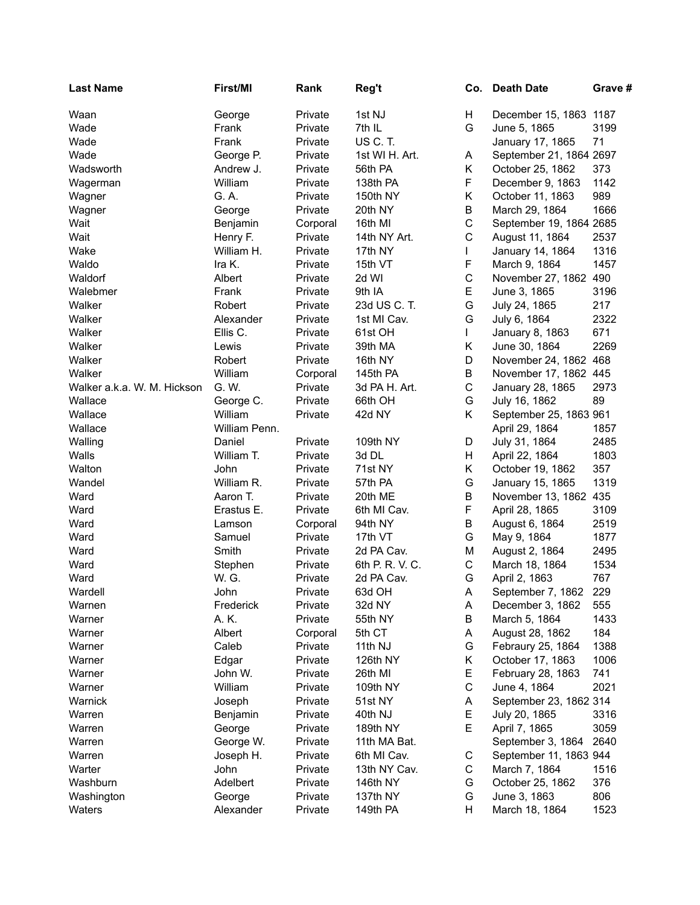| Last Name | First/MI | Rank | Reg't | Co. | Death Date | Grave # |
|---|---|---|---|---|---|---|
| Waan | George | Private | 1st NJ | H | December 15, 1863 | 1187 |
| Wade | Frank | Private | 7th IL | G | June 5, 1865 | 3199 |
| Wade | Frank | Private | US C. T. | | January 17, 1865 | 71 |
| Wade | George P. | Private | 1st WI H. Art. | A | September 21, 1864 | 2697 |
| Wadsworth | Andrew J. | Private | 56th PA | K | October 25, 1862 | 373 |
| Wagerman | William | Private | 138th PA | F | December 9, 1863 | 1142 |
| Wagner | G. A. | Private | 150th NY | K | October 11, 1863 | 989 |
| Wagner | George | Private | 20th NY | B | March 29, 1864 | 1666 |
| Wait | Benjamin | Corporal | 16th MI | C | September 19, 1864 | 2685 |
| Wait | Henry F. | Private | 14th NY Art. | C | August 11, 1864 | 2537 |
| Wake | William H. | Private | 17th NY | I | January 14, 1864 | 1316 |
| Waldo | Ira K. | Private | 15th VT | F | March 9, 1864 | 1457 |
| Waldorf | Albert | Private | 2d WI | C | November 27, 1862 | 490 |
| Walebmer | Frank | Private | 9th IA | E | June 3, 1865 | 3196 |
| Walker | Robert | Private | 23d US C. T. | G | July 24, 1865 | 217 |
| Walker | Alexander | Private | 1st MI Cav. | G | July 6, 1864 | 2322 |
| Walker | Ellis C. | Private | 61st OH | I | January 8, 1863 | 671 |
| Walker | Lewis | Private | 39th MA | K | June 30, 1864 | 2269 |
| Walker | Robert | Private | 16th NY | D | November 24, 1862 | 468 |
| Walker | William | Corporal | 145th PA | B | November 17, 1862 | 445 |
| Walker a.k.a. W. M. Hickson | G. W. | Private | 3d PA H. Art. | C | January 28, 1865 | 2973 |
| Wallace | George C. | Private | 66th OH | G | July 16, 1862 | 89 |
| Wallace | William | Private | 42d NY | K | September 25, 1863 | 961 |
| Wallace | William Penn. | | | | April 29, 1864 | 1857 |
| Walling | Daniel | Private | 109th NY | D | July 31, 1864 | 2485 |
| Walls | William T. | Private | 3d DL | H | April 22, 1864 | 1803 |
| Walton | John | Private | 71st NY | K | October 19, 1862 | 357 |
| Wandel | William R. | Private | 57th PA | G | January 15, 1865 | 1319 |
| Ward | Aaron T. | Private | 20th ME | B | November 13, 1862 | 435 |
| Ward | Erastus E. | Private | 6th MI Cav. | F | April 28, 1865 | 3109 |
| Ward | Lamson | Corporal | 94th NY | B | August 6, 1864 | 2519 |
| Ward | Samuel | Private | 17th VT | G | May 9, 1864 | 1877 |
| Ward | Smith | Private | 2d PA Cav. | M | August 2, 1864 | 2495 |
| Ward | Stephen | Private | 6th P. R. V. C. | C | March 18, 1864 | 1534 |
| Ward | W. G. | Private | 2d PA Cav. | G | April 2, 1863 | 767 |
| Wardell | John | Private | 63d OH | A | September 7, 1862 | 229 |
| Warnen | Frederick | Private | 32d NY | A | December 3, 1862 | 555 |
| Warner | A. K. | Private | 55th NY | B | March 5, 1864 | 1433 |
| Warner | Albert | Corporal | 5th CT | A | August 28, 1862 | 184 |
| Warner | Caleb | Private | 11th NJ | G | Febraury 25, 1864 | 1388 |
| Warner | Edgar | Private | 126th NY | K | October 17, 1863 | 1006 |
| Warner | John W. | Private | 26th MI | E | February 28, 1863 | 741 |
| Warner | William | Private | 109th NY | C | June 4, 1864 | 2021 |
| Warnick | Joseph | Private | 51st NY | A | September 23, 1862 | 314 |
| Warren | Benjamin | Private | 40th NJ | E | July 20, 1865 | 3316 |
| Warren | George | Private | 189th NY | E | April 7, 1865 | 3059 |
| Warren | George W. | Private | 11th MA Bat. | | September 3, 1864 | 2640 |
| Warren | Joseph H. | Private | 6th MI Cav. | C | September 11, 1863 | 944 |
| Warter | John | Private | 13th NY Cav. | C | March 7, 1864 | 1516 |
| Washburn | Adelbert | Private | 146th NY | G | October 25, 1862 | 376 |
| Washington | George | Private | 137th NY | G | June 3, 1863 | 806 |
| Waters | Alexander | Private | 149th PA | H | March 18, 1864 | 1523 |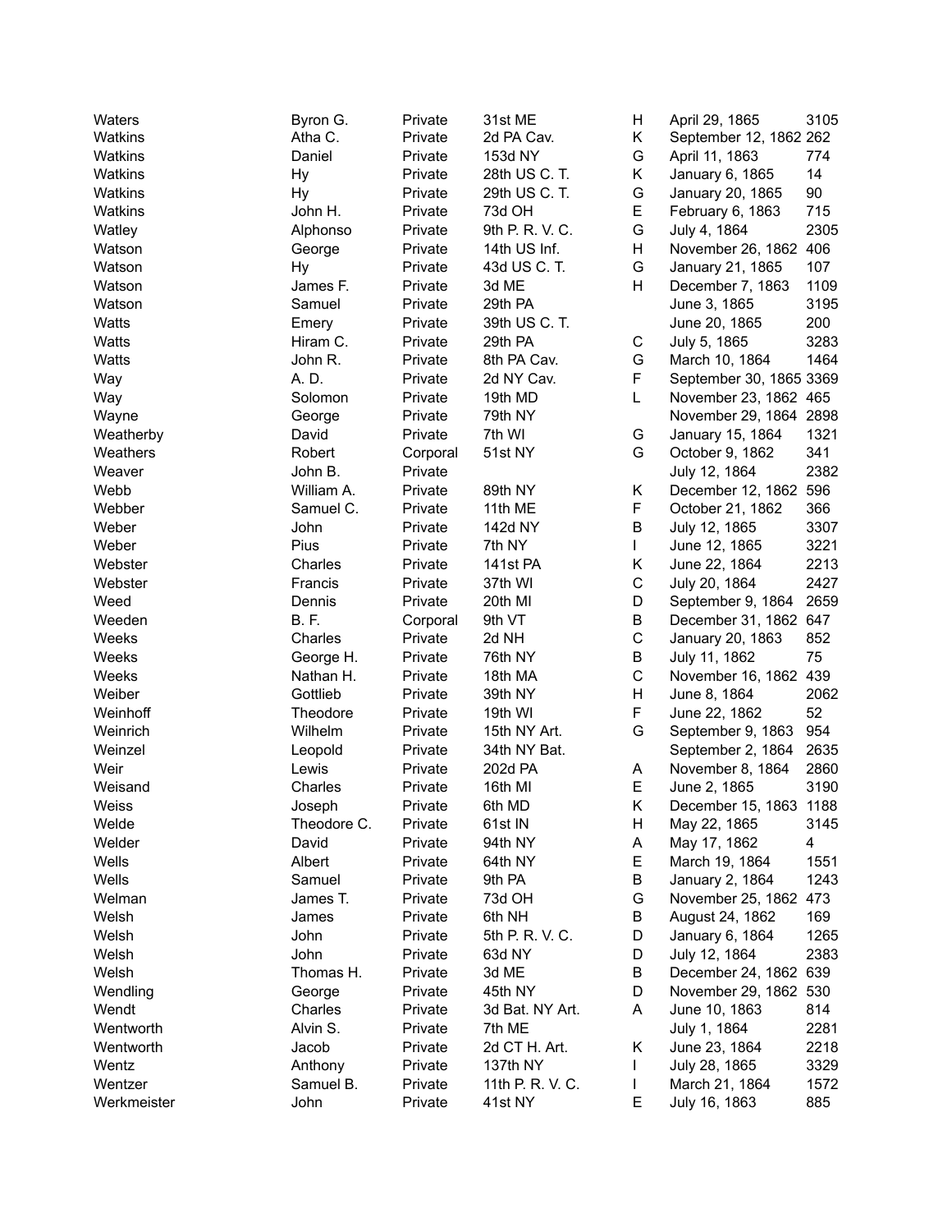| Waters | Byron G. | Private | 31st ME | H | April 29, 1865 | 3105 |
|---|---|---|---|---|---|---|
| Watkins | Atha C. | Private | 2d PA Cav. | K | September 12, 1862 | 262 |
| Watkins | Daniel | Private | 153d NY | G | April 11, 1863 | 774 |
| Watkins | Hy | Private | 28th US C. T. | K | January 6, 1865 | 14 |
| Watkins | Hy | Private | 29th US C. T. | G | January 20, 1865 | 90 |
| Watkins | John H. | Private | 73d OH | E | February 6, 1863 | 715 |
| Watley | Alphonso | Private | 9th P. R. V. C. | G | July 4, 1864 | 2305 |
| Watson | George | Private | 14th US Inf. | H | November 26, 1862 | 406 |
| Watson | Hy | Private | 43d US C. T. | G | January 21, 1865 | 107 |
| Watson | James F. | Private | 3d ME | H | December 7, 1863 | 1109 |
| Watson | Samuel | Private | 29th PA | | June 3, 1865 | 3195 |
| Watts | Emery | Private | 39th US C. T. | | June 20, 1865 | 200 |
| Watts | Hiram C. | Private | 29th PA | C | July 5, 1865 | 3283 |
| Watts | John R. | Private | 8th PA Cav. | G | March 10, 1864 | 1464 |
| Way | A. D. | Private | 2d NY Cav. | F | September 30, 1865 | 3369 |
| Way | Solomon | Private | 19th MD | L | November 23, 1862 | 465 |
| Wayne | George | Private | 79th NY | | November 29, 1864 | 2898 |
| Weatherby | David | Private | 7th WI | G | January 15, 1864 | 1321 |
| Weathers | Robert | Corporal | 51st NY | G | October 9, 1862 | 341 |
| Weaver | John B. | Private | | | July 12, 1864 | 2382 |
| Webb | William A. | Private | 89th NY | K | December 12, 1862 | 596 |
| Webber | Samuel C. | Private | 11th ME | F | October 21, 1862 | 366 |
| Weber | John | Private | 142d NY | B | July 12, 1865 | 3307 |
| Weber | Pius | Private | 7th NY | I | June 12, 1865 | 3221 |
| Webster | Charles | Private | 141st PA | K | June 22, 1864 | 2213 |
| Webster | Francis | Private | 37th WI | C | July 20, 1864 | 2427 |
| Weed | Dennis | Private | 20th MI | D | September 9, 1864 | 2659 |
| Weeden | B. F. | Corporal | 9th VT | B | December 31, 1862 | 647 |
| Weeks | Charles | Private | 2d NH | C | January 20, 1863 | 852 |
| Weeks | George H. | Private | 76th NY | B | July 11, 1862 | 75 |
| Weeks | Nathan H. | Private | 18th MA | C | November 16, 1862 | 439 |
| Weiber | Gottlieb | Private | 39th NY | H | June 8, 1864 | 2062 |
| Weinhoff | Theodore | Private | 19th WI | F | June 22, 1862 | 52 |
| Weinrich | Wilhelm | Private | 15th NY Art. | G | September 9, 1863 | 954 |
| Weinzel | Leopold | Private | 34th NY Bat. | | September 2, 1864 | 2635 |
| Weir | Lewis | Private | 202d PA | A | November 8, 1864 | 2860 |
| Weisand | Charles | Private | 16th MI | E | June 2, 1865 | 3190 |
| Weiss | Joseph | Private | 6th MD | K | December 15, 1863 | 1188 |
| Welde | Theodore C. | Private | 61st IN | H | May 22, 1865 | 3145 |
| Welder | David | Private | 94th NY | A | May 17, 1862 | 4 |
| Wells | Albert | Private | 64th NY | E | March 19, 1864 | 1551 |
| Wells | Samuel | Private | 9th PA | B | January 2, 1864 | 1243 |
| Welman | James T. | Private | 73d OH | G | November 25, 1862 | 473 |
| Welsh | James | Private | 6th NH | B | August 24, 1862 | 169 |
| Welsh | John | Private | 5th P. R. V. C. | D | January 6, 1864 | 1265 |
| Welsh | John | Private | 63d NY | D | July 12, 1864 | 2383 |
| Welsh | Thomas H. | Private | 3d ME | B | December 24, 1862 | 639 |
| Wendling | George | Private | 45th NY | D | November 29, 1862 | 530 |
| Wendt | Charles | Private | 3d Bat. NY Art. | A | June 10, 1863 | 814 |
| Wentworth | Alvin S. | Private | 7th ME | | July 1, 1864 | 2281 |
| Wentworth | Jacob | Private | 2d CT H. Art. | K | June 23, 1864 | 2218 |
| Wentz | Anthony | Private | 137th NY | I | July 28, 1865 | 3329 |
| Wentzer | Samuel B. | Private | 11th P. R. V. C. | I | March 21, 1864 | 1572 |
| Werkmeister | John | Private | 41st NY | E | July 16, 1863 | 885 |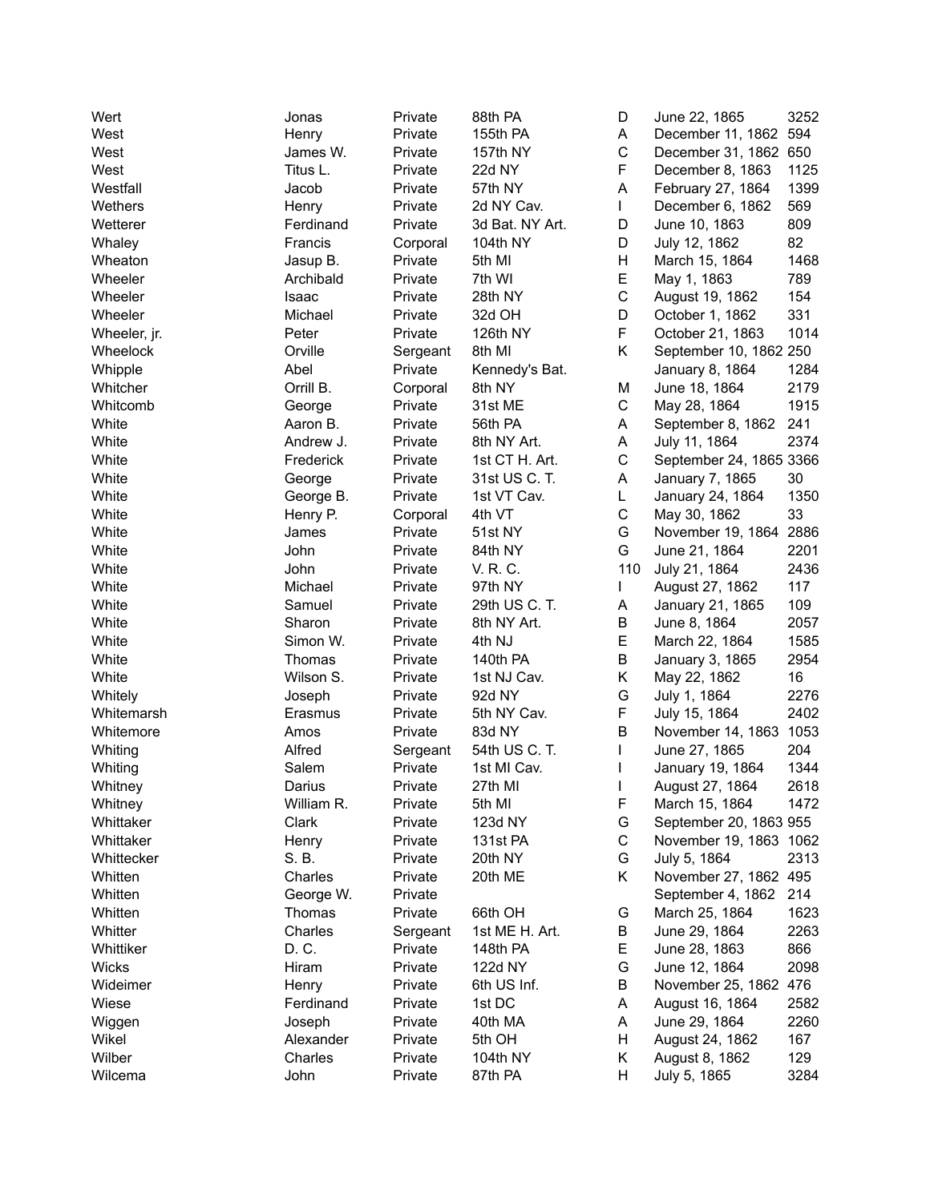| | | | | | | |
|---|---|---|---|---|---|---|
| Wert | Jonas | Private | 88th PA | D | June 22, 1865 | 3252 |
| West | Henry | Private | 155th PA | A | December 11, 1862 | 594 |
| West | James W. | Private | 157th NY | C | December 31, 1862 | 650 |
| West | Titus L. | Private | 22d NY | F | December 8, 1863 | 1125 |
| Westfall | Jacob | Private | 57th NY | A | February 27, 1864 | 1399 |
| Wethers | Henry | Private | 2d NY Cav. | I | December 6, 1862 | 569 |
| Wetterer | Ferdinand | Private | 3d Bat. NY Art. | D | June 10, 1863 | 809 |
| Whaley | Francis | Corporal | 104th NY | D | July 12, 1862 | 82 |
| Wheaton | Jasup B. | Private | 5th MI | H | March 15, 1864 | 1468 |
| Wheeler | Archibald | Private | 7th WI | E | May 1, 1863 | 789 |
| Wheeler | Isaac | Private | 28th NY | C | August 19, 1862 | 154 |
| Wheeler | Michael | Private | 32d OH | D | October 1, 1862 | 331 |
| Wheeler, jr. | Peter | Private | 126th NY | F | October 21, 1863 | 1014 |
| Wheelock | Orville | Sergeant | 8th MI | K | September 10, 1862 | 250 |
| Whipple | Abel | Private | Kennedy's Bat. | | January 8, 1864 | 1284 |
| Whitcher | Orrill B. | Corporal | 8th NY | M | June 18, 1864 | 2179 |
| Whitcomb | George | Private | 31st ME | C | May 28, 1864 | 1915 |
| White | Aaron B. | Private | 56th PA | A | September 8, 1862 | 241 |
| White | Andrew J. | Private | 8th NY Art. | A | July 11, 1864 | 2374 |
| White | Frederick | Private | 1st CT H. Art. | C | September 24, 1865 | 3366 |
| White | George | Private | 31st US C. T. | A | January 7, 1865 | 30 |
| White | George B. | Private | 1st VT Cav. | L | January 24, 1864 | 1350 |
| White | Henry P. | Corporal | 4th VT | C | May 30, 1862 | 33 |
| White | James | Private | 51st NY | G | November 19, 1864 | 2886 |
| White | John | Private | 84th NY | G | June 21, 1864 | 2201 |
| White | John | Private | V. R. C. | 110 | July 21, 1864 | 2436 |
| White | Michael | Private | 97th NY | I | August 27, 1862 | 117 |
| White | Samuel | Private | 29th US C. T. | A | January 21, 1865 | 109 |
| White | Sharon | Private | 8th NY Art. | B | June 8, 1864 | 2057 |
| White | Simon W. | Private | 4th NJ | E | March 22, 1864 | 1585 |
| White | Thomas | Private | 140th PA | B | January 3, 1865 | 2954 |
| White | Wilson S. | Private | 1st NJ Cav. | K | May 22, 1862 | 16 |
| Whitely | Joseph | Private | 92d NY | G | July 1, 1864 | 2276 |
| Whitemarsh | Erasmus | Private | 5th NY Cav. | F | July 15, 1864 | 2402 |
| Whitemore | Amos | Private | 83d NY | B | November 14, 1863 | 1053 |
| Whiting | Alfred | Sergeant | 54th US C. T. | I | June 27, 1865 | 204 |
| Whiting | Salem | Private | 1st MI Cav. | I | January 19, 1864 | 1344 |
| Whitney | Darius | Private | 27th MI | I | August 27, 1864 | 2618 |
| Whitney | William R. | Private | 5th MI | F | March 15, 1864 | 1472 |
| Whittaker | Clark | Private | 123d NY | G | September 20, 1863 | 955 |
| Whittaker | Henry | Private | 131st PA | C | November 19, 1863 | 1062 |
| Whittecker | S. B. | Private | 20th NY | G | July 5, 1864 | 2313 |
| Whitten | Charles | Private | 20th ME | K | November 27, 1862 | 495 |
| Whitten | George W. | Private | | | September 4, 1862 | 214 |
| Whitten | Thomas | Private | 66th OH | G | March 25, 1864 | 1623 |
| Whitter | Charles | Sergeant | 1st ME H. Art. | B | June 29, 1864 | 2263 |
| Whittiker | D. C. | Private | 148th PA | E | June 28, 1863 | 866 |
| Wicks | Hiram | Private | 122d NY | G | June 12, 1864 | 2098 |
| Wideimer | Henry | Private | 6th US Inf. | B | November 25, 1862 | 476 |
| Wiese | Ferdinand | Private | 1st DC | A | August 16, 1864 | 2582 |
| Wiggen | Joseph | Private | 40th MA | A | June 29, 1864 | 2260 |
| Wikel | Alexander | Private | 5th OH | H | August 24, 1862 | 167 |
| Wilber | Charles | Private | 104th NY | K | August 8, 1862 | 129 |
| Wilcema | John | Private | 87th PA | H | July 5, 1865 | 3284 |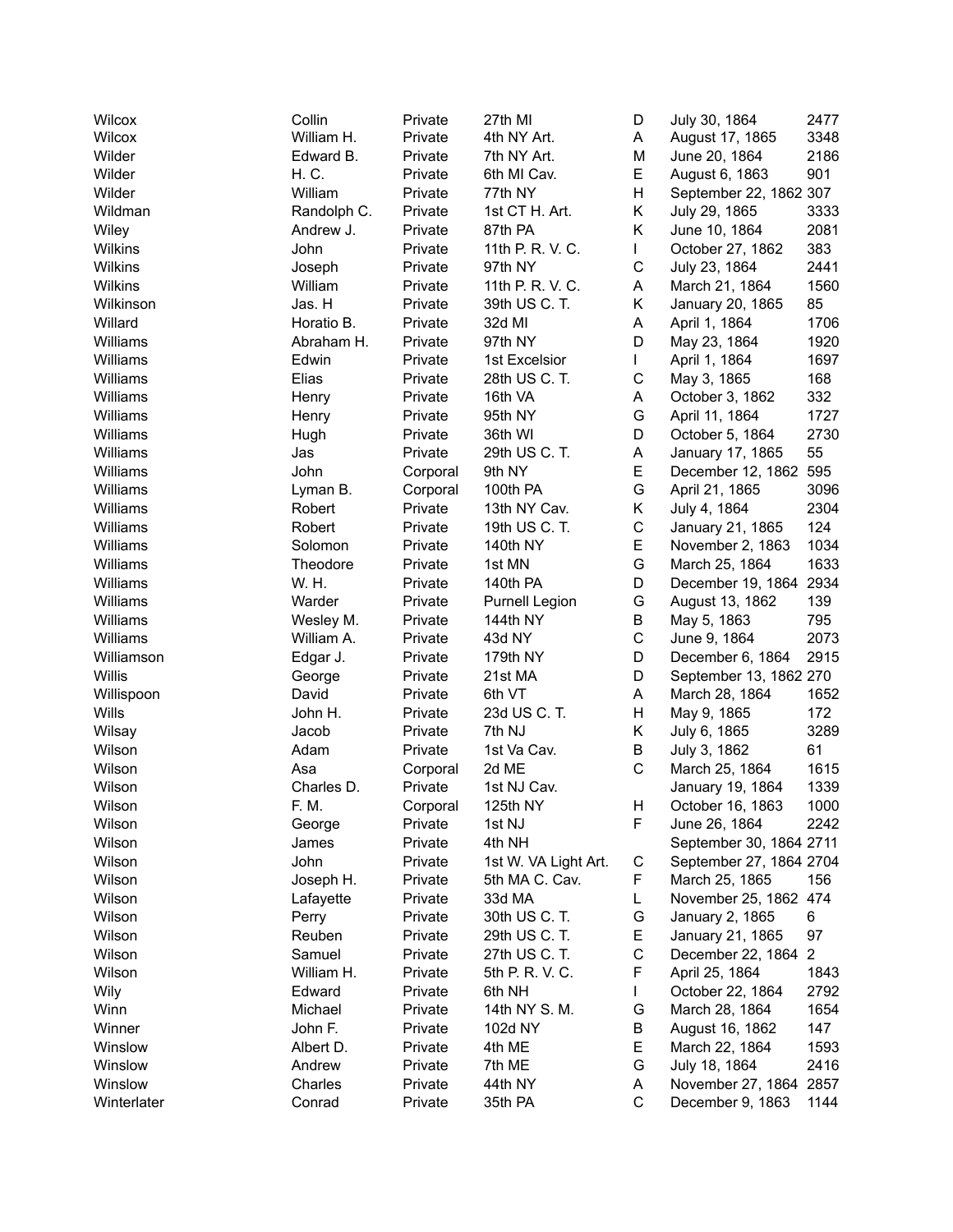| | | | | | | |
|---|---|---|---|---|---|---|
| Wilcox | Collin | Private | 27th MI | D | July 30, 1864 | 2477 |
| Wilcox | William H. | Private | 4th NY Art. | A | August 17, 1865 | 3348 |
| Wilder | Edward B. | Private | 7th NY Art. | M | June 20, 1864 | 2186 |
| Wilder | H. C. | Private | 6th MI Cav. | E | August 6, 1863 | 901 |
| Wilder | William | Private | 77th NY | H | September 22, 1862 | 307 |
| Wildman | Randolph C. | Private | 1st CT H. Art. | K | July 29, 1865 | 3333 |
| Wiley | Andrew J. | Private | 87th PA | K | June 10, 1864 | 2081 |
| Wilkins | John | Private | 11th P. R. V. C. | I | October 27, 1862 | 383 |
| Wilkins | Joseph | Private | 97th NY | C | July 23, 1864 | 2441 |
| Wilkins | William | Private | 11th P. R. V. C. | A | March 21, 1864 | 1560 |
| Wilkinson | Jas. H | Private | 39th US C. T. | K | January 20, 1865 | 85 |
| Willard | Horatio B. | Private | 32d MI | A | April 1, 1864 | 1706 |
| Williams | Abraham H. | Private | 97th NY | D | May 23, 1864 | 1920 |
| Williams | Edwin | Private | 1st Excelsior | I | April 1, 1864 | 1697 |
| Williams | Elias | Private | 28th US C. T. | C | May 3, 1865 | 168 |
| Williams | Henry | Private | 16th VA | A | October 3, 1862 | 332 |
| Williams | Henry | Private | 95th NY | G | April 11, 1864 | 1727 |
| Williams | Hugh | Private | 36th WI | D | October 5, 1864 | 2730 |
| Williams | Jas | Private | 29th US C. T. | A | January 17, 1865 | 55 |
| Williams | John | Corporal | 9th NY | E | December 12, 1862 | 595 |
| Williams | Lyman B. | Corporal | 100th PA | G | April 21, 1865 | 3096 |
| Williams | Robert | Private | 13th NY Cav. | K | July 4, 1864 | 2304 |
| Williams | Robert | Private | 19th US C. T. | C | January 21, 1865 | 124 |
| Williams | Solomon | Private | 140th NY | E | November 2, 1863 | 1034 |
| Williams | Theodore | Private | 1st MN | G | March 25, 1864 | 1633 |
| Williams | W. H. | Private | 140th PA | D | December 19, 1864 | 2934 |
| Williams | Warder | Private | Purnell Legion | G | August 13, 1862 | 139 |
| Williams | Wesley M. | Private | 144th NY | B | May 5, 1863 | 795 |
| Williams | William A. | Private | 43d NY | C | June 9, 1864 | 2073 |
| Williamson | Edgar J. | Private | 179th NY | D | December 6, 1864 | 2915 |
| Willis | George | Private | 21st MA | D | September 13, 1862 | 270 |
| Willispoon | David | Private | 6th VT | A | March 28, 1864 | 1652 |
| Wills | John H. | Private | 23d US C. T. | H | May 9, 1865 | 172 |
| Wilsay | Jacob | Private | 7th NJ | K | July 6, 1865 | 3289 |
| Wilson | Adam | Private | 1st Va Cav. | B | July 3, 1862 | 61 |
| Wilson | Asa | Corporal | 2d ME | C | March 25, 1864 | 1615 |
| Wilson | Charles D. | Private | 1st NJ Cav. | | January 19, 1864 | 1339 |
| Wilson | F. M. | Corporal | 125th NY | H | October 16, 1863 | 1000 |
| Wilson | George | Private | 1st NJ | F | June 26, 1864 | 2242 |
| Wilson | James | Private | 4th NH | | September 30, 1864 | 2711 |
| Wilson | John | Private | 1st W. VA Light Art. | C | September 27, 1864 | 2704 |
| Wilson | Joseph H. | Private | 5th MA C. Cav. | F | March 25, 1865 | 156 |
| Wilson | Lafayette | Private | 33d MA | L | November 25, 1862 | 474 |
| Wilson | Perry | Private | 30th US C. T. | G | January 2, 1865 | 6 |
| Wilson | Reuben | Private | 29th US C. T. | E | January 21, 1865 | 97 |
| Wilson | Samuel | Private | 27th US C. T. | C | December 22, 1864 | 2 |
| Wilson | William H. | Private | 5th P. R. V. C. | F | April 25, 1864 | 1843 |
| Wily | Edward | Private | 6th NH | I | October 22, 1864 | 2792 |
| Winn | Michael | Private | 14th NY S. M. | G | March 28, 1864 | 1654 |
| Winner | John F. | Private | 102d NY | B | August 16, 1862 | 147 |
| Winslow | Albert D. | Private | 4th ME | E | March 22, 1864 | 1593 |
| Winslow | Andrew | Private | 7th ME | G | July 18, 1864 | 2416 |
| Winslow | Charles | Private | 44th NY | A | November 27, 1864 | 2857 |
| Winterlater | Conrad | Private | 35th PA | C | December 9, 1863 | 1144 |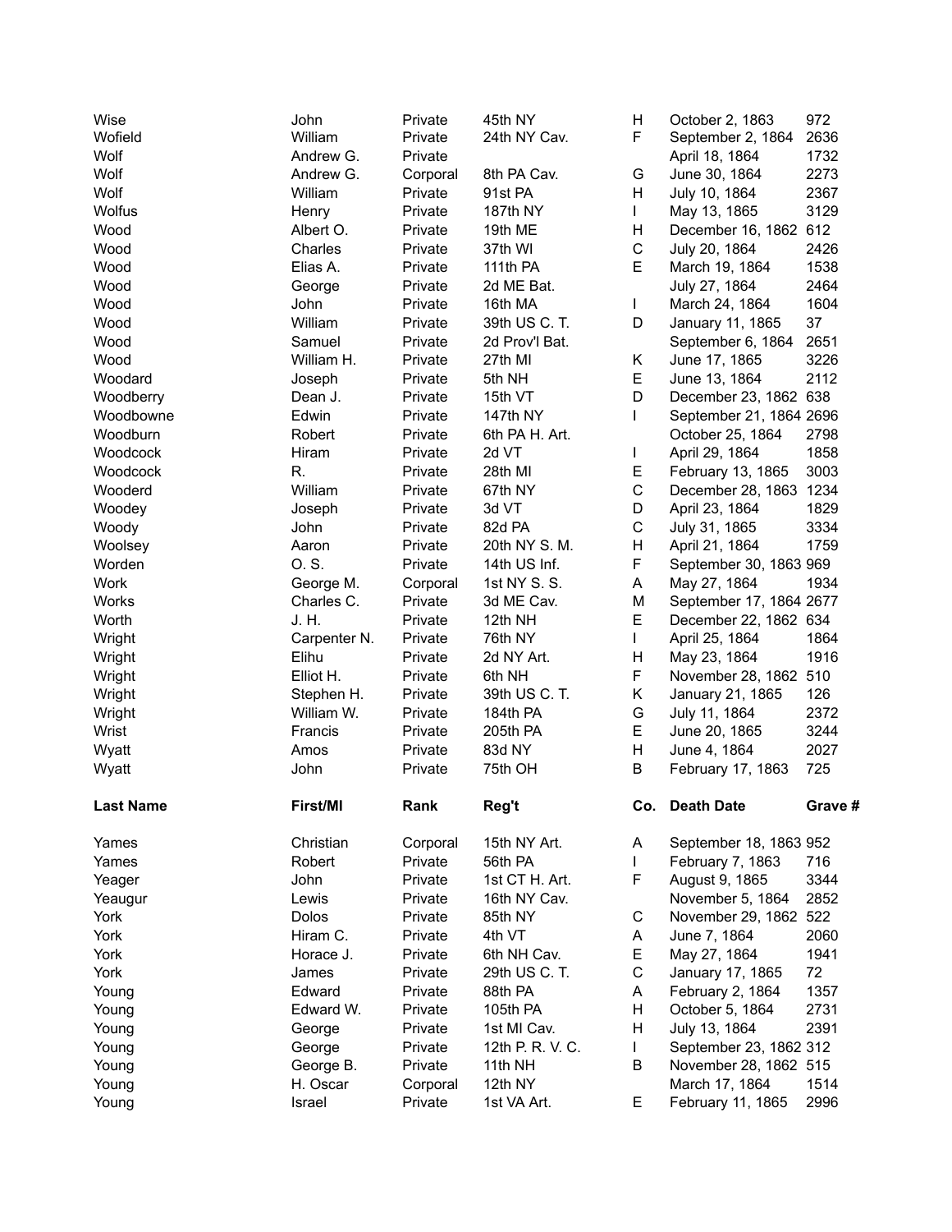| Last Name | First/MI | Rank | Reg't | Co. | Death Date | Grave # |
|---|---|---|---|---|---|---|
| Wise | John | Private | 45th NY | H | October 2, 1863 | 972 |
| Wofield | William | Private | 24th NY Cav. | F | September 2, 1864 | 2636 |
| Wolf | Andrew G. | Private | | | April 18, 1864 | 1732 |
| Wolf | Andrew G. | Corporal | 8th PA Cav. | G | June 30, 1864 | 2273 |
| Wolf | William | Private | 91st PA | H | July 10, 1864 | 2367 |
| Wolfus | Henry | Private | 187th NY | I | May 13, 1865 | 3129 |
| Wood | Albert O. | Private | 19th ME | H | December 16, 1862 | 612 |
| Wood | Charles | Private | 37th WI | C | July 20, 1864 | 2426 |
| Wood | Elias A. | Private | 111th PA | E | March 19, 1864 | 1538 |
| Wood | George | Private | 2d ME Bat. | | July 27, 1864 | 2464 |
| Wood | John | Private | 16th MA | I | March 24, 1864 | 1604 |
| Wood | William | Private | 39th US C. T. | D | January 11, 1865 | 37 |
| Wood | Samuel | Private | 2d Prov'l Bat. | | September 6, 1864 | 2651 |
| Wood | William H. | Private | 27th MI | K | June 17, 1865 | 3226 |
| Woodard | Joseph | Private | 5th NH | E | June 13, 1864 | 2112 |
| Woodberry | Dean J. | Private | 15th VT | D | December 23, 1862 | 638 |
| Woodbowne | Edwin | Private | 147th NY | I | September 21, 1864 | 2696 |
| Woodburn | Robert | Private | 6th PA H. Art. | | October 25, 1864 | 2798 |
| Woodcock | Hiram | Private | 2d VT | I | April 29, 1864 | 1858 |
| Woodcock | R. | Private | 28th MI | E | February 13, 1865 | 3003 |
| Wooderd | William | Private | 67th NY | C | December 28, 1863 | 1234 |
| Woodey | Joseph | Private | 3d VT | D | April 23, 1864 | 1829 |
| Woody | John | Private | 82d PA | C | July 31, 1865 | 3334 |
| Woolsey | Aaron | Private | 20th NY S. M. | H | April 21, 1864 | 1759 |
| Worden | O. S. | Private | 14th US Inf. | F | September 30, 1863 | 969 |
| Work | George M. | Corporal | 1st NY S. S. | A | May 27, 1864 | 1934 |
| Works | Charles C. | Private | 3d ME Cav. | M | September 17, 1864 | 2677 |
| Worth | J. H. | Private | 12th NH | E | December 22, 1862 | 634 |
| Wright | Carpenter N. | Private | 76th NY | I | April 25, 1864 | 1864 |
| Wright | Elihu | Private | 2d NY Art. | H | May 23, 1864 | 1916 |
| Wright | Elliot H. | Private | 6th NH | F | November 28, 1862 | 510 |
| Wright | Stephen H. | Private | 39th US C. T. | K | January 21, 1865 | 126 |
| Wright | William W. | Private | 184th PA | G | July 11, 1864 | 2372 |
| Wrist | Francis | Private | 205th PA | E | June 20, 1865 | 3244 |
| Wyatt | Amos | Private | 83d NY | H | June 4, 1864 | 2027 |
| Wyatt | John | Private | 75th OH | B | February 17, 1863 | 725 |

| Last Name | First/MI | Rank | Reg't | Co. | Death Date | Grave # |
|---|---|---|---|---|---|---|
| Yames | Christian | Corporal | 15th NY Art. | A | September 18, 1863 | 952 |
| Yames | Robert | Private | 56th PA | I | February 7, 1863 | 716 |
| Yeager | John | Private | 1st CT H. Art. | F | August 9, 1865 | 3344 |
| Yeaugur | Lewis | Private | 16th NY Cav. | | November 5, 1864 | 2852 |
| York | Dolos | Private | 85th NY | C | November 29, 1862 | 522 |
| York | Hiram C. | Private | 4th VT | A | June 7, 1864 | 2060 |
| York | Horace J. | Private | 6th NH Cav. | E | May 27, 1864 | 1941 |
| York | James | Private | 29th US C. T. | C | January 17, 1865 | 72 |
| Young | Edward | Private | 88th PA | A | February 2, 1864 | 1357 |
| Young | Edward W. | Private | 105th PA | H | October 5, 1864 | 2731 |
| Young | George | Private | 1st MI Cav. | H | July 13, 1864 | 2391 |
| Young | George | Private | 12th P. R. V. C. | I | September 23, 1862 | 312 |
| Young | George B. | Private | 11th NH | B | November 28, 1862 | 515 |
| Young | H. Oscar | Corporal | 12th NY | | March 17, 1864 | 1514 |
| Young | Israel | Private | 1st VA Art. | E | February 11, 1865 | 2996 |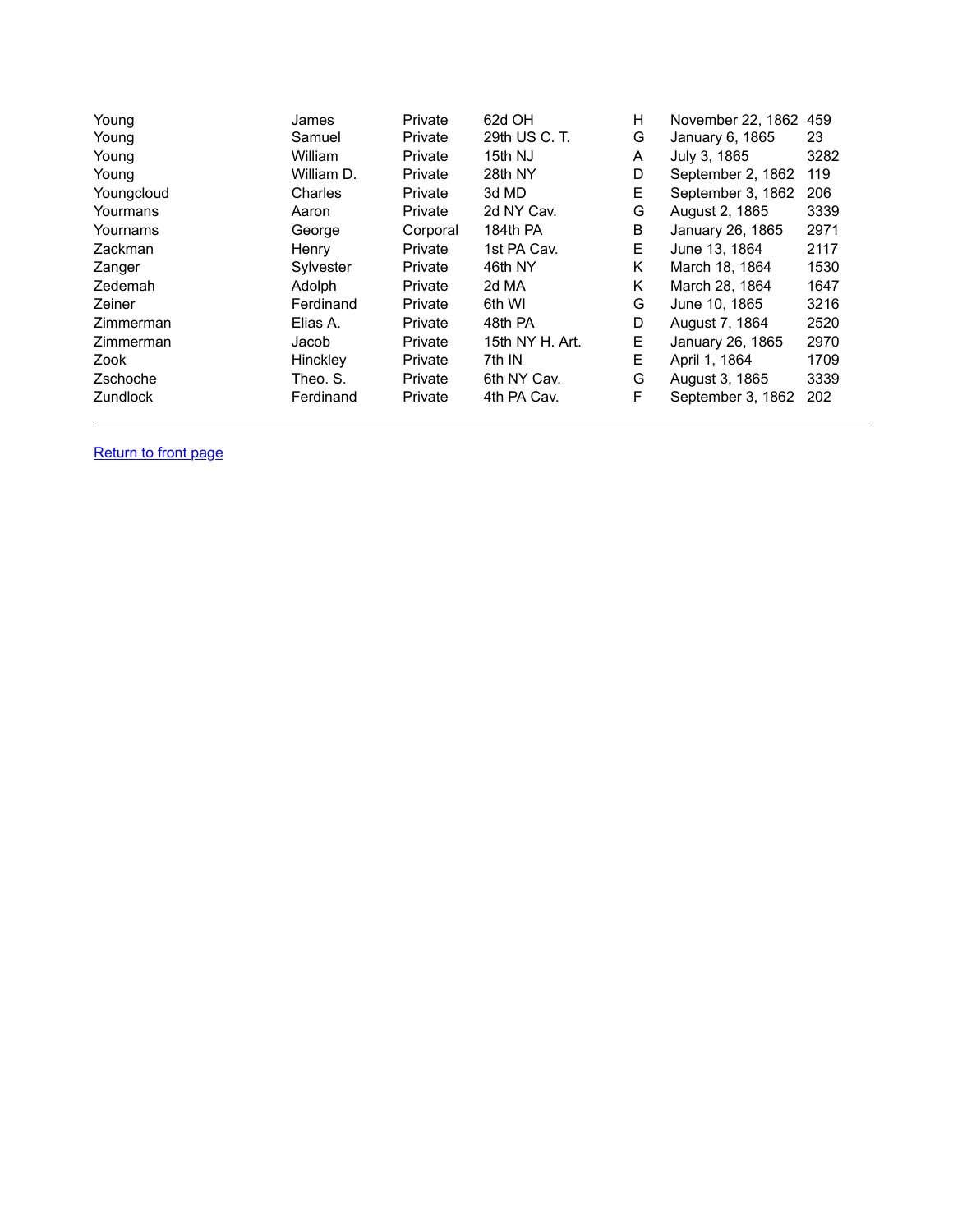| | | | | | | |
|---|---|---|---|---|---|---|
| Young | James | Private | 62d OH | H | November 22, 1862 | 459 |
| Young | Samuel | Private | 29th US C. T. | G | January 6, 1865 | 23 |
| Young | William | Private | 15th NJ | A | July 3, 1865 | 3282 |
| Young | William D. | Private | 28th NY | D | September 2, 1862 | 119 |
| Youngcloud | Charles | Private | 3d MD | E | September 3, 1862 | 206 |
| Yourmans | Aaron | Private | 2d NY Cav. | G | August 2, 1865 | 3339 |
| Yournams | George | Corporal | 184th PA | B | January 26, 1865 | 2971 |
| Zackman | Henry | Private | 1st PA Cav. | E | June 13, 1864 | 2117 |
| Zanger | Sylvester | Private | 46th NY | K | March 18, 1864 | 1530 |
| Zedemah | Adolph | Private | 2d MA | K | March 28, 1864 | 1647 |
| Zeiner | Ferdinand | Private | 6th WI | G | June 10, 1865 | 3216 |
| Zimmerman | Elias A. | Private | 48th PA | D | August 7, 1864 | 2520 |
| Zimmerman | Jacob | Private | 15th NY H. Art. | E | January 26, 1865 | 2970 |
| Zook | Hinckley | Private | 7th IN | E | April 1, 1864 | 1709 |
| Zschoche | Theo. S. | Private | 6th NY Cav. | G | August 3, 1865 | 3339 |
| Zundlock | Ferdinand | Private | 4th PA Cav. | F | September 3, 1862 | 202 |

---

[Return to front page]